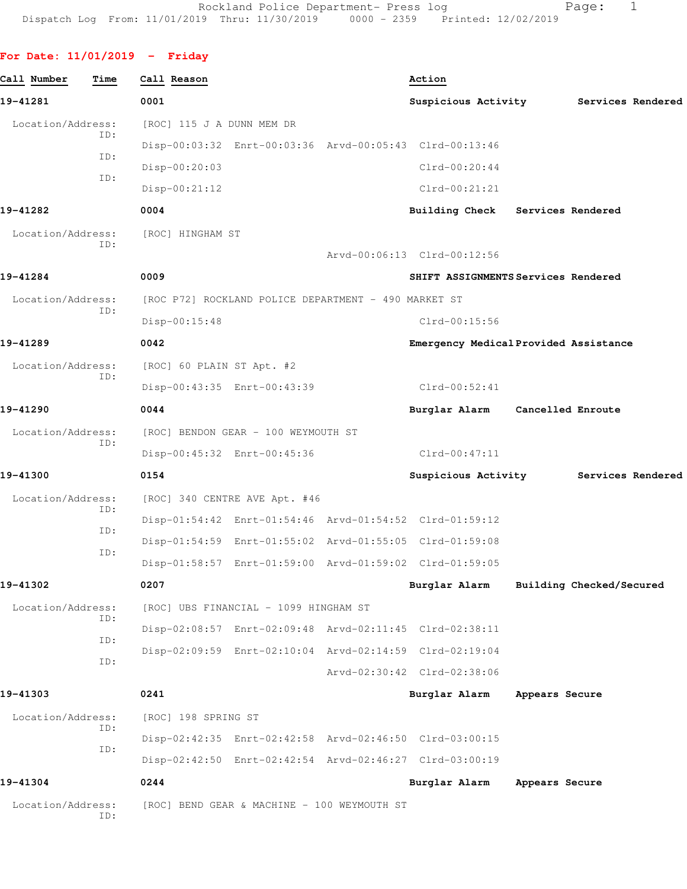Rockland Police Department- Press log
Dispatch Log From: 11/01/2019 Thru: 11/30/2019 0000 - 2359 Printed: 12/02/2019

## For Date: 11/01/2019 - Friday

| Call Number | Time | Call Reason | Action |
|---|---|---|---|
| **19-41281** | **0001** | **Suspicious Activity** | **Services Rendered** |

Location/Address: [ROC] 115 J A DUNN MEM DR
ID: Disp-00:03:32 Enrt-00:03:36 Arvd-00:05:43 Clrd-00:13:46
ID: Disp-00:20:03 Clrd-00:20:44
ID: Disp-00:21:12 Clrd-00:21:21

**19-41282** **0004** **Building Check** **Services Rendered**

Location/Address: [ROC] HINGHAM ST
ID: Arvd-00:06:13 Clrd-00:12:56

**19-41284** **0009** **SHIFT ASSIGNMENTS** **Services Rendered**

Location/Address: [ROC P72] ROCKLAND POLICE DEPARTMENT - 490 MARKET ST
ID: Disp-00:15:48 Clrd-00:15:56

**19-41289** **0042** **Emergency Medical** **Provided Assistance**

Location/Address: [ROC] 60 PLAIN ST Apt. #2
ID: Disp-00:43:35 Enrt-00:43:39 Clrd-00:52:41

**19-41290** **0044** **Burglar Alarm** **Cancelled Enroute**

Location/Address: [ROC] BENDON GEAR - 100 WEYMOUTH ST
ID: Disp-00:45:32 Enrt-00:45:36 Clrd-00:47:11

**19-41300** **0154** **Suspicious Activity** **Services Rendered**

Location/Address: [ROC] 340 CENTRE AVE Apt. #46
ID: Disp-01:54:42 Enrt-01:54:46 Arvd-01:54:52 Clrd-01:59:12
ID: Disp-01:54:59 Enrt-01:55:02 Arvd-01:55:05 Clrd-01:59:08
ID: Disp-01:58:57 Enrt-01:59:00 Arvd-01:59:02 Clrd-01:59:05

**19-41302** **0207** **Burglar Alarm** **Building Checked/Secured**

Location/Address: [ROC] UBS FINANCIAL - 1099 HINGHAM ST
ID: Disp-02:08:57 Enrt-02:09:48 Arvd-02:11:45 Clrd-02:38:11
ID: Disp-02:09:59 Enrt-02:10:04 Arvd-02:14:59 Clrd-02:19:04
ID: Arvd-02:30:42 Clrd-02:38:06

**19-41303** **0241** **Burglar Alarm** **Appears Secure**

Location/Address: [ROC] 198 SPRING ST
ID: Disp-02:42:35 Enrt-02:42:58 Arvd-02:46:50 Clrd-03:00:15
ID: Disp-02:42:50 Enrt-02:42:54 Arvd-02:46:27 Clrd-03:00:19

**19-41304** **0244** **Burglar Alarm** **Appears Secure**

Location/Address: [ROC] BEND GEAR & MACHINE - 100 WEYMOUTH ST
ID: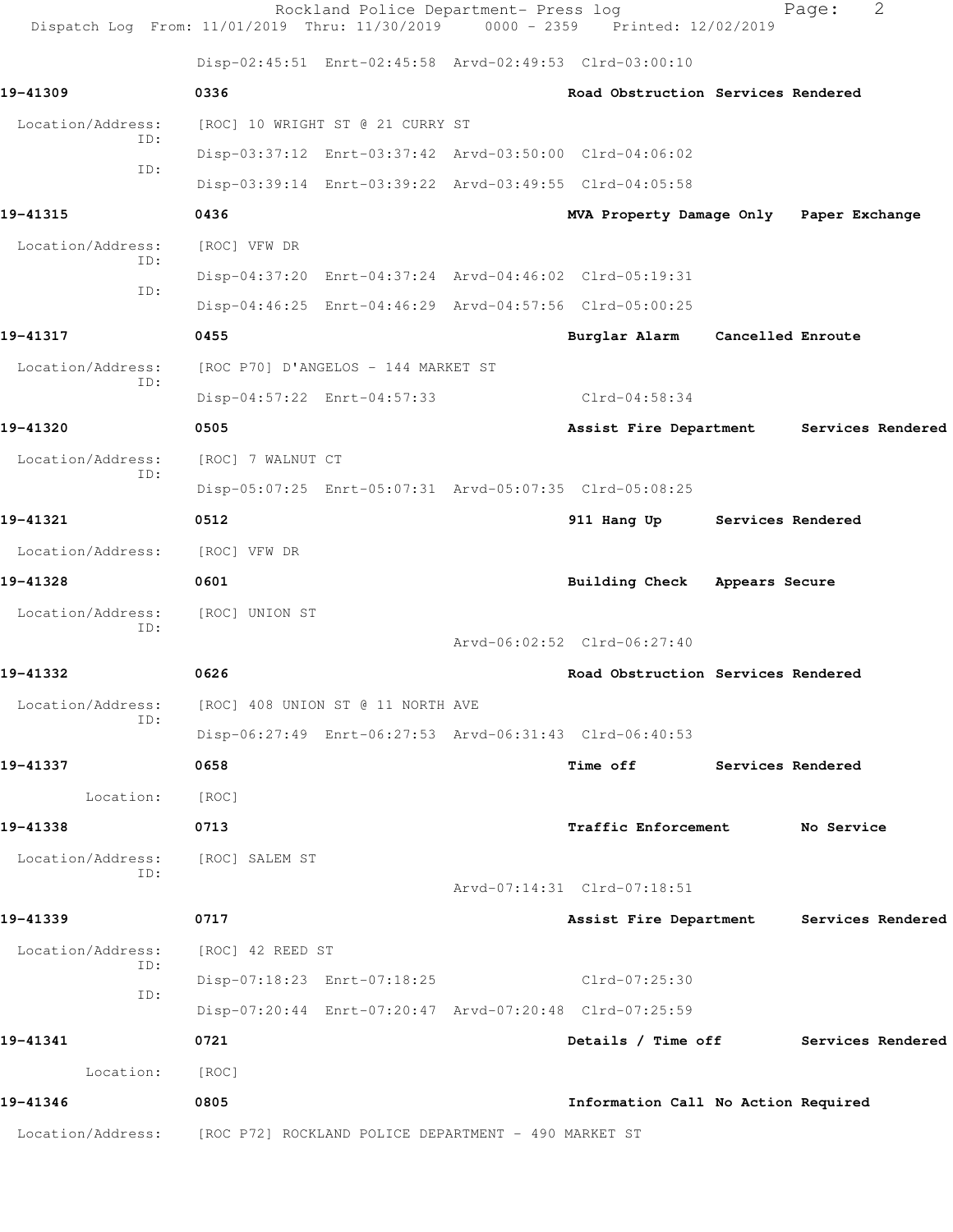Disp-02:45:51 Enrt-02:45:58 Arvd-02:49:53 Clrd-03:00:10

**19-41309** 0336 **Road Obstruction Services Rendered**

Location/Address: [ROC] 10 WRIGHT ST @ 21 CURRY ST
ID: Disp-03:37:12 Enrt-03:37:42 Arvd-03:50:00 Clrd-04:06:02
ID: Disp-03:39:14 Enrt-03:39:22 Arvd-03:49:55 Clrd-04:05:58

**19-41315** 0436 **MVA Property Damage Only Paper Exchange**

Location/Address: [ROC] VFW DR
ID: Disp-04:37:20 Enrt-04:37:24 Arvd-04:46:02 Clrd-05:19:31
ID: Disp-04:46:25 Enrt-04:46:29 Arvd-04:57:56 Clrd-05:00:25

**19-41317** 0455 **Burglar Alarm Cancelled Enroute**

Location/Address: [ROC P70] D'ANGELOS - 144 MARKET ST
ID: Disp-04:57:22 Enrt-04:57:33 Clrd-04:58:34

**19-41320** 0505 **Assist Fire Department Services Rendered**

Location/Address: [ROC] 7 WALNUT CT
ID: Disp-05:07:25 Enrt-05:07:31 Arvd-05:07:35 Clrd-05:08:25

**19-41321** 0512 **911 Hang Up Services Rendered**

Location/Address: [ROC] VFW DR

**19-41328** 0601 **Building Check Appears Secure**

Location/Address: [ROC] UNION ST
ID: Arvd-06:02:52 Clrd-06:27:40

**19-41332** 0626 **Road Obstruction Services Rendered**

Location/Address: [ROC] 408 UNION ST @ 11 NORTH AVE
ID: Disp-06:27:49 Enrt-06:27:53 Arvd-06:31:43 Clrd-06:40:53

**19-41337** 0658 **Time off Services Rendered**

Location: [ROC]

**19-41338** 0713 **Traffic Enforcement No Service**

Location/Address: [ROC] SALEM ST
ID: Arvd-07:14:31 Clrd-07:18:51

**19-41339** 0717 **Assist Fire Department Services Rendered**

Location/Address: [ROC] 42 REED ST
ID: Disp-07:18:23 Enrt-07:18:25 Clrd-07:25:30
ID: Disp-07:20:44 Enrt-07:20:47 Arvd-07:20:48 Clrd-07:25:59

**19-41341** 0721 **Details / Time off Services Rendered**

Location: [ROC]

**19-41346** 0805 **Information Call No Action Required**

Location/Address: [ROC P72] ROCKLAND POLICE DEPARTMENT - 490 MARKET ST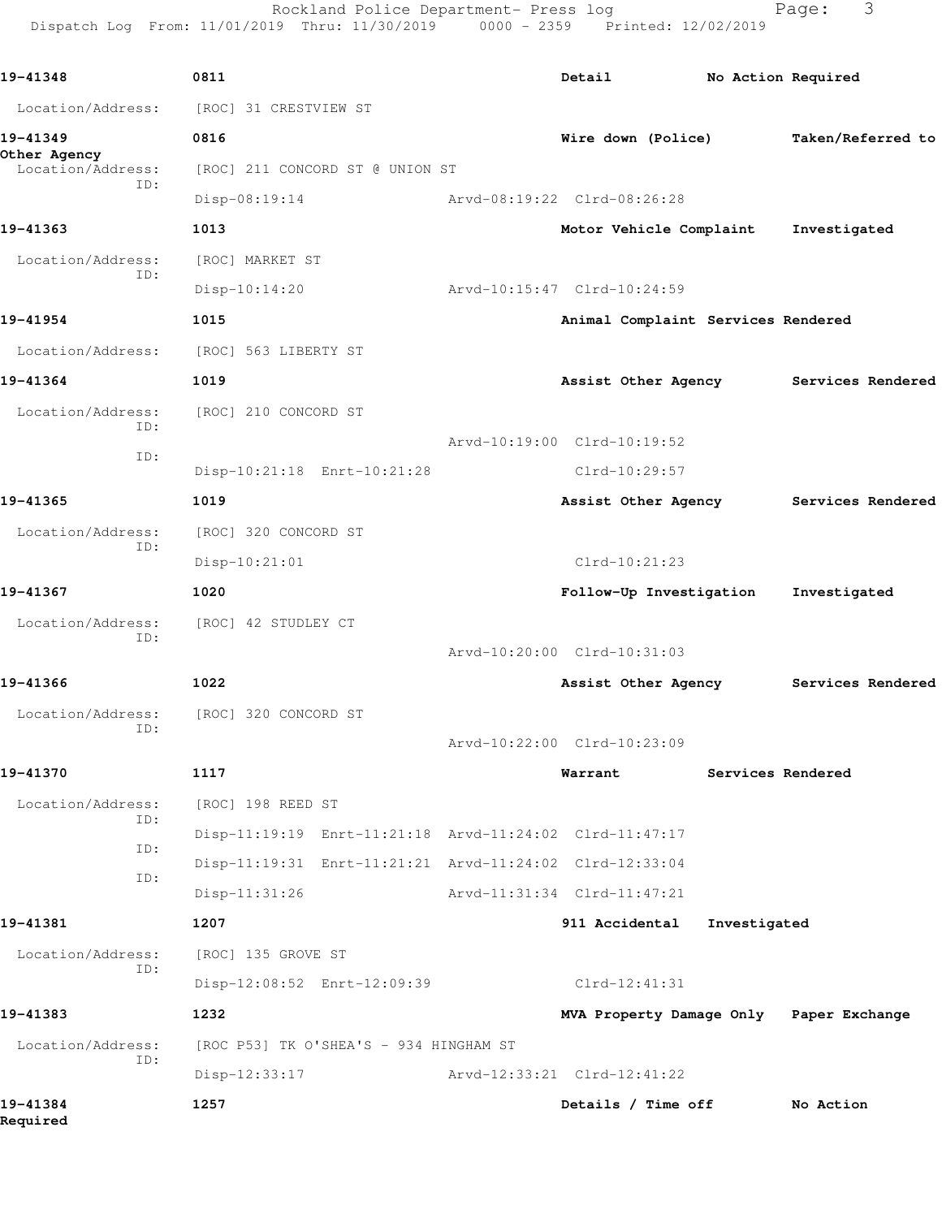**19-41348** 0811 Detail No Action Required

Location/Address: [ROC] 31 CRESTVIEW ST

**19-41349** 0816 Wire down (Police) Taken/Referred to Other Agency

Location/Address: [ROC] 211 CONCORD ST @ UNION ST

ID: Disp-08:19:14 Arvd-08:19:22 Clrd-08:26:28

**19-41363** 1013 Motor Vehicle Complaint Investigated

Location/Address: [ROC] MARKET ST

ID: Disp-10:14:20 Arvd-10:15:47 Clrd-10:24:59

**19-41954** 1015 Animal Complaint Services Rendered

Location/Address: [ROC] 563 LIBERTY ST

**19-41364** 1019 Assist Other Agency Services Rendered

Location/Address: [ROC] 210 CONCORD ST

ID: Arvd-10:19:00 Clrd-10:19:52

ID: Disp-10:21:18 Enrt-10:21:28 Clrd-10:29:57

**19-41365** 1019 Assist Other Agency Services Rendered

Location/Address: [ROC] 320 CONCORD ST

ID: Disp-10:21:01 Clrd-10:21:23

**19-41367** 1020 Follow-Up Investigation Investigated

Location/Address: [ROC] 42 STUDLEY CT

ID: Arvd-10:20:00 Clrd-10:31:03

**19-41366** 1022 Assist Other Agency Services Rendered

Location/Address: [ROC] 320 CONCORD ST

ID: Arvd-10:22:00 Clrd-10:23:09

**19-41370** 1117 Warrant Services Rendered

Location/Address: [ROC] 198 REED ST

ID: Disp-11:19:19 Enrt-11:21:18 Arvd-11:24:02 Clrd-11:47:17

ID: Disp-11:19:31 Enrt-11:21:21 Arvd-11:24:02 Clrd-12:33:04

ID: Disp-11:31:26 Arvd-11:31:34 Clrd-11:47:21

**19-41381** 1207 911 Accidental Investigated

Location/Address: [ROC] 135 GROVE ST

ID: Disp-12:08:52 Enrt-12:09:39 Clrd-12:41:31

**19-41383** 1232 MVA Property Damage Only Paper Exchange

Location/Address: [ROC P53] TK O'SHEA'S - 934 HINGHAM ST

ID: Disp-12:33:17 Arvd-12:33:21 Clrd-12:41:22

**19-41384** 1257 Details / Time off No Action Required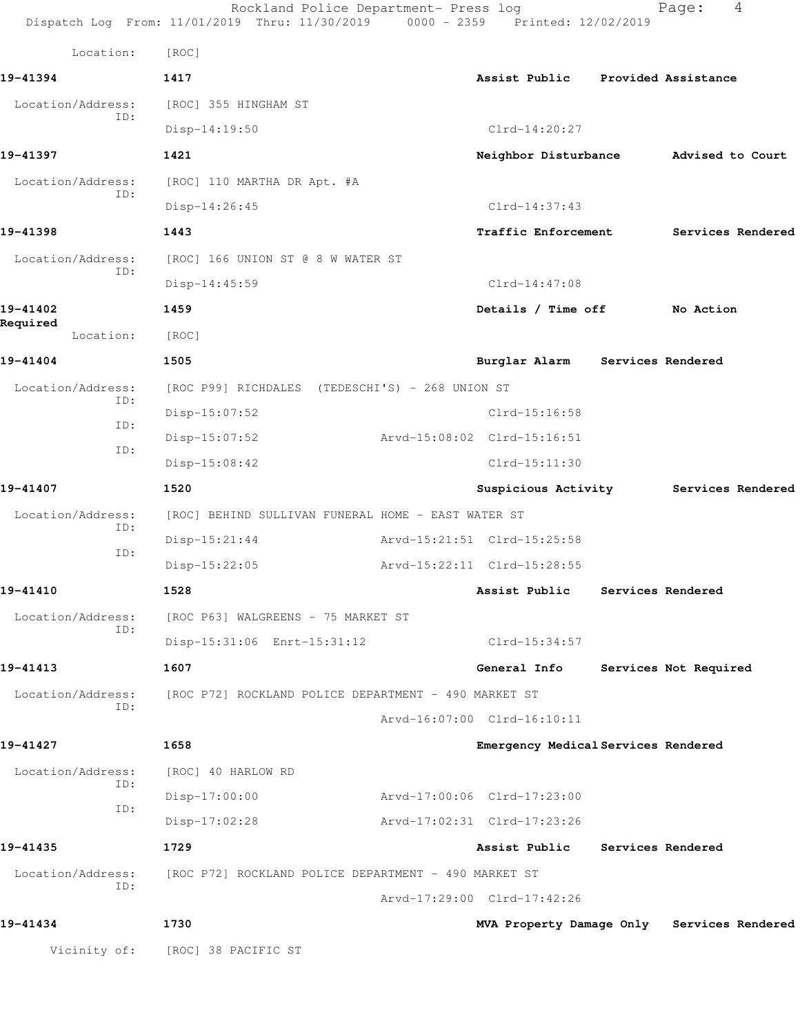Location: [ROC]

**19-41394** 1417 **Assist Public Provided Assistance**

Location/Address: [ROC] 355 HINGHAM ST
ID:
Disp-14:19:50 Clrd-14:20:27

**19-41397** 1421 **Neighbor Disturbance Advised to Court**

Location/Address: [ROC] 110 MARTHA DR Apt. #A
ID:
Disp-14:26:45 Clrd-14:37:43

**19-41398** 1443 **Traffic Enforcement Services Rendered**

Location/Address: [ROC] 166 UNION ST @ 8 W WATER ST
ID:
Disp-14:45:59 Clrd-14:47:08

**19-41402** 1459 **Details / Time off No Action Required**

Location: [ROC]

**19-41404** 1505 **Burglar Alarm Services Rendered**

Location/Address: [ROC P99] RICHDALES (TEDESCHI'S) - 268 UNION ST
ID:
Disp-15:07:52 Clrd-15:16:58
ID:
Disp-15:07:52 Arvd-15:08:02 Clrd-15:16:51
ID:
Disp-15:08:42 Clrd-15:11:30

**19-41407** 1520 **Suspicious Activity Services Rendered**

Location/Address: [ROC] BEHIND SULLIVAN FUNERAL HOME - EAST WATER ST
ID:
Disp-15:21:44 Arvd-15:21:51 Clrd-15:25:58
ID:
Disp-15:22:05 Arvd-15:22:11 Clrd-15:28:55

**19-41410** 1528 **Assist Public Services Rendered**

Location/Address: [ROC P63] WALGREENS - 75 MARKET ST
ID:
Disp-15:31:06 Enrt-15:31:12 Clrd-15:34:57

**19-41413** 1607 **General Info Services Not Required**

Location/Address: [ROC P72] ROCKLAND POLICE DEPARTMENT - 490 MARKET ST
ID:
Arvd-16:07:00 Clrd-16:10:11

**19-41427** 1658 **Emergency Medical Services Rendered**

Location/Address: [ROC] 40 HARLOW RD
ID:
Disp-17:00:00 Arvd-17:00:06 Clrd-17:23:00
ID:
Disp-17:02:28 Arvd-17:02:31 Clrd-17:23:26

**19-41435** 1729 **Assist Public Services Rendered**

Location/Address: [ROC P72] ROCKLAND POLICE DEPARTMENT - 490 MARKET ST
ID:
Arvd-17:29:00 Clrd-17:42:26

**19-41434** 1730 **MVA Property Damage Only Services Rendered**

Vicinity of: [ROC] 38 PACIFIC ST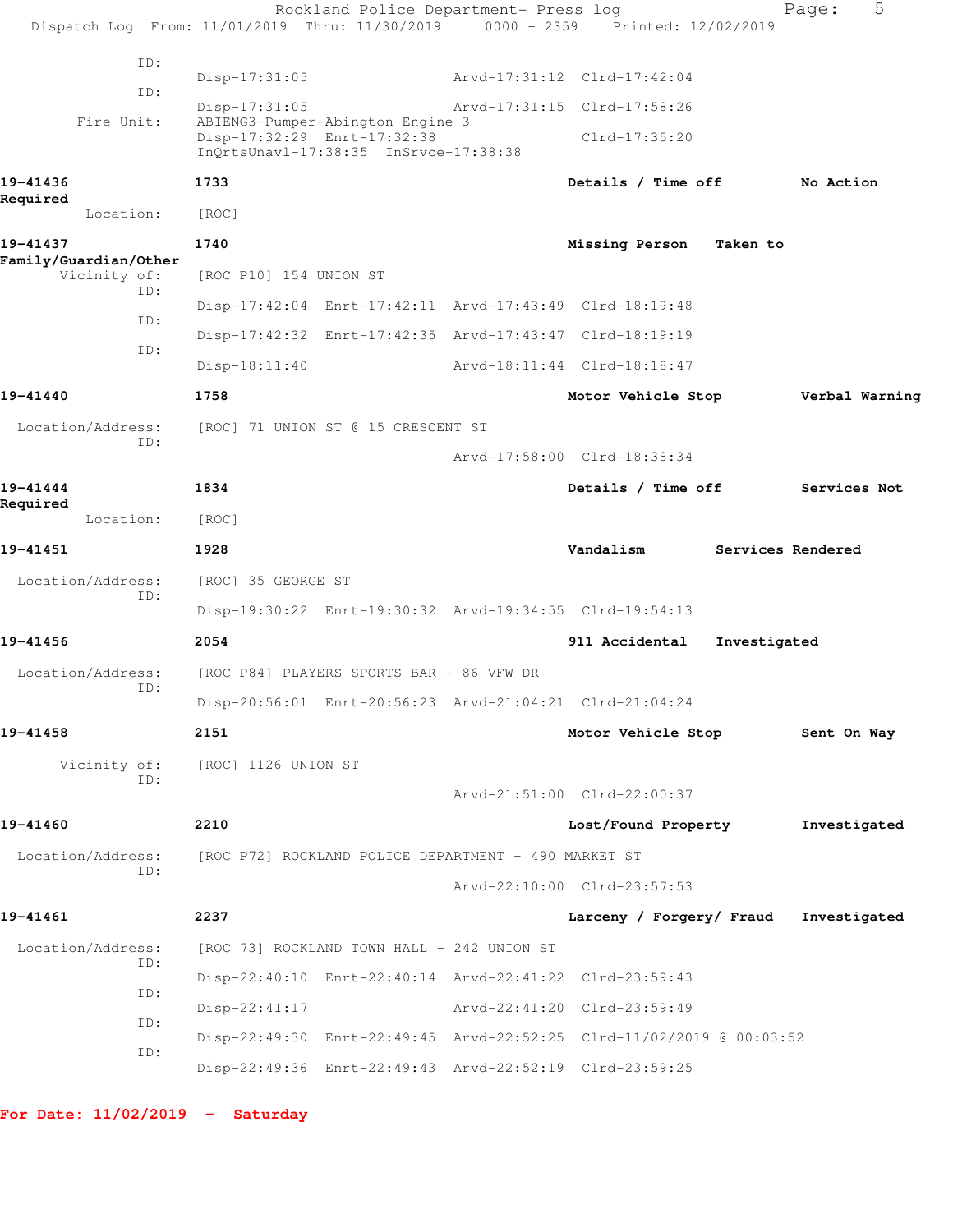```
          ID:
                Disp-17:31:05              Arvd-17:31:12  Clrd-17:42:04
          ID:
                Disp-17:31:05              Arvd-17:31:15  Clrd-17:58:26
     Fire Unit: ABIENG3-Pumper-Abington Engine 3
                Disp-17:32:29  Enrt-17:32:38              Clrd-17:35:20
                InQrtsUnavl-17:38:35  InSrvce-17:38:38
```

**19-41436** 1733 **Details / Time off** **No Action Required**

```
      Location: [ROC]
```

**19-41437** 1740 **Missing Person** **Taken to Family/Guardian/Other**

```
   Vicinity of: [ROC P10] 154 UNION ST
          ID:
                Disp-17:42:04  Enrt-17:42:11  Arvd-17:43:49  Clrd-18:19:48
          ID:
                Disp-17:42:32  Enrt-17:42:35  Arvd-17:43:47  Clrd-18:19:19
          ID:
                Disp-18:11:40                 Arvd-18:11:44  Clrd-18:18:47
```

**19-41440** 1758 **Motor Vehicle Stop** **Verbal Warning**

```
Location/Address: [ROC] 71 UNION ST @ 15 CRESCENT ST
          ID:
                                              Arvd-17:58:00  Clrd-18:38:34
```

**19-41444** 1834 **Details / Time off** **Services Not Required**

```
      Location: [ROC]
```

**19-41451** 1928 **Vandalism** **Services Rendered**

```
Location/Address: [ROC] 35 GEORGE ST
          ID:
                Disp-19:30:22  Enrt-19:30:32  Arvd-19:34:55  Clrd-19:54:13
```

**19-41456** 2054 **911 Accidental** **Investigated**

```
Location/Address: [ROC P84] PLAYERS SPORTS BAR - 86 VFW DR
          ID:
                Disp-20:56:01  Enrt-20:56:23  Arvd-21:04:21  Clrd-21:04:24
```

**19-41458** 2151 **Motor Vehicle Stop** **Sent On Way**

```
   Vicinity of: [ROC] 1126 UNION ST
          ID:
                                              Arvd-21:51:00  Clrd-22:00:37
```

**19-41460** 2210 **Lost/Found Property** **Investigated**

```
Location/Address: [ROC P72] ROCKLAND POLICE DEPARTMENT - 490 MARKET ST
          ID:
                                              Arvd-22:10:00  Clrd-23:57:53
```

**19-41461** 2237 **Larceny / Forgery/ Fraud** **Investigated**

```
Location/Address: [ROC 73] ROCKLAND TOWN HALL - 242 UNION ST
          ID:
                Disp-22:40:10  Enrt-22:40:14  Arvd-22:41:22  Clrd-23:59:43
          ID:
                Disp-22:41:17                 Arvd-22:41:20  Clrd-23:59:49
          ID:
                Disp-22:49:30  Enrt-22:49:45  Arvd-22:52:25  Clrd-11/02/2019 @ 00:03:52
          ID:
                Disp-22:49:36  Enrt-22:49:43  Arvd-22:52:19  Clrd-23:59:25
```

**For Date: 11/02/2019 - Saturday**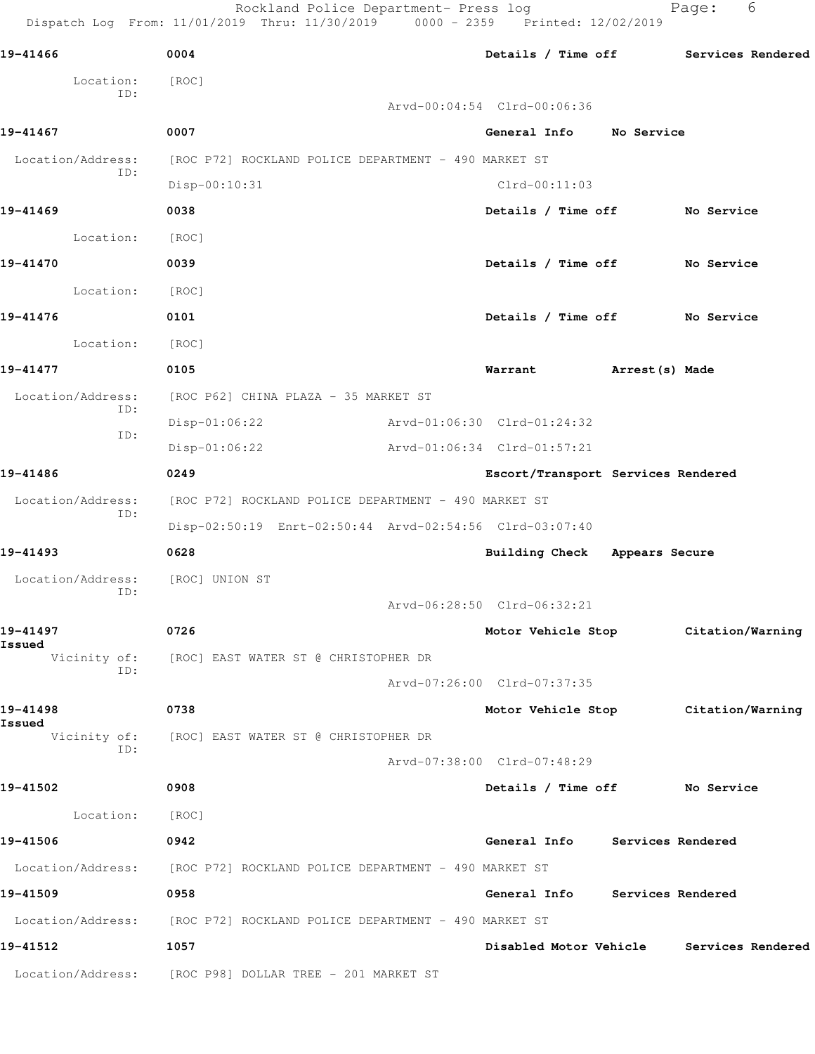Rockland Police Department- Press log
Dispatch Log From: 11/01/2019 Thru: 11/30/2019 0000 - 2359 Printed: 12/02/2019

**19-41466** 0004 Details / Time off Services Rendered

Location: [ROC]
ID:
Arvd-00:04:54 Clrd-00:06:36

**19-41467** 0007 General Info No Service

Location/Address: [ROC P72] ROCKLAND POLICE DEPARTMENT - 490 MARKET ST
ID:
Disp-00:10:31 Clrd-00:11:03

**19-41469** 0038 Details / Time off No Service

Location: [ROC]

**19-41470** 0039 Details / Time off No Service

Location: [ROC]

**19-41476** 0101 Details / Time off No Service

Location: [ROC]

**19-41477** 0105 Warrant Arrest(s) Made

Location/Address: [ROC P62] CHINA PLAZA - 35 MARKET ST
ID:
Disp-01:06:22 Arvd-01:06:30 Clrd-01:24:32
ID:
Disp-01:06:22 Arvd-01:06:34 Clrd-01:57:21

**19-41486** 0249 Escort/Transport Services Rendered

Location/Address: [ROC P72] ROCKLAND POLICE DEPARTMENT - 490 MARKET ST
ID:
Disp-02:50:19 Enrt-02:50:44 Arvd-02:54:56 Clrd-03:07:40

**19-41493** 0628 Building Check Appears Secure

Location/Address: [ROC] UNION ST
ID:
Arvd-06:28:50 Clrd-06:32:21

**19-41497** 0726 Motor Vehicle Stop Citation/Warning Issued

Vicinity of: [ROC] EAST WATER ST @ CHRISTOPHER DR
ID:
Arvd-07:26:00 Clrd-07:37:35

**19-41498** 0738 Motor Vehicle Stop Citation/Warning Issued

Vicinity of: [ROC] EAST WATER ST @ CHRISTOPHER DR
ID:
Arvd-07:38:00 Clrd-07:48:29

**19-41502** 0908 Details / Time off No Service

Location: [ROC]

**19-41506** 0942 General Info Services Rendered

Location/Address: [ROC P72] ROCKLAND POLICE DEPARTMENT - 490 MARKET ST

**19-41509** 0958 General Info Services Rendered

Location/Address: [ROC P72] ROCKLAND POLICE DEPARTMENT - 490 MARKET ST

**19-41512** 1057 Disabled Motor Vehicle Services Rendered

Location/Address: [ROC P98] DOLLAR TREE - 201 MARKET ST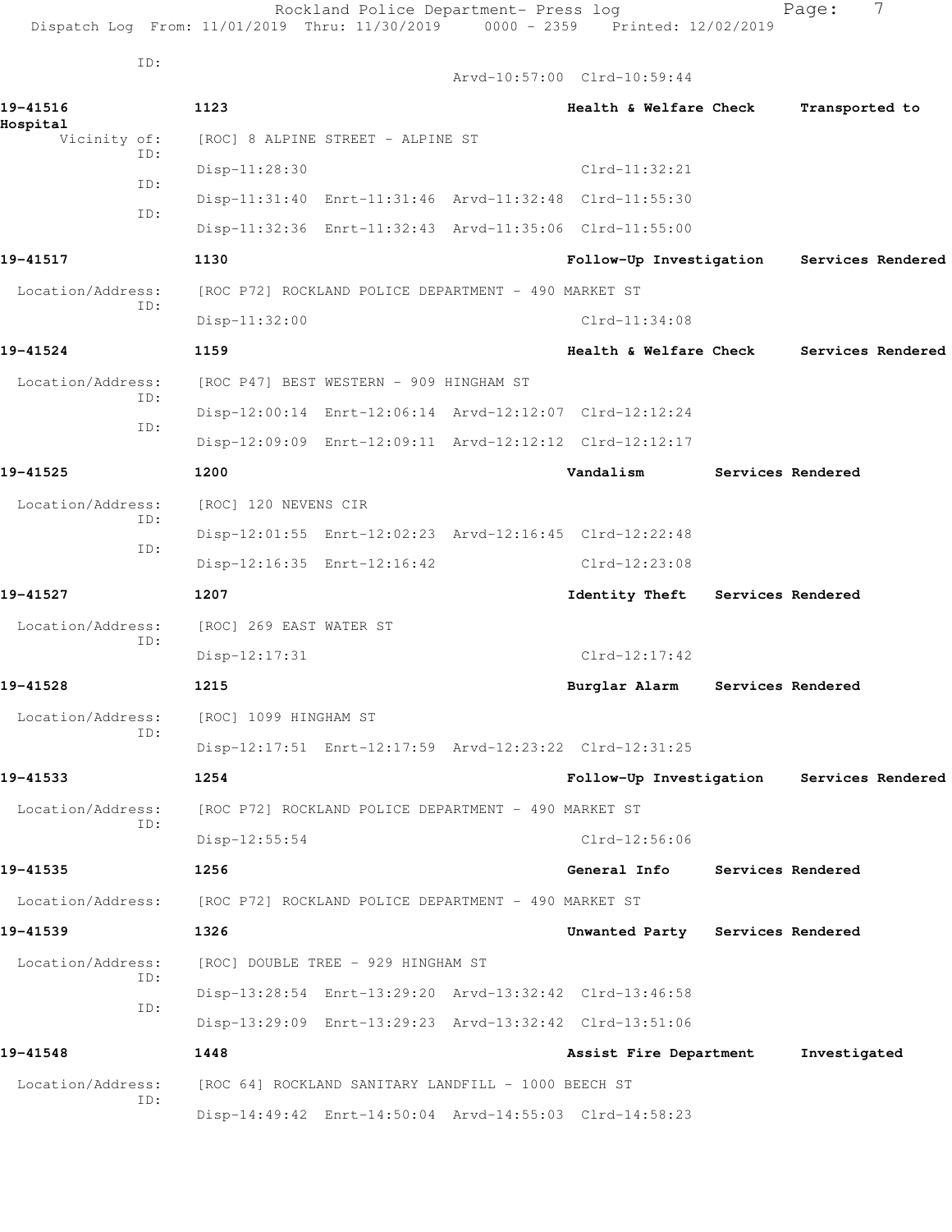ID:

Arvd-10:57:00 Clrd-10:59:44

**19-41516** **1123** **Health & Welfare Check** **Transported to Hospital**

Vicinity of: [ROC] 8 ALPINE STREET - ALPINE ST

ID: Disp-11:28:30 Clrd-11:32:21

ID: Disp-11:31:40 Enrt-11:31:46 Arvd-11:32:48 Clrd-11:55:30

ID: Disp-11:32:36 Enrt-11:32:43 Arvd-11:35:06 Clrd-11:55:00

**19-41517** **1130** **Follow-Up Investigation** **Services Rendered**

Location/Address: [ROC P72] ROCKLAND POLICE DEPARTMENT - 490 MARKET ST

ID: Disp-11:32:00 Clrd-11:34:08

**19-41524** **1159** **Health & Welfare Check** **Services Rendered**

Location/Address: [ROC P47] BEST WESTERN - 909 HINGHAM ST

ID: Disp-12:00:14 Enrt-12:06:14 Arvd-12:12:07 Clrd-12:12:24

ID: Disp-12:09:09 Enrt-12:09:11 Arvd-12:12:12 Clrd-12:12:17

**19-41525** **1200** **Vandalism** **Services Rendered**

Location/Address: [ROC] 120 NEVENS CIR

ID: Disp-12:01:55 Enrt-12:02:23 Arvd-12:16:45 Clrd-12:22:48

ID: Disp-12:16:35 Enrt-12:16:42 Clrd-12:23:08

**19-41527** **1207** **Identity Theft** **Services Rendered**

Location/Address: [ROC] 269 EAST WATER ST

ID: Disp-12:17:31 Clrd-12:17:42

**19-41528** **1215** **Burglar Alarm** **Services Rendered**

Location/Address: [ROC] 1099 HINGHAM ST

ID: Disp-12:17:51 Enrt-12:17:59 Arvd-12:23:22 Clrd-12:31:25

**19-41533** **1254** **Follow-Up Investigation** **Services Rendered**

Location/Address: [ROC P72] ROCKLAND POLICE DEPARTMENT - 490 MARKET ST

ID: Disp-12:55:54 Clrd-12:56:06

**19-41535** **1256** **General Info** **Services Rendered**

Location/Address: [ROC P72] ROCKLAND POLICE DEPARTMENT - 490 MARKET ST

**19-41539** **1326** **Unwanted Party** **Services Rendered**

Location/Address: [ROC] DOUBLE TREE - 929 HINGHAM ST

ID: Disp-13:28:54 Enrt-13:29:20 Arvd-13:32:42 Clrd-13:46:58

ID: Disp-13:29:09 Enrt-13:29:23 Arvd-13:32:42 Clrd-13:51:06

**19-41548** **1448** **Assist Fire Department** **Investigated**

Location/Address: [ROC 64] ROCKLAND SANITARY LANDFILL - 1000 BEECH ST

ID: Disp-14:49:42 Enrt-14:50:04 Arvd-14:55:03 Clrd-14:58:23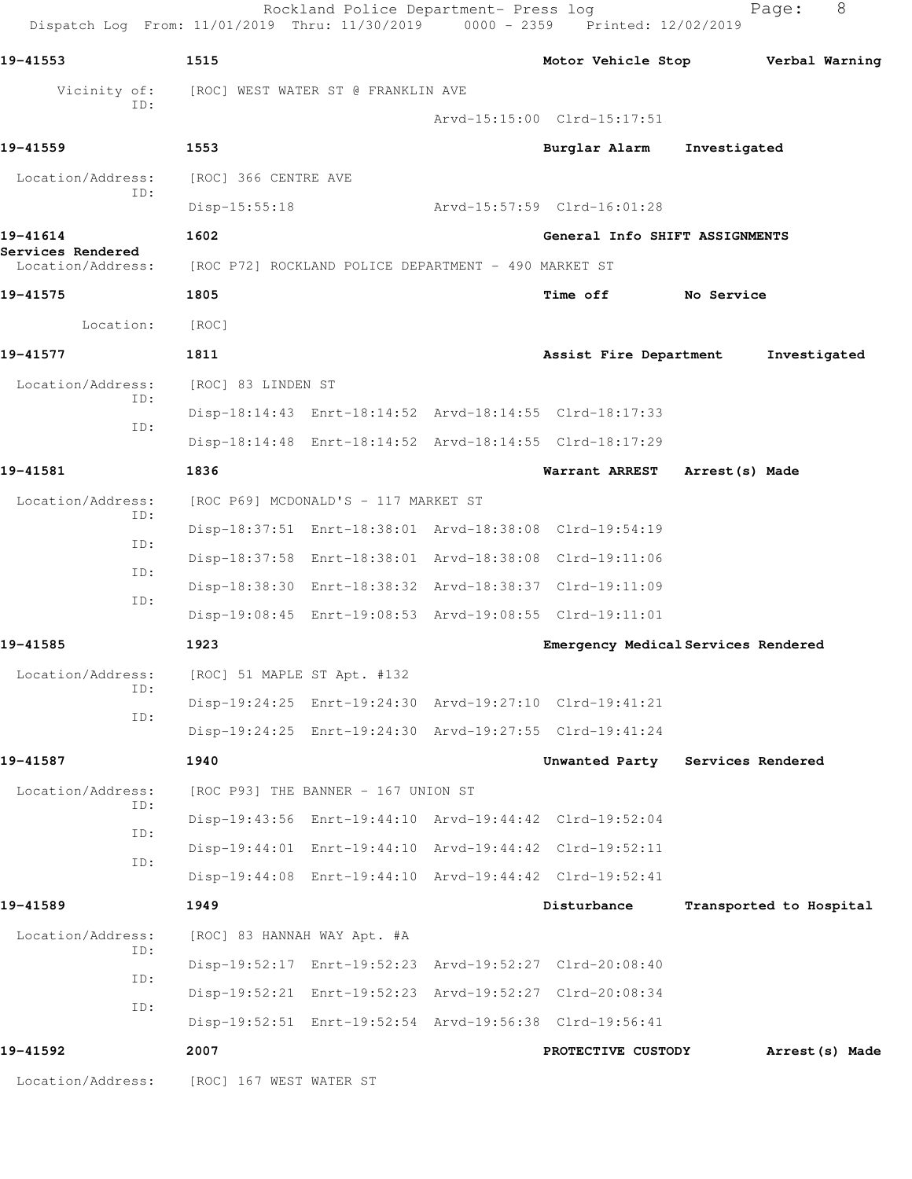19-41553 1515 Motor Vehicle Stop Verbal Warning

Vicinity of: [ROC] WEST WATER ST @ FRANKLIN AVE
ID:
Arvd-15:15:00 Clrd-15:17:51

19-41559 1553 Burglar Alarm Investigated

Location/Address: [ROC] 366 CENTRE AVE
ID:
Disp-15:55:18 Arvd-15:57:59 Clrd-16:01:28

19-41614 1602 General Info SHIFT ASSIGNMENTS
Services Rendered
Location/Address: [ROC P72] ROCKLAND POLICE DEPARTMENT - 490 MARKET ST

19-41575 1805 Time off No Service

Location: [ROC]

19-41577 1811 Assist Fire Department Investigated

Location/Address: [ROC] 83 LINDEN ST
ID:
Disp-18:14:43 Enrt-18:14:52 Arvd-18:14:55 Clrd-18:17:33
ID:
Disp-18:14:48 Enrt-18:14:52 Arvd-18:14:55 Clrd-18:17:29

19-41581 1836 Warrant ARREST Arrest(s) Made

Location/Address: [ROC P69] MCDONALD'S - 117 MARKET ST
ID:
Disp-18:37:51 Enrt-18:38:01 Arvd-18:38:08 Clrd-19:54:19
ID:
Disp-18:37:58 Enrt-18:38:01 Arvd-18:38:08 Clrd-19:11:06
ID:
Disp-18:38:30 Enrt-18:38:32 Arvd-18:38:37 Clrd-19:11:09
ID:
Disp-19:08:45 Enrt-19:08:53 Arvd-19:08:55 Clrd-19:11:01

19-41585 1923 Emergency Medical Services Rendered

Location/Address: [ROC] 51 MAPLE ST Apt. #132
ID:
Disp-19:24:25 Enrt-19:24:30 Arvd-19:27:10 Clrd-19:41:21
ID:
Disp-19:24:25 Enrt-19:24:30 Arvd-19:27:55 Clrd-19:41:24

19-41587 1940 Unwanted Party Services Rendered

Location/Address: [ROC P93] THE BANNER - 167 UNION ST
ID:
Disp-19:43:56 Enrt-19:44:10 Arvd-19:44:42 Clrd-19:52:04
ID:
Disp-19:44:01 Enrt-19:44:10 Arvd-19:44:42 Clrd-19:52:11
ID:
Disp-19:44:08 Enrt-19:44:10 Arvd-19:44:42 Clrd-19:52:41

19-41589 1949 Disturbance Transported to Hospital

Location/Address: [ROC] 83 HANNAH WAY Apt. #A
ID:
Disp-19:52:17 Enrt-19:52:23 Arvd-19:52:27 Clrd-20:08:40
ID:
Disp-19:52:21 Enrt-19:52:23 Arvd-19:52:27 Clrd-20:08:34
ID:
Disp-19:52:51 Enrt-19:52:54 Arvd-19:56:38 Clrd-19:56:41

19-41592 2007 PROTECTIVE CUSTODY Arrest(s) Made

Location/Address: [ROC] 167 WEST WATER ST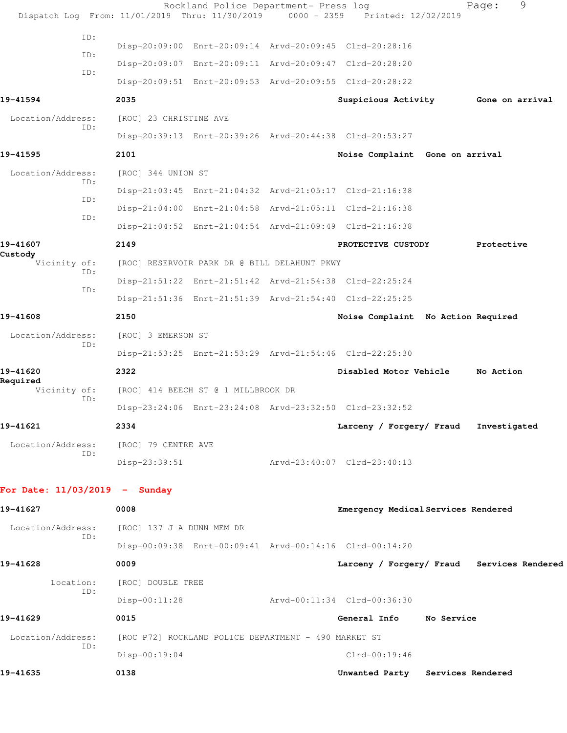ID:
Disp-20:09:00 Enrt-20:09:14 Arvd-20:09:45 Clrd-20:28:16
ID:
Disp-20:09:07 Enrt-20:09:11 Arvd-20:09:47 Clrd-20:28:20
ID:
Disp-20:09:51 Enrt-20:09:53 Arvd-20:09:55 Clrd-20:28:22

**19-41594** **2035** **Suspicious Activity** **Gone on arrival**

Location/Address: [ROC] 23 CHRISTINE AVE
ID:
Disp-20:39:13 Enrt-20:39:26 Arvd-20:44:38 Clrd-20:53:27

**19-41595** **2101** **Noise Complaint** **Gone on arrival**

Location/Address: [ROC] 344 UNION ST
ID:
Disp-21:03:45 Enrt-21:04:32 Arvd-21:05:17 Clrd-21:16:38
ID:
Disp-21:04:00 Enrt-21:04:58 Arvd-21:05:11 Clrd-21:16:38
ID:
Disp-21:04:52 Enrt-21:04:54 Arvd-21:09:49 Clrd-21:16:38

**19-41607** **2149** **PROTECTIVE CUSTODY** **Protective Custody**

Vicinity of: [ROC] RESERVOIR PARK DR @ BILL DELAHUNT PKWY
ID:
Disp-21:51:22 Enrt-21:51:42 Arvd-21:54:38 Clrd-22:25:24
ID:
Disp-21:51:36 Enrt-21:51:39 Arvd-21:54:40 Clrd-22:25:25

**19-41608** **2150** **Noise Complaint** **No Action Required**

Location/Address: [ROC] 3 EMERSON ST
ID:
Disp-21:53:25 Enrt-21:53:29 Arvd-21:54:46 Clrd-22:25:30

**19-41620** **2322** **Disabled Motor Vehicle** **No Action Required**

Vicinity of: [ROC] 414 BEECH ST @ 1 MILLBROOK DR
ID:
Disp-23:24:06 Enrt-23:24:08 Arvd-23:32:50 Clrd-23:32:52

**19-41621** **2334** **Larceny / Forgery/ Fraud** **Investigated**

Location/Address: [ROC] 79 CENTRE AVE
ID:
Disp-23:39:51 Arvd-23:40:07 Clrd-23:40:13

## For Date: 11/03/2019 - Sunday

**19-41627** **0008** **Emergency Medical Services Rendered**

Location/Address: [ROC] 137 J A DUNN MEM DR
ID:
Disp-00:09:38 Enrt-00:09:41 Arvd-00:14:16 Clrd-00:14:20

**19-41628** **0009** **Larceny / Forgery/ Fraud** **Services Rendered**

Location: [ROC] DOUBLE TREE
ID:
Disp-00:11:28 Arvd-00:11:34 Clrd-00:36:30

**19-41629** **0015** **General Info** **No Service**

Location/Address: [ROC P72] ROCKLAND POLICE DEPARTMENT - 490 MARKET ST
ID:
Disp-00:19:04 Clrd-00:19:46

**19-41635** **0138** **Unwanted Party** **Services Rendered**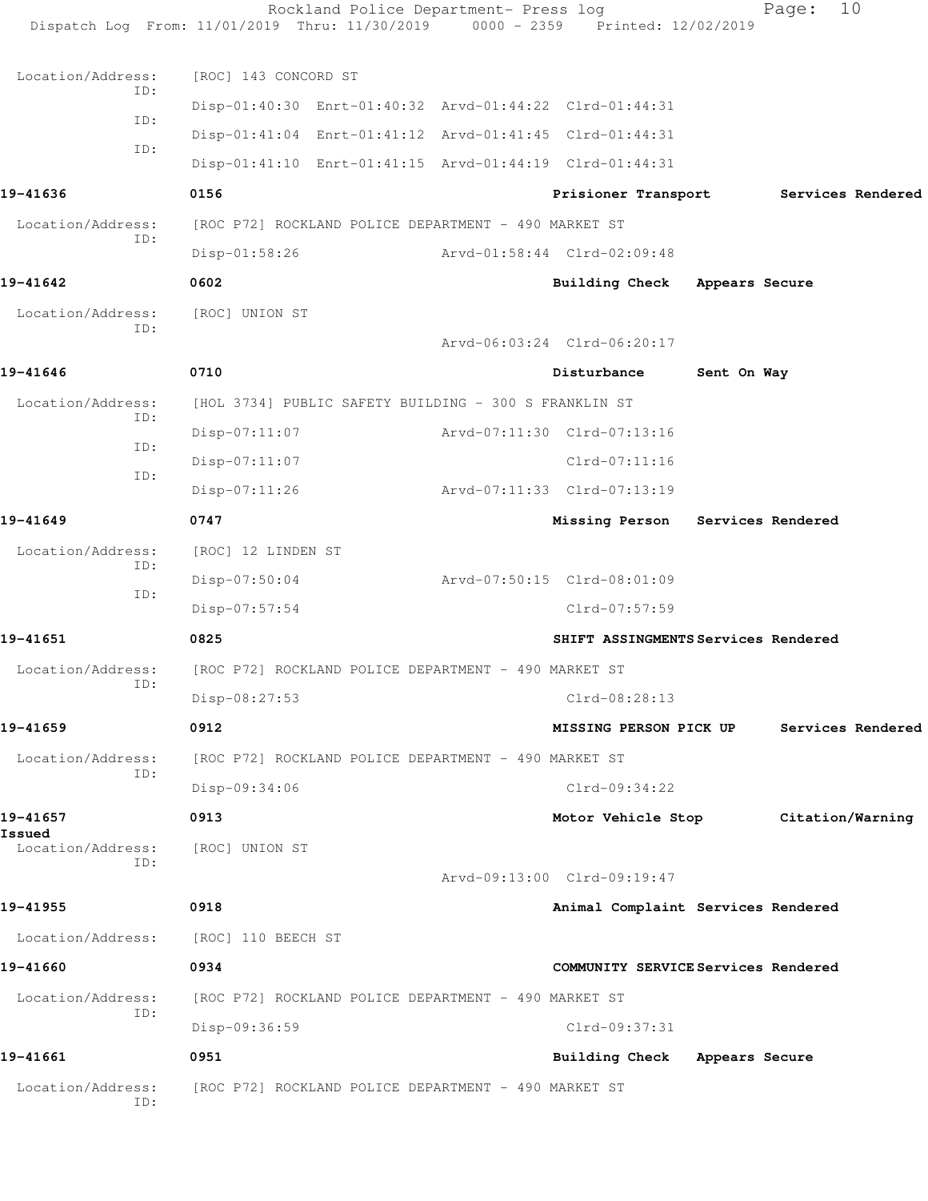Location/Address: [ROC] 143 CONCORD ST
ID:
Disp-01:40:30 Enrt-01:40:32 Arvd-01:44:22 Clrd-01:44:31
ID:
Disp-01:41:04 Enrt-01:41:12 Arvd-01:41:45 Clrd-01:44:31
ID:
Disp-01:41:10 Enrt-01:41:15 Arvd-01:44:19 Clrd-01:44:31

**19-41636** **0156** **Prisioner Transport** **Services Rendered**

Location/Address: [ROC P72] ROCKLAND POLICE DEPARTMENT - 490 MARKET ST
ID:
Disp-01:58:26 Arvd-01:58:44 Clrd-02:09:48

**19-41642** **0602** **Building Check** **Appears Secure**

Location/Address: [ROC] UNION ST
ID:
Arvd-06:03:24 Clrd-06:20:17

**19-41646** **0710** **Disturbance** **Sent On Way**

Location/Address: [HOL 3734] PUBLIC SAFETY BUILDING - 300 S FRANKLIN ST
ID:
Disp-07:11:07 Arvd-07:11:30 Clrd-07:13:16
ID:
Disp-07:11:07 Clrd-07:11:16
ID:
Disp-07:11:26 Arvd-07:11:33 Clrd-07:13:19

**19-41649** **0747** **Missing Person** **Services Rendered**

Location/Address: [ROC] 12 LINDEN ST
ID:
Disp-07:50:04 Arvd-07:50:15 Clrd-08:01:09
ID:
Disp-07:57:54 Clrd-07:57:59

**19-41651** **0825** **SHIFT ASSINGMENTS** **Services Rendered**

Location/Address: [ROC P72] ROCKLAND POLICE DEPARTMENT - 490 MARKET ST
ID:
Disp-08:27:53 Clrd-08:28:13

**19-41659** **0912** **MISSING PERSON PICK UP** **Services Rendered**

Location/Address: [ROC P72] ROCKLAND POLICE DEPARTMENT - 490 MARKET ST
ID:
Disp-09:34:06 Clrd-09:34:22

**19-41657** **0913** **Motor Vehicle Stop** **Citation/Warning Issued**

Location/Address: [ROC] UNION ST
ID:
Arvd-09:13:00 Clrd-09:19:47

**19-41955** **0918** **Animal Complaint** **Services Rendered**

Location/Address: [ROC] 110 BEECH ST

**19-41660** **0934** **COMMUNITY SERVICE** **Services Rendered**

Location/Address: [ROC P72] ROCKLAND POLICE DEPARTMENT - 490 MARKET ST
ID:
Disp-09:36:59 Clrd-09:37:31

**19-41661** **0951** **Building Check** **Appears Secure**

Location/Address: [ROC P72] ROCKLAND POLICE DEPARTMENT - 490 MARKET ST
ID: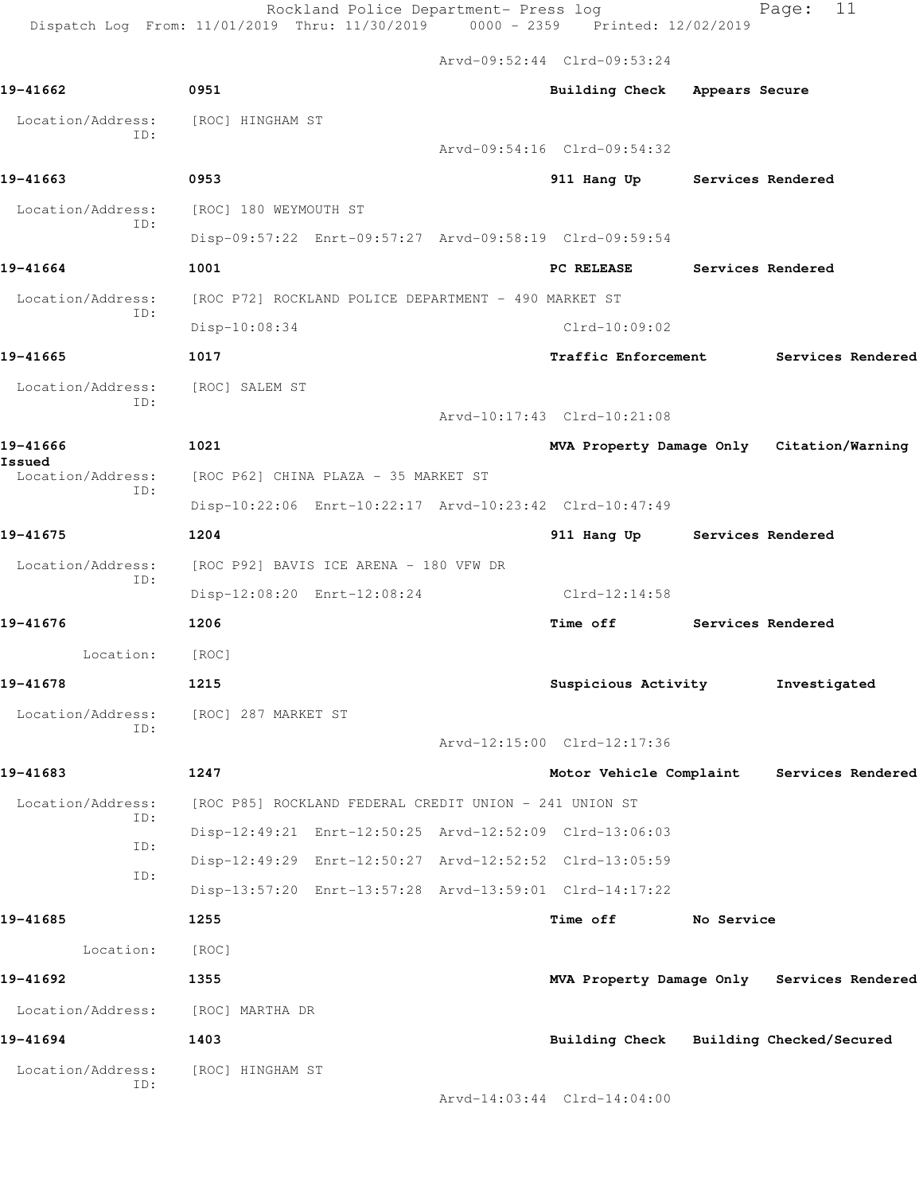Arvd-09:52:44 Clrd-09:53:24

**19-41662** 0951 **Building Check Appears Secure**

Location/Address: [ROC] HINGHAM ST
ID:
Arvd-09:54:16 Clrd-09:54:32

**19-41663** 0953 **911 Hang Up Services Rendered**

Location/Address: [ROC] 180 WEYMOUTH ST
ID:
Disp-09:57:22 Enrt-09:57:27 Arvd-09:58:19 Clrd-09:59:54

**19-41664** 1001 **PC RELEASE Services Rendered**

Location/Address: [ROC P72] ROCKLAND POLICE DEPARTMENT - 490 MARKET ST
ID:
Disp-10:08:34 Clrd-10:09:02

**19-41665** 1017 **Traffic Enforcement Services Rendered**

Location/Address: [ROC] SALEM ST
ID:
Arvd-10:17:43 Clrd-10:21:08

**19-41666** 1021 **MVA Property Damage Only Citation/Warning Issued**

Location/Address: [ROC P62] CHINA PLAZA - 35 MARKET ST
ID:
Disp-10:22:06 Enrt-10:22:17 Arvd-10:23:42 Clrd-10:47:49

**19-41675** 1204 **911 Hang Up Services Rendered**

Location/Address: [ROC P92] BAVIS ICE ARENA - 180 VFW DR
ID:
Disp-12:08:20 Enrt-12:08:24 Clrd-12:14:58

**19-41676** 1206 **Time off Services Rendered**

Location: [ROC]

**19-41678** 1215 **Suspicious Activity Investigated**

Location/Address: [ROC] 287 MARKET ST
ID:
Arvd-12:15:00 Clrd-12:17:36

**19-41683** 1247 **Motor Vehicle Complaint Services Rendered**

Location/Address: [ROC P85] ROCKLAND FEDERAL CREDIT UNION - 241 UNION ST
ID:
Disp-12:49:21 Enrt-12:50:25 Arvd-12:52:09 Clrd-13:06:03
ID:
Disp-12:49:29 Enrt-12:50:27 Arvd-12:52:52 Clrd-13:05:59
ID:
Disp-13:57:20 Enrt-13:57:28 Arvd-13:59:01 Clrd-14:17:22

**19-41685** 1255 **Time off No Service**

Location: [ROC]

**19-41692** 1355 **MVA Property Damage Only Services Rendered**

Location/Address: [ROC] MARTHA DR

**19-41694** 1403 **Building Check Building Checked/Secured**

Location/Address: [ROC] HINGHAM ST
ID:
Arvd-14:03:44 Clrd-14:04:00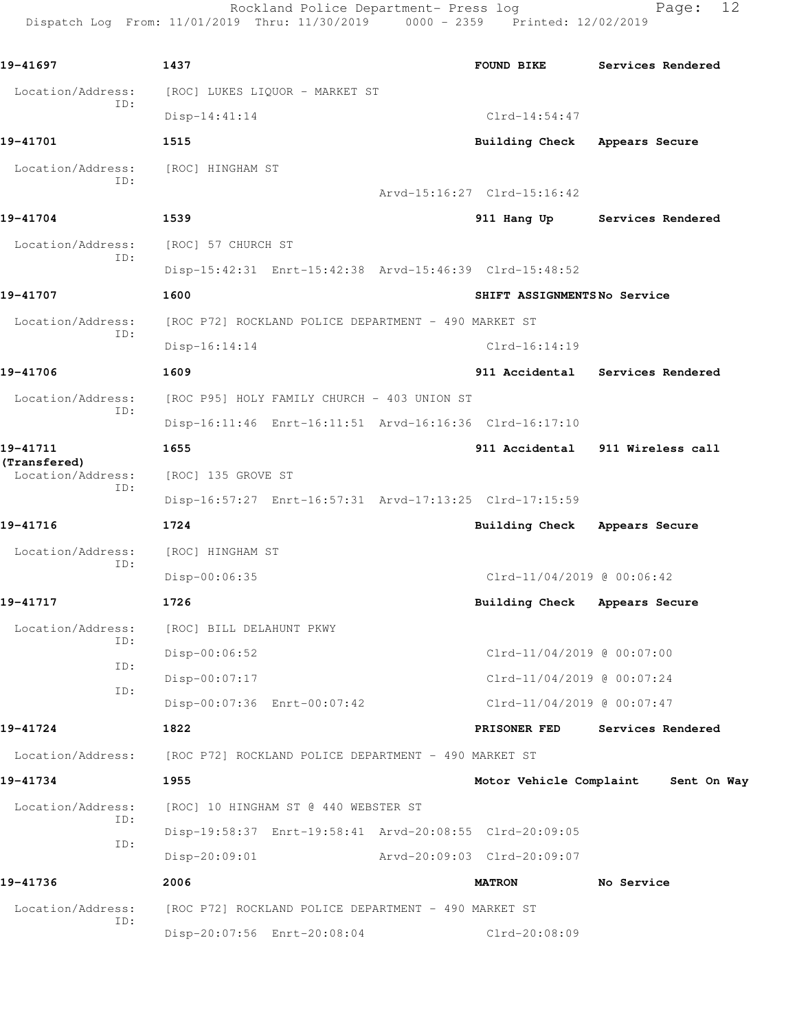| Call # | Time | Call Reason | Action |
| --- | --- | --- | --- |
| 19-41697 | 1437 | FOUND BIKE | Services Rendered |
| Location/Address: | [ROC] LUKES LIQUOR - MARKET ST | | |
| ID: | Disp-14:41:14 | Clrd-14:54:47 | |
| 19-41701 | 1515 | Building Check | Appears Secure |
| Location/Address: | [ROC] HINGHAM ST | | |
| ID: | Arvd-15:16:27 Clrd-15:16:42 | | |
| 19-41704 | 1539 | 911 Hang Up | Services Rendered |
| Location/Address: | [ROC] 57 CHURCH ST | | |
| ID: | Disp-15:42:31 Enrt-15:42:38 Arvd-15:46:39 Clrd-15:48:52 | | |
| 19-41707 | 1600 | SHIFT ASSIGNMENTS | No Service |
| Location/Address: | [ROC P72] ROCKLAND POLICE DEPARTMENT - 490 MARKET ST | | |
| ID: | Disp-16:14:14 | Clrd-16:14:19 | |
| 19-41706 | 1609 | 911 Accidental | Services Rendered |
| Location/Address: | [ROC P95] HOLY FAMILY CHURCH - 403 UNION ST | | |
| ID: | Disp-16:11:46 Enrt-16:11:51 Arvd-16:16:36 Clrd-16:17:10 | | |
| 19-41711 (Transfered) | 1655 | 911 Accidental | 911 Wireless call |
| Location/Address: | [ROC] 135 GROVE ST | | |
| ID: | Disp-16:57:27 Enrt-16:57:31 Arvd-17:13:25 Clrd-17:15:59 | | |
| 19-41716 | 1724 | Building Check | Appears Secure |
| Location/Address: | [ROC] HINGHAM ST | | |
| ID: | Disp-00:06:35 | Clrd-11/04/2019 @ 00:06:42 | |
| 19-41717 | 1726 | Building Check | Appears Secure |
| Location/Address: | [ROC] BILL DELAHUNT PKWY | | |
| ID: | Disp-00:06:52 | Clrd-11/04/2019 @ 00:07:00 | |
| ID: | Disp-00:07:17 | Clrd-11/04/2019 @ 00:07:24 | |
| ID: | Disp-00:07:36 Enrt-00:07:42 | Clrd-11/04/2019 @ 00:07:47 | |
| 19-41724 | 1822 | PRISONER FED | Services Rendered |
| Location/Address: | [ROC P72] ROCKLAND POLICE DEPARTMENT - 490 MARKET ST | | |
| 19-41734 | 1955 | Motor Vehicle Complaint | Sent On Way |
| Location/Address: | [ROC] 10 HINGHAM ST @ 440 WEBSTER ST | | |
| ID: | Disp-19:58:37 Enrt-19:58:41 Arvd-20:08:55 Clrd-20:09:05 | | |
| ID: | Disp-20:09:01 Arvd-20:09:03 Clrd-20:09:07 | | |
| 19-41736 | 2006 | MATRON | No Service |
| Location/Address: | [ROC P72] ROCKLAND POLICE DEPARTMENT - 490 MARKET ST | | |
| ID: | Disp-20:07:56 Enrt-20:08:04 | Clrd-20:08:09 | |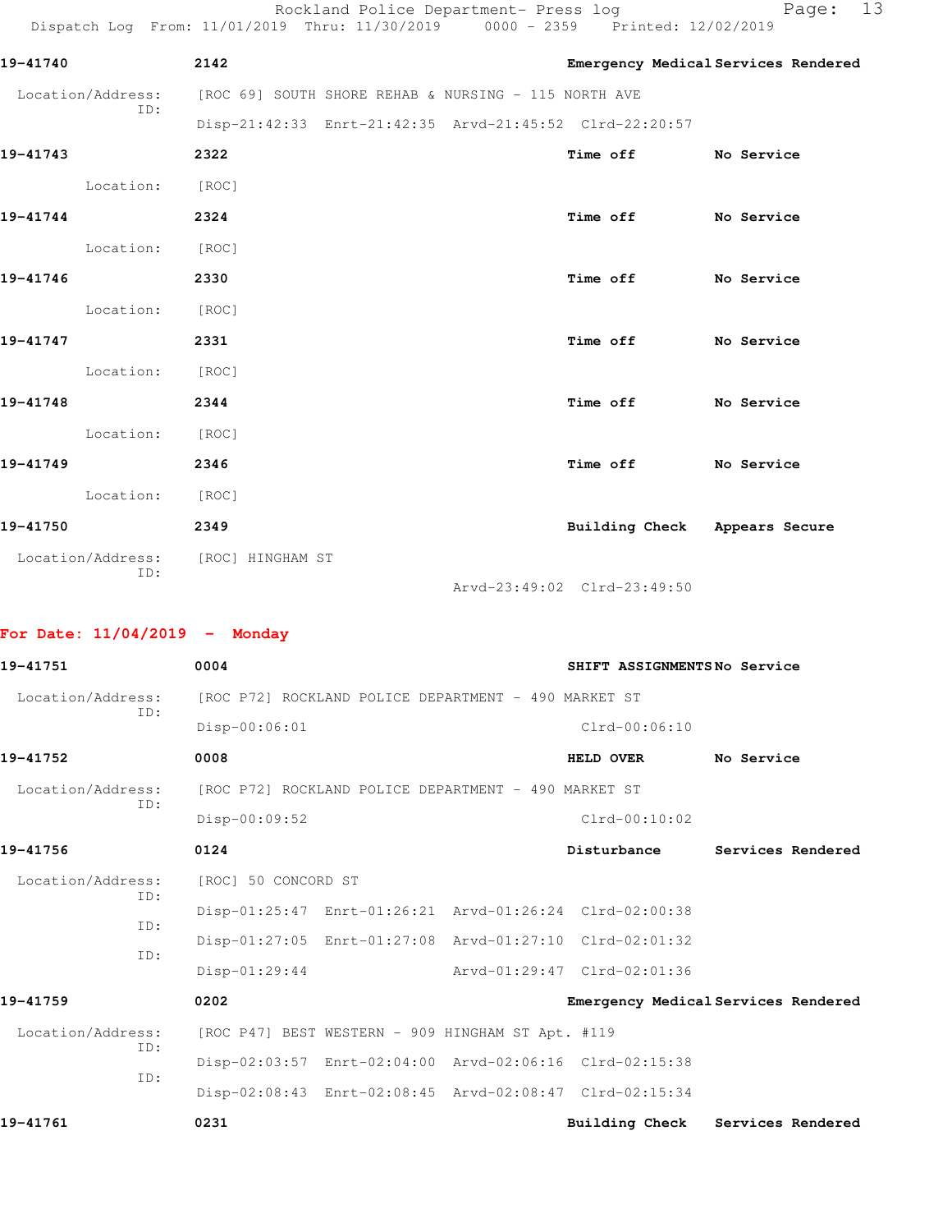**19-41740** 2142 **Emergency Medical Services Rendered**

Location/Address: [ROC 69] SOUTH SHORE REHAB & NURSING - 115 NORTH AVE
ID:
Disp-21:42:33 Enrt-21:42:35 Arvd-21:45:52 Clrd-22:20:57

**19-41743** 2322 **Time off No Service**

Location: [ROC]

**19-41744** 2324 **Time off No Service**

Location: [ROC]

**19-41746** 2330 **Time off No Service**

Location: [ROC]

**19-41747** 2331 **Time off No Service**

Location: [ROC]

**19-41748** 2344 **Time off No Service**

Location: [ROC]

**19-41749** 2346 **Time off No Service**

Location: [ROC]

**19-41750** 2349 **Building Check Appears Secure**

Location/Address: [ROC] HINGHAM ST
ID:
Arvd-23:49:02 Clrd-23:49:50

## For Date: 11/04/2019 - Monday

**19-41751** 0004 **SHIFT ASSIGNMENTS No Service**

Location/Address: [ROC P72] ROCKLAND POLICE DEPARTMENT - 490 MARKET ST
ID:
Disp-00:06:01 Clrd-00:06:10

**19-41752** 0008 **HELD OVER No Service**

Location/Address: [ROC P72] ROCKLAND POLICE DEPARTMENT - 490 MARKET ST
ID:
Disp-00:09:52 Clrd-00:10:02

**19-41756** 0124 **Disturbance Services Rendered**

Location/Address: [ROC] 50 CONCORD ST
ID:
Disp-01:25:47 Enrt-01:26:21 Arvd-01:26:24 Clrd-02:00:38
ID:
Disp-01:27:05 Enrt-01:27:08 Arvd-01:27:10 Clrd-02:01:32
ID:
Disp-01:29:44 Arvd-01:29:47 Clrd-02:01:36

**19-41759** 0202 **Emergency Medical Services Rendered**

Location/Address: [ROC P47] BEST WESTERN - 909 HINGHAM ST Apt. #119
ID:
Disp-02:03:57 Enrt-02:04:00 Arvd-02:06:16 Clrd-02:15:38
ID:
Disp-02:08:43 Enrt-02:08:45 Arvd-02:08:47 Clrd-02:15:34

**19-41761** 0231 **Building Check Services Rendered**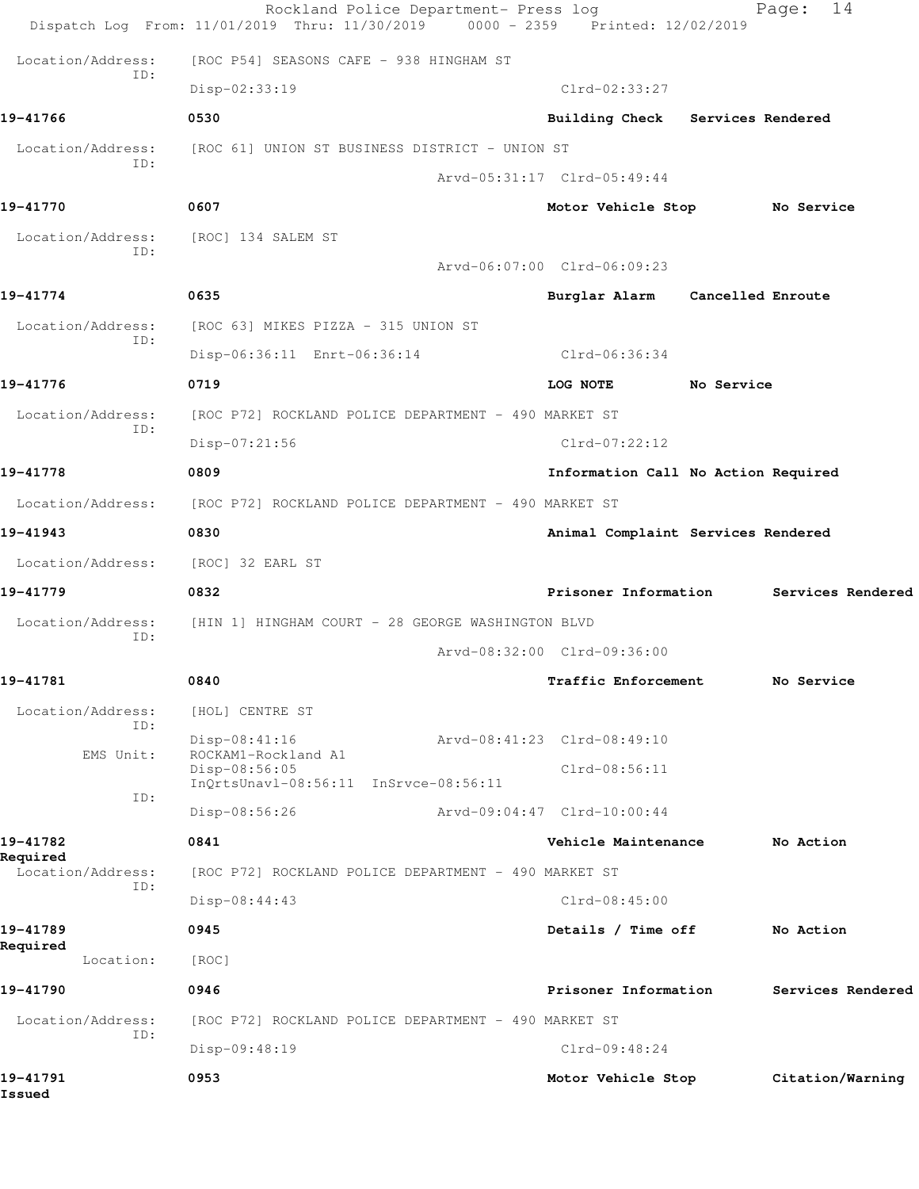Location/Address: [ROC P54] SEASONS CAFE - 938 HINGHAM ST
ID:
Disp-02:33:19 Clrd-02:33:27

**19-41766** **0530** **Building Check** **Services Rendered**

Location/Address: [ROC 61] UNION ST BUSINESS DISTRICT - UNION ST
ID:
Arvd-05:31:17 Clrd-05:49:44

**19-41770** **0607** **Motor Vehicle Stop** **No Service**

Location/Address: [ROC] 134 SALEM ST
ID:
Arvd-06:07:00 Clrd-06:09:23

**19-41774** **0635** **Burglar Alarm** **Cancelled Enroute**

Location/Address: [ROC 63] MIKES PIZZA - 315 UNION ST
ID:
Disp-06:36:11 Enrt-06:36:14 Clrd-06:36:34

**19-41776** **0719** **LOG NOTE** **No Service**

Location/Address: [ROC P72] ROCKLAND POLICE DEPARTMENT - 490 MARKET ST
ID:
Disp-07:21:56 Clrd-07:22:12

**19-41778** **0809** **Information Call** **No Action Required**

Location/Address: [ROC P72] ROCKLAND POLICE DEPARTMENT - 490 MARKET ST

**19-41943** **0830** **Animal Complaint** **Services Rendered**

Location/Address: [ROC] 32 EARL ST

**19-41779** **0832** **Prisoner Information** **Services Rendered**

Location/Address: [HIN 1] HINGHAM COURT - 28 GEORGE WASHINGTON BLVD
ID:
Arvd-08:32:00 Clrd-09:36:00

**19-41781** **0840** **Traffic Enforcement** **No Service**

Location/Address: [HOL] CENTRE ST
ID:
Disp-08:41:16 Arvd-08:41:23 Clrd-08:49:10
EMS Unit: ROCKAM1-Rockland A1
Disp-08:56:05 Clrd-08:56:11
InQrtsUnavl-08:56:11 InSrvce-08:56:11
ID:
Disp-08:56:26 Arvd-09:04:47 Clrd-10:00:44

**19-41782** **0841** **Vehicle Maintenance** **No Action Required**

Location/Address: [ROC P72] ROCKLAND POLICE DEPARTMENT - 490 MARKET ST
ID:
Disp-08:44:43 Clrd-08:45:00

**19-41789** **0945** **Details / Time off** **No Action Required**

Location: [ROC]

**19-41790** **0946** **Prisoner Information** **Services Rendered**

Location/Address: [ROC P72] ROCKLAND POLICE DEPARTMENT - 490 MARKET ST
ID:
Disp-09:48:19 Clrd-09:48:24

**19-41791** **0953** **Motor Vehicle Stop** **Citation/Warning Issued**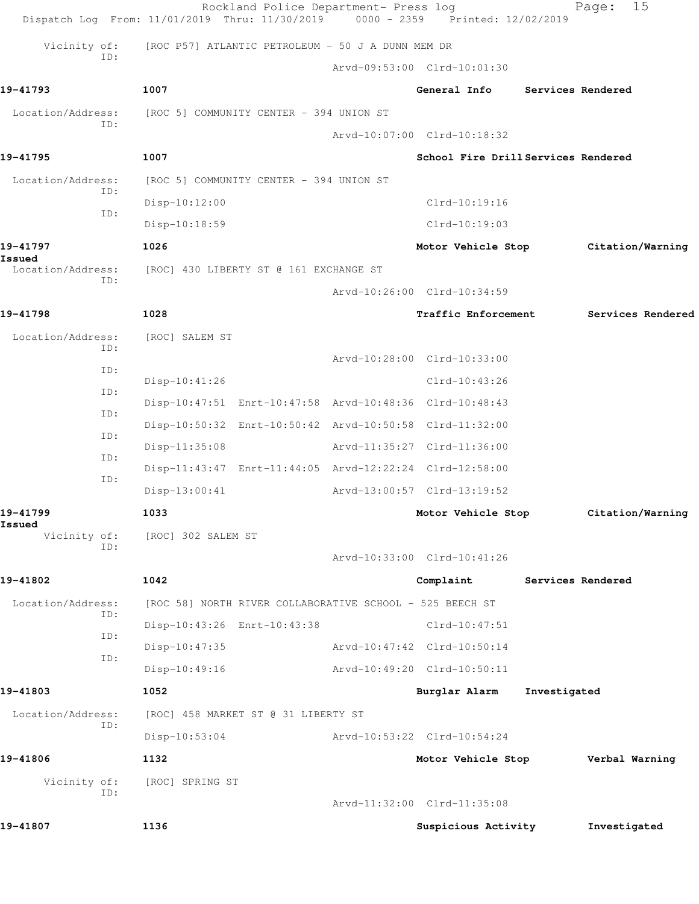Rockland Police Department- Press log
Dispatch Log From: 11/01/2019 Thru: 11/30/2019 0000 - 2359 Printed: 12/02/2019

Vicinity of: [ROC P57] ATLANTIC PETROLEUM - 50 J A DUNN MEM DR
ID:
Arvd-09:53:00 Clrd-10:01:30

**19-41793** 1007 **General Info** **Services Rendered**

Location/Address: [ROC 5] COMMUNITY CENTER - 394 UNION ST
ID:
Arvd-10:07:00 Clrd-10:18:32

**19-41795** 1007 **School Fire Drill** **Services Rendered**

Location/Address: [ROC 5] COMMUNITY CENTER - 394 UNION ST
ID:
Disp-10:12:00 Clrd-10:19:16
ID:
Disp-10:18:59 Clrd-10:19:03

**19-41797** 1026 **Motor Vehicle Stop** **Citation/Warning Issued**

Location/Address: [ROC] 430 LIBERTY ST @ 161 EXCHANGE ST
ID:
Arvd-10:26:00 Clrd-10:34:59

**19-41798** 1028 **Traffic Enforcement** **Services Rendered**

Location/Address: [ROC] SALEM ST
ID:
Arvd-10:28:00 Clrd-10:33:00
ID:
Disp-10:41:26 Clrd-10:43:26
ID:
Disp-10:47:51 Enrt-10:47:58 Arvd-10:48:36 Clrd-10:48:43
ID:
Disp-10:50:32 Enrt-10:50:42 Arvd-10:50:58 Clrd-11:32:00
ID:
Disp-11:35:08 Arvd-11:35:27 Clrd-11:36:00
ID:
Disp-11:43:47 Enrt-11:44:05 Arvd-12:22:24 Clrd-12:58:00
ID:
Disp-13:00:41 Arvd-13:00:57 Clrd-13:19:52

**19-41799** 1033 **Motor Vehicle Stop** **Citation/Warning Issued**

Vicinity of: [ROC] 302 SALEM ST
ID:
Arvd-10:33:00 Clrd-10:41:26

**19-41802** 1042 **Complaint** **Services Rendered**

Location/Address: [ROC 58] NORTH RIVER COLLABORATIVE SCHOOL - 525 BEECH ST
ID:
Disp-10:43:26 Enrt-10:43:38 Clrd-10:47:51
ID:
Disp-10:47:35 Arvd-10:47:42 Clrd-10:50:14
ID:
Disp-10:49:16 Arvd-10:49:20 Clrd-10:50:11

**19-41803** 1052 **Burglar Alarm** **Investigated**

Location/Address: [ROC] 458 MARKET ST @ 31 LIBERTY ST
ID:
Disp-10:53:04 Arvd-10:53:22 Clrd-10:54:24

**19-41806** 1132 **Motor Vehicle Stop** **Verbal Warning**

Vicinity of: [ROC] SPRING ST
ID:
Arvd-11:32:00 Clrd-11:35:08

**19-41807** 1136 **Suspicious Activity** **Investigated**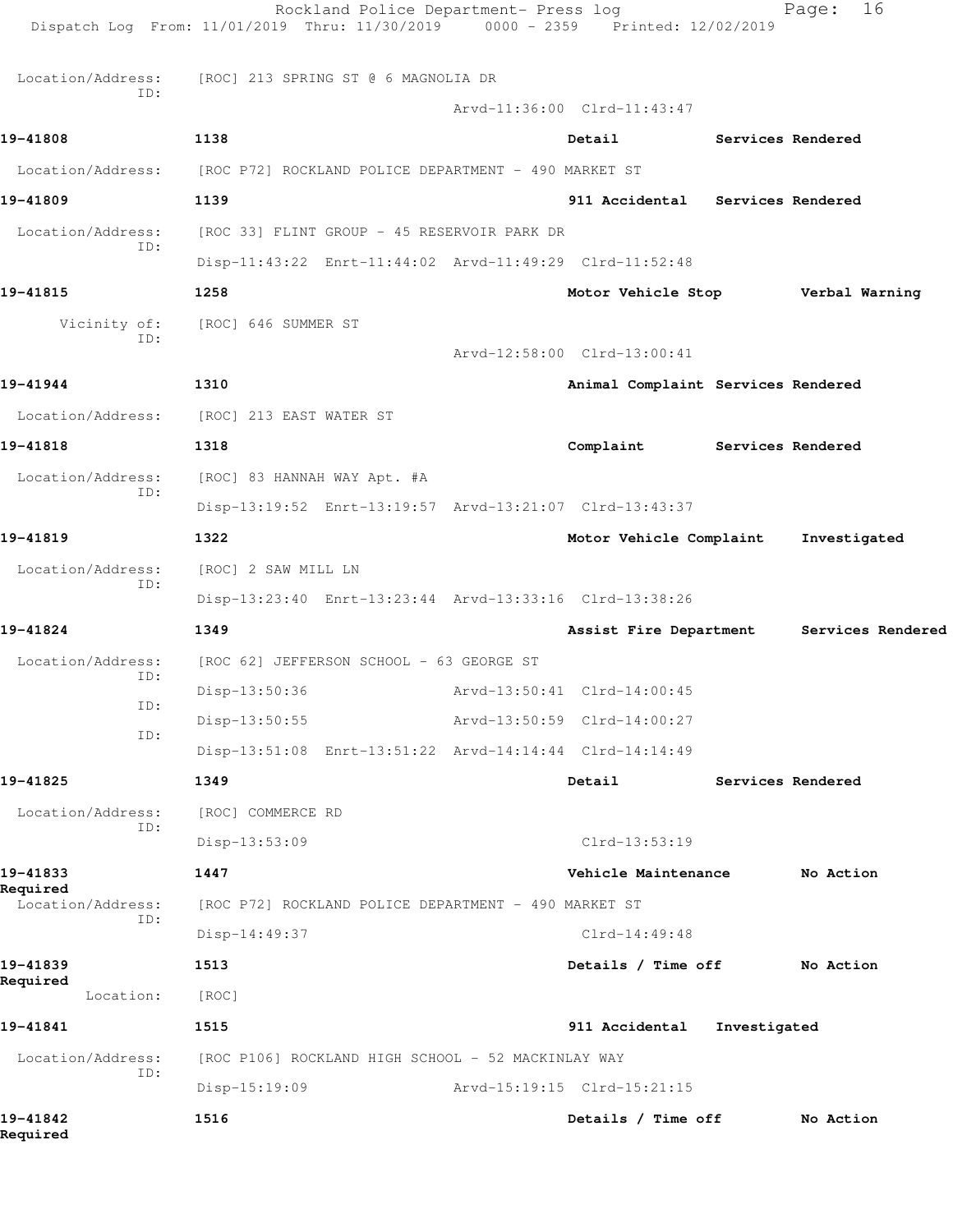Location/Address: [ROC] 213 SPRING ST @ 6 MAGNOLIA DR
ID:
Arvd-11:36:00 Clrd-11:43:47

**19-41808** 1138 **Detail** **Services Rendered**
Location/Address: [ROC P72] ROCKLAND POLICE DEPARTMENT - 490 MARKET ST

**19-41809** 1139 **911 Accidental** **Services Rendered**
Location/Address: [ROC 33] FLINT GROUP - 45 RESERVOIR PARK DR
ID:
Disp-11:43:22 Enrt-11:44:02 Arvd-11:49:29 Clrd-11:52:48

**19-41815** 1258 **Motor Vehicle Stop** **Verbal Warning**
Vicinity of: [ROC] 646 SUMMER ST
ID:
Arvd-12:58:00 Clrd-13:00:41

**19-41944** 1310 **Animal Complaint** **Services Rendered**
Location/Address: [ROC] 213 EAST WATER ST

**19-41818** 1318 **Complaint** **Services Rendered**
Location/Address: [ROC] 83 HANNAH WAY Apt. #A
ID:
Disp-13:19:52 Enrt-13:19:57 Arvd-13:21:07 Clrd-13:43:37

**19-41819** 1322 **Motor Vehicle Complaint** **Investigated**
Location/Address: [ROC] 2 SAW MILL LN
ID:
Disp-13:23:40 Enrt-13:23:44 Arvd-13:33:16 Clrd-13:38:26

**19-41824** 1349 **Assist Fire Department** **Services Rendered**
Location/Address: [ROC 62] JEFFERSON SCHOOL - 63 GEORGE ST
ID:
Disp-13:50:36 Arvd-13:50:41 Clrd-14:00:45
ID:
Disp-13:50:55 Arvd-13:50:59 Clrd-14:00:27
ID:
Disp-13:51:08 Enrt-13:51:22 Arvd-14:14:44 Clrd-14:14:49

**19-41825** 1349 **Detail** **Services Rendered**
Location/Address: [ROC] COMMERCE RD
ID:
Disp-13:53:09 Clrd-13:53:19

**19-41833** 1447 **Vehicle Maintenance** **No Action Required**
Location/Address: [ROC P72] ROCKLAND POLICE DEPARTMENT - 490 MARKET ST
ID:
Disp-14:49:37 Clrd-14:49:48

**19-41839** 1513 **Details / Time off** **No Action Required**
Location: [ROC]

**19-41841** 1515 **911 Accidental** **Investigated**
Location/Address: [ROC P106] ROCKLAND HIGH SCHOOL - 52 MACKINLAY WAY
ID:
Disp-15:19:09 Arvd-15:19:15 Clrd-15:21:15

**19-41842** 1516 **Details / Time off** **No Action Required**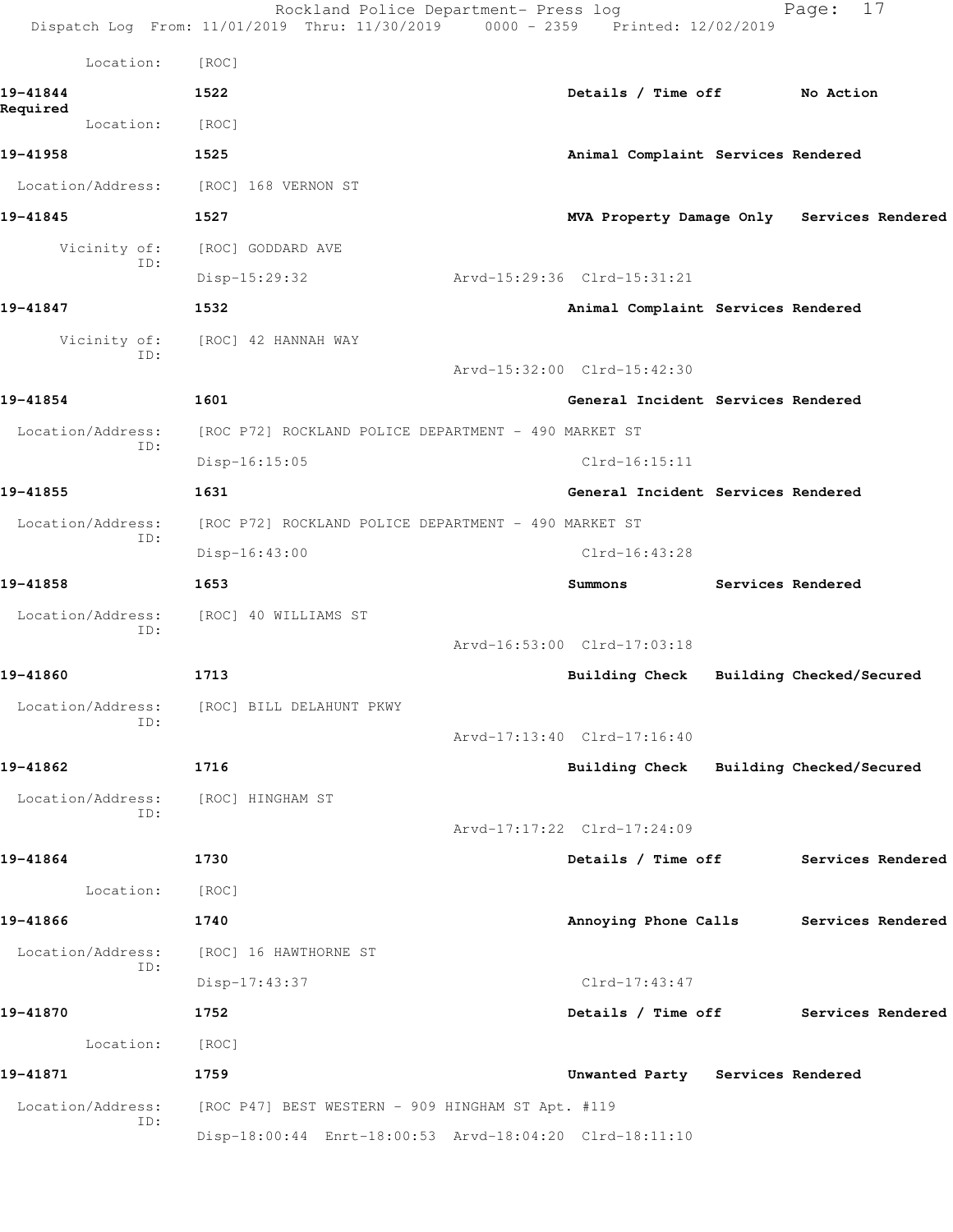Location: [ROC]

**19-41844** **1522** **Details / Time off** **No Action Required**

Location: [ROC]

**19-41958** **1525** **Animal Complaint Services Rendered**

Location/Address: [ROC] 168 VERNON ST

**19-41845** **1527** **MVA Property Damage Only Services Rendered**

Vicinity of: [ROC] GODDARD AVE
ID:
Disp-15:29:32 Arvd-15:29:36 Clrd-15:31:21

**19-41847** **1532** **Animal Complaint Services Rendered**

Vicinity of: [ROC] 42 HANNAH WAY
ID:
Arvd-15:32:00 Clrd-15:42:30

**19-41854** **1601** **General Incident Services Rendered**

Location/Address: [ROC P72] ROCKLAND POLICE DEPARTMENT - 490 MARKET ST
ID:
Disp-16:15:05 Clrd-16:15:11

**19-41855** **1631** **General Incident Services Rendered**

Location/Address: [ROC P72] ROCKLAND POLICE DEPARTMENT - 490 MARKET ST
ID:
Disp-16:43:00 Clrd-16:43:28

**19-41858** **1653** **Summons Services Rendered**

Location/Address: [ROC] 40 WILLIAMS ST
ID:
Arvd-16:53:00 Clrd-17:03:18

**19-41860** **1713** **Building Check Building Checked/Secured**

Location/Address: [ROC] BILL DELAHUNT PKWY
ID:
Arvd-17:13:40 Clrd-17:16:40

**19-41862** **1716** **Building Check Building Checked/Secured**

Location/Address: [ROC] HINGHAM ST
ID:
Arvd-17:17:22 Clrd-17:24:09

**19-41864** **1730** **Details / Time off Services Rendered**

Location: [ROC]

**19-41866** **1740** **Annoying Phone Calls Services Rendered**

Location/Address: [ROC] 16 HAWTHORNE ST
ID:
Disp-17:43:37 Clrd-17:43:47

**19-41870** **1752** **Details / Time off Services Rendered**

Location: [ROC]

**19-41871** **1759** **Unwanted Party Services Rendered**

Location/Address: [ROC P47] BEST WESTERN - 909 HINGHAM ST Apt. #119
ID:
Disp-18:00:44 Enrt-18:00:53 Arvd-18:04:20 Clrd-18:11:10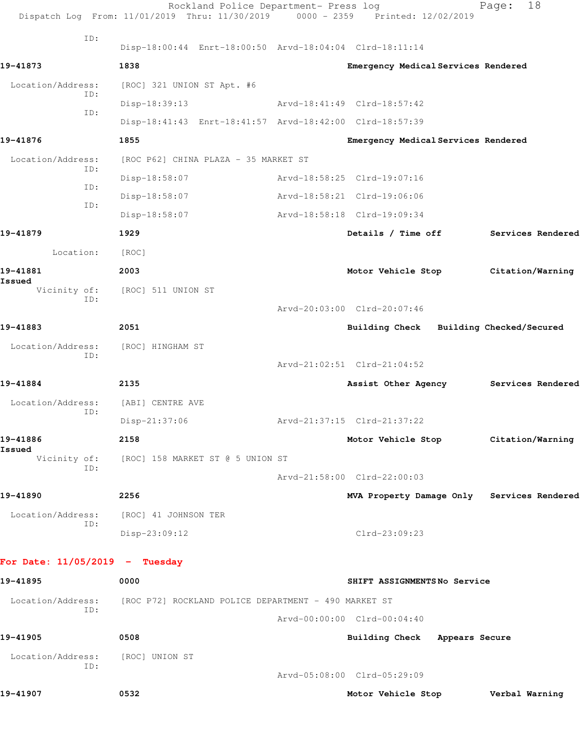ID:
Disp-18:00:44 Enrt-18:00:50 Arvd-18:04:04 Clrd-18:11:14

**19-41873** 1838 **Emergency Medical Services Rendered**

Location/Address: [ROC] 321 UNION ST Apt. #6
ID:
Disp-18:39:13 Arvd-18:41:49 Clrd-18:57:42
ID:
Disp-18:41:43 Enrt-18:41:57 Arvd-18:42:00 Clrd-18:57:39

**19-41876** 1855 **Emergency Medical Services Rendered**

Location/Address: [ROC P62] CHINA PLAZA - 35 MARKET ST
ID:
Disp-18:58:07 Arvd-18:58:25 Clrd-19:07:16
ID:
Disp-18:58:07 Arvd-18:58:21 Clrd-19:06:06
ID:
Disp-18:58:07 Arvd-18:58:18 Clrd-19:09:34

**19-41879** 1929 **Details / Time off Services Rendered**

Location: [ROC]

**19-41881** 2003 **Motor Vehicle Stop Citation/Warning Issued**

Vicinity of: [ROC] 511 UNION ST
ID:
Arvd-20:03:00 Clrd-20:07:46

**19-41883** 2051 **Building Check Building Checked/Secured**

Location/Address: [ROC] HINGHAM ST
ID:
Arvd-21:02:51 Clrd-21:04:52

**19-41884** 2135 **Assist Other Agency Services Rendered**

Location/Address: [ABI] CENTRE AVE
ID:
Disp-21:37:06 Arvd-21:37:15 Clrd-21:37:22

**19-41886** 2158 **Motor Vehicle Stop Citation/Warning Issued**

Vicinity of: [ROC] 158 MARKET ST @ 5 UNION ST
ID:
Arvd-21:58:00 Clrd-22:00:03

**19-41890** 2256 **MVA Property Damage Only Services Rendered**

Location/Address: [ROC] 41 JOHNSON TER
ID:
Disp-23:09:12 Clrd-23:09:23

## For Date: 11/05/2019 - Tuesday

**19-41895** 0000 **SHIFT ASSIGNMENTS No Service**

Location/Address: [ROC P72] ROCKLAND POLICE DEPARTMENT - 490 MARKET ST
ID:
Arvd-00:00:00 Clrd-00:04:40

**19-41905** 0508 **Building Check Appears Secure**

Location/Address: [ROC] UNION ST
ID:
Arvd-05:08:00 Clrd-05:29:09

**19-41907** 0532 **Motor Vehicle Stop Verbal Warning**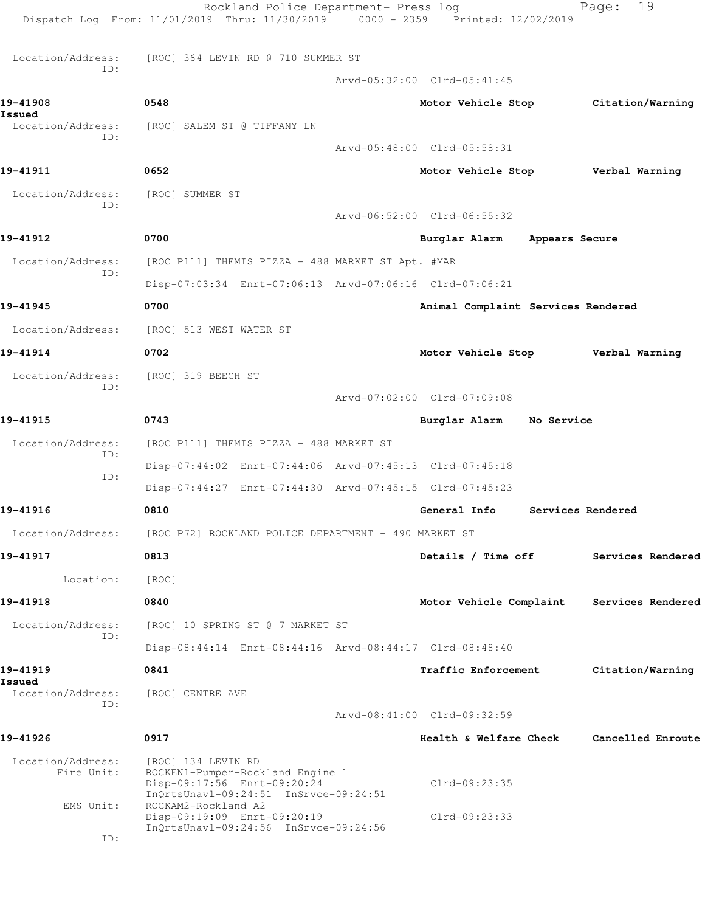Location/Address: [ROC] 364 LEVIN RD @ 710 SUMMER ST
ID:
Arvd-05:32:00 Clrd-05:41:45

**19-41908** 0548 Motor Vehicle Stop Citation/Warning Issued
Location/Address: [ROC] SALEM ST @ TIFFANY LN
ID:
Arvd-05:48:00 Clrd-05:58:31

**19-41911** 0652 Motor Vehicle Stop Verbal Warning
Location/Address: [ROC] SUMMER ST
ID:
Arvd-06:52:00 Clrd-06:55:32

**19-41912** 0700 Burglar Alarm Appears Secure
Location/Address: [ROC P111] THEMIS PIZZA - 488 MARKET ST Apt. #MAR
ID:
Disp-07:03:34 Enrt-07:06:13 Arvd-07:06:16 Clrd-07:06:21

**19-41945** 0700 Animal Complaint Services Rendered
Location/Address: [ROC] 513 WEST WATER ST

**19-41914** 0702 Motor Vehicle Stop Verbal Warning
Location/Address: [ROC] 319 BEECH ST
ID:
Arvd-07:02:00 Clrd-07:09:08

**19-41915** 0743 Burglar Alarm No Service
Location/Address: [ROC P111] THEMIS PIZZA - 488 MARKET ST
ID:
Disp-07:44:02 Enrt-07:44:06 Arvd-07:45:13 Clrd-07:45:18
ID:
Disp-07:44:27 Enrt-07:44:30 Arvd-07:45:15 Clrd-07:45:23

**19-41916** 0810 General Info Services Rendered
Location/Address: [ROC P72] ROCKLAND POLICE DEPARTMENT - 490 MARKET ST

**19-41917** 0813 Details / Time off Services Rendered
Location: [ROC]

**19-41918** 0840 Motor Vehicle Complaint Services Rendered
Location/Address: [ROC] 10 SPRING ST @ 7 MARKET ST
ID:
Disp-08:44:14 Enrt-08:44:16 Arvd-08:44:17 Clrd-08:48:40

**19-41919** 0841 Traffic Enforcement Citation/Warning Issued
Location/Address: [ROC] CENTRE AVE
ID:
Arvd-08:41:00 Clrd-09:32:59

**19-41926** 0917 Health & Welfare Check Cancelled Enroute
Location/Address: [ROC] 134 LEVIN RD
Fire Unit: ROCKEN1-Pumper-Rockland Engine 1
Disp-09:17:56 Enrt-09:20:24 Clrd-09:23:35
InQrtsUnavl-09:24:51 InSrvce-09:24:51
EMS Unit: ROCKAM2-Rockland A2
Disp-09:19:09 Enrt-09:20:19 Clrd-09:23:33
InQrtsUnavl-09:24:56 InSrvce-09:24:56
ID: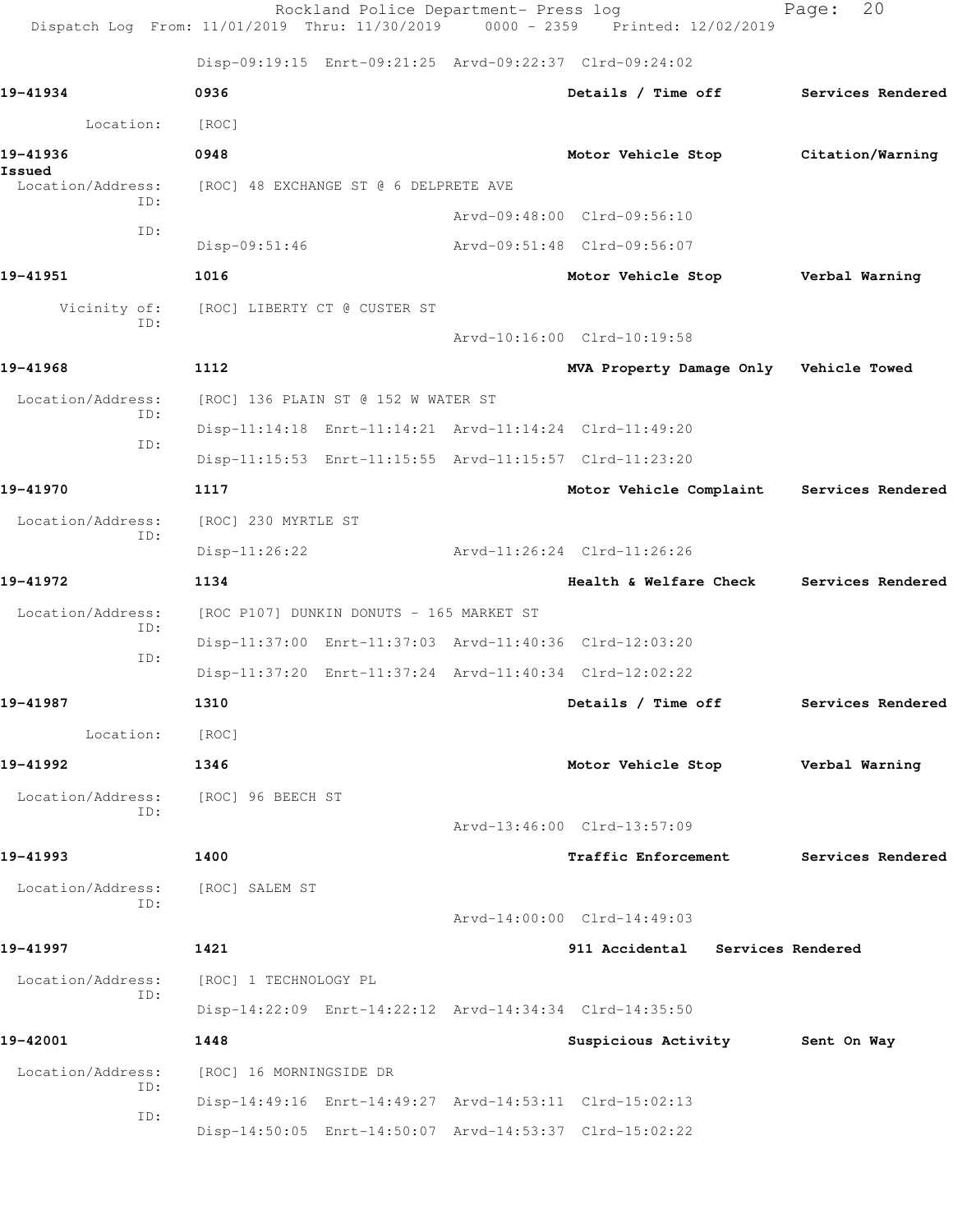Disp-09:19:15 Enrt-09:21:25 Arvd-09:22:37 Clrd-09:24:02

**19-41934** 0936 **Details / Time off** **Services Rendered**

Location: [ROC]

**19-41936** 0948 **Motor Vehicle Stop** **Citation/Warning Issued**

Location/Address: [ROC] 48 EXCHANGE ST @ 6 DELPRETE AVE

ID: Arvd-09:48:00 Clrd-09:56:10

ID: Disp-09:51:46 Arvd-09:51:48 Clrd-09:56:07

**19-41951** 1016 **Motor Vehicle Stop** **Verbal Warning**

Vicinity of: [ROC] LIBERTY CT @ CUSTER ST

ID: Arvd-10:16:00 Clrd-10:19:58

**19-41968** 1112 **MVA Property Damage Only** **Vehicle Towed**

Location/Address: [ROC] 136 PLAIN ST @ 152 W WATER ST

ID: Disp-11:14:18 Enrt-11:14:21 Arvd-11:14:24 Clrd-11:49:20

ID: Disp-11:15:53 Enrt-11:15:55 Arvd-11:15:57 Clrd-11:23:20

**19-41970** 1117 **Motor Vehicle Complaint** **Services Rendered**

Location/Address: [ROC] 230 MYRTLE ST

ID: Disp-11:26:22 Arvd-11:26:24 Clrd-11:26:26

**19-41972** 1134 **Health & Welfare Check** **Services Rendered**

Location/Address: [ROC P107] DUNKIN DONUTS - 165 MARKET ST

ID: Disp-11:37:00 Enrt-11:37:03 Arvd-11:40:36 Clrd-12:03:20

ID: Disp-11:37:20 Enrt-11:37:24 Arvd-11:40:34 Clrd-12:02:22

**19-41987** 1310 **Details / Time off** **Services Rendered**

Location: [ROC]

**19-41992** 1346 **Motor Vehicle Stop** **Verbal Warning**

Location/Address: [ROC] 96 BEECH ST

ID: Arvd-13:46:00 Clrd-13:57:09

**19-41993** 1400 **Traffic Enforcement** **Services Rendered**

Location/Address: [ROC] SALEM ST

ID: Arvd-14:00:00 Clrd-14:49:03

**19-41997** 1421 **911 Accidental** **Services Rendered**

Location/Address: [ROC] 1 TECHNOLOGY PL

ID: Disp-14:22:09 Enrt-14:22:12 Arvd-14:34:34 Clrd-14:35:50

**19-42001** 1448 **Suspicious Activity** **Sent On Way**

Location/Address: [ROC] 16 MORNINGSIDE DR

ID: Disp-14:49:16 Enrt-14:49:27 Arvd-14:53:11 Clrd-15:02:13

ID: Disp-14:50:05 Enrt-14:50:07 Arvd-14:53:37 Clrd-15:02:22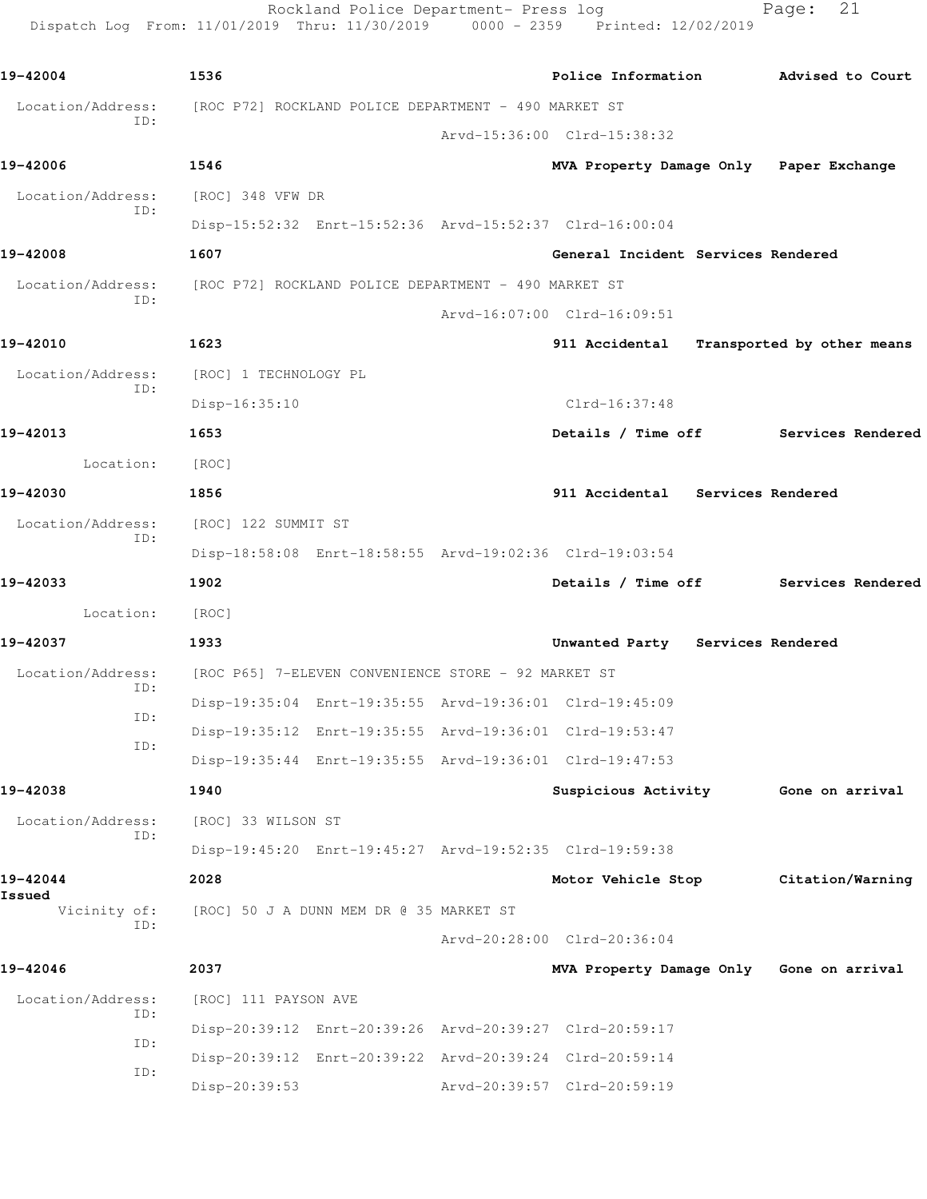**19-42004** 1536 **Police Information** **Advised to Court**

Location/Address: [ROC P72] ROCKLAND POLICE DEPARTMENT - 490 MARKET ST
ID:
Arvd-15:36:00 Clrd-15:38:32

**19-42006** 1546 **MVA Property Damage Only** **Paper Exchange**

Location/Address: [ROC] 348 VFW DR
ID:
Disp-15:52:32 Enrt-15:52:36 Arvd-15:52:37 Clrd-16:00:04

**19-42008** 1607 **General Incident** **Services Rendered**

Location/Address: [ROC P72] ROCKLAND POLICE DEPARTMENT - 490 MARKET ST
ID:
Arvd-16:07:00 Clrd-16:09:51

**19-42010** 1623 **911 Accidental** **Transported by other means**

Location/Address: [ROC] 1 TECHNOLOGY PL
ID:
Disp-16:35:10 Clrd-16:37:48

**19-42013** 1653 **Details / Time off** **Services Rendered**

Location: [ROC]

**19-42030** 1856 **911 Accidental** **Services Rendered**

Location/Address: [ROC] 122 SUMMIT ST
ID:
Disp-18:58:08 Enrt-18:58:55 Arvd-19:02:36 Clrd-19:03:54

**19-42033** 1902 **Details / Time off** **Services Rendered**

Location: [ROC]

**19-42037** 1933 **Unwanted Party** **Services Rendered**

Location/Address: [ROC P65] 7-ELEVEN CONVENIENCE STORE - 92 MARKET ST
ID:
Disp-19:35:04 Enrt-19:35:55 Arvd-19:36:01 Clrd-19:45:09
ID:
Disp-19:35:12 Enrt-19:35:55 Arvd-19:36:01 Clrd-19:53:47
ID:
Disp-19:35:44 Enrt-19:35:55 Arvd-19:36:01 Clrd-19:47:53

**19-42038** 1940 **Suspicious Activity** **Gone on arrival**

Location/Address: [ROC] 33 WILSON ST
ID:
Disp-19:45:20 Enrt-19:45:27 Arvd-19:52:35 Clrd-19:59:38

**19-42044** 2028 **Motor Vehicle Stop** **Citation/Warning Issued**

Vicinity of: [ROC] 50 J A DUNN MEM DR @ 35 MARKET ST
ID:
Arvd-20:28:00 Clrd-20:36:04

**19-42046** 2037 **MVA Property Damage Only** **Gone on arrival**

Location/Address: [ROC] 111 PAYSON AVE
ID:
Disp-20:39:12 Enrt-20:39:26 Arvd-20:39:27 Clrd-20:59:17
ID:
Disp-20:39:12 Enrt-20:39:22 Arvd-20:39:24 Clrd-20:59:14
ID:
Disp-20:39:53 Arvd-20:39:57 Clrd-20:59:19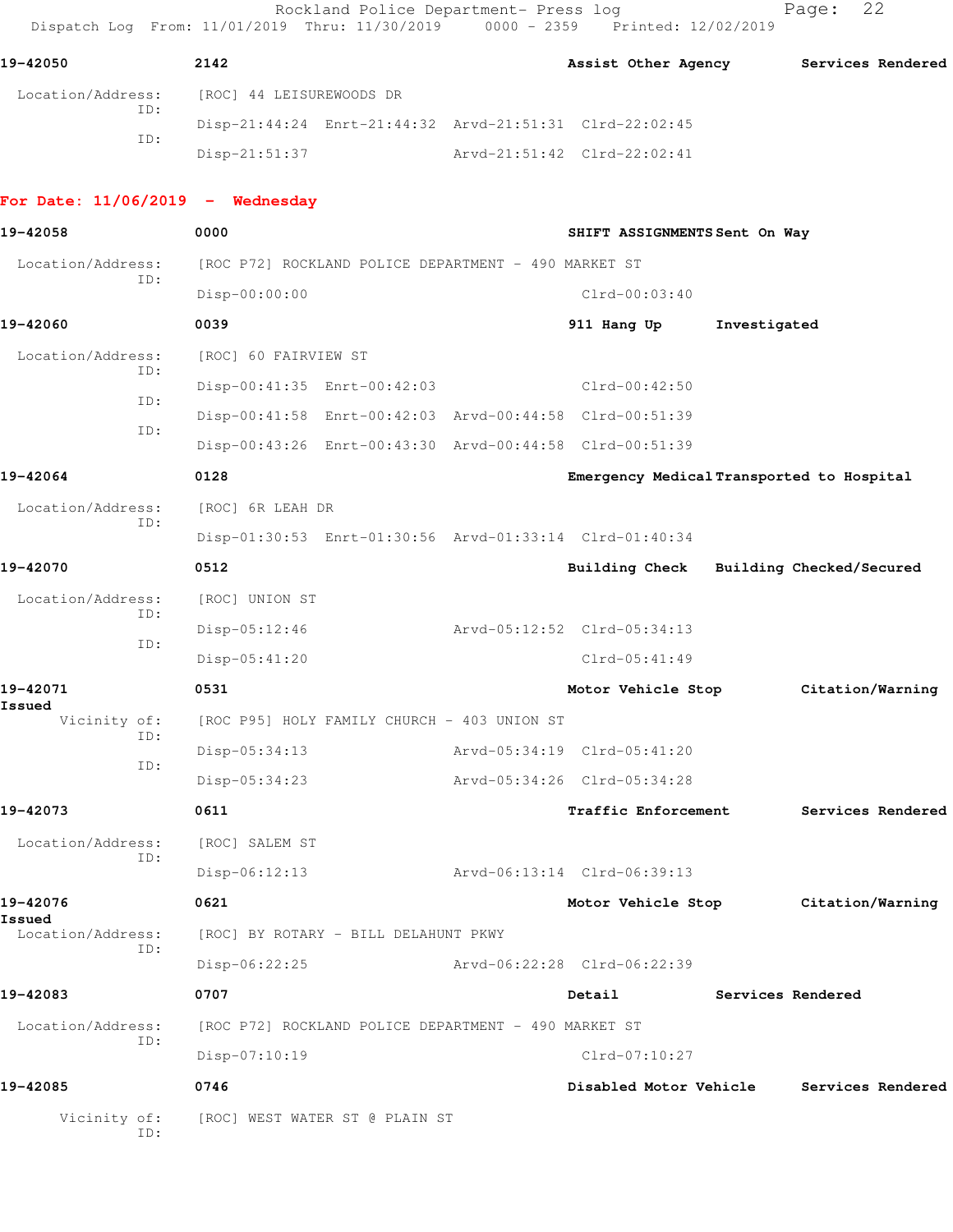Rockland Police Department- Press log
Dispatch Log From: 11/01/2019 Thru: 11/30/2019 0000 - 2359 Printed: 12/02/2019

**19-42050** 2142 **Assist Other Agency** **Services Rendered**

Location/Address: [ROC] 44 LEISUREWOODS DR
ID:
Disp-21:44:24 Enrt-21:44:32 Arvd-21:51:31 Clrd-22:02:45
ID:
Disp-21:51:37 Arvd-21:51:42 Clrd-22:02:41

## For Date: 11/06/2019 - Wednesday

**19-42058** 0000 **SHIFT ASSIGNMENTS** **Sent On Way**

Location/Address: [ROC P72] ROCKLAND POLICE DEPARTMENT - 490 MARKET ST
ID:
Disp-00:00:00 Clrd-00:03:40

**19-42060** 0039 **911 Hang Up** **Investigated**

Location/Address: [ROC] 60 FAIRVIEW ST
ID:
Disp-00:41:35 Enrt-00:42:03 Clrd-00:42:50
ID:
Disp-00:41:58 Enrt-00:42:03 Arvd-00:44:58 Clrd-00:51:39
ID:
Disp-00:43:26 Enrt-00:43:30 Arvd-00:44:58 Clrd-00:51:39

**19-42064** 0128 **Emergency Medical** **Transported to Hospital**

Location/Address: [ROC] 6R LEAH DR
ID:
Disp-01:30:53 Enrt-01:30:56 Arvd-01:33:14 Clrd-01:40:34

**19-42070** 0512 **Building Check** **Building Checked/Secured**

Location/Address: [ROC] UNION ST
ID:
Disp-05:12:46 Arvd-05:12:52 Clrd-05:34:13
ID:
Disp-05:41:20 Clrd-05:41:49

**19-42071** 0531 **Motor Vehicle Stop** **Citation/Warning Issued**

Vicinity of: [ROC P95] HOLY FAMILY CHURCH - 403 UNION ST
ID:
Disp-05:34:13 Arvd-05:34:19 Clrd-05:41:20
ID:
Disp-05:34:23 Arvd-05:34:26 Clrd-05:34:28

**19-42073** 0611 **Traffic Enforcement** **Services Rendered**

Location/Address: [ROC] SALEM ST
ID:
Disp-06:12:13 Arvd-06:13:14 Clrd-06:39:13

**19-42076** 0621 **Motor Vehicle Stop** **Citation/Warning Issued**

Location/Address: [ROC] BY ROTARY - BILL DELAHUNT PKWY
ID:
Disp-06:22:25 Arvd-06:22:28 Clrd-06:22:39

**19-42083** 0707 **Detail** **Services Rendered**

Location/Address: [ROC P72] ROCKLAND POLICE DEPARTMENT - 490 MARKET ST
ID:
Disp-07:10:19 Clrd-07:10:27

**19-42085** 0746 **Disabled Motor Vehicle** **Services Rendered**

Vicinity of: [ROC] WEST WATER ST @ PLAIN ST
ID: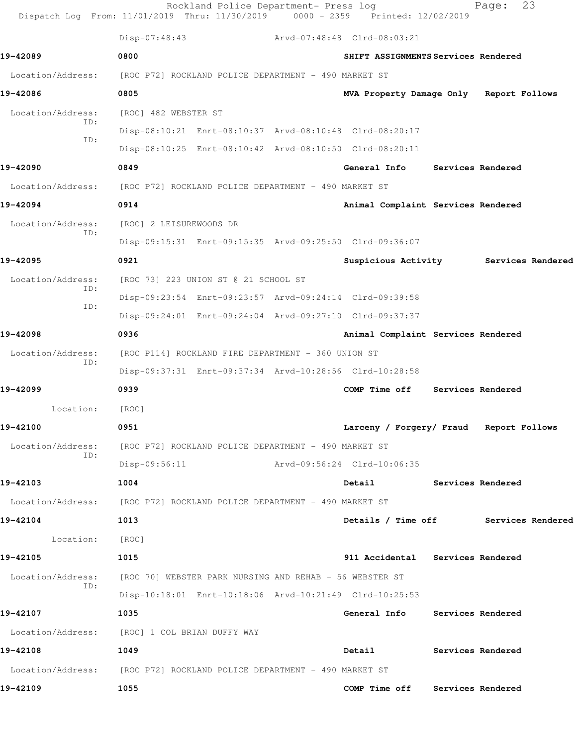Disp-07:48:43 Arvd-07:48:48 Clrd-08:03:21

**19-42089** 0800 SHIFT ASSIGNMENTS Services Rendered

Location/Address: [ROC P72] ROCKLAND POLICE DEPARTMENT - 490 MARKET ST

**19-42086** 0805 MVA Property Damage Only Report Follows

Location/Address: [ROC] 482 WEBSTER ST

ID: Disp-08:10:21 Enrt-08:10:37 Arvd-08:10:48 Clrd-08:20:17

ID: Disp-08:10:25 Enrt-08:10:42 Arvd-08:10:50 Clrd-08:20:11

**19-42090** 0849 General Info Services Rendered

Location/Address: [ROC P72] ROCKLAND POLICE DEPARTMENT - 490 MARKET ST

**19-42094** 0914 Animal Complaint Services Rendered

Location/Address: [ROC] 2 LEISUREWOODS DR

ID: Disp-09:15:31 Enrt-09:15:35 Arvd-09:25:50 Clrd-09:36:07

**19-42095** 0921 Suspicious Activity Services Rendered

Location/Address: [ROC 73] 223 UNION ST @ 21 SCHOOL ST

ID: Disp-09:23:54 Enrt-09:23:57 Arvd-09:24:14 Clrd-09:39:58

ID: Disp-09:24:01 Enrt-09:24:04 Arvd-09:27:10 Clrd-09:37:37

**19-42098** 0936 Animal Complaint Services Rendered

Location/Address: [ROC P114] ROCKLAND FIRE DEPARTMENT - 360 UNION ST

ID: Disp-09:37:31 Enrt-09:37:34 Arvd-10:28:56 Clrd-10:28:58

**19-42099** 0939 COMP Time off Services Rendered

Location: [ROC]

**19-42100** 0951 Larceny / Forgery/ Fraud Report Follows

Location/Address: [ROC P72] ROCKLAND POLICE DEPARTMENT - 490 MARKET ST

ID: Disp-09:56:11 Arvd-09:56:24 Clrd-10:06:35

**19-42103** 1004 Detail Services Rendered

Location/Address: [ROC P72] ROCKLAND POLICE DEPARTMENT - 490 MARKET ST

**19-42104** 1013 Details / Time off Services Rendered

Location: [ROC]

**19-42105** 1015 911 Accidental Services Rendered

Location/Address: [ROC 70] WEBSTER PARK NURSING AND REHAB - 56 WEBSTER ST

ID: Disp-10:18:01 Enrt-10:18:06 Arvd-10:21:49 Clrd-10:25:53

**19-42107** 1035 General Info Services Rendered

Location/Address: [ROC] 1 COL BRIAN DUFFY WAY

**19-42108** 1049 Detail Services Rendered

Location/Address: [ROC P72] ROCKLAND POLICE DEPARTMENT - 490 MARKET ST

**19-42109** 1055 COMP Time off Services Rendered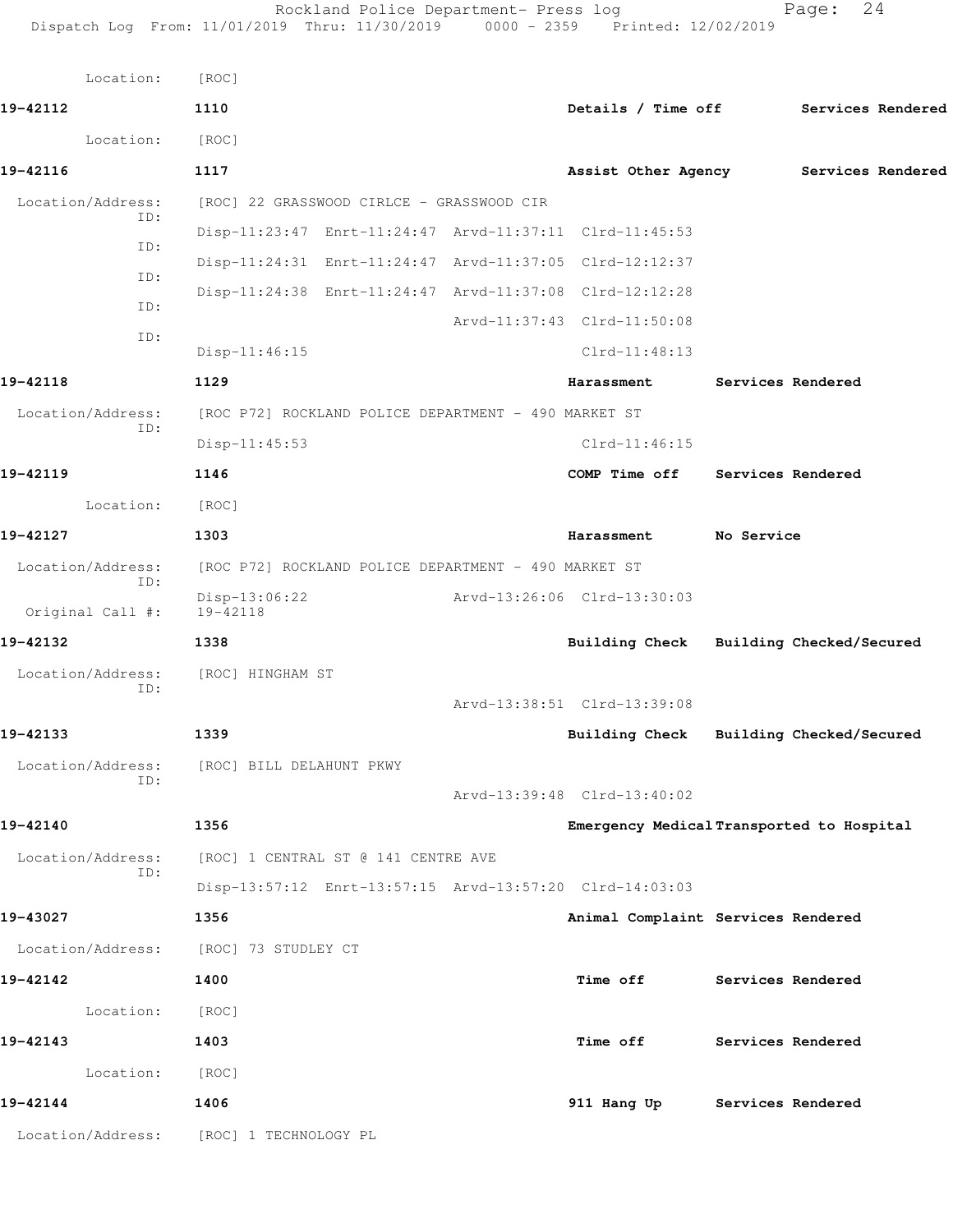Location: [ROC]

**19-42112** **1110** **Details / Time off** **Services Rendered**

Location: [ROC]

**19-42116** **1117** **Assist Other Agency** **Services Rendered**

Location/Address: [ROC] 22 GRASSWOOD CIRLCE - GRASSWOOD CIR

ID: Disp-11:23:47 Enrt-11:24:47 Arvd-11:37:11 Clrd-11:45:53

ID: Disp-11:24:31 Enrt-11:24:47 Arvd-11:37:05 Clrd-12:12:37

ID: Disp-11:24:38 Enrt-11:24:47 Arvd-11:37:08 Clrd-12:12:28

ID: Arvd-11:37:43 Clrd-11:50:08

ID: Disp-11:46:15 Clrd-11:48:13

**19-42118** **1129** **Harassment** **Services Rendered**

Location/Address: [ROC P72] ROCKLAND POLICE DEPARTMENT - 490 MARKET ST

ID: Disp-11:45:53 Clrd-11:46:15

**19-42119** **1146** **COMP Time off** **Services Rendered**

Location: [ROC]

**19-42127** **1303** **Harassment** **No Service**

Location/Address: [ROC P72] ROCKLAND POLICE DEPARTMENT - 490 MARKET ST

ID: Disp-13:06:22 Arvd-13:26:06 Clrd-13:30:03

Original Call #: 19-42118

**19-42132** **1338** **Building Check** **Building Checked/Secured**

Location/Address: [ROC] HINGHAM ST

ID: Arvd-13:38:51 Clrd-13:39:08

**19-42133** **1339** **Building Check** **Building Checked/Secured**

Location/Address: [ROC] BILL DELAHUNT PKWY

ID: Arvd-13:39:48 Clrd-13:40:02

**19-42140** **1356** **Emergency Medical** **Transported to Hospital**

Location/Address: [ROC] 1 CENTRAL ST @ 141 CENTRE AVE

ID: Disp-13:57:12 Enrt-13:57:15 Arvd-13:57:20 Clrd-14:03:03

**19-43027** **1356** **Animal Complaint** **Services Rendered**

Location/Address: [ROC] 73 STUDLEY CT

**19-42142** **1400** **Time off** **Services Rendered**

Location: [ROC]

**19-42143** **1403** **Time off** **Services Rendered**

Location: [ROC]

**19-42144** **1406** **911 Hang Up** **Services Rendered**

Location/Address: [ROC] 1 TECHNOLOGY PL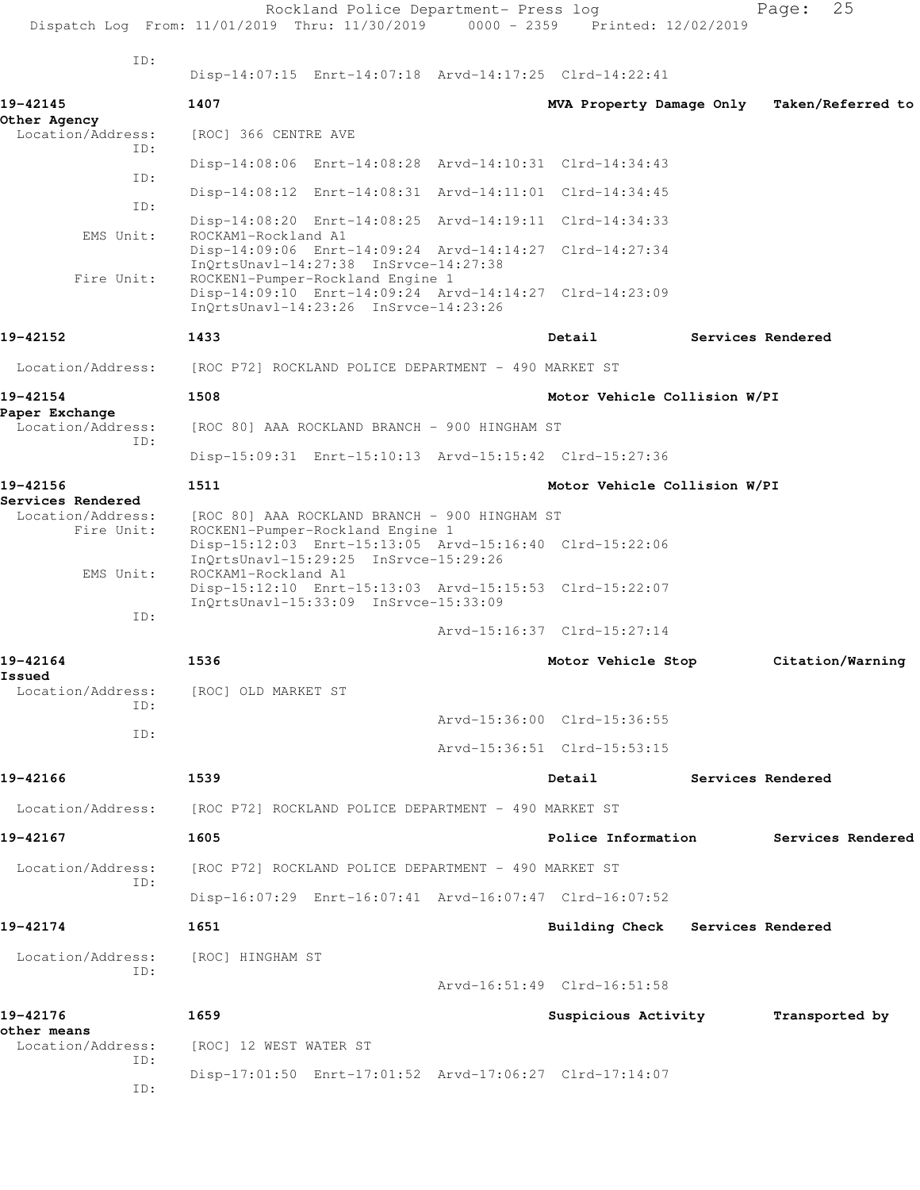ID:
Disp-14:07:15 Enrt-14:07:18 Arvd-14:17:25 Clrd-14:22:41

**19-42145** **1407** **MVA Property Damage Only** **Taken/Referred to Other Agency**
Location/Address: [ROC] 366 CENTRE AVE
ID:
Disp-14:08:06 Enrt-14:08:28 Arvd-14:10:31 Clrd-14:34:43
ID:
Disp-14:08:12 Enrt-14:08:31 Arvd-14:11:01 Clrd-14:34:45
ID:
Disp-14:08:20 Enrt-14:08:25 Arvd-14:19:11 Clrd-14:34:33
EMS Unit: ROCKAM1-Rockland A1
Disp-14:09:06 Enrt-14:09:24 Arvd-14:14:27 Clrd-14:27:34
InQrtsUnavl-14:27:38 InSrvce-14:27:38
Fire Unit: ROCKEN1-Pumper-Rockland Engine 1
Disp-14:09:10 Enrt-14:09:24 Arvd-14:14:27 Clrd-14:23:09
InQrtsUnavl-14:23:26 InSrvce-14:23:26

**19-42152** **1433** **Detail** **Services Rendered**
Location/Address: [ROC P72] ROCKLAND POLICE DEPARTMENT - 490 MARKET ST

**19-42154** **1508** **Motor Vehicle Collision W/PI** **Paper Exchange**
Location/Address: [ROC 80] AAA ROCKLAND BRANCH - 900 HINGHAM ST
ID:
Disp-15:09:31 Enrt-15:10:13 Arvd-15:15:42 Clrd-15:27:36

**19-42156** **1511** **Motor Vehicle Collision W/PI** **Services Rendered**
Location/Address: [ROC 80] AAA ROCKLAND BRANCH - 900 HINGHAM ST
Fire Unit: ROCKEN1-Pumper-Rockland Engine 1
Disp-15:12:03 Enrt-15:13:05 Arvd-15:16:40 Clrd-15:22:06
InQrtsUnavl-15:29:25 InSrvce-15:29:26
EMS Unit: ROCKAM1-Rockland A1
Disp-15:12:10 Enrt-15:13:03 Arvd-15:15:53 Clrd-15:22:07
InQrtsUnavl-15:33:09 InSrvce-15:33:09
ID:
Arvd-15:16:37 Clrd-15:27:14

**19-42164** **1536** **Motor Vehicle Stop** **Citation/Warning Issued**
Location/Address: [ROC] OLD MARKET ST
ID:
Arvd-15:36:00 Clrd-15:36:55
ID:
Arvd-15:36:51 Clrd-15:53:15

**19-42166** **1539** **Detail** **Services Rendered**
Location/Address: [ROC P72] ROCKLAND POLICE DEPARTMENT - 490 MARKET ST

**19-42167** **1605** **Police Information** **Services Rendered**
Location/Address: [ROC P72] ROCKLAND POLICE DEPARTMENT - 490 MARKET ST
ID:
Disp-16:07:29 Enrt-16:07:41 Arvd-16:07:47 Clrd-16:07:52

**19-42174** **1651** **Building Check** **Services Rendered**
Location/Address: [ROC] HINGHAM ST
ID:
Arvd-16:51:49 Clrd-16:51:58

**19-42176** **1659** **Suspicious Activity** **Transported by other means**
Location/Address: [ROC] 12 WEST WATER ST
ID:
Disp-17:01:50 Enrt-17:01:52 Arvd-17:06:27 Clrd-17:14:07
ID: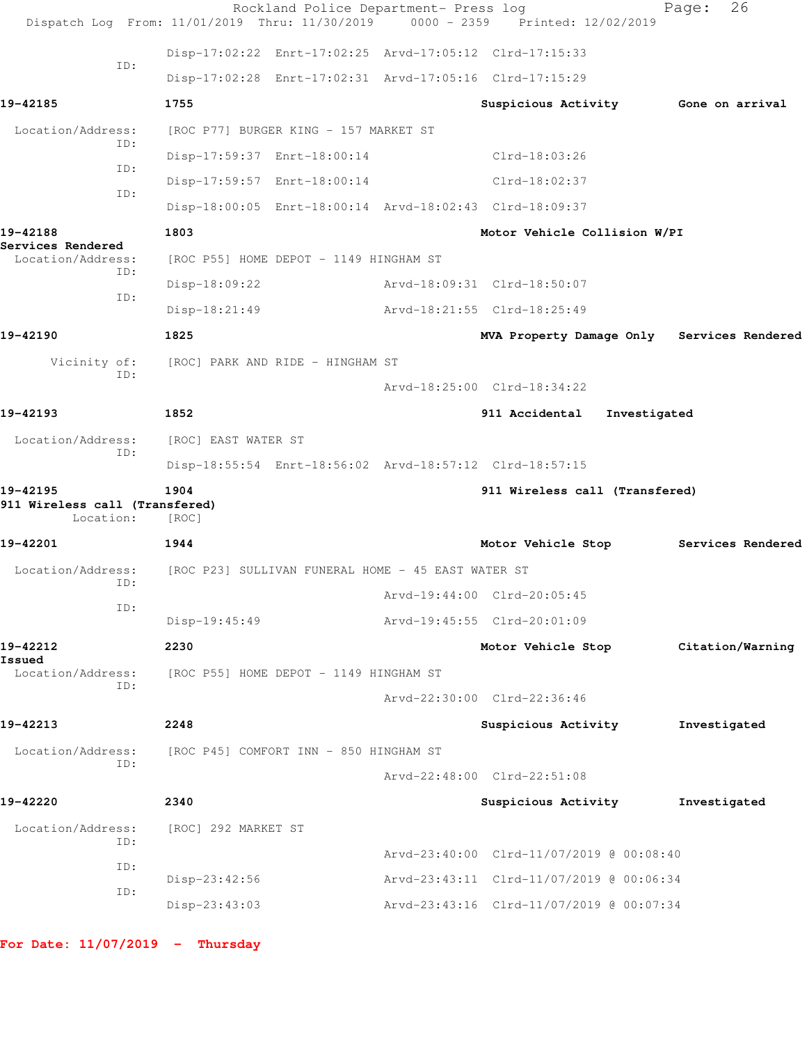Dispatch Log From: 11/01/2019 Thru: 11/30/2019 0000 - 2359

```
                Disp-17:02:22  Enrt-17:02:25  Arvd-17:05:12  Clrd-17:15:33
          ID:
                Disp-17:02:28  Enrt-17:02:31  Arvd-17:05:16  Clrd-17:15:29

19-42185        1755                          Suspicious Activity        Gone on arrival

 Location/Address:   [ROC P77] BURGER KING - 157 MARKET ST
          ID:
                Disp-17:59:37  Enrt-18:00:14                 Clrd-18:03:26
          ID:
                Disp-17:59:57  Enrt-18:00:14                 Clrd-18:02:37
          ID:
                Disp-18:00:05  Enrt-18:00:14  Arvd-18:02:43  Clrd-18:09:37

19-42188        1803                          Motor Vehicle Collision W/PI
Services Rendered
 Location/Address:   [ROC P55] HOME DEPOT - 1149 HINGHAM ST
          ID:
                Disp-18:09:22                 Arvd-18:09:31  Clrd-18:50:07
          ID:
                Disp-18:21:49                 Arvd-18:21:55  Clrd-18:25:49

19-42190        1825                          MVA Property Damage Only   Services Rendered

      Vicinity of:   [ROC] PARK AND RIDE - HINGHAM ST
          ID:
                                              Arvd-18:25:00  Clrd-18:34:22

19-42193        1852                          911 Accidental    Investigated

 Location/Address:   [ROC] EAST WATER ST
          ID:
                Disp-18:55:54  Enrt-18:56:02  Arvd-18:57:12  Clrd-18:57:15

19-42195        1904                          911 Wireless call (Transfered)
911 Wireless call (Transfered)
        Location:   [ROC]

19-42201        1944                          Motor Vehicle Stop         Services Rendered

 Location/Address:   [ROC P23] SULLIVAN FUNERAL HOME - 45 EAST WATER ST
          ID:
                                              Arvd-19:44:00  Clrd-20:05:45
          ID:
                Disp-19:45:49                 Arvd-19:45:55  Clrd-20:01:09

19-42212        2230                          Motor Vehicle Stop         Citation/Warning
Issued
 Location/Address:   [ROC P55] HOME DEPOT - 1149 HINGHAM ST
          ID:
                                              Arvd-22:30:00  Clrd-22:36:46

19-42213        2248                          Suspicious Activity        Investigated

 Location/Address:   [ROC P45] COMFORT INN - 850 HINGHAM ST
          ID:
                                              Arvd-22:48:00  Clrd-22:51:08

19-42220        2340                          Suspicious Activity        Investigated

 Location/Address:   [ROC] 292 MARKET ST
          ID:
                                              Arvd-23:40:00  Clrd-11/07/2019 @ 00:08:40
          ID:
                Disp-23:42:56                 Arvd-23:43:11  Clrd-11/07/2019 @ 00:06:34
          ID:
                Disp-23:43:03                 Arvd-23:43:16  Clrd-11/07/2019 @ 00:07:34
```

**For Date: 11/07/2019 - Thursday**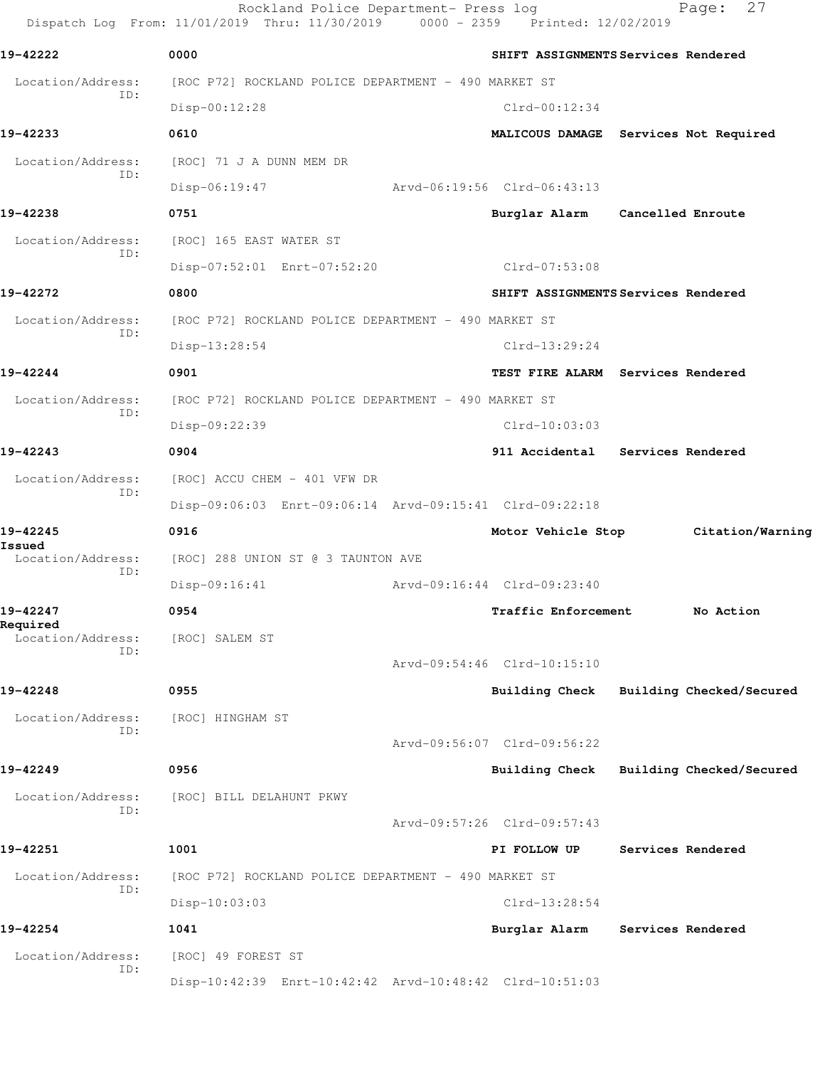Rockland Police Department- Press log

Dispatch Log From: 11/01/2019 Thru: 11/30/2019 0000 - 2359 Printed: 12/02/2019

**19-42222** 0000 **SHIFT ASSIGNMENTS Services Rendered**

Location/Address: [ROC P72] ROCKLAND POLICE DEPARTMENT - 490 MARKET ST
ID:
Disp-00:12:28 Clrd-00:12:34

**19-42233** 0610 **MALICOUS DAMAGE Services Not Required**

Location/Address: [ROC] 71 J A DUNN MEM DR
ID:
Disp-06:19:47 Arvd-06:19:56 Clrd-06:43:13

**19-42238** 0751 **Burglar Alarm Cancelled Enroute**

Location/Address: [ROC] 165 EAST WATER ST
ID:
Disp-07:52:01 Enrt-07:52:20 Clrd-07:53:08

**19-42272** 0800 **SHIFT ASSIGNMENTS Services Rendered**

Location/Address: [ROC P72] ROCKLAND POLICE DEPARTMENT - 490 MARKET ST
ID:
Disp-13:28:54 Clrd-13:29:24

**19-42244** 0901 **TEST FIRE ALARM Services Rendered**

Location/Address: [ROC P72] ROCKLAND POLICE DEPARTMENT - 490 MARKET ST
ID:
Disp-09:22:39 Clrd-10:03:03

**19-42243** 0904 **911 Accidental Services Rendered**

Location/Address: [ROC] ACCU CHEM - 401 VFW DR
ID:
Disp-09:06:03 Enrt-09:06:14 Arvd-09:15:41 Clrd-09:22:18

**19-42245** 0916 **Motor Vehicle Stop Citation/Warning Issued**

Location/Address: [ROC] 288 UNION ST @ 3 TAUNTON AVE
ID:
Disp-09:16:41 Arvd-09:16:44 Clrd-09:23:40

**19-42247** 0954 **Traffic Enforcement No Action Required**

Location/Address: [ROC] SALEM ST
ID:
Arvd-09:54:46 Clrd-10:15:10

**19-42248** 0955 **Building Check Building Checked/Secured**

Location/Address: [ROC] HINGHAM ST
ID:
Arvd-09:56:07 Clrd-09:56:22

**19-42249** 0956 **Building Check Building Checked/Secured**

Location/Address: [ROC] BILL DELAHUNT PKWY
ID:
Arvd-09:57:26 Clrd-09:57:43

**19-42251** 1001 **PI FOLLOW UP Services Rendered**

Location/Address: [ROC P72] ROCKLAND POLICE DEPARTMENT - 490 MARKET ST
ID:
Disp-10:03:03 Clrd-13:28:54

**19-42254** 1041 **Burglar Alarm Services Rendered**

Location/Address: [ROC] 49 FOREST ST
ID:
Disp-10:42:39 Enrt-10:42:42 Arvd-10:48:42 Clrd-10:51:03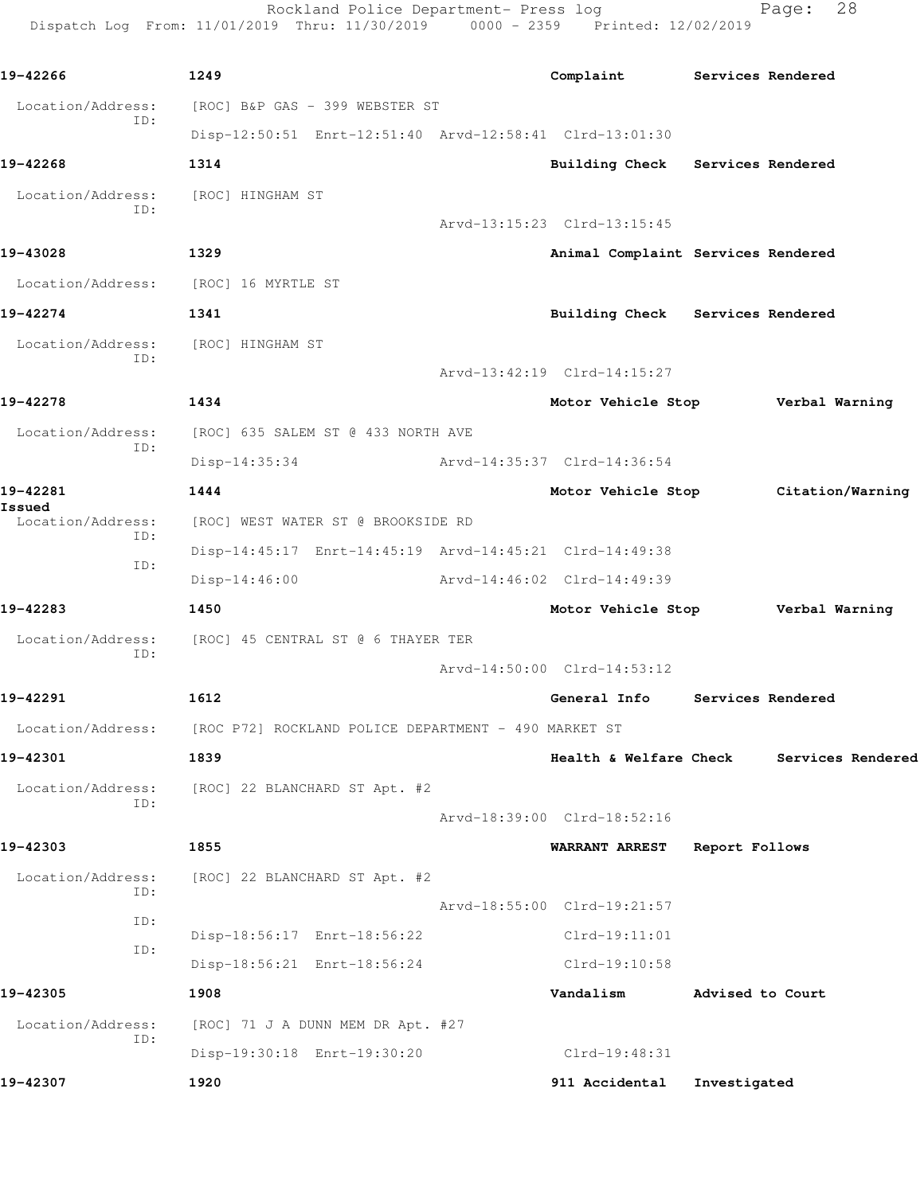**19-42266** 1249 **Complaint** **Services Rendered**

Location/Address: [ROC] B&P GAS - 399 WEBSTER ST
ID:
Disp-12:50:51 Enrt-12:51:40 Arvd-12:58:41 Clrd-13:01:30

**19-42268** 1314 **Building Check** **Services Rendered**

Location/Address: [ROC] HINGHAM ST
ID:
Arvd-13:15:23 Clrd-13:15:45

**19-43028** 1329 **Animal Complaint** **Services Rendered**

Location/Address: [ROC] 16 MYRTLE ST

**19-42274** 1341 **Building Check** **Services Rendered**

Location/Address: [ROC] HINGHAM ST
ID:
Arvd-13:42:19 Clrd-14:15:27

**19-42278** 1434 **Motor Vehicle Stop** **Verbal Warning**

Location/Address: [ROC] 635 SALEM ST @ 433 NORTH AVE
ID:
Disp-14:35:34 Arvd-14:35:37 Clrd-14:36:54

**19-42281** 1444 **Motor Vehicle Stop** **Citation/Warning Issued**

Location/Address: [ROC] WEST WATER ST @ BROOKSIDE RD
ID:
Disp-14:45:17 Enrt-14:45:19 Arvd-14:45:21 Clrd-14:49:38
ID:
Disp-14:46:00 Arvd-14:46:02 Clrd-14:49:39

**19-42283** 1450 **Motor Vehicle Stop** **Verbal Warning**

Location/Address: [ROC] 45 CENTRAL ST @ 6 THAYER TER
ID:
Arvd-14:50:00 Clrd-14:53:12

**19-42291** 1612 **General Info** **Services Rendered**

Location/Address: [ROC P72] ROCKLAND POLICE DEPARTMENT - 490 MARKET ST

**19-42301** 1839 **Health & Welfare Check** **Services Rendered**

Location/Address: [ROC] 22 BLANCHARD ST Apt. #2
ID:
Arvd-18:39:00 Clrd-18:52:16

**19-42303** 1855 **WARRANT ARREST** **Report Follows**

Location/Address: [ROC] 22 BLANCHARD ST Apt. #2
ID:
Arvd-18:55:00 Clrd-19:21:57
ID:
Disp-18:56:17 Enrt-18:56:22 Clrd-19:11:01
ID:
Disp-18:56:21 Enrt-18:56:24 Clrd-19:10:58

**19-42305** 1908 **Vandalism** **Advised to Court**

Location/Address: [ROC] 71 J A DUNN MEM DR Apt. #27
ID:
Disp-19:30:18 Enrt-19:30:20 Clrd-19:48:31

**19-42307** 1920 **911 Accidental** **Investigated**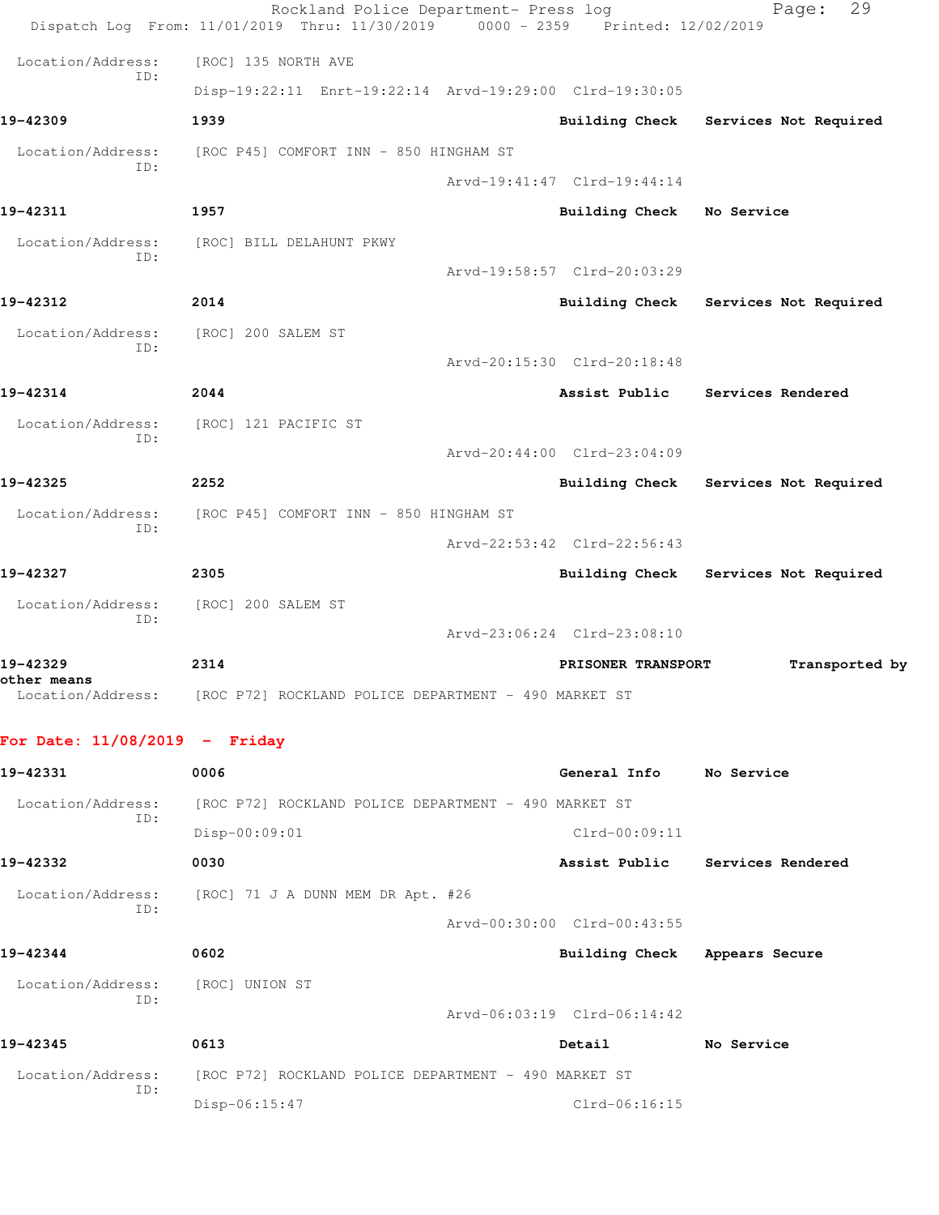Location/Address: [ROC] 135 NORTH AVE
ID:
Disp-19:22:11 Enrt-19:22:14 Arvd-19:29:00 Clrd-19:30:05

**19-42309** **1939** **Building Check** **Services Not Required**

Location/Address: [ROC P45] COMFORT INN - 850 HINGHAM ST
ID:
Arvd-19:41:47 Clrd-19:44:14

**19-42311** **1957** **Building Check** **No Service**

Location/Address: [ROC] BILL DELAHUNT PKWY
ID:
Arvd-19:58:57 Clrd-20:03:29

**19-42312** **2014** **Building Check** **Services Not Required**

Location/Address: [ROC] 200 SALEM ST
ID:
Arvd-20:15:30 Clrd-20:18:48

**19-42314** **2044** **Assist Public** **Services Rendered**

Location/Address: [ROC] 121 PACIFIC ST
ID:
Arvd-20:44:00 Clrd-23:04:09

**19-42325** **2252** **Building Check** **Services Not Required**

Location/Address: [ROC P45] COMFORT INN - 850 HINGHAM ST
ID:
Arvd-22:53:42 Clrd-22:56:43

**19-42327** **2305** **Building Check** **Services Not Required**

Location/Address: [ROC] 200 SALEM ST
ID:
Arvd-23:06:24 Clrd-23:08:10

**19-42329** **2314** **PRISONER TRANSPORT** **Transported by other means**

Location/Address: [ROC P72] ROCKLAND POLICE DEPARTMENT - 490 MARKET ST

## For Date: 11/08/2019 - Friday

**19-42331** **0006** **General Info** **No Service**

Location/Address: [ROC P72] ROCKLAND POLICE DEPARTMENT - 490 MARKET ST
ID:
Disp-00:09:01 Clrd-00:09:11

**19-42332** **0030** **Assist Public** **Services Rendered**

Location/Address: [ROC] 71 J A DUNN MEM DR Apt. #26
ID:
Arvd-00:30:00 Clrd-00:43:55

**19-42344** **0602** **Building Check** **Appears Secure**

Location/Address: [ROC] UNION ST
ID:
Arvd-06:03:19 Clrd-06:14:42

**19-42345** **0613** **Detail** **No Service**

Location/Address: [ROC P72] ROCKLAND POLICE DEPARTMENT - 490 MARKET ST
ID:
Disp-06:15:47 Clrd-06:16:15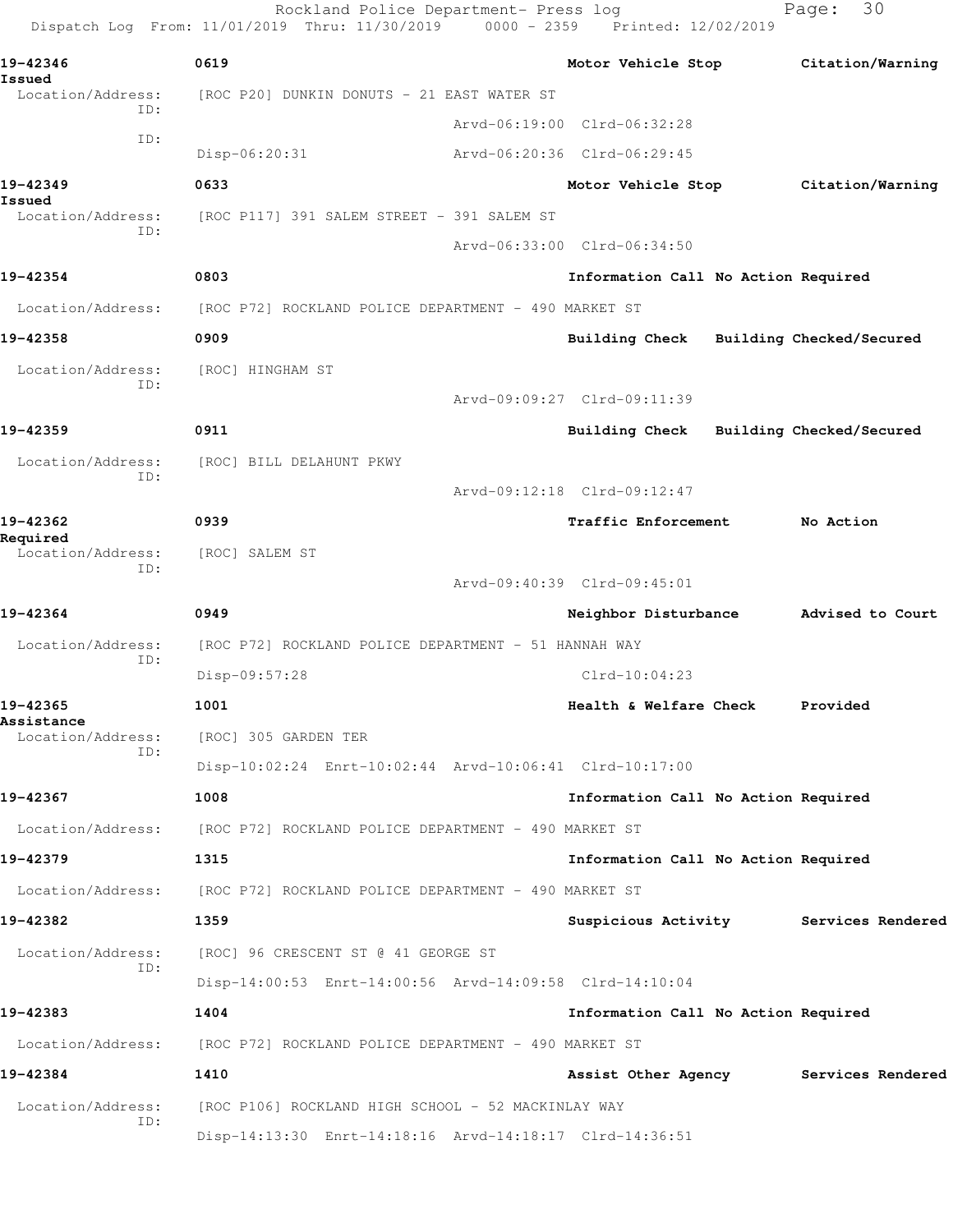Rockland Police Department- Press log
Dispatch Log From: 11/01/2019 Thru: 11/30/2019 0000 - 2359 Printed: 12/02/2019

**19-42346** 0619 Motor Vehicle Stop Citation/Warning Issued
Location/Address: [ROC P20] DUNKIN DONUTS - 21 EAST WATER ST
ID: Arvd-06:19:00 Clrd-06:32:28
ID: Disp-06:20:31 Arvd-06:20:36 Clrd-06:29:45

**19-42349** 0633 Motor Vehicle Stop Citation/Warning Issued
Location/Address: [ROC P117] 391 SALEM STREET - 391 SALEM ST
ID: Arvd-06:33:00 Clrd-06:34:50

**19-42354** 0803 Information Call No Action Required
Location/Address: [ROC P72] ROCKLAND POLICE DEPARTMENT - 490 MARKET ST

**19-42358** 0909 Building Check Building Checked/Secured
Location/Address: [ROC] HINGHAM ST
ID: Arvd-09:09:27 Clrd-09:11:39

**19-42359** 0911 Building Check Building Checked/Secured
Location/Address: [ROC] BILL DELAHUNT PKWY
ID: Arvd-09:12:18 Clrd-09:12:47

**19-42362** 0939 Traffic Enforcement No Action Required
Location/Address: [ROC] SALEM ST
ID: Arvd-09:40:39 Clrd-09:45:01

**19-42364** 0949 Neighbor Disturbance Advised to Court
Location/Address: [ROC P72] ROCKLAND POLICE DEPARTMENT - 51 HANNAH WAY
ID: Disp-09:57:28 Clrd-10:04:23

**19-42365** 1001 Health & Welfare Check Provided Assistance
Location/Address: [ROC] 305 GARDEN TER
ID: Disp-10:02:24 Enrt-10:02:44 Arvd-10:06:41 Clrd-10:17:00

**19-42367** 1008 Information Call No Action Required
Location/Address: [ROC P72] ROCKLAND POLICE DEPARTMENT - 490 MARKET ST

**19-42379** 1315 Information Call No Action Required
Location/Address: [ROC P72] ROCKLAND POLICE DEPARTMENT - 490 MARKET ST

**19-42382** 1359 Suspicious Activity Services Rendered
Location/Address: [ROC] 96 CRESCENT ST @ 41 GEORGE ST
ID: Disp-14:00:53 Enrt-14:00:56 Arvd-14:09:58 Clrd-14:10:04

**19-42383** 1404 Information Call No Action Required
Location/Address: [ROC P72] ROCKLAND POLICE DEPARTMENT - 490 MARKET ST

**19-42384** 1410 Assist Other Agency Services Rendered
Location/Address: [ROC P106] ROCKLAND HIGH SCHOOL - 52 MACKINLAY WAY
ID: Disp-14:13:30 Enrt-14:18:16 Arvd-14:18:17 Clrd-14:36:51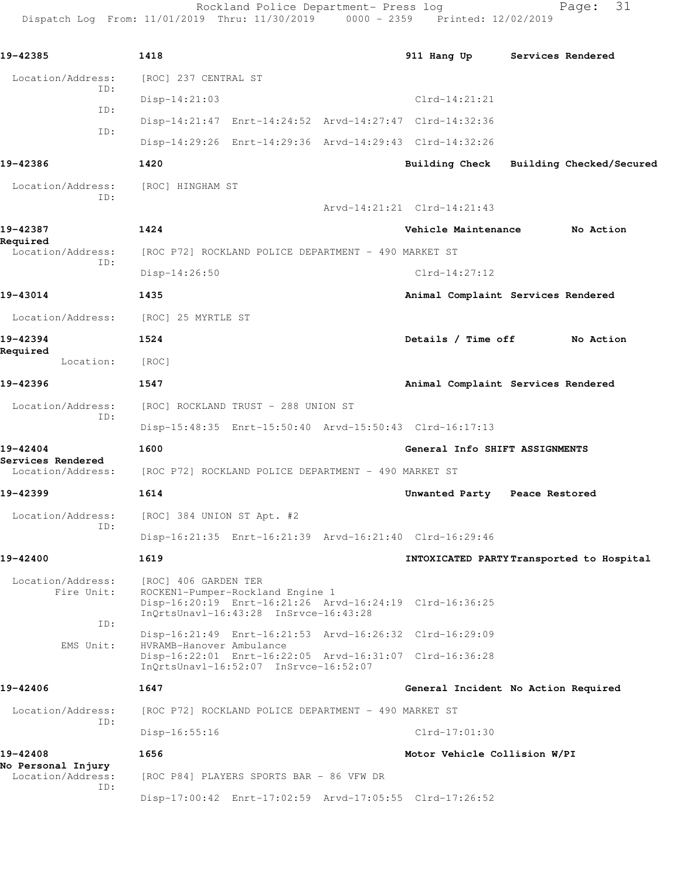19-42385 1418 911 Hang Up Services Rendered

Location/Address: [ROC] 237 CENTRAL ST
ID:
Disp-14:21:03 Clrd-14:21:21
ID:
Disp-14:21:47 Enrt-14:24:52 Arvd-14:27:47 Clrd-14:32:36
ID:
Disp-14:29:26 Enrt-14:29:36 Arvd-14:29:43 Clrd-14:32:26

19-42386 1420 Building Check Building Checked/Secured

Location/Address: [ROC] HINGHAM ST
ID:
Arvd-14:21:21 Clrd-14:21:43

19-42387 1424 Vehicle Maintenance No Action Required

Location/Address: [ROC P72] ROCKLAND POLICE DEPARTMENT - 490 MARKET ST
ID:
Disp-14:26:50 Clrd-14:27:12

19-43014 1435 Animal Complaint Services Rendered

Location/Address: [ROC] 25 MYRTLE ST

19-42394 1524 Details / Time off No Action Required

Location: [ROC]

19-42396 1547 Animal Complaint Services Rendered

Location/Address: [ROC] ROCKLAND TRUST - 288 UNION ST
ID:
Disp-15:48:35 Enrt-15:50:40 Arvd-15:50:43 Clrd-16:17:13

19-42404 1600 General Info SHIFT ASSIGNMENTS Services Rendered

Location/Address: [ROC P72] ROCKLAND POLICE DEPARTMENT - 490 MARKET ST

19-42399 1614 Unwanted Party Peace Restored

Location/Address: [ROC] 384 UNION ST Apt. #2
ID:
Disp-16:21:35 Enrt-16:21:39 Arvd-16:21:40 Clrd-16:29:46

19-42400 1619 INTOXICATED PARTY Transported to Hospital

Location/Address: [ROC] 406 GARDEN TER
Fire Unit: ROCKEN1-Pumper-Rockland Engine 1
Disp-16:20:19 Enrt-16:21:26 Arvd-16:24:19 Clrd-16:36:25
InQrtsUnavl-16:43:28 InSrvce-16:43:28
ID:
Disp-16:21:49 Enrt-16:21:53 Arvd-16:26:32 Clrd-16:29:09
EMS Unit: HVRAMB-Hanover Ambulance
Disp-16:22:01 Enrt-16:22:05 Arvd-16:31:07 Clrd-16:36:28
InQrtsUnavl-16:52:07 InSrvce-16:52:07

19-42406 1647 General Incident No Action Required

Location/Address: [ROC P72] ROCKLAND POLICE DEPARTMENT - 490 MARKET ST
ID:
Disp-16:55:16 Clrd-17:01:30

19-42408 1656 Motor Vehicle Collision W/PI No Personal Injury

Location/Address: [ROC P84] PLAYERS SPORTS BAR - 86 VFW DR
ID:
Disp-17:00:42 Enrt-17:02:59 Arvd-17:05:55 Clrd-17:26:52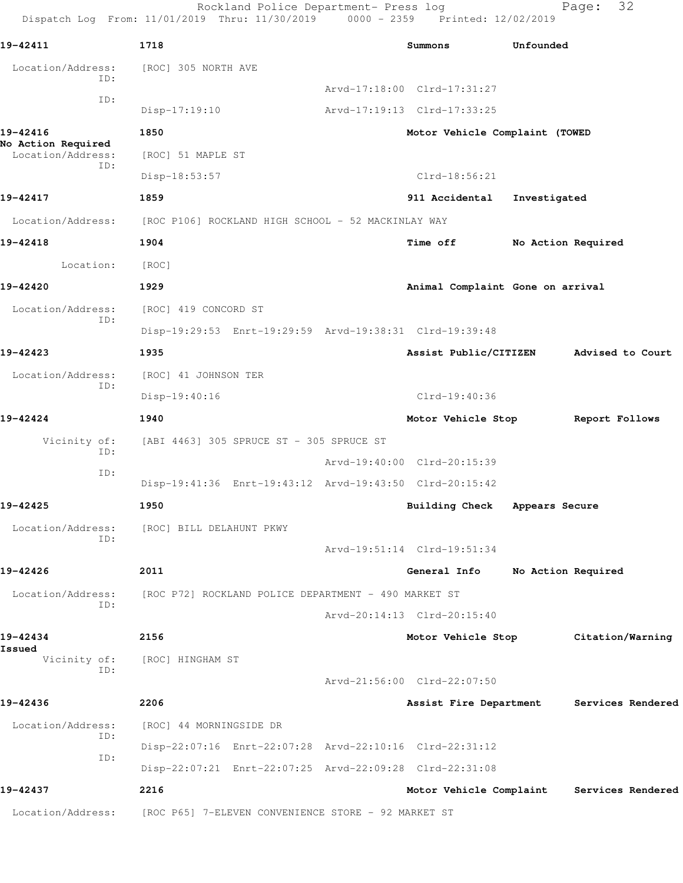**19-42411** 1718 Summons Unfounded

Location/Address: [ROC] 305 NORTH AVE

ID: Arvd-17:18:00 Clrd-17:31:27

ID: Disp-17:19:10 Arvd-17:19:13 Clrd-17:33:25

**19-42416** 1850 Motor Vehicle Complaint (TOWED **No Action Required**

Location/Address: [ROC] 51 MAPLE ST

ID: Disp-18:53:57 Clrd-18:56:21

**19-42417** 1859 911 Accidental Investigated

Location/Address: [ROC P106] ROCKLAND HIGH SCHOOL - 52 MACKINLAY WAY

**19-42418** 1904 Time off No Action Required

Location: [ROC]

**19-42420** 1929 Animal Complaint Gone on arrival

Location/Address: [ROC] 419 CONCORD ST

ID: Disp-19:29:53 Enrt-19:29:59 Arvd-19:38:31 Clrd-19:39:48

**19-42423** 1935 Assist Public/CITIZEN Advised to Court

Location/Address: [ROC] 41 JOHNSON TER

ID: Disp-19:40:16 Clrd-19:40:36

**19-42424** 1940 Motor Vehicle Stop Report Follows

Vicinity of: [ABI 4463] 305 SPRUCE ST - 305 SPRUCE ST

ID: Arvd-19:40:00 Clrd-20:15:39

ID: Disp-19:41:36 Enrt-19:43:12 Arvd-19:43:50 Clrd-20:15:42

**19-42425** 1950 Building Check Appears Secure

Location/Address: [ROC] BILL DELAHUNT PKWY

ID: Arvd-19:51:14 Clrd-19:51:34

**19-42426** 2011 General Info No Action Required

Location/Address: [ROC P72] ROCKLAND POLICE DEPARTMENT - 490 MARKET ST

ID: Arvd-20:14:13 Clrd-20:15:40

**19-42434** 2156 Motor Vehicle Stop Citation/Warning **Issued**

Vicinity of: [ROC] HINGHAM ST

ID: Arvd-21:56:00 Clrd-22:07:50

**19-42436** 2206 Assist Fire Department Services Rendered

Location/Address: [ROC] 44 MORNINGSIDE DR

ID: Disp-22:07:16 Enrt-22:07:28 Arvd-22:10:16 Clrd-22:31:12

ID: Disp-22:07:21 Enrt-22:07:25 Arvd-22:09:28 Clrd-22:31:08

**19-42437** 2216 Motor Vehicle Complaint Services Rendered

Location/Address: [ROC P65] 7-ELEVEN CONVENIENCE STORE - 92 MARKET ST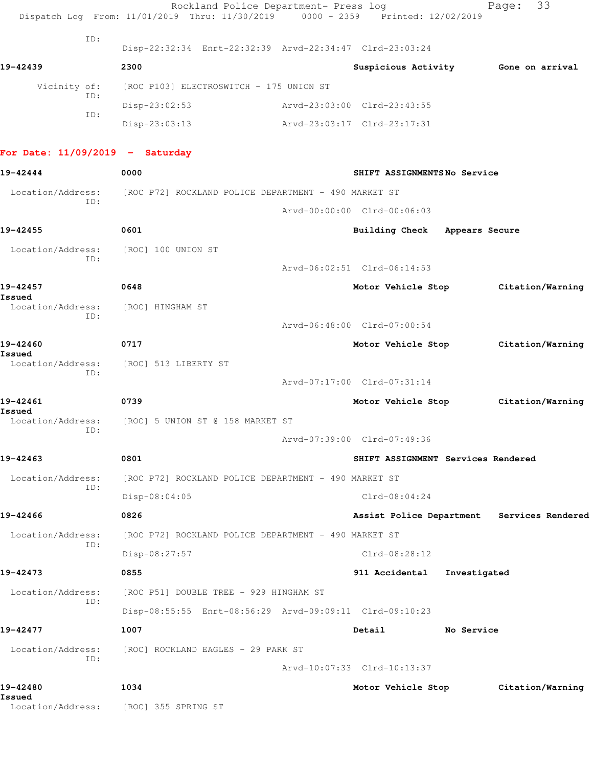ID:
Disp-22:32:34 Enrt-22:32:39 Arvd-22:34:47 Clrd-23:03:24

**19-42439** 2300 Suspicious Activity Gone on arrival

Vicinity of: [ROC P103] ELECTROSWITCH - 175 UNION ST
ID:
Disp-23:02:53 Arvd-23:03:00 Clrd-23:43:55
ID:
Disp-23:03:13 Arvd-23:03:17 Clrd-23:17:31

## For Date: 11/09/2019 - Saturday

**19-42444** 0000 SHIFT ASSIGNMENTS No Service

Location/Address: [ROC P72] ROCKLAND POLICE DEPARTMENT - 490 MARKET ST
ID:
Arvd-00:00:00 Clrd-00:06:03

**19-42455** 0601 Building Check Appears Secure

Location/Address: [ROC] 100 UNION ST
ID:
Arvd-06:02:51 Clrd-06:14:53

**19-42457** 0648 Motor Vehicle Stop Citation/Warning Issued

Location/Address: [ROC] HINGHAM ST
ID:
Arvd-06:48:00 Clrd-07:00:54

**19-42460** 0717 Motor Vehicle Stop Citation/Warning Issued

Location/Address: [ROC] 513 LIBERTY ST
ID:
Arvd-07:17:00 Clrd-07:31:14

**19-42461** 0739 Motor Vehicle Stop Citation/Warning Issued

Location/Address: [ROC] 5 UNION ST @ 158 MARKET ST
ID:
Arvd-07:39:00 Clrd-07:49:36

**19-42463** 0801 SHIFT ASSIGNMENT Services Rendered

Location/Address: [ROC P72] ROCKLAND POLICE DEPARTMENT - 490 MARKET ST
ID:
Disp-08:04:05 Clrd-08:04:24

**19-42466** 0826 Assist Police Department Services Rendered

Location/Address: [ROC P72] ROCKLAND POLICE DEPARTMENT - 490 MARKET ST
ID:
Disp-08:27:57 Clrd-08:28:12

**19-42473** 0855 911 Accidental Investigated

Location/Address: [ROC P51] DOUBLE TREE - 929 HINGHAM ST
ID:
Disp-08:55:55 Enrt-08:56:29 Arvd-09:09:11 Clrd-09:10:23

**19-42477** 1007 Detail No Service

Location/Address: [ROC] ROCKLAND EAGLES - 29 PARK ST
ID:
Arvd-10:07:33 Clrd-10:13:37

**19-42480** 1034 Motor Vehicle Stop Citation/Warning Issued

Location/Address: [ROC] 355 SPRING ST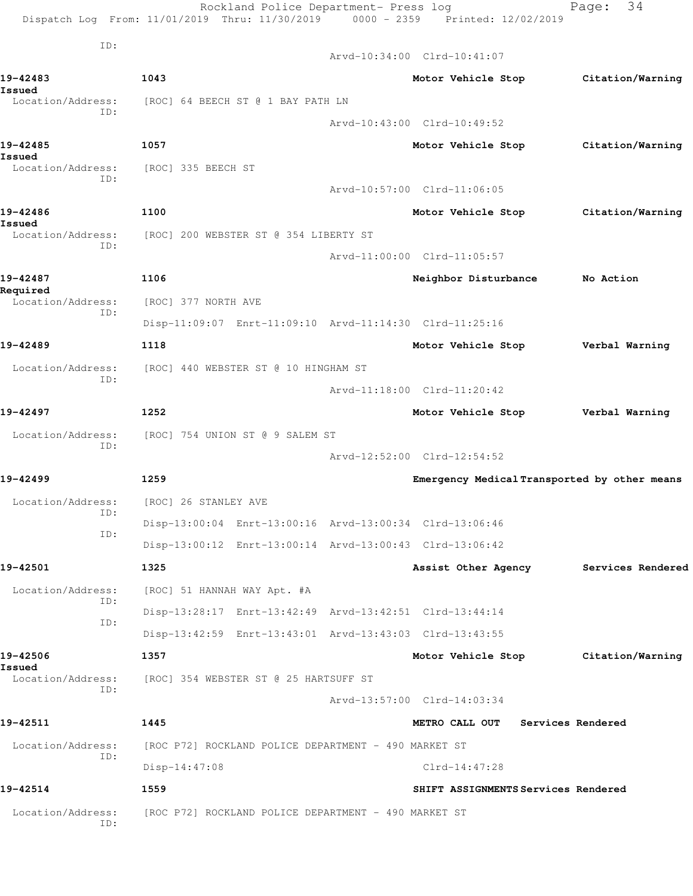ID:

Arvd-10:34:00 Clrd-10:41:07

**19-42483** **1043** **Motor Vehicle Stop** **Citation/Warning Issued**

Location/Address: [ROC] 64 BEECH ST @ 1 BAY PATH LN

ID:

Arvd-10:43:00 Clrd-10:49:52

**19-42485** **1057** **Motor Vehicle Stop** **Citation/Warning Issued**

Location/Address: [ROC] 335 BEECH ST

ID:

Arvd-10:57:00 Clrd-11:06:05

**19-42486** **1100** **Motor Vehicle Stop** **Citation/Warning Issued**

Location/Address: [ROC] 200 WEBSTER ST @ 354 LIBERTY ST

ID:

Arvd-11:00:00 Clrd-11:05:57

**19-42487** **1106** **Neighbor Disturbance** **No Action Required**

Location/Address: [ROC] 377 NORTH AVE

ID:

Disp-11:09:07 Enrt-11:09:10 Arvd-11:14:30 Clrd-11:25:16

**19-42489** **1118** **Motor Vehicle Stop** **Verbal Warning**

Location/Address: [ROC] 440 WEBSTER ST @ 10 HINGHAM ST

ID:

Arvd-11:18:00 Clrd-11:20:42

**19-42497** **1252** **Motor Vehicle Stop** **Verbal Warning**

Location/Address: [ROC] 754 UNION ST @ 9 SALEM ST

ID:

Arvd-12:52:00 Clrd-12:54:52

**19-42499** **1259** **Emergency Medical** **Transported by other means**

Location/Address: [ROC] 26 STANLEY AVE

ID:

Disp-13:00:04 Enrt-13:00:16 Arvd-13:00:34 Clrd-13:06:46

ID:

Disp-13:00:12 Enrt-13:00:14 Arvd-13:00:43 Clrd-13:06:42

**19-42501** **1325** **Assist Other Agency** **Services Rendered**

Location/Address: [ROC] 51 HANNAH WAY Apt. #A

ID:

Disp-13:28:17 Enrt-13:42:49 Arvd-13:42:51 Clrd-13:44:14

ID:

Disp-13:42:59 Enrt-13:43:01 Arvd-13:43:03 Clrd-13:43:55

**19-42506** **1357** **Motor Vehicle Stop** **Citation/Warning Issued**

Location/Address: [ROC] 354 WEBSTER ST @ 25 HARTSUFF ST

ID:

Arvd-13:57:00 Clrd-14:03:34

**19-42511** **1445** **METRO CALL OUT** **Services Rendered**

Location/Address: [ROC P72] ROCKLAND POLICE DEPARTMENT - 490 MARKET ST

ID:

Disp-14:47:08 Clrd-14:47:28

**19-42514** **1559** **SHIFT ASSIGNMENTS** **Services Rendered**

Location/Address: [ROC P72] ROCKLAND POLICE DEPARTMENT - 490 MARKET ST

ID: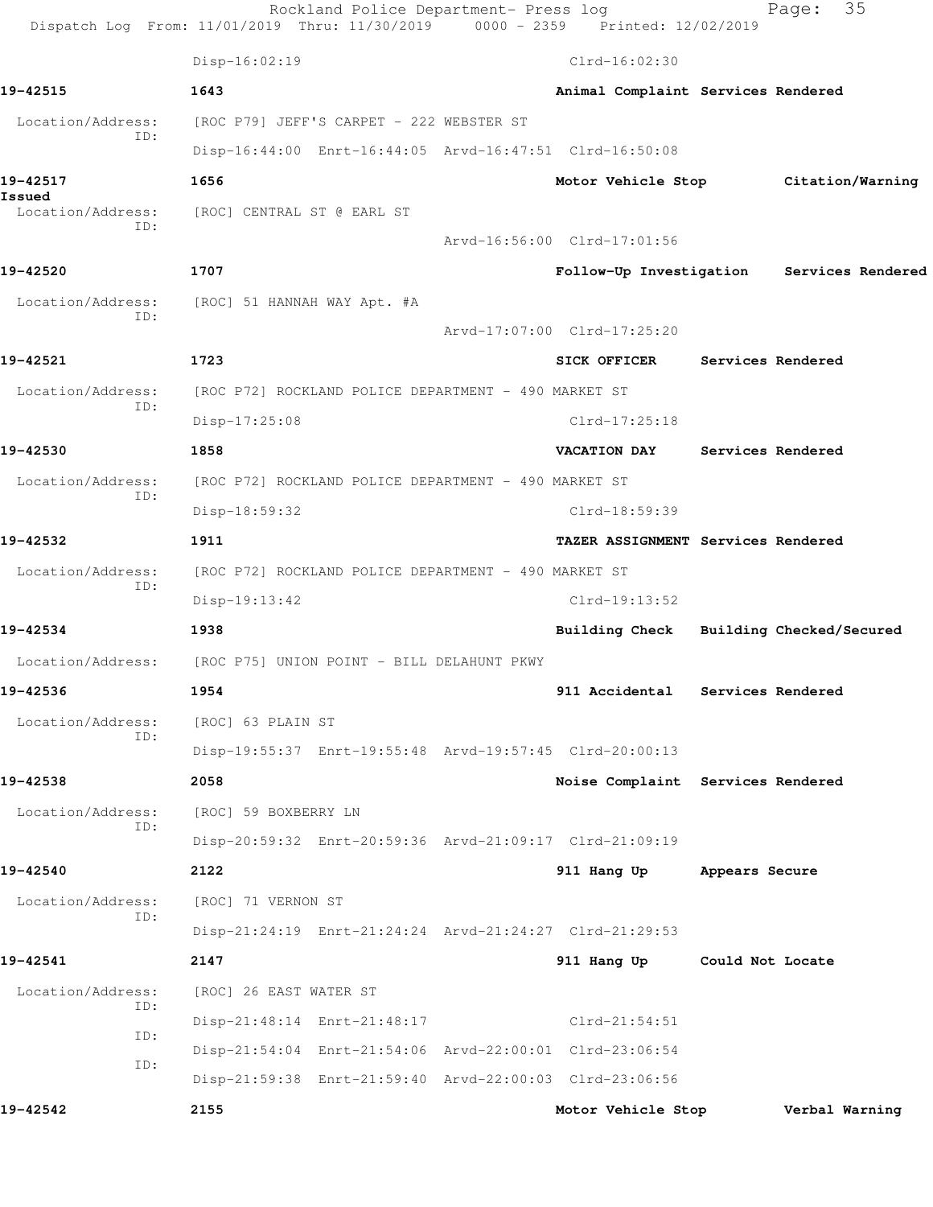Disp-16:02:19 Clrd-16:02:30

**19-42515** 1643 Animal Complaint Services Rendered

Location/Address: [ROC P79] JEFF'S CARPET - 222 WEBSTER ST
ID:
Disp-16:44:00 Enrt-16:44:05 Arvd-16:47:51 Clrd-16:50:08

**19-42517** 1656 Motor Vehicle Stop Citation/Warning Issued

Location/Address: [ROC] CENTRAL ST @ EARL ST
ID:
Arvd-16:56:00 Clrd-17:01:56

**19-42520** 1707 Follow-Up Investigation Services Rendered

Location/Address: [ROC] 51 HANNAH WAY Apt. #A
ID:
Arvd-17:07:00 Clrd-17:25:20

**19-42521** 1723 SICK OFFICER Services Rendered

Location/Address: [ROC P72] ROCKLAND POLICE DEPARTMENT - 490 MARKET ST
ID:
Disp-17:25:08 Clrd-17:25:18

**19-42530** 1858 VACATION DAY Services Rendered

Location/Address: [ROC P72] ROCKLAND POLICE DEPARTMENT - 490 MARKET ST
ID:
Disp-18:59:32 Clrd-18:59:39

**19-42532** 1911 TAZER ASSIGNMENT Services Rendered

Location/Address: [ROC P72] ROCKLAND POLICE DEPARTMENT - 490 MARKET ST
ID:
Disp-19:13:42 Clrd-19:13:52

**19-42534** 1938 Building Check Building Checked/Secured

Location/Address: [ROC P75] UNION POINT - BILL DELAHUNT PKWY

**19-42536** 1954 911 Accidental Services Rendered

Location/Address: [ROC] 63 PLAIN ST
ID:
Disp-19:55:37 Enrt-19:55:48 Arvd-19:57:45 Clrd-20:00:13

**19-42538** 2058 Noise Complaint Services Rendered

Location/Address: [ROC] 59 BOXBERRY LN
ID:
Disp-20:59:32 Enrt-20:59:36 Arvd-21:09:17 Clrd-21:09:19

**19-42540** 2122 911 Hang Up Appears Secure

Location/Address: [ROC] 71 VERNON ST
ID:
Disp-21:24:19 Enrt-21:24:24 Arvd-21:24:27 Clrd-21:29:53

**19-42541** 2147 911 Hang Up Could Not Locate

Location/Address: [ROC] 26 EAST WATER ST
ID:
Disp-21:48:14 Enrt-21:48:17 Clrd-21:54:51
ID:
Disp-21:54:04 Enrt-21:54:06 Arvd-22:00:01 Clrd-23:06:54
ID:
Disp-21:59:38 Enrt-21:59:40 Arvd-22:00:03 Clrd-23:06:56

**19-42542** 2155 Motor Vehicle Stop Verbal Warning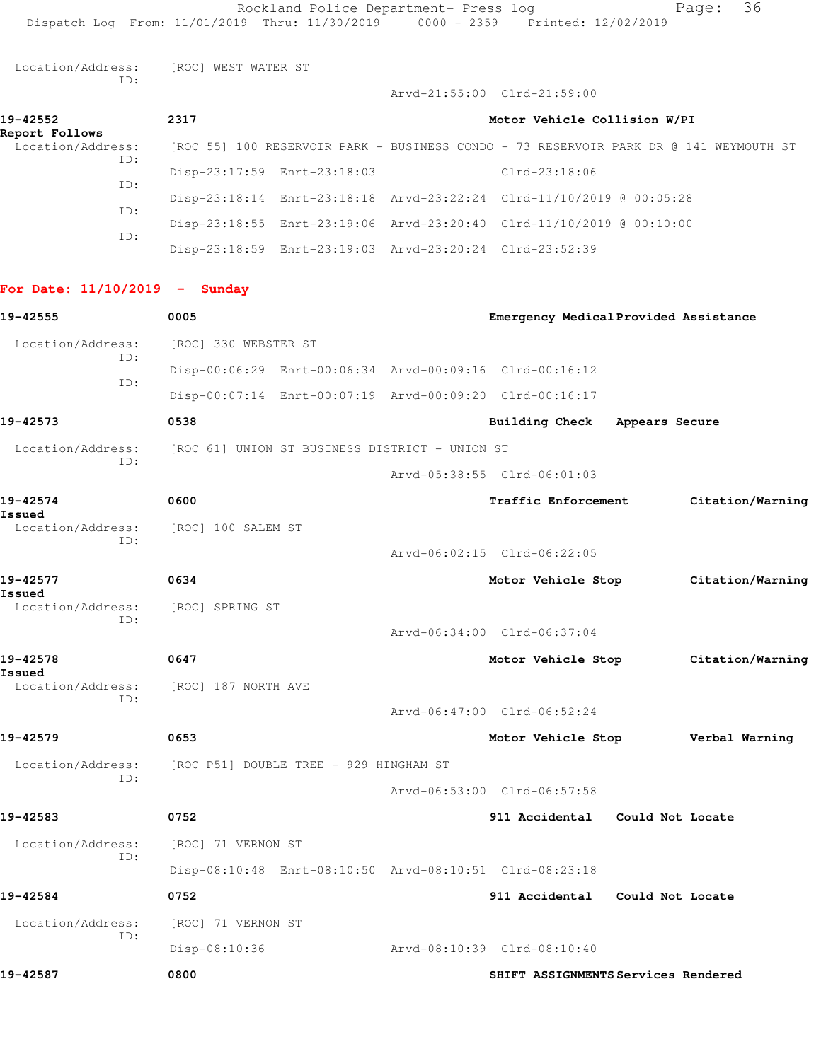Location/Address: [ROC] WEST WATER ST
ID:
Arvd-21:55:00 Clrd-21:59:00

**19-42552** 2317 **Motor Vehicle Collision W/PI**
**Report Follows**
Location/Address: [ROC 55] 100 RESERVOIR PARK - BUSINESS CONDO - 73 RESERVOIR PARK DR @ 141 WEYMOUTH ST
ID:
Disp-23:17:59 Enrt-23:18:03 Clrd-23:18:06
ID:
Disp-23:18:14 Enrt-23:18:18 Arvd-23:22:24 Clrd-11/10/2019 @ 00:05:28
ID:
Disp-23:18:55 Enrt-23:19:06 Arvd-23:20:40 Clrd-11/10/2019 @ 00:10:00
ID:
Disp-23:18:59 Enrt-23:19:03 Arvd-23:20:24 Clrd-23:52:39

## For Date: 11/10/2019 - Sunday

**19-42555** 0005 **Emergency Medical Provided Assistance**
Location/Address: [ROC] 330 WEBSTER ST
ID:
Disp-00:06:29 Enrt-00:06:34 Arvd-00:09:16 Clrd-00:16:12
ID:
Disp-00:07:14 Enrt-00:07:19 Arvd-00:09:20 Clrd-00:16:17

**19-42573** 0538 **Building Check Appears Secure**
Location/Address: [ROC 61] UNION ST BUSINESS DISTRICT - UNION ST
ID:
Arvd-05:38:55 Clrd-06:01:03

**19-42574** 0600 **Traffic Enforcement Citation/Warning Issued**
Location/Address: [ROC] 100 SALEM ST
ID:
Arvd-06:02:15 Clrd-06:22:05

**19-42577** 0634 **Motor Vehicle Stop Citation/Warning Issued**
Location/Address: [ROC] SPRING ST
ID:
Arvd-06:34:00 Clrd-06:37:04

**19-42578** 0647 **Motor Vehicle Stop Citation/Warning Issued**
Location/Address: [ROC] 187 NORTH AVE
ID:
Arvd-06:47:00 Clrd-06:52:24

**19-42579** 0653 **Motor Vehicle Stop Verbal Warning**
Location/Address: [ROC P51] DOUBLE TREE - 929 HINGHAM ST
ID:
Arvd-06:53:00 Clrd-06:57:58

**19-42583** 0752 **911 Accidental Could Not Locate**
Location/Address: [ROC] 71 VERNON ST
ID:
Disp-08:10:48 Enrt-08:10:50 Arvd-08:10:51 Clrd-08:23:18

**19-42584** 0752 **911 Accidental Could Not Locate**
Location/Address: [ROC] 71 VERNON ST
ID:
Disp-08:10:36 Arvd-08:10:39 Clrd-08:10:40

**19-42587** 0800 **SHIFT ASSIGNMENTS Services Rendered**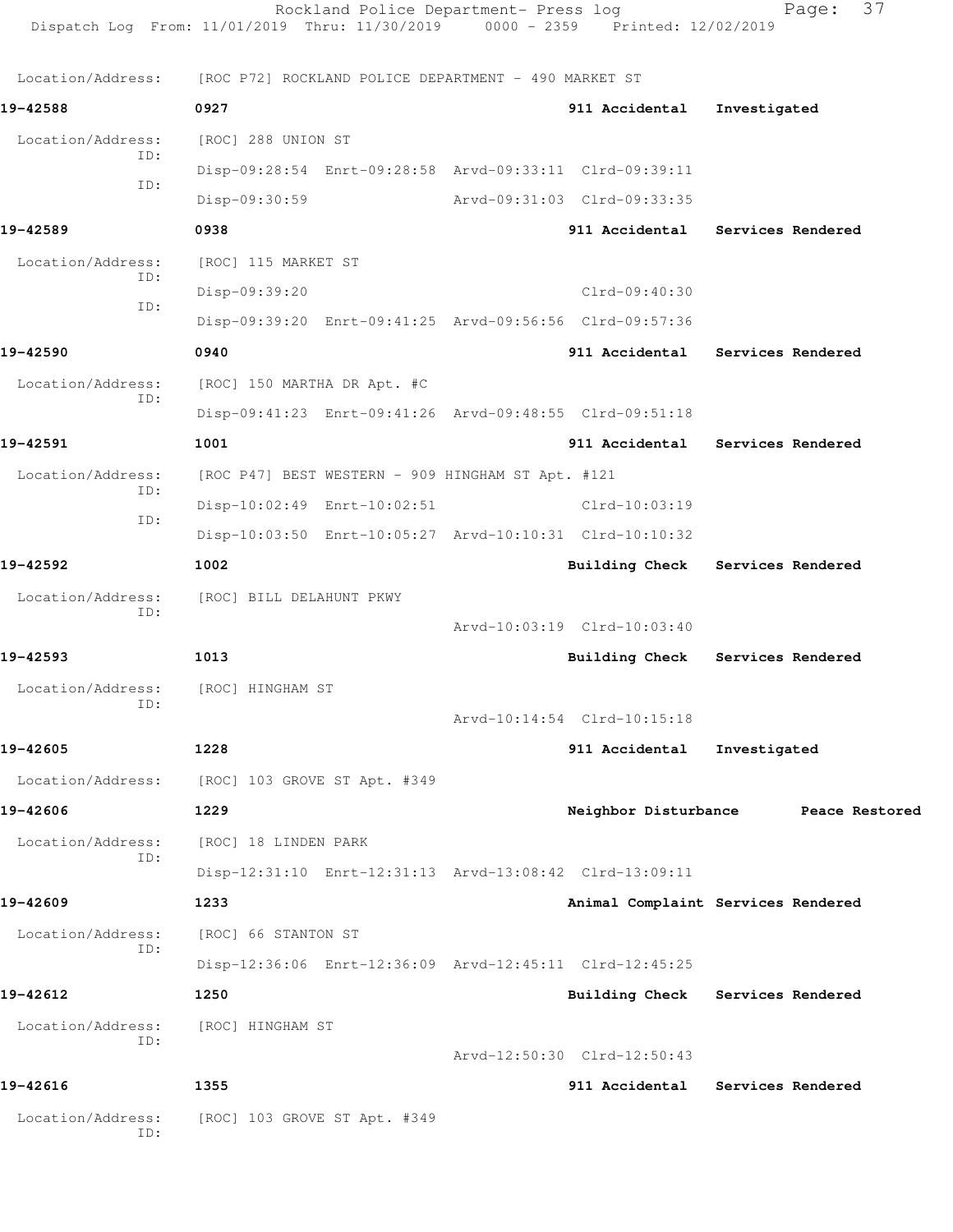Location/Address: [ROC P72] ROCKLAND POLICE DEPARTMENT - 490 MARKET ST

**19-42588** 0927 911 Accidental Investigated

Location/Address: [ROC] 288 UNION ST
ID: Disp-09:28:54 Enrt-09:28:58 Arvd-09:33:11 Clrd-09:39:11
ID: Disp-09:30:59 Arvd-09:31:03 Clrd-09:33:35

**19-42589** 0938 911 Accidental Services Rendered

Location/Address: [ROC] 115 MARKET ST
ID: Disp-09:39:20 Clrd-09:40:30
ID: Disp-09:39:20 Enrt-09:41:25 Arvd-09:56:56 Clrd-09:57:36

**19-42590** 0940 911 Accidental Services Rendered

Location/Address: [ROC] 150 MARTHA DR Apt. #C
ID: Disp-09:41:23 Enrt-09:41:26 Arvd-09:48:55 Clrd-09:51:18

**19-42591** 1001 911 Accidental Services Rendered

Location/Address: [ROC P47] BEST WESTERN - 909 HINGHAM ST Apt. #121
ID: Disp-10:02:49 Enrt-10:02:51 Clrd-10:03:19
ID: Disp-10:03:50 Enrt-10:05:27 Arvd-10:10:31 Clrd-10:10:32

**19-42592** 1002 Building Check Services Rendered

Location/Address: [ROC] BILL DELAHUNT PKWY
ID: Arvd-10:03:19 Clrd-10:03:40

**19-42593** 1013 Building Check Services Rendered

Location/Address: [ROC] HINGHAM ST
ID: Arvd-10:14:54 Clrd-10:15:18

**19-42605** 1228 911 Accidental Investigated

Location/Address: [ROC] 103 GROVE ST Apt. #349

**19-42606** 1229 Neighbor Disturbance Peace Restored

Location/Address: [ROC] 18 LINDEN PARK
ID: Disp-12:31:10 Enrt-12:31:13 Arvd-13:08:42 Clrd-13:09:11

**19-42609** 1233 Animal Complaint Services Rendered

Location/Address: [ROC] 66 STANTON ST
ID: Disp-12:36:06 Enrt-12:36:09 Arvd-12:45:11 Clrd-12:45:25

**19-42612** 1250 Building Check Services Rendered

Location/Address: [ROC] HINGHAM ST
ID: Arvd-12:50:30 Clrd-12:50:43

**19-42616** 1355 911 Accidental Services Rendered

Location/Address: [ROC] 103 GROVE ST Apt. #349
ID: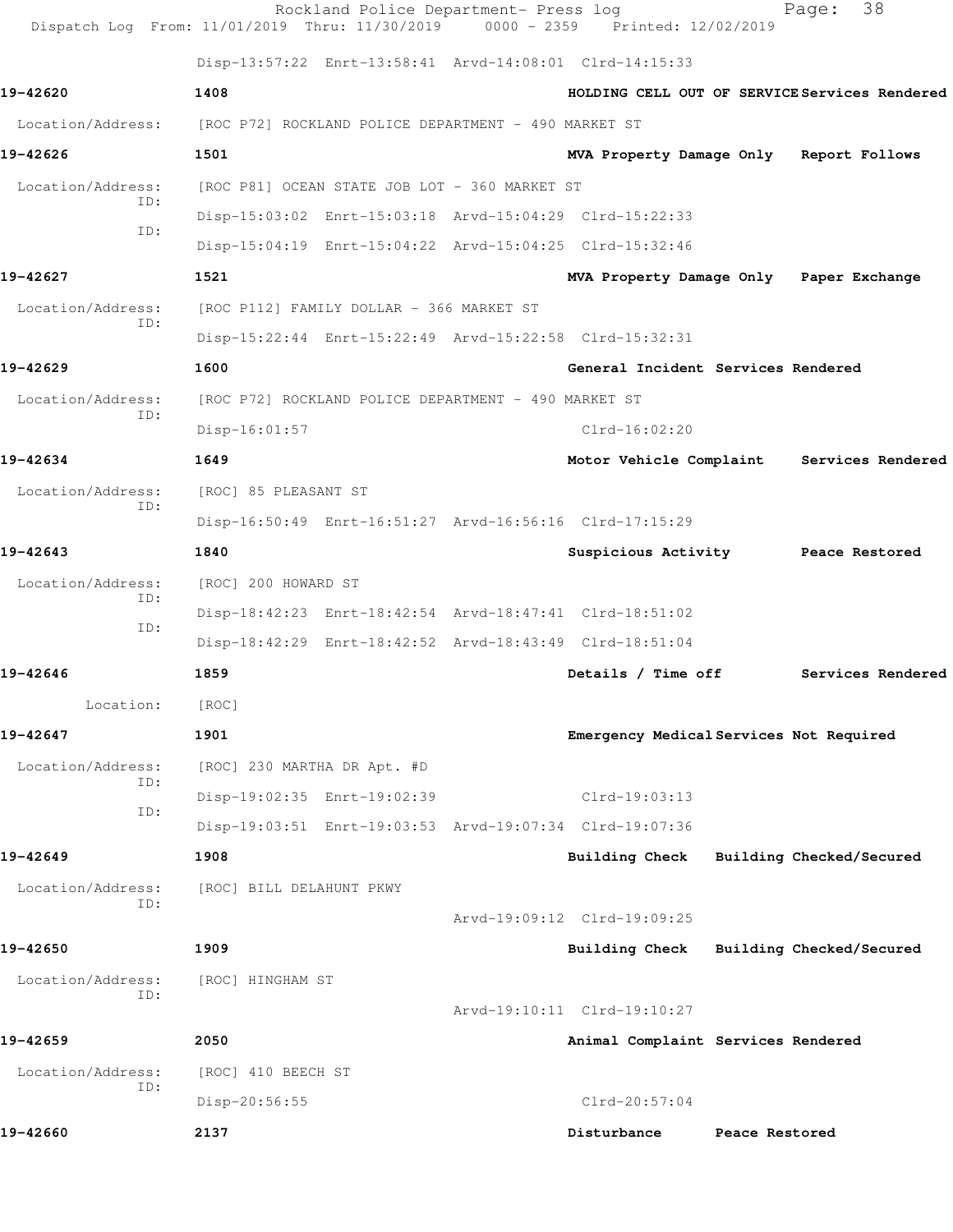Disp-13:57:22 Enrt-13:58:41 Arvd-14:08:01 Clrd-14:15:33

**19-42620** **1408** **HOLDING CELL OUT OF SERVICE** **Services Rendered**

Location/Address: [ROC P72] ROCKLAND POLICE DEPARTMENT - 490 MARKET ST

**19-42626** **1501** **MVA Property Damage Only** **Report Follows**

Location/Address: [ROC P81] OCEAN STATE JOB LOT - 360 MARKET ST

ID: Disp-15:03:02 Enrt-15:03:18 Arvd-15:04:29 Clrd-15:22:33

ID: Disp-15:04:19 Enrt-15:04:22 Arvd-15:04:25 Clrd-15:32:46

**19-42627** **1521** **MVA Property Damage Only** **Paper Exchange**

Location/Address: [ROC P112] FAMILY DOLLAR - 366 MARKET ST

ID: Disp-15:22:44 Enrt-15:22:49 Arvd-15:22:58 Clrd-15:32:31

**19-42629** **1600** **General Incident** **Services Rendered**

Location/Address: [ROC P72] ROCKLAND POLICE DEPARTMENT - 490 MARKET ST

ID: Disp-16:01:57 Clrd-16:02:20

**19-42634** **1649** **Motor Vehicle Complaint** **Services Rendered**

Location/Address: [ROC] 85 PLEASANT ST

ID: Disp-16:50:49 Enrt-16:51:27 Arvd-16:56:16 Clrd-17:15:29

**19-42643** **1840** **Suspicious Activity** **Peace Restored**

Location/Address: [ROC] 200 HOWARD ST

ID: Disp-18:42:23 Enrt-18:42:54 Arvd-18:47:41 Clrd-18:51:02

ID: Disp-18:42:29 Enrt-18:42:52 Arvd-18:43:49 Clrd-18:51:04

**19-42646** **1859** **Details / Time off** **Services Rendered**

Location: [ROC]

**19-42647** **1901** **Emergency Medical** **Services Not Required**

Location/Address: [ROC] 230 MARTHA DR Apt. #D

ID: Disp-19:02:35 Enrt-19:02:39 Clrd-19:03:13

ID: Disp-19:03:51 Enrt-19:03:53 Arvd-19:07:34 Clrd-19:07:36

**19-42649** **1908** **Building Check** **Building Checked/Secured**

Location/Address: [ROC] BILL DELAHUNT PKWY

ID: Arvd-19:09:12 Clrd-19:09:25

**19-42650** **1909** **Building Check** **Building Checked/Secured**

Location/Address: [ROC] HINGHAM ST

ID: Arvd-19:10:11 Clrd-19:10:27

**19-42659** **2050** **Animal Complaint** **Services Rendered**

Location/Address: [ROC] 410 BEECH ST

ID: Disp-20:56:55 Clrd-20:57:04

**19-42660** **2137** **Disturbance** **Peace Restored**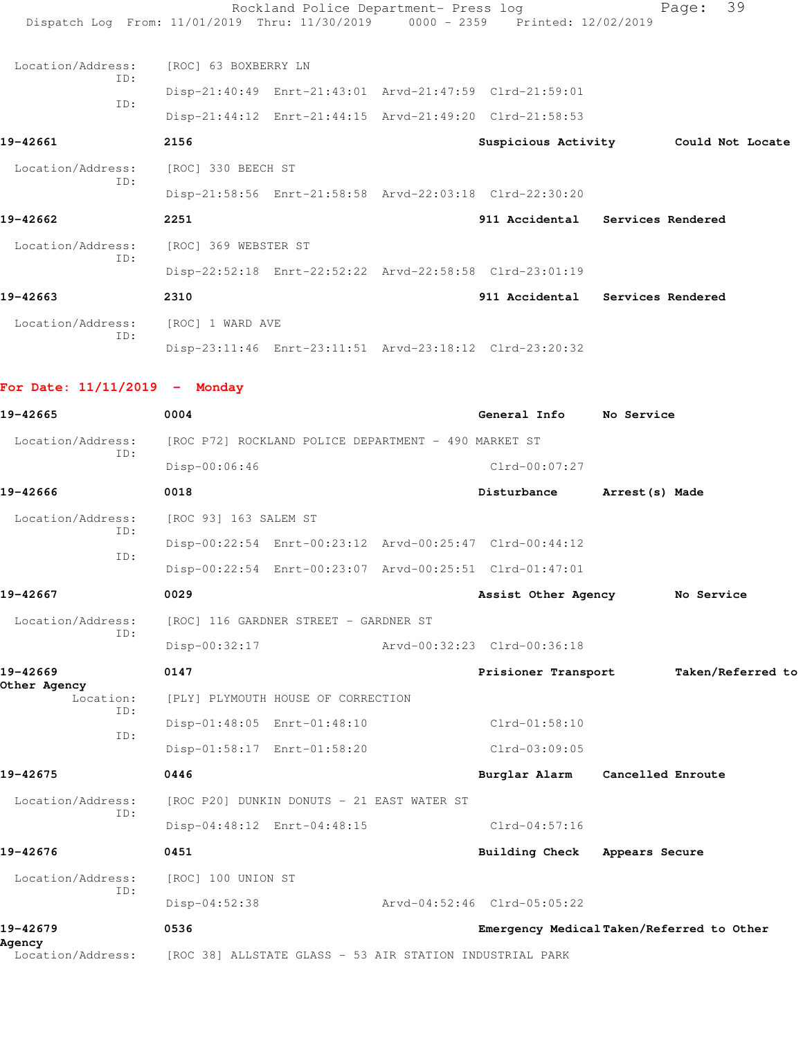Location/Address: [ROC] 63 BOXBERRY LN
ID:
Disp-21:40:49 Enrt-21:43:01 Arvd-21:47:59 Clrd-21:59:01
ID:
Disp-21:44:12 Enrt-21:44:15 Arvd-21:49:20 Clrd-21:58:53

**19-42661** **2156** **Suspicious Activity** **Could Not Locate**

Location/Address: [ROC] 330 BEECH ST
ID:
Disp-21:58:56 Enrt-21:58:58 Arvd-22:03:18 Clrd-22:30:20

**19-42662** **2251** **911 Accidental** **Services Rendered**

Location/Address: [ROC] 369 WEBSTER ST
ID:
Disp-22:52:18 Enrt-22:52:22 Arvd-22:58:58 Clrd-23:01:19

**19-42663** **2310** **911 Accidental** **Services Rendered**

Location/Address: [ROC] 1 WARD AVE
ID:
Disp-23:11:46 Enrt-23:11:51 Arvd-23:18:12 Clrd-23:20:32

## For Date: 11/11/2019 - Monday

**19-42665** **0004** **General Info** **No Service**

Location/Address: [ROC P72] ROCKLAND POLICE DEPARTMENT - 490 MARKET ST
ID:
Disp-00:06:46 Clrd-00:07:27

**19-42666** **0018** **Disturbance** **Arrest(s) Made**

Location/Address: [ROC 93] 163 SALEM ST
ID:
Disp-00:22:54 Enrt-00:23:12 Arvd-00:25:47 Clrd-00:44:12
ID:
Disp-00:22:54 Enrt-00:23:07 Arvd-00:25:51 Clrd-01:47:01

**19-42667** **0029** **Assist Other Agency** **No Service**

Location/Address: [ROC] 116 GARDNER STREET - GARDNER ST
ID:
Disp-00:32:17 Arvd-00:32:23 Clrd-00:36:18

**19-42669** **0147** **Prisioner Transport** **Taken/Referred to Other Agency**

Location: [PLY] PLYMOUTH HOUSE OF CORRECTION
ID:
Disp-01:48:05 Enrt-01:48:10 Clrd-01:58:10
ID:
Disp-01:58:17 Enrt-01:58:20 Clrd-03:09:05

**19-42675** **0446** **Burglar Alarm** **Cancelled Enroute**

Location/Address: [ROC P20] DUNKIN DONUTS - 21 EAST WATER ST
ID:
Disp-04:48:12 Enrt-04:48:15 Clrd-04:57:16

**19-42676** **0451** **Building Check** **Appears Secure**

Location/Address: [ROC] 100 UNION ST
ID:
Disp-04:52:38 Arvd-04:52:46 Clrd-05:05:22

**19-42679** **0536** **Emergency Medical** **Taken/Referred to Other Agency**

Location/Address: [ROC 38] ALLSTATE GLASS - 53 AIR STATION INDUSTRIAL PARK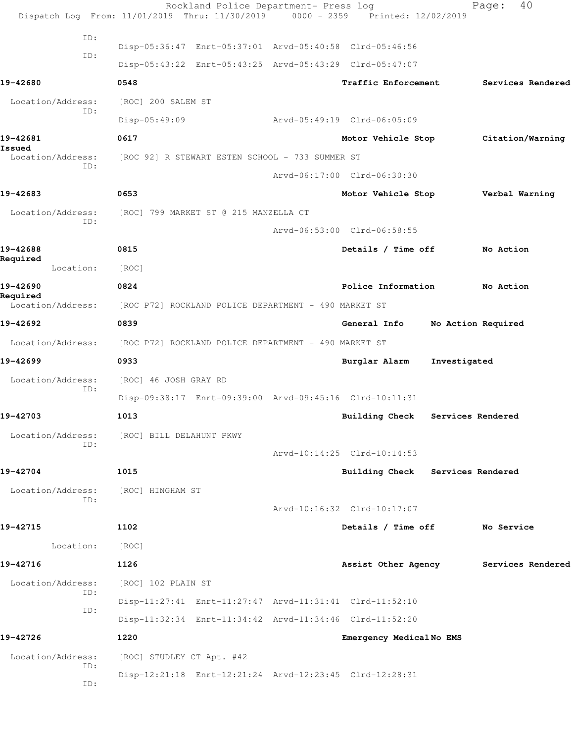ID:
Disp-05:36:47 Enrt-05:37:01 Arvd-05:40:58 Clrd-05:46:56
ID:
Disp-05:43:22 Enrt-05:43:25 Arvd-05:43:29 Clrd-05:47:07

**19-42680** 0548 Traffic Enforcement Services Rendered
Location/Address: [ROC] 200 SALEM ST
ID:
Disp-05:49:09 Arvd-05:49:19 Clrd-06:05:09

**19-42681** 0617 Motor Vehicle Stop Citation/Warning Issued
Location/Address: [ROC 92] R STEWART ESTEN SCHOOL - 733 SUMMER ST
ID:
Arvd-06:17:00 Clrd-06:30:30

**19-42683** 0653 Motor Vehicle Stop Verbal Warning
Location/Address: [ROC] 799 MARKET ST @ 215 MANZELLA CT
ID:
Arvd-06:53:00 Clrd-06:58:55

**19-42688** 0815 Details / Time off No Action Required
Location: [ROC]

**19-42690** 0824 Police Information No Action Required
Location/Address: [ROC P72] ROCKLAND POLICE DEPARTMENT - 490 MARKET ST

**19-42692** 0839 General Info No Action Required
Location/Address: [ROC P72] ROCKLAND POLICE DEPARTMENT - 490 MARKET ST

**19-42699** 0933 Burglar Alarm Investigated
Location/Address: [ROC] 46 JOSH GRAY RD
ID:
Disp-09:38:17 Enrt-09:39:00 Arvd-09:45:16 Clrd-10:11:31

**19-42703** 1013 Building Check Services Rendered
Location/Address: [ROC] BILL DELAHUNT PKWY
ID:
Arvd-10:14:25 Clrd-10:14:53

**19-42704** 1015 Building Check Services Rendered
Location/Address: [ROC] HINGHAM ST
ID:
Arvd-10:16:32 Clrd-10:17:07

**19-42715** 1102 Details / Time off No Service
Location: [ROC]

**19-42716** 1126 Assist Other Agency Services Rendered
Location/Address: [ROC] 102 PLAIN ST
ID:
Disp-11:27:41 Enrt-11:27:47 Arvd-11:31:41 Clrd-11:52:10
ID:
Disp-11:32:34 Enrt-11:34:42 Arvd-11:34:46 Clrd-11:52:20

**19-42726** 1220 Emergency Medical No EMS
Location/Address: [ROC] STUDLEY CT Apt. #42
ID:
Disp-12:21:18 Enrt-12:21:24 Arvd-12:23:45 Clrd-12:28:31
ID: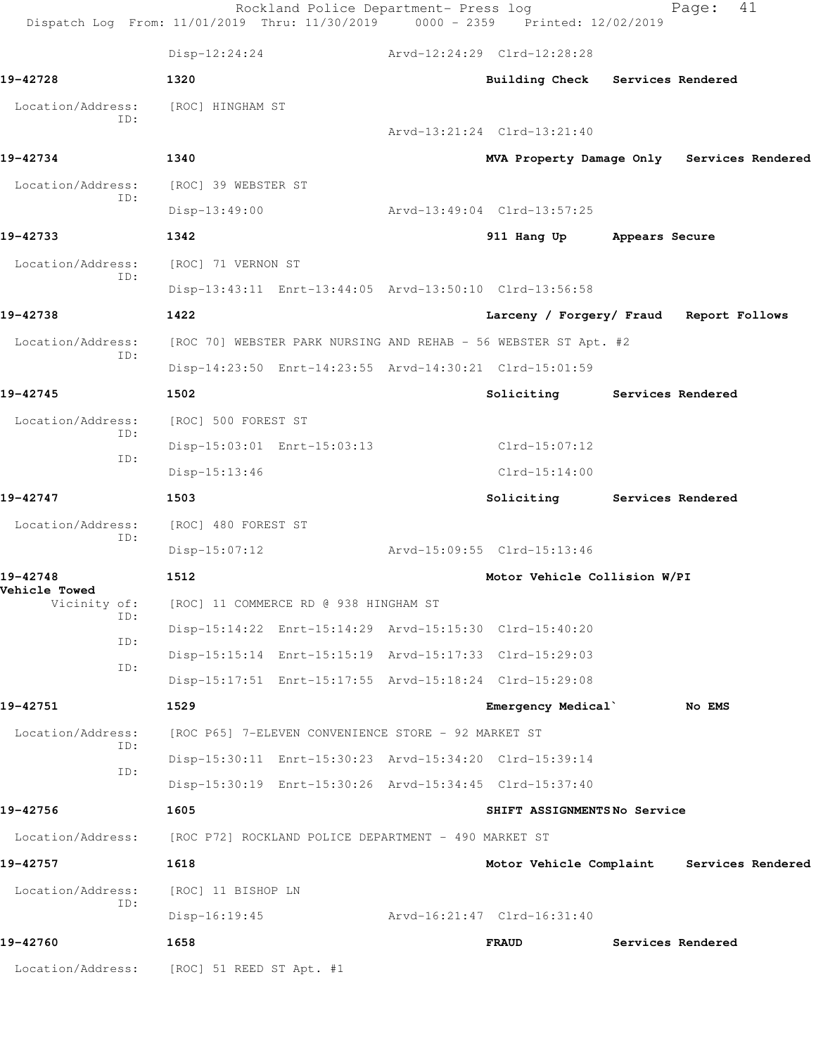Disp-12:24:24 Arvd-12:24:29 Clrd-12:28:28

**19-42728** **1320** **Building Check** **Services Rendered**

Location/Address: [ROC] HINGHAM ST
ID:
Arvd-13:21:24 Clrd-13:21:40

**19-42734** **1340** **MVA Property Damage Only** **Services Rendered**

Location/Address: [ROC] 39 WEBSTER ST
ID:
Disp-13:49:00 Arvd-13:49:04 Clrd-13:57:25

**19-42733** **1342** **911 Hang Up** **Appears Secure**

Location/Address: [ROC] 71 VERNON ST
ID:
Disp-13:43:11 Enrt-13:44:05 Arvd-13:50:10 Clrd-13:56:58

**19-42738** **1422** **Larceny / Forgery/ Fraud** **Report Follows**

Location/Address: [ROC 70] WEBSTER PARK NURSING AND REHAB - 56 WEBSTER ST Apt. #2
ID:
Disp-14:23:50 Enrt-14:23:55 Arvd-14:30:21 Clrd-15:01:59

**19-42745** **1502** **Soliciting** **Services Rendered**

Location/Address: [ROC] 500 FOREST ST
ID:
Disp-15:03:01 Enrt-15:03:13 Clrd-15:07:12
ID:
Disp-15:13:46 Clrd-15:14:00

**19-42747** **1503** **Soliciting** **Services Rendered**

Location/Address: [ROC] 480 FOREST ST
ID:
Disp-15:07:12 Arvd-15:09:55 Clrd-15:13:46

**19-42748** **1512** **Motor Vehicle Collision W/PI**
**Vehicle Towed**

Vicinity of: [ROC] 11 COMMERCE RD @ 938 HINGHAM ST
ID:
Disp-15:14:22 Enrt-15:14:29 Arvd-15:15:30 Clrd-15:40:20
ID:
Disp-15:15:14 Enrt-15:15:19 Arvd-15:17:33 Clrd-15:29:03
ID:
Disp-15:17:51 Enrt-15:17:55 Arvd-15:18:24 Clrd-15:29:08

**19-42751** **1529** **Emergency Medical`** **No EMS**

Location/Address: [ROC P65] 7-ELEVEN CONVENIENCE STORE - 92 MARKET ST
ID:
Disp-15:30:11 Enrt-15:30:23 Arvd-15:34:20 Clrd-15:39:14
ID:
Disp-15:30:19 Enrt-15:30:26 Arvd-15:34:45 Clrd-15:37:40

**19-42756** **1605** **SHIFT ASSIGNMENTS** **No Service**

Location/Address: [ROC P72] ROCKLAND POLICE DEPARTMENT - 490 MARKET ST

**19-42757** **1618** **Motor Vehicle Complaint** **Services Rendered**

Location/Address: [ROC] 11 BISHOP LN
ID:
Disp-16:19:45 Arvd-16:21:47 Clrd-16:31:40

**19-42760** **1658** **FRAUD** **Services Rendered**

Location/Address: [ROC] 51 REED ST Apt. #1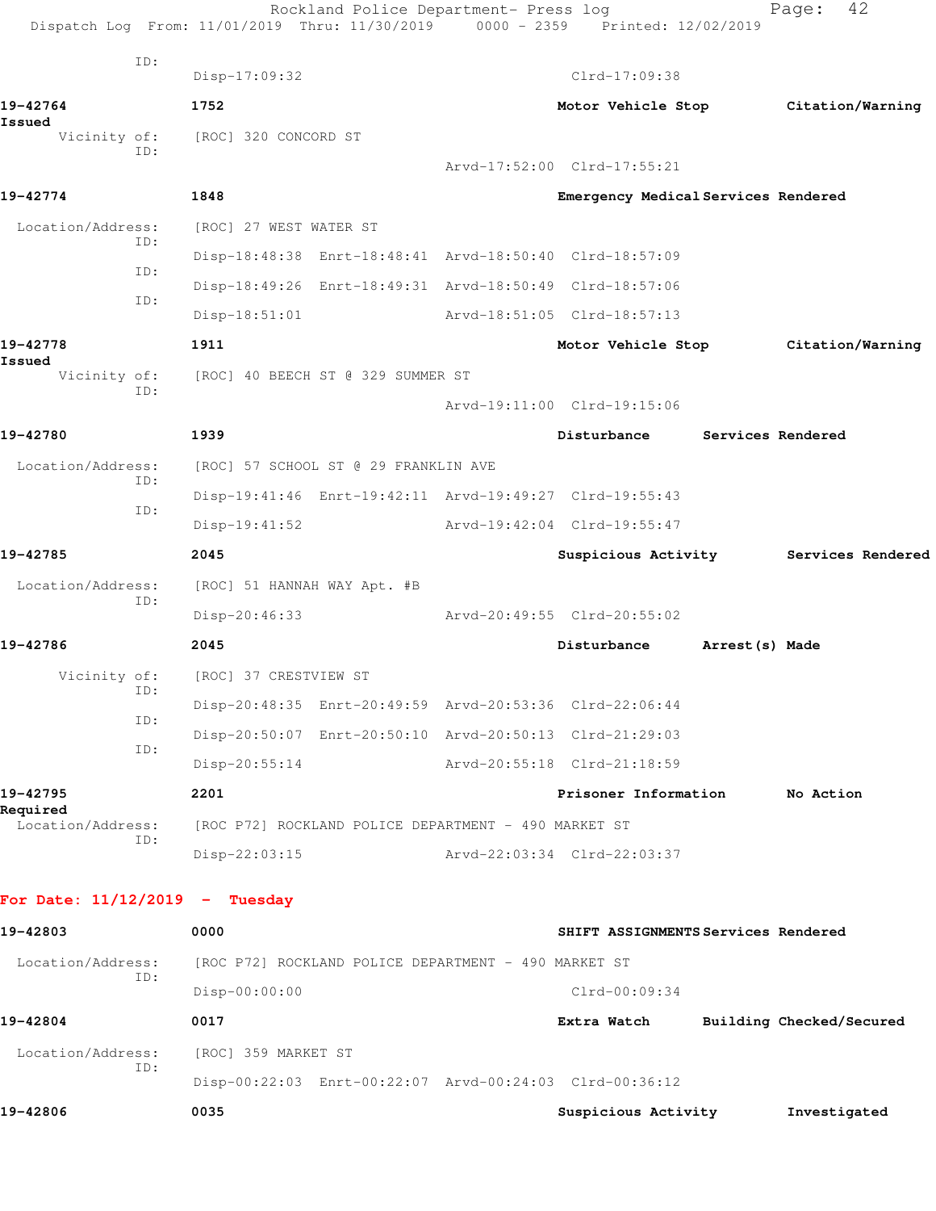ID:
Disp-17:09:32 Clrd-17:09:38

**19-42764** **1752** **Motor Vehicle Stop** **Citation/Warning Issued**
Vicinity of: [ROC] 320 CONCORD ST
ID:
Arvd-17:52:00 Clrd-17:55:21

**19-42774** **1848** **Emergency Medical Services Rendered**
Location/Address: [ROC] 27 WEST WATER ST
ID:
Disp-18:48:38 Enrt-18:48:41 Arvd-18:50:40 Clrd-18:57:09
ID:
Disp-18:49:26 Enrt-18:49:31 Arvd-18:50:49 Clrd-18:57:06
ID:
Disp-18:51:01 Arvd-18:51:05 Clrd-18:57:13

**19-42778** **1911** **Motor Vehicle Stop** **Citation/Warning Issued**
Vicinity of: [ROC] 40 BEECH ST @ 329 SUMMER ST
ID:
Arvd-19:11:00 Clrd-19:15:06

**19-42780** **1939** **Disturbance** **Services Rendered**
Location/Address: [ROC] 57 SCHOOL ST @ 29 FRANKLIN AVE
ID:
Disp-19:41:46 Enrt-19:42:11 Arvd-19:49:27 Clrd-19:55:43
ID:
Disp-19:41:52 Arvd-19:42:04 Clrd-19:55:47

**19-42785** **2045** **Suspicious Activity** **Services Rendered**
Location/Address: [ROC] 51 HANNAH WAY Apt. #B
ID:
Disp-20:46:33 Arvd-20:49:55 Clrd-20:55:02

**19-42786** **2045** **Disturbance** **Arrest(s) Made**
Vicinity of: [ROC] 37 CRESTVIEW ST
ID:
Disp-20:48:35 Enrt-20:49:59 Arvd-20:53:36 Clrd-22:06:44
ID:
Disp-20:50:07 Enrt-20:50:10 Arvd-20:50:13 Clrd-21:29:03
ID:
Disp-20:55:14 Arvd-20:55:18 Clrd-21:18:59

**19-42795** **2201** **Prisoner Information** **No Action Required**
Location/Address: [ROC P72] ROCKLAND POLICE DEPARTMENT - 490 MARKET ST
ID:
Disp-22:03:15 Arvd-22:03:34 Clrd-22:03:37

## For Date: 11/12/2019 - Tuesday

**19-42803** **0000** **SHIFT ASSIGNMENTS** **Services Rendered**
Location/Address: [ROC P72] ROCKLAND POLICE DEPARTMENT - 490 MARKET ST
ID:
Disp-00:00:00 Clrd-00:09:34

**19-42804** **0017** **Extra Watch** **Building Checked/Secured**
Location/Address: [ROC] 359 MARKET ST
ID:
Disp-00:22:03 Enrt-00:22:07 Arvd-00:24:03 Clrd-00:36:12

**19-42806** **0035** **Suspicious Activity** **Investigated**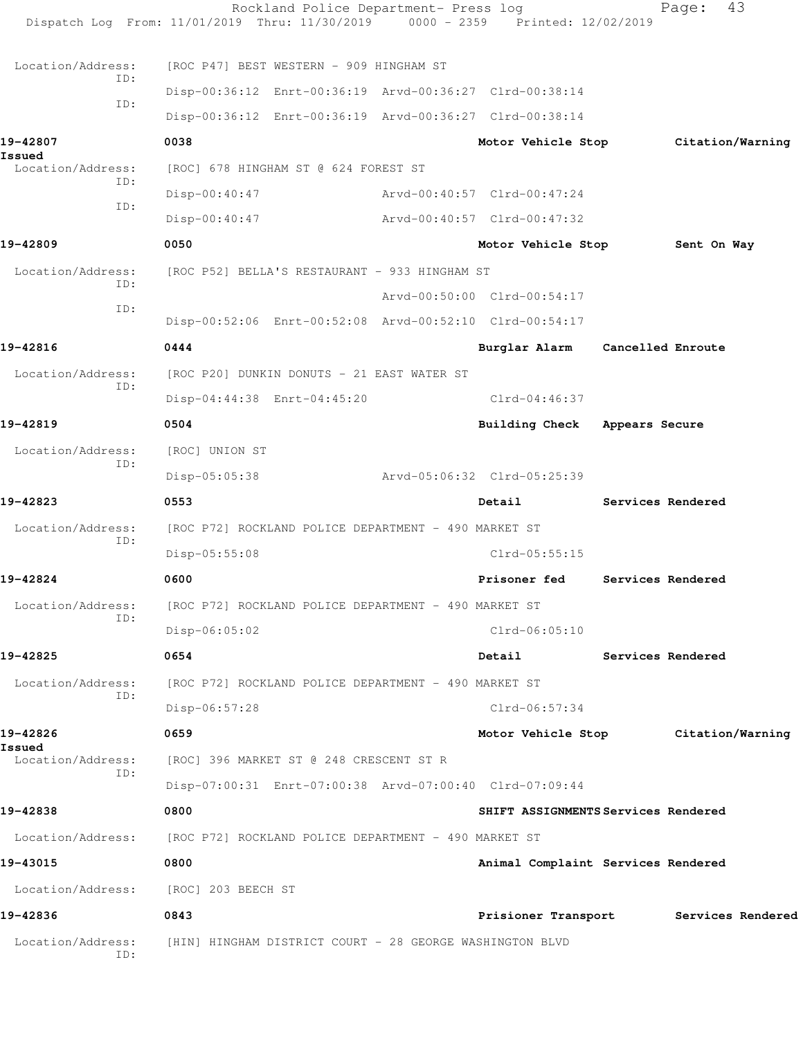Location/Address: [ROC P47] BEST WESTERN - 909 HINGHAM ST
ID: Disp-00:36:12 Enrt-00:36:19 Arvd-00:36:27 Clrd-00:38:14
ID: Disp-00:36:12 Enrt-00:36:19 Arvd-00:36:27 Clrd-00:38:14

**19-42807** 0038 Motor Vehicle Stop Citation/Warning Issued
Location/Address: [ROC] 678 HINGHAM ST @ 624 FOREST ST
ID: Disp-00:40:47 Arvd-00:40:57 Clrd-00:47:24
ID: Disp-00:40:47 Arvd-00:40:57 Clrd-00:47:32

**19-42809** 0050 Motor Vehicle Stop Sent On Way
Location/Address: [ROC P52] BELLA'S RESTAURANT - 933 HINGHAM ST
ID: Arvd-00:50:00 Clrd-00:54:17
ID: Disp-00:52:06 Enrt-00:52:08 Arvd-00:52:10 Clrd-00:54:17

**19-42816** 0444 Burglar Alarm Cancelled Enroute
Location/Address: [ROC P20] DUNKIN DONUTS - 21 EAST WATER ST
ID: Disp-04:44:38 Enrt-04:45:20 Clrd-04:46:37

**19-42819** 0504 Building Check Appears Secure
Location/Address: [ROC] UNION ST
ID: Disp-05:05:38 Arvd-05:06:32 Clrd-05:25:39

**19-42823** 0553 Detail Services Rendered
Location/Address: [ROC P72] ROCKLAND POLICE DEPARTMENT - 490 MARKET ST
ID: Disp-05:55:08 Clrd-05:55:15

**19-42824** 0600 Prisoner fed Services Rendered
Location/Address: [ROC P72] ROCKLAND POLICE DEPARTMENT - 490 MARKET ST
ID: Disp-06:05:02 Clrd-06:05:10

**19-42825** 0654 Detail Services Rendered
Location/Address: [ROC P72] ROCKLAND POLICE DEPARTMENT - 490 MARKET ST
ID: Disp-06:57:28 Clrd-06:57:34

**19-42826** 0659 Motor Vehicle Stop Citation/Warning Issued
Location/Address: [ROC] 396 MARKET ST @ 248 CRESCENT ST R
ID: Disp-07:00:31 Enrt-07:00:38 Arvd-07:00:40 Clrd-07:09:44

**19-42838** 0800 SHIFT ASSIGNMENTS Services Rendered
Location/Address: [ROC P72] ROCKLAND POLICE DEPARTMENT - 490 MARKET ST

**19-43015** 0800 Animal Complaint Services Rendered
Location/Address: [ROC] 203 BEECH ST

**19-42836** 0843 Prisioner Transport Services Rendered
Location/Address: [HIN] HINGHAM DISTRICT COURT - 28 GEORGE WASHINGTON BLVD
ID: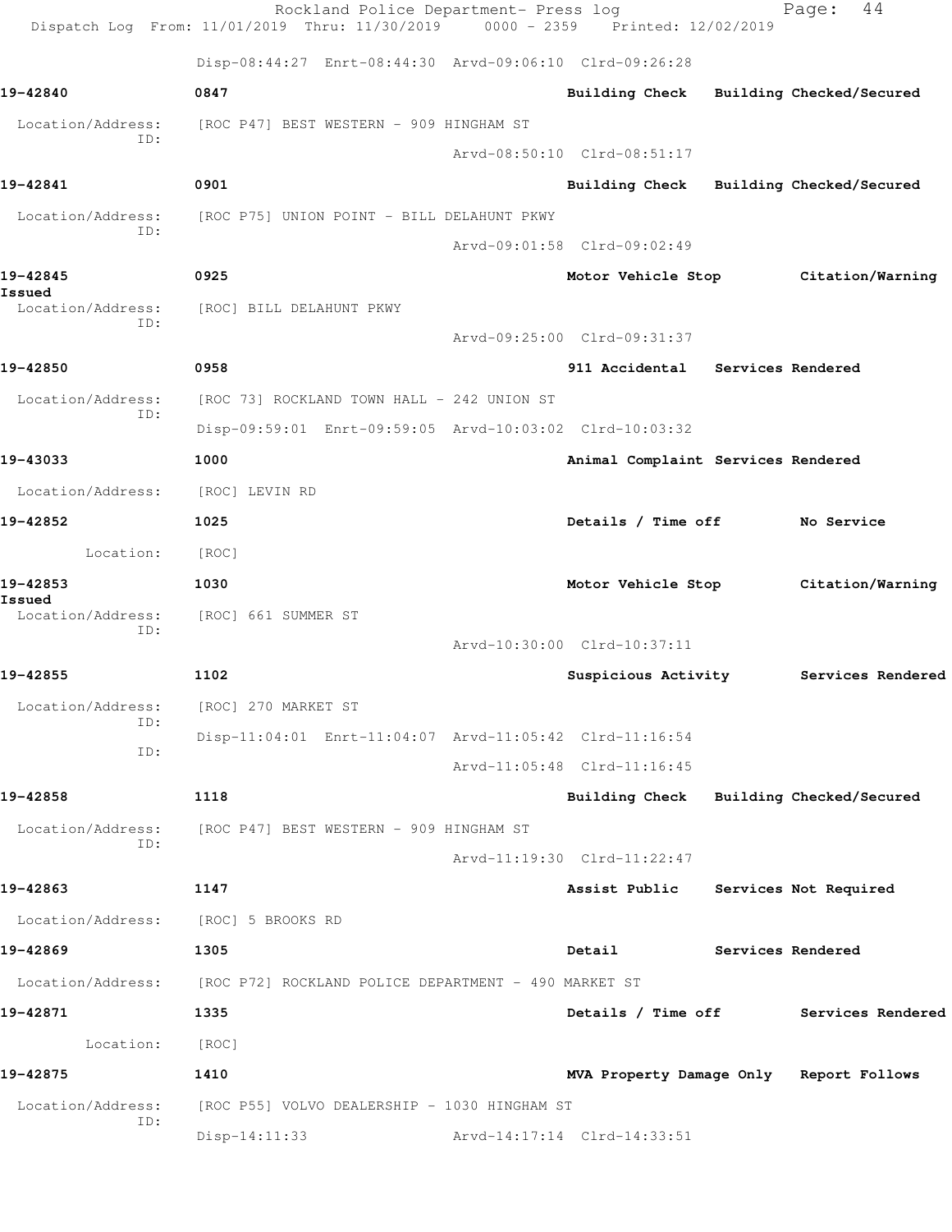Disp-08:44:27 Enrt-08:44:30 Arvd-09:06:10 Clrd-09:26:28

**19-42840** 0847 **Building Check Building Checked/Secured**

Location/Address: [ROC P47] BEST WESTERN - 909 HINGHAM ST
ID:
Arvd-08:50:10 Clrd-08:51:17

**19-42841** 0901 **Building Check Building Checked/Secured**

Location/Address: [ROC P75] UNION POINT - BILL DELAHUNT PKWY
ID:
Arvd-09:01:58 Clrd-09:02:49

**19-42845** 0925 **Motor Vehicle Stop Citation/Warning Issued**

Location/Address: [ROC] BILL DELAHUNT PKWY
ID:
Arvd-09:25:00 Clrd-09:31:37

**19-42850** 0958 **911 Accidental Services Rendered**

Location/Address: [ROC 73] ROCKLAND TOWN HALL - 242 UNION ST
ID:
Disp-09:59:01 Enrt-09:59:05 Arvd-10:03:02 Clrd-10:03:32

**19-43033** 1000 **Animal Complaint Services Rendered**

Location/Address: [ROC] LEVIN RD

**19-42852** 1025 **Details / Time off No Service**

Location: [ROC]

**19-42853** 1030 **Motor Vehicle Stop Citation/Warning Issued**

Location/Address: [ROC] 661 SUMMER ST
ID:
Arvd-10:30:00 Clrd-10:37:11

**19-42855** 1102 **Suspicious Activity Services Rendered**

Location/Address: [ROC] 270 MARKET ST
ID:
Disp-11:04:01 Enrt-11:04:07 Arvd-11:05:42 Clrd-11:16:54
ID:
Arvd-11:05:48 Clrd-11:16:45

**19-42858** 1118 **Building Check Building Checked/Secured**

Location/Address: [ROC P47] BEST WESTERN - 909 HINGHAM ST
ID:
Arvd-11:19:30 Clrd-11:22:47

**19-42863** 1147 **Assist Public Services Not Required**

Location/Address: [ROC] 5 BROOKS RD

**19-42869** 1305 **Detail Services Rendered**

Location/Address: [ROC P72] ROCKLAND POLICE DEPARTMENT - 490 MARKET ST

**19-42871** 1335 **Details / Time off Services Rendered**

Location: [ROC]

**19-42875** 1410 **MVA Property Damage Only Report Follows**

Location/Address: [ROC P55] VOLVO DEALERSHIP - 1030 HINGHAM ST
ID:
Disp-14:11:33 Arvd-14:17:14 Clrd-14:33:51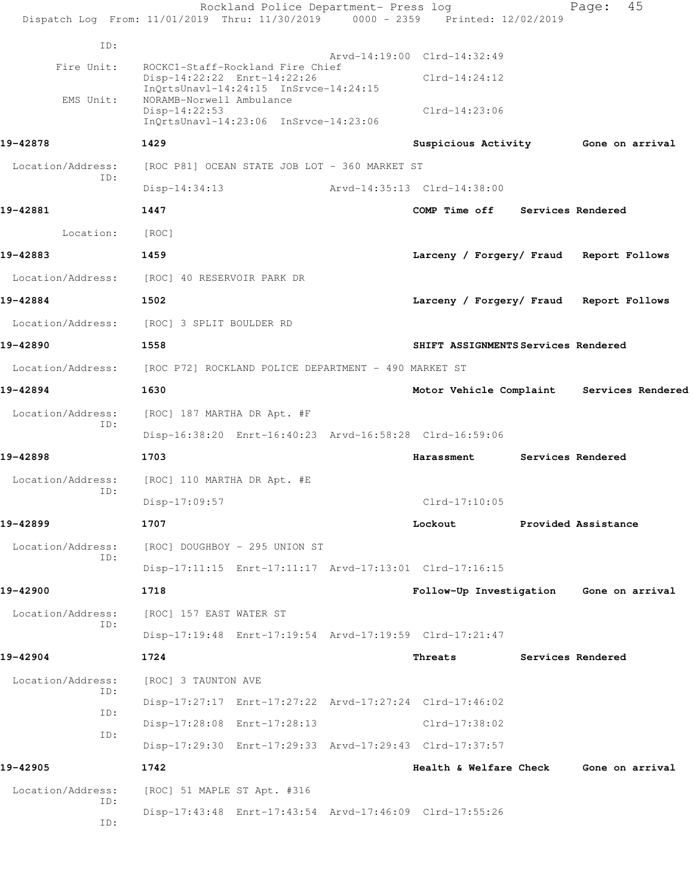```
ID:
                                          Arvd-14:19:00  Clrd-14:32:49
     Fire Unit:     ROCKC1-Staff-Rockland Fire Chief
                    Disp-14:22:22  Enrt-14:22:26         Clrd-14:24:12
                    InQrtsUnavl-14:24:15  InSrvce-14:24:15
      EMS Unit:     NORAMB-Norwell Ambulance
                    Disp-14:22:53                        Clrd-14:23:06
                    InQrtsUnavl-14:23:06  InSrvce-14:23:06

19-42878            1429                                 Suspicious Activity       Gone on arrival

 Location/Address:  [ROC P81] OCEAN STATE JOB LOT - 360 MARKET ST
           ID:
                    Disp-14:34:13               Arvd-14:35:13  Clrd-14:38:00

19-42881            1447                                 COMP Time off    Services Rendered

       Location:    [ROC]

19-42883            1459                                 Larceny / Forgery/ Fraud   Report Follows

 Location/Address:  [ROC] 40 RESERVOIR PARK DR

19-42884            1502                                 Larceny / Forgery/ Fraud   Report Follows

 Location/Address:  [ROC] 3 SPLIT BOULDER RD

19-42890            1558                                 SHIFT ASSIGNMENTS Services Rendered

 Location/Address:  [ROC P72] ROCKLAND POLICE DEPARTMENT - 490 MARKET ST

19-42894            1630                                 Motor Vehicle Complaint    Services Rendered

 Location/Address:  [ROC] 187 MARTHA DR Apt. #F
           ID:
                    Disp-16:38:20  Enrt-16:40:23  Arvd-16:58:28  Clrd-16:59:06

19-42898            1703                                 Harassment       Services Rendered

 Location/Address:  [ROC] 110 MARTHA DR Apt. #E
           ID:
                    Disp-17:09:57                        Clrd-17:10:05

19-42899            1707                                 Lockout          Provided Assistance

 Location/Address:  [ROC] DOUGHBOY - 295 UNION ST
           ID:
                    Disp-17:11:15  Enrt-17:11:17  Arvd-17:13:01  Clrd-17:16:15

19-42900            1718                                 Follow-Up Investigation    Gone on arrival

 Location/Address:  [ROC] 157 EAST WATER ST
           ID:
                    Disp-17:19:48  Enrt-17:19:54  Arvd-17:19:59  Clrd-17:21:47

19-42904            1724                                 Threats          Services Rendered

 Location/Address:  [ROC] 3 TAUNTON AVE
           ID:
                    Disp-17:27:17  Enrt-17:27:22  Arvd-17:27:24  Clrd-17:46:02
           ID:
                    Disp-17:28:08  Enrt-17:28:13                 Clrd-17:38:02
           ID:
                    Disp-17:29:30  Enrt-17:29:33  Arvd-17:29:43  Clrd-17:37:57

19-42905            1742                                 Health & Welfare Check     Gone on arrival

 Location/Address:  [ROC] 51 MAPLE ST Apt. #316
           ID:
                    Disp-17:43:48  Enrt-17:43:54  Arvd-17:46:09  Clrd-17:55:26
           ID:
```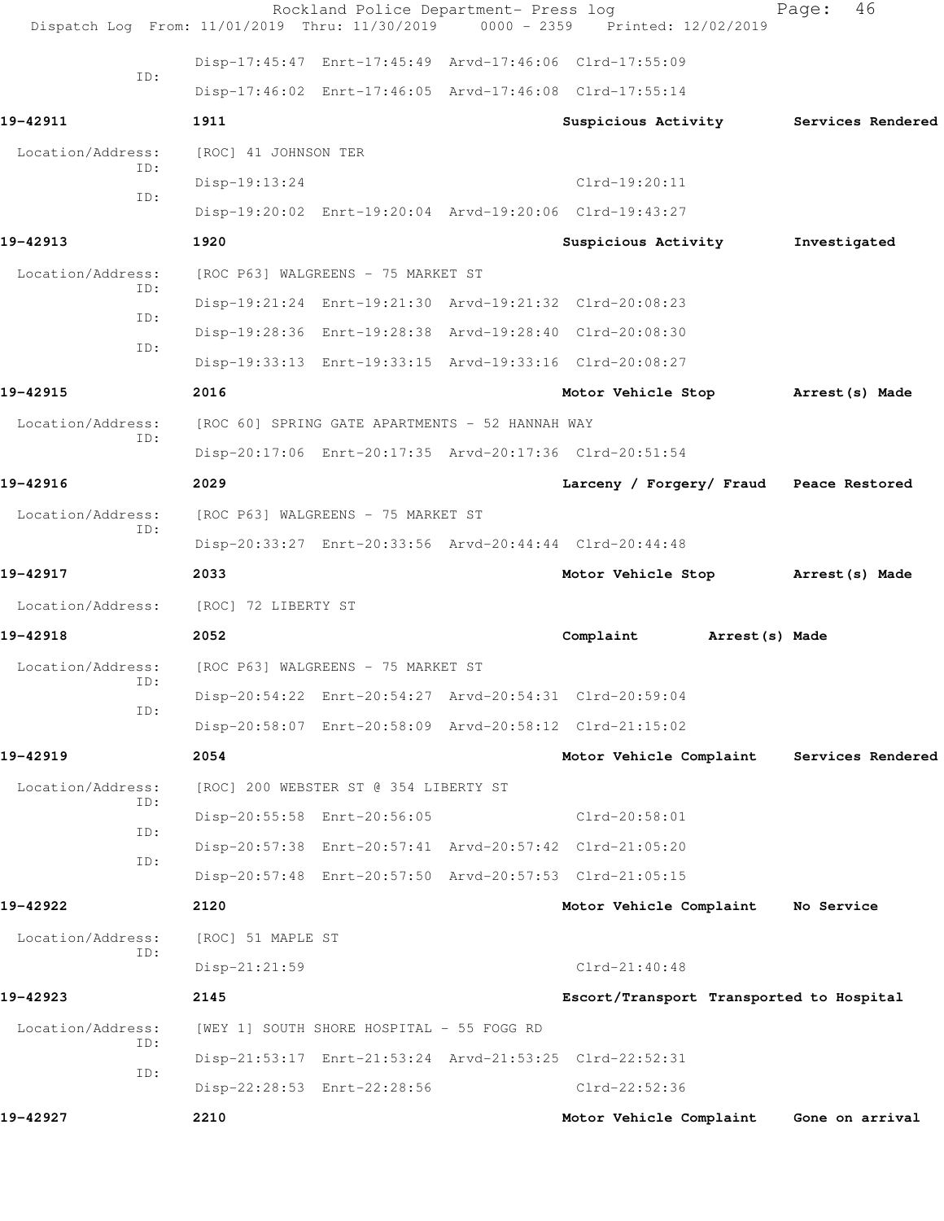Rockland Police Department- Press log
Dispatch Log From: 11/01/2019 Thru: 11/30/2019 0000 - 2359 Printed: 12/02/2019

```
                   Disp-17:45:47  Enrt-17:45:49  Arvd-17:46:06  Clrd-17:55:09
        ID:
                   Disp-17:46:02  Enrt-17:46:05  Arvd-17:46:08  Clrd-17:55:14

19-42911           1911                          Suspicious Activity      Services Rendered

 Location/Address:   [ROC] 41 JOHNSON TER
        ID:
                   Disp-19:13:24                                Clrd-19:20:11
        ID:
                   Disp-19:20:02  Enrt-19:20:04  Arvd-19:20:06  Clrd-19:43:27

19-42913           1920                          Suspicious Activity      Investigated

 Location/Address:   [ROC P63] WALGREENS - 75 MARKET ST
        ID:
                   Disp-19:21:24  Enrt-19:21:30  Arvd-19:21:32  Clrd-20:08:23
        ID:
                   Disp-19:28:36  Enrt-19:28:38  Arvd-19:28:40  Clrd-20:08:30
        ID:
                   Disp-19:33:13  Enrt-19:33:15  Arvd-19:33:16  Clrd-20:08:27

19-42915           2016                          Motor Vehicle Stop       Arrest(s) Made

 Location/Address:   [ROC 60] SPRING GATE APARTMENTS - 52 HANNAH WAY
        ID:
                   Disp-20:17:06  Enrt-20:17:35  Arvd-20:17:36  Clrd-20:51:54

19-42916           2029                          Larceny / Forgery/ Fraud  Peace Restored

 Location/Address:   [ROC P63] WALGREENS - 75 MARKET ST
        ID:
                   Disp-20:33:27  Enrt-20:33:56  Arvd-20:44:44  Clrd-20:44:48

19-42917           2033                          Motor Vehicle Stop       Arrest(s) Made

 Location/Address:   [ROC] 72 LIBERTY ST

19-42918           2052                          Complaint        Arrest(s) Made

 Location/Address:   [ROC P63] WALGREENS - 75 MARKET ST
        ID:
                   Disp-20:54:22  Enrt-20:54:27  Arvd-20:54:31  Clrd-20:59:04
        ID:
                   Disp-20:58:07  Enrt-20:58:09  Arvd-20:58:12  Clrd-21:15:02

19-42919           2054                          Motor Vehicle Complaint  Services Rendered

 Location/Address:   [ROC] 200 WEBSTER ST @ 354 LIBERTY ST
        ID:
                   Disp-20:55:58  Enrt-20:56:05                 Clrd-20:58:01
        ID:
                   Disp-20:57:38  Enrt-20:57:41  Arvd-20:57:42  Clrd-21:05:20
        ID:
                   Disp-20:57:48  Enrt-20:57:50  Arvd-20:57:53  Clrd-21:05:15

19-42922           2120                          Motor Vehicle Complaint  No Service

 Location/Address:   [ROC] 51 MAPLE ST
        ID:
                   Disp-21:21:59                                Clrd-21:40:48

19-42923           2145                          Escort/Transport Transported to Hospital

 Location/Address:   [WEY 1] SOUTH SHORE HOSPITAL - 55 FOGG RD
        ID:
                   Disp-21:53:17  Enrt-21:53:24  Arvd-21:53:25  Clrd-22:52:31
        ID:
                   Disp-22:28:53  Enrt-22:28:56                 Clrd-22:52:36

19-42927           2210                          Motor Vehicle Complaint  Gone on arrival
```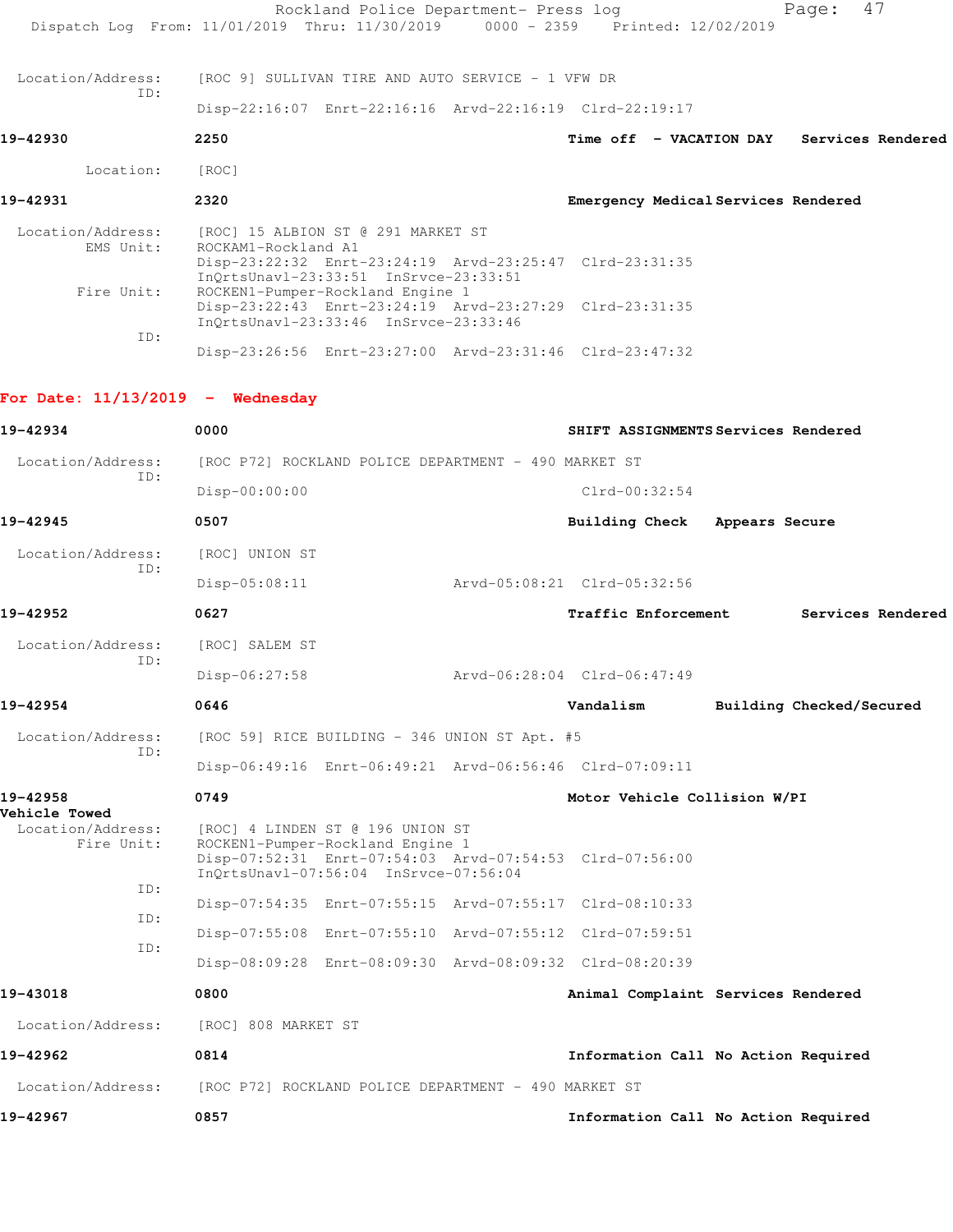Location/Address: [ROC 9] SULLIVAN TIRE AND AUTO SERVICE - 1 VFW DR
ID:
Disp-22:16:07 Enrt-22:16:16 Arvd-22:16:19 Clrd-22:19:17

**19-42930** 2250 **Time off - VACATION DAY** **Services Rendered**

Location: [ROC]

**19-42931** 2320 **Emergency Medical** **Services Rendered**

Location/Address: [ROC] 15 ALBION ST @ 291 MARKET ST
EMS Unit: ROCKAM1-Rockland A1
Disp-23:22:32 Enrt-23:24:19 Arvd-23:25:47 Clrd-23:31:35
InQrtsUnavl-23:33:51 InSrvce-23:33:51
Fire Unit: ROCKEN1-Pumper-Rockland Engine 1
Disp-23:22:43 Enrt-23:24:19 Arvd-23:27:29 Clrd-23:31:35
InQrtsUnavl-23:33:46 InSrvce-23:33:46
ID:
Disp-23:26:56 Enrt-23:27:00 Arvd-23:31:46 Clrd-23:47:32

## For Date: 11/13/2019 - Wednesday

**19-42934** 0000 **SHIFT ASSIGNMENTS** **Services Rendered**

Location/Address: [ROC P72] ROCKLAND POLICE DEPARTMENT - 490 MARKET ST
ID:
Disp-00:00:00 Clrd-00:32:54

**19-42945** 0507 **Building Check** **Appears Secure**

Location/Address: [ROC] UNION ST
ID:
Disp-05:08:11 Arvd-05:08:21 Clrd-05:32:56

**19-42952** 0627 **Traffic Enforcement** **Services Rendered**

Location/Address: [ROC] SALEM ST
ID:
Disp-06:27:58 Arvd-06:28:04 Clrd-06:47:49

**19-42954** 0646 **Vandalism** **Building Checked/Secured**

Location/Address: [ROC 59] RICE BUILDING - 346 UNION ST Apt. #5
ID:
Disp-06:49:16 Enrt-06:49:21 Arvd-06:56:46 Clrd-07:09:11

**19-42958** 0749 **Motor Vehicle Collision W/PI**
**Vehicle Towed**

Location/Address: [ROC] 4 LINDEN ST @ 196 UNION ST
Fire Unit: ROCKEN1-Pumper-Rockland Engine 1
Disp-07:52:31 Enrt-07:54:03 Arvd-07:54:53 Clrd-07:56:00
InQrtsUnavl-07:56:04 InSrvce-07:56:04
ID:
Disp-07:54:35 Enrt-07:55:15 Arvd-07:55:17 Clrd-08:10:33
ID:
Disp-07:55:08 Enrt-07:55:10 Arvd-07:55:12 Clrd-07:59:51
ID:
Disp-08:09:28 Enrt-08:09:30 Arvd-08:09:32 Clrd-08:20:39

**19-43018** 0800 **Animal Complaint** **Services Rendered**

Location/Address: [ROC] 808 MARKET ST

**19-42962** 0814 **Information Call** **No Action Required**

Location/Address: [ROC P72] ROCKLAND POLICE DEPARTMENT - 490 MARKET ST

**19-42967** 0857 **Information Call** **No Action Required**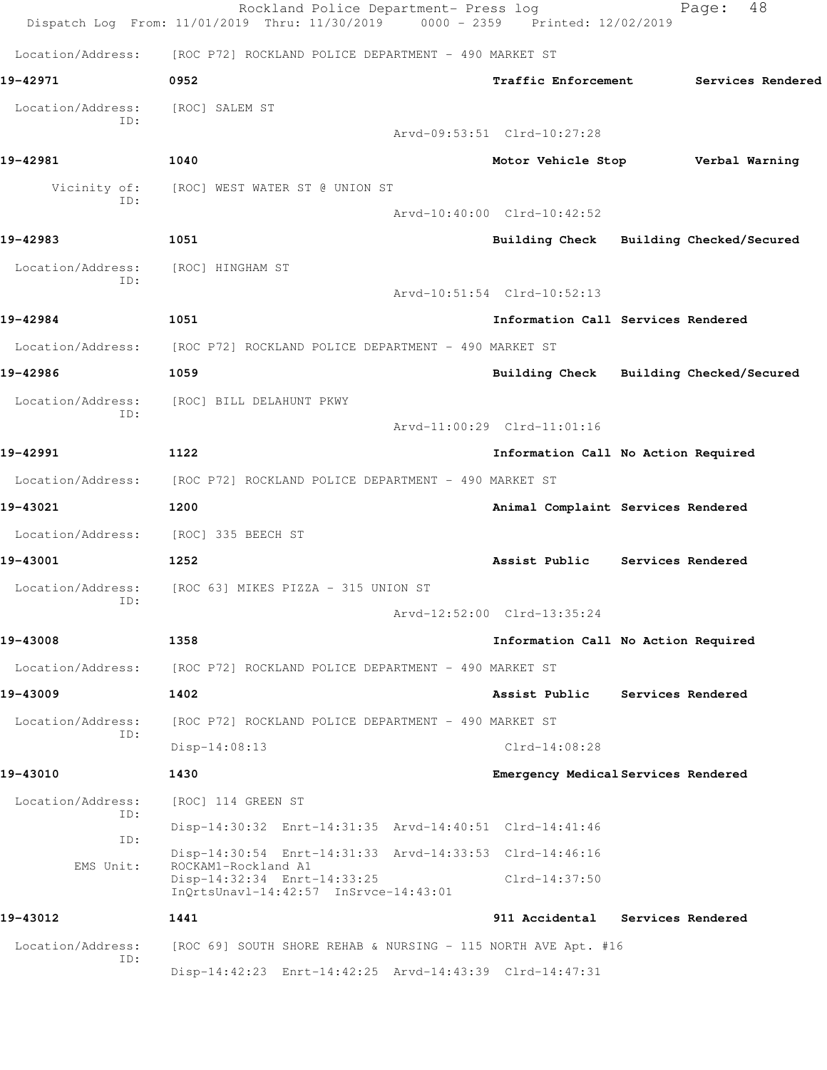Location/Address: [ROC P72] ROCKLAND POLICE DEPARTMENT - 490 MARKET ST

**19-42971** **0952** **Traffic Enforcement** **Services Rendered**

Location/Address: [ROC] SALEM ST
ID:
Arvd-09:53:51 Clrd-10:27:28

**19-42981** **1040** **Motor Vehicle Stop** **Verbal Warning**

Vicinity of: [ROC] WEST WATER ST @ UNION ST
ID:
Arvd-10:40:00 Clrd-10:42:52

**19-42983** **1051** **Building Check** **Building Checked/Secured**

Location/Address: [ROC] HINGHAM ST
ID:
Arvd-10:51:54 Clrd-10:52:13

**19-42984** **1051** **Information Call** **Services Rendered**

Location/Address: [ROC P72] ROCKLAND POLICE DEPARTMENT - 490 MARKET ST

**19-42986** **1059** **Building Check** **Building Checked/Secured**

Location/Address: [ROC] BILL DELAHUNT PKWY
ID:
Arvd-11:00:29 Clrd-11:01:16

**19-42991** **1122** **Information Call** **No Action Required**

Location/Address: [ROC P72] ROCKLAND POLICE DEPARTMENT - 490 MARKET ST

**19-43021** **1200** **Animal Complaint** **Services Rendered**

Location/Address: [ROC] 335 BEECH ST

**19-43001** **1252** **Assist Public** **Services Rendered**

Location/Address: [ROC 63] MIKES PIZZA - 315 UNION ST
ID:
Arvd-12:52:00 Clrd-13:35:24

**19-43008** **1358** **Information Call** **No Action Required**

Location/Address: [ROC P72] ROCKLAND POLICE DEPARTMENT - 490 MARKET ST

**19-43009** **1402** **Assist Public** **Services Rendered**

Location/Address: [ROC P72] ROCKLAND POLICE DEPARTMENT - 490 MARKET ST
ID:
Disp-14:08:13 Clrd-14:08:28

**19-43010** **1430** **Emergency Medical** **Services Rendered**

Location/Address: [ROC] 114 GREEN ST
ID:
Disp-14:30:32 Enrt-14:31:35 Arvd-14:40:51 Clrd-14:41:46
ID:
Disp-14:30:54 Enrt-14:31:33 Arvd-14:33:53 Clrd-14:46:16
EMS Unit: ROCKAM1-Rockland A1
Disp-14:32:34 Enrt-14:33:25 Clrd-14:37:50
InQrtsUnavl-14:42:57 InSrvce-14:43:01

**19-43012** **1441** **911 Accidental** **Services Rendered**

Location/Address: [ROC 69] SOUTH SHORE REHAB & NURSING - 115 NORTH AVE Apt. #16
ID:
Disp-14:42:23 Enrt-14:42:25 Arvd-14:43:39 Clrd-14:47:31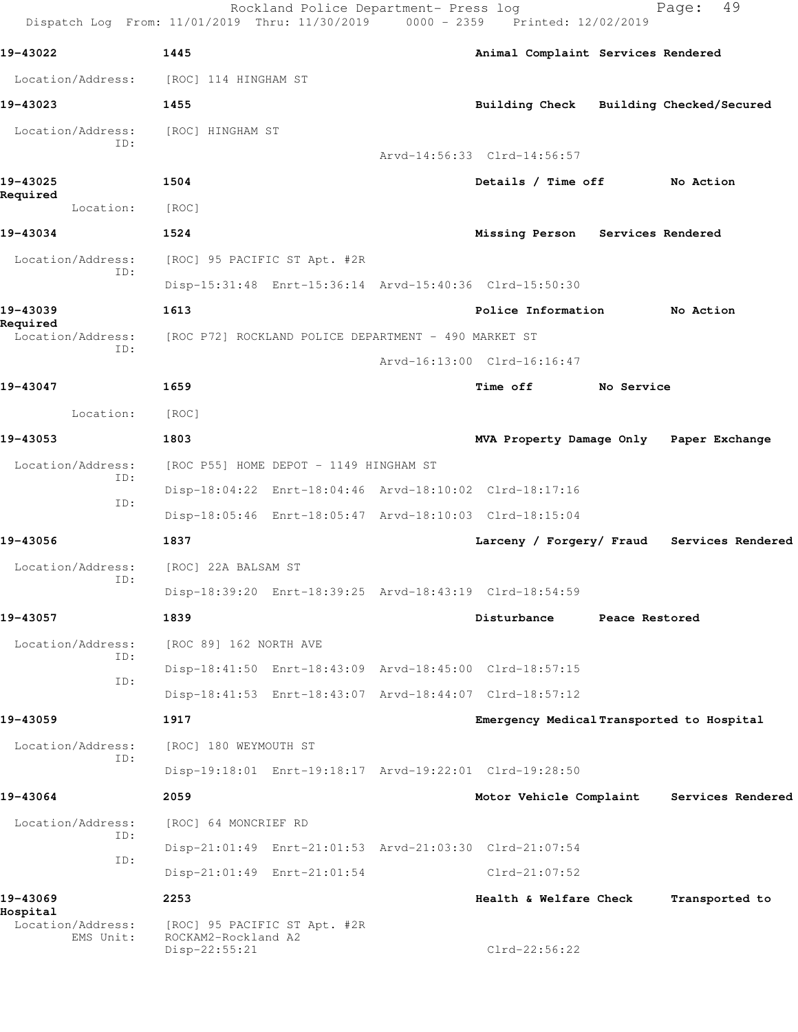**19-43022** 1445 **Animal Complaint Services Rendered**

Location/Address: [ROC] 114 HINGHAM ST

**19-43023** 1455 **Building Check Building Checked/Secured**

Location/Address: [ROC] HINGHAM ST
ID:
Arvd-14:56:33 Clrd-14:56:57

**19-43025** 1504 **Details / Time off No Action Required**

Location: [ROC]

**19-43034** 1524 **Missing Person Services Rendered**

Location/Address: [ROC] 95 PACIFIC ST Apt. #2R
ID:
Disp-15:31:48 Enrt-15:36:14 Arvd-15:40:36 Clrd-15:50:30

**19-43039** 1613 **Police Information No Action Required**

Location/Address: [ROC P72] ROCKLAND POLICE DEPARTMENT - 490 MARKET ST
ID:
Arvd-16:13:00 Clrd-16:16:47

**19-43047** 1659 **Time off No Service**

Location: [ROC]

**19-43053** 1803 **MVA Property Damage Only Paper Exchange**

Location/Address: [ROC P55] HOME DEPOT - 1149 HINGHAM ST
ID:
Disp-18:04:22 Enrt-18:04:46 Arvd-18:10:02 Clrd-18:17:16
ID:
Disp-18:05:46 Enrt-18:05:47 Arvd-18:10:03 Clrd-18:15:04

**19-43056** 1837 **Larceny / Forgery/ Fraud Services Rendered**

Location/Address: [ROC] 22A BALSAM ST
ID:
Disp-18:39:20 Enrt-18:39:25 Arvd-18:43:19 Clrd-18:54:59

**19-43057** 1839 **Disturbance Peace Restored**

Location/Address: [ROC 89] 162 NORTH AVE
ID:
Disp-18:41:50 Enrt-18:43:09 Arvd-18:45:00 Clrd-18:57:15
ID:
Disp-18:41:53 Enrt-18:43:07 Arvd-18:44:07 Clrd-18:57:12

**19-43059** 1917 **Emergency Medical Transported to Hospital**

Location/Address: [ROC] 180 WEYMOUTH ST
ID:
Disp-19:18:01 Enrt-19:18:17 Arvd-19:22:01 Clrd-19:28:50

**19-43064** 2059 **Motor Vehicle Complaint Services Rendered**

Location/Address: [ROC] 64 MONCRIEF RD
ID:
Disp-21:01:49 Enrt-21:01:53 Arvd-21:03:30 Clrd-21:07:54
ID:
Disp-21:01:49 Enrt-21:01:54 Clrd-21:07:52

**19-43069** 2253 **Health & Welfare Check Transported to Hospital**

Location/Address: [ROC] 95 PACIFIC ST Apt. #2R
EMS Unit: ROCKAM2-Rockland A2
Disp-22:55:21 Clrd-22:56:22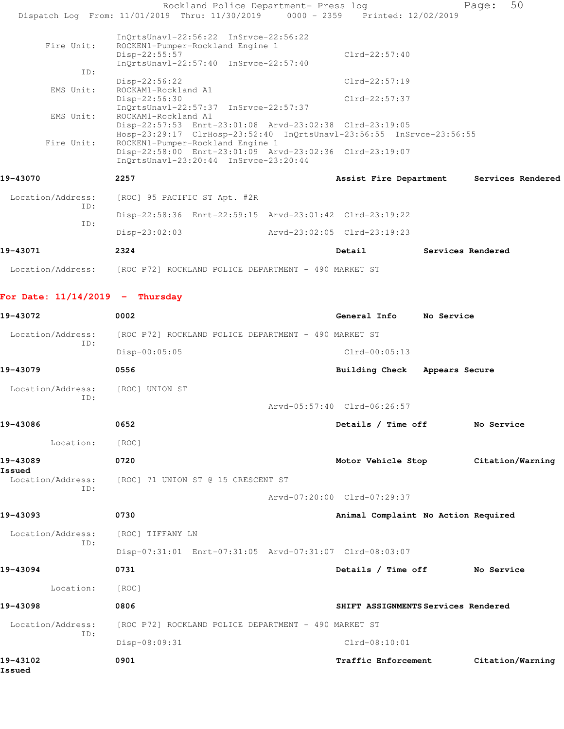```
                InQrtsUnavl-22:56:22  InSrvce-22:56:22
       Fire Unit:  ROCKEN1-Pumper-Rockland Engine 1
                Disp-22:55:57                              Clrd-22:57:40
                InQrtsUnavl-22:57:40  InSrvce-22:57:40
              ID:
                Disp-22:56:22                              Clrd-22:57:19
        EMS Unit:  ROCKAM1-Rockland A1
                Disp-22:56:30                              Clrd-22:57:37
                InQrtsUnavl-22:57:37  InSrvce-22:57:37
        EMS Unit:  ROCKAM1-Rockland A1
                Disp-22:57:53  Enrt-23:01:08  Arvd-23:02:38  Clrd-23:19:05
                Hosp-23:29:17  ClrHosp-23:52:40  InQrtsUnavl-23:56:55  InSrvce-23:56:55
       Fire Unit:  ROCKEN1-Pumper-Rockland Engine 1
                Disp-22:58:00  Enrt-23:01:09  Arvd-23:02:36  Clrd-23:19:07
                InQrtsUnavl-23:20:44  InSrvce-23:20:44
```

**19-43070** 2257 **Assist Fire Department** **Services Rendered**

```
 Location/Address:  [ROC] 95 PACIFIC ST Apt. #2R
              ID:
                Disp-22:58:36  Enrt-22:59:15  Arvd-23:01:42  Clrd-23:19:22
              ID:
                Disp-23:02:03                 Arvd-23:02:05  Clrd-23:19:23
```

**19-43071** 2324 **Detail** **Services Rendered**

```
 Location/Address:  [ROC P72] ROCKLAND POLICE DEPARTMENT - 490 MARKET ST
```

## For Date: 11/14/2019 - Thursday

**19-43072** 0002 **General Info** **No Service**

```
 Location/Address:  [ROC P72] ROCKLAND POLICE DEPARTMENT - 490 MARKET ST
              ID:
                Disp-00:05:05                              Clrd-00:05:13
```

**19-43079** 0556 **Building Check** **Appears Secure**

```
 Location/Address:  [ROC] UNION ST
              ID:
                                              Arvd-05:57:40  Clrd-06:26:57
```

**19-43086** 0652 **Details / Time off** **No Service**

```
        Location:  [ROC]
```

**19-43089** 0720 **Motor Vehicle Stop** **Citation/Warning Issued**

```
 Location/Address:  [ROC] 71 UNION ST @ 15 CRESCENT ST
              ID:
                                              Arvd-07:20:00  Clrd-07:29:37
```

**19-43093** 0730 **Animal Complaint** **No Action Required**

```
 Location/Address:  [ROC] TIFFANY LN
              ID:
                Disp-07:31:01  Enrt-07:31:05  Arvd-07:31:07  Clrd-08:03:07
```

**19-43094** 0731 **Details / Time off** **No Service**

```
        Location:  [ROC]
```

**19-43098** 0806 **SHIFT ASSIGNMENTS** **Services Rendered**

```
 Location/Address:  [ROC P72] ROCKLAND POLICE DEPARTMENT - 490 MARKET ST
              ID:
                Disp-08:09:31                              Clrd-08:10:01
```

**19-43102** 0901 **Traffic Enforcement** **Citation/Warning Issued**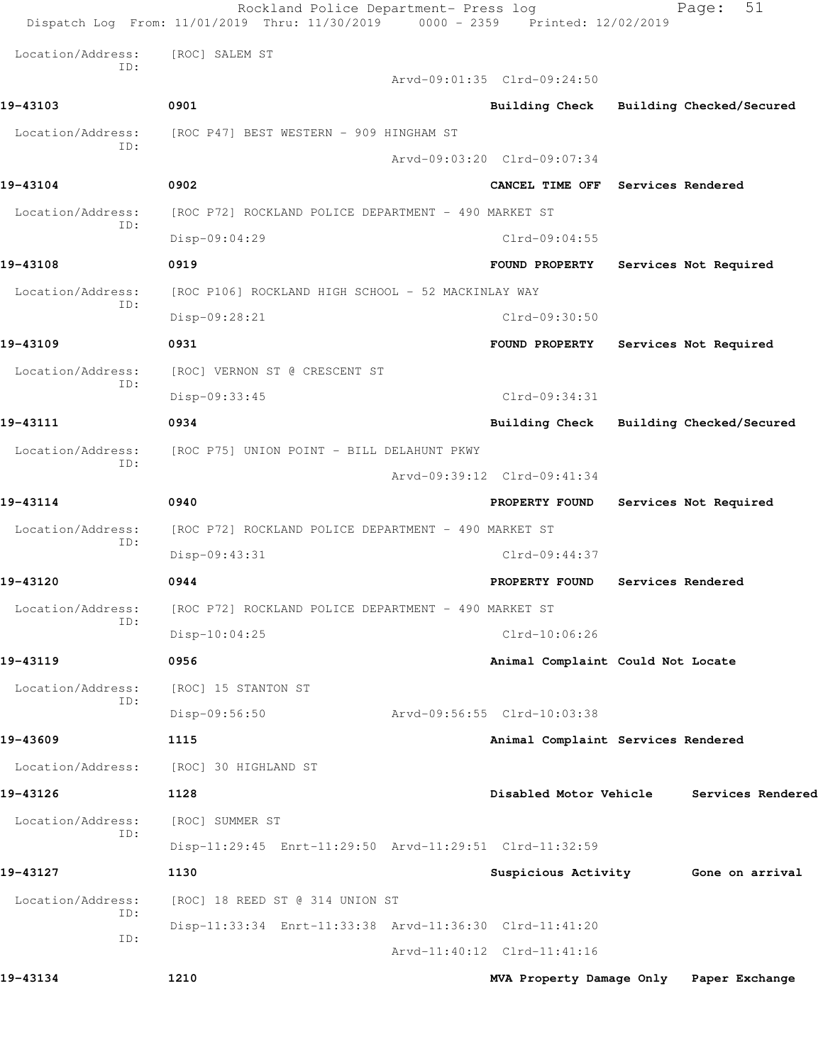Rockland Police Department- Press log
Dispatch Log From: 11/01/2019 Thru: 11/30/2019 0000 - 2359 Printed: 12/02/2019

Location/Address: [ROC] SALEM ST
ID:
Arvd-09:01:35 Clrd-09:24:50

**19-43103** 0901 **Building Check** **Building Checked/Secured**
Location/Address: [ROC P47] BEST WESTERN - 909 HINGHAM ST
ID:
Arvd-09:03:20 Clrd-09:07:34

**19-43104** 0902 **CANCEL TIME OFF** **Services Rendered**
Location/Address: [ROC P72] ROCKLAND POLICE DEPARTMENT - 490 MARKET ST
ID:
Disp-09:04:29 Clrd-09:04:55

**19-43108** 0919 **FOUND PROPERTY** **Services Not Required**
Location/Address: [ROC P106] ROCKLAND HIGH SCHOOL - 52 MACKINLAY WAY
ID:
Disp-09:28:21 Clrd-09:30:50

**19-43109** 0931 **FOUND PROPERTY** **Services Not Required**
Location/Address: [ROC] VERNON ST @ CRESCENT ST
ID:
Disp-09:33:45 Clrd-09:34:31

**19-43111** 0934 **Building Check** **Building Checked/Secured**
Location/Address: [ROC P75] UNION POINT - BILL DELAHUNT PKWY
ID:
Arvd-09:39:12 Clrd-09:41:34

**19-43114** 0940 **PROPERTY FOUND** **Services Not Required**
Location/Address: [ROC P72] ROCKLAND POLICE DEPARTMENT - 490 MARKET ST
ID:
Disp-09:43:31 Clrd-09:44:37

**19-43120** 0944 **PROPERTY FOUND** **Services Rendered**
Location/Address: [ROC P72] ROCKLAND POLICE DEPARTMENT - 490 MARKET ST
ID:
Disp-10:04:25 Clrd-10:06:26

**19-43119** 0956 **Animal Complaint** **Could Not Locate**
Location/Address: [ROC] 15 STANTON ST
ID:
Disp-09:56:50 Arvd-09:56:55 Clrd-10:03:38

**19-43609** 1115 **Animal Complaint** **Services Rendered**
Location/Address: [ROC] 30 HIGHLAND ST

**19-43126** 1128 **Disabled Motor Vehicle** **Services Rendered**
Location/Address: [ROC] SUMMER ST
ID:
Disp-11:29:45 Enrt-11:29:50 Arvd-11:29:51 Clrd-11:32:59

**19-43127** 1130 **Suspicious Activity** **Gone on arrival**
Location/Address: [ROC] 18 REED ST @ 314 UNION ST
ID:
Disp-11:33:34 Enrt-11:33:38 Arvd-11:36:30 Clrd-11:41:20
ID:
Arvd-11:40:12 Clrd-11:41:16

**19-43134** 1210 **MVA Property Damage Only** **Paper Exchange**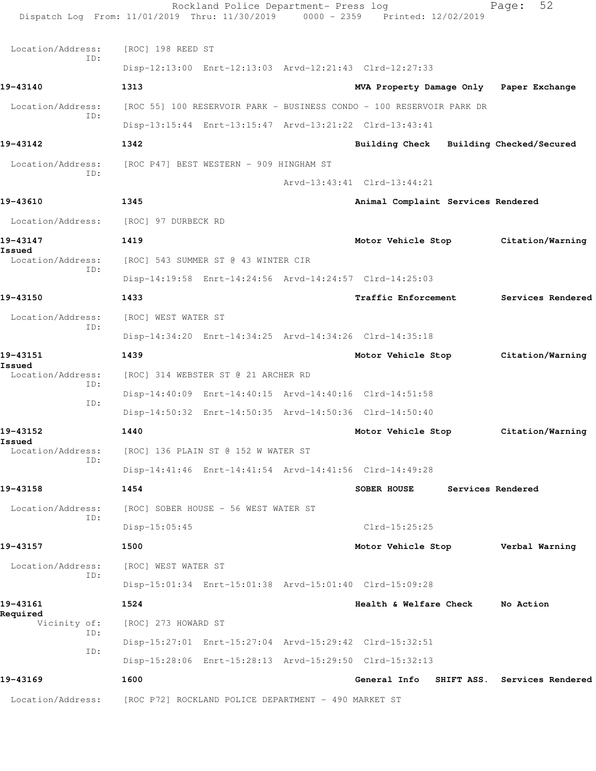Location/Address: [ROC] 198 REED ST
ID:
Disp-12:13:00 Enrt-12:13:03 Arvd-12:21:43 Clrd-12:27:33

**19-43140** **1313** **MVA Property Damage Only Paper Exchange**

Location/Address: [ROC 55] 100 RESERVOIR PARK - BUSINESS CONDO - 100 RESERVOIR PARK DR
ID:
Disp-13:15:44 Enrt-13:15:47 Arvd-13:21:22 Clrd-13:43:41

**19-43142** **1342** **Building Check Building Checked/Secured**

Location/Address: [ROC P47] BEST WESTERN - 909 HINGHAM ST
ID:
Arvd-13:43:41 Clrd-13:44:21

**19-43610** **1345** **Animal Complaint Services Rendered**

Location/Address: [ROC] 97 DURBECK RD

**19-43147** **1419** **Motor Vehicle Stop Citation/Warning Issued**

Location/Address: [ROC] 543 SUMMER ST @ 43 WINTER CIR
ID:
Disp-14:19:58 Enrt-14:24:56 Arvd-14:24:57 Clrd-14:25:03

**19-43150** **1433** **Traffic Enforcement Services Rendered**

Location/Address: [ROC] WEST WATER ST
ID:
Disp-14:34:20 Enrt-14:34:25 Arvd-14:34:26 Clrd-14:35:18

**19-43151** **1439** **Motor Vehicle Stop Citation/Warning Issued**

Location/Address: [ROC] 314 WEBSTER ST @ 21 ARCHER RD
ID:
Disp-14:40:09 Enrt-14:40:15 Arvd-14:40:16 Clrd-14:51:58
ID:
Disp-14:50:32 Enrt-14:50:35 Arvd-14:50:36 Clrd-14:50:40

**19-43152** **1440** **Motor Vehicle Stop Citation/Warning Issued**

Location/Address: [ROC] 136 PLAIN ST @ 152 W WATER ST
ID:
Disp-14:41:46 Enrt-14:41:54 Arvd-14:41:56 Clrd-14:49:28

**19-43158** **1454** **SOBER HOUSE Services Rendered**

Location/Address: [ROC] SOBER HOUSE - 56 WEST WATER ST
ID:
Disp-15:05:45 Clrd-15:25:25

**19-43157** **1500** **Motor Vehicle Stop Verbal Warning**

Location/Address: [ROC] WEST WATER ST
ID:
Disp-15:01:34 Enrt-15:01:38 Arvd-15:01:40 Clrd-15:09:28

**19-43161** **1524** **Health & Welfare Check No Action Required**

Vicinity of: [ROC] 273 HOWARD ST
ID:
Disp-15:27:01 Enrt-15:27:04 Arvd-15:29:42 Clrd-15:32:51
ID:
Disp-15:28:06 Enrt-15:28:13 Arvd-15:29:50 Clrd-15:32:13

**19-43169** **1600** **General Info SHIFT ASS. Services Rendered**

Location/Address: [ROC P72] ROCKLAND POLICE DEPARTMENT - 490 MARKET ST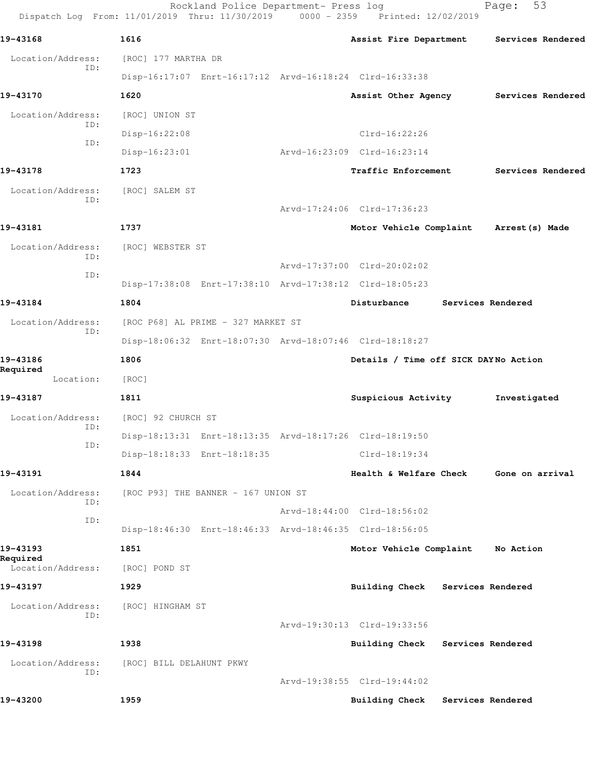**19-43168** 1616 Assist Fire Department Services Rendered

Location/Address: [ROC] 177 MARTHA DR
ID:
Disp-16:17:07 Enrt-16:17:12 Arvd-16:18:24 Clrd-16:33:38

**19-43170** 1620 Assist Other Agency Services Rendered

Location/Address: [ROC] UNION ST
ID:
Disp-16:22:08 Clrd-16:22:26
ID:
Disp-16:23:01 Arvd-16:23:09 Clrd-16:23:14

**19-43178** 1723 Traffic Enforcement Services Rendered

Location/Address: [ROC] SALEM ST
ID:
Arvd-17:24:06 Clrd-17:36:23

**19-43181** 1737 Motor Vehicle Complaint Arrest(s) Made

Location/Address: [ROC] WEBSTER ST
ID:
Arvd-17:37:00 Clrd-20:02:02
ID:
Disp-17:38:08 Enrt-17:38:10 Arvd-17:38:12 Clrd-18:05:23

**19-43184** 1804 Disturbance Services Rendered

Location/Address: [ROC P68] AL PRIME - 327 MARKET ST
ID:
Disp-18:06:32 Enrt-18:07:30 Arvd-18:07:46 Clrd-18:18:27

**19-43186** 1806 Details / Time off SICK DAY No Action Required

Location: [ROC]

**19-43187** 1811 Suspicious Activity Investigated

Location/Address: [ROC] 92 CHURCH ST
ID:
Disp-18:13:31 Enrt-18:13:35 Arvd-18:17:26 Clrd-18:19:50
ID:
Disp-18:18:33 Enrt-18:18:35 Clrd-18:19:34

**19-43191** 1844 Health & Welfare Check Gone on arrival

Location/Address: [ROC P93] THE BANNER - 167 UNION ST
ID:
Arvd-18:44:00 Clrd-18:56:02
ID:
Disp-18:46:30 Enrt-18:46:33 Arvd-18:46:35 Clrd-18:56:05

**19-43193** 1851 Motor Vehicle Complaint No Action Required

Location/Address: [ROC] POND ST

**19-43197** 1929 Building Check Services Rendered

Location/Address: [ROC] HINGHAM ST
ID:
Arvd-19:30:13 Clrd-19:33:56

**19-43198** 1938 Building Check Services Rendered

Location/Address: [ROC] BILL DELAHUNT PKWY
ID:
Arvd-19:38:55 Clrd-19:44:02

**19-43200** 1959 Building Check Services Rendered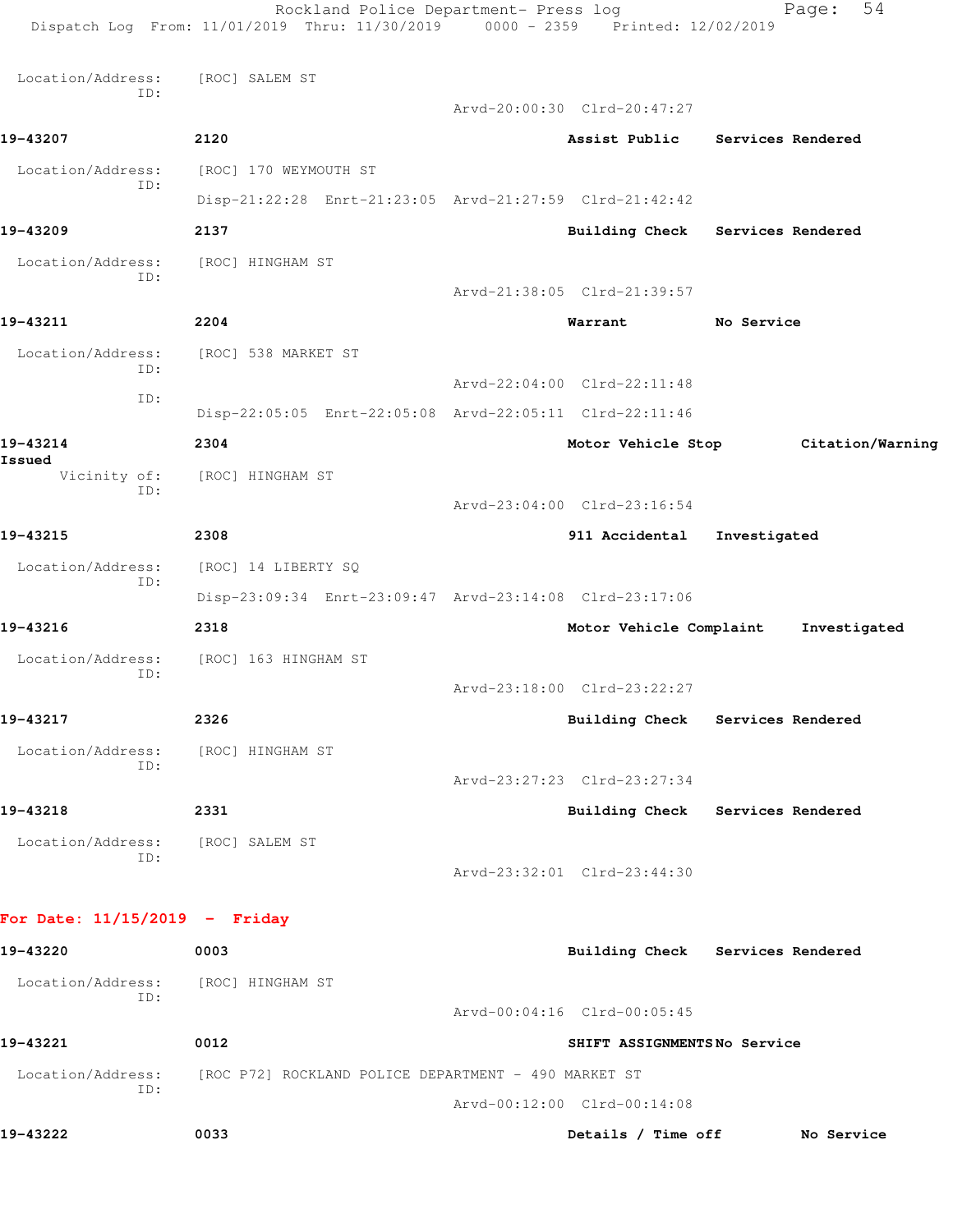Location/Address: [ROC] SALEM ST
ID:
Arvd-20:00:30 Clrd-20:47:27

**19-43207** **2120** **Assist Public** **Services Rendered**

Location/Address: [ROC] 170 WEYMOUTH ST
ID:
Disp-21:22:28 Enrt-21:23:05 Arvd-21:27:59 Clrd-21:42:42

**19-43209** **2137** **Building Check** **Services Rendered**

Location/Address: [ROC] HINGHAM ST
ID:
Arvd-21:38:05 Clrd-21:39:57

**19-43211** **2204** **Warrant** **No Service**

Location/Address: [ROC] 538 MARKET ST
ID:
Arvd-22:04:00 Clrd-22:11:48
ID:
Disp-22:05:05 Enrt-22:05:08 Arvd-22:05:11 Clrd-22:11:46

**19-43214** **2304** **Motor Vehicle Stop** **Citation/Warning Issued**

Vicinity of: [ROC] HINGHAM ST
ID:
Arvd-23:04:00 Clrd-23:16:54

**19-43215** **2308** **911 Accidental** **Investigated**

Location/Address: [ROC] 14 LIBERTY SQ
ID:
Disp-23:09:34 Enrt-23:09:47 Arvd-23:14:08 Clrd-23:17:06

**19-43216** **2318** **Motor Vehicle Complaint** **Investigated**

Location/Address: [ROC] 163 HINGHAM ST
ID:
Arvd-23:18:00 Clrd-23:22:27

**19-43217** **2326** **Building Check** **Services Rendered**

Location/Address: [ROC] HINGHAM ST
ID:
Arvd-23:27:23 Clrd-23:27:34

**19-43218** **2331** **Building Check** **Services Rendered**

Location/Address: [ROC] SALEM ST
ID:
Arvd-23:32:01 Clrd-23:44:30

## For Date: 11/15/2019 - Friday

**19-43220** **0003** **Building Check** **Services Rendered**

Location/Address: [ROC] HINGHAM ST
ID:
Arvd-00:04:16 Clrd-00:05:45

**19-43221** **0012** **SHIFT ASSIGNMENTS** **No Service**

Location/Address: [ROC P72] ROCKLAND POLICE DEPARTMENT - 490 MARKET ST
ID:
Arvd-00:12:00 Clrd-00:14:08

**19-43222** **0033** **Details / Time off** **No Service**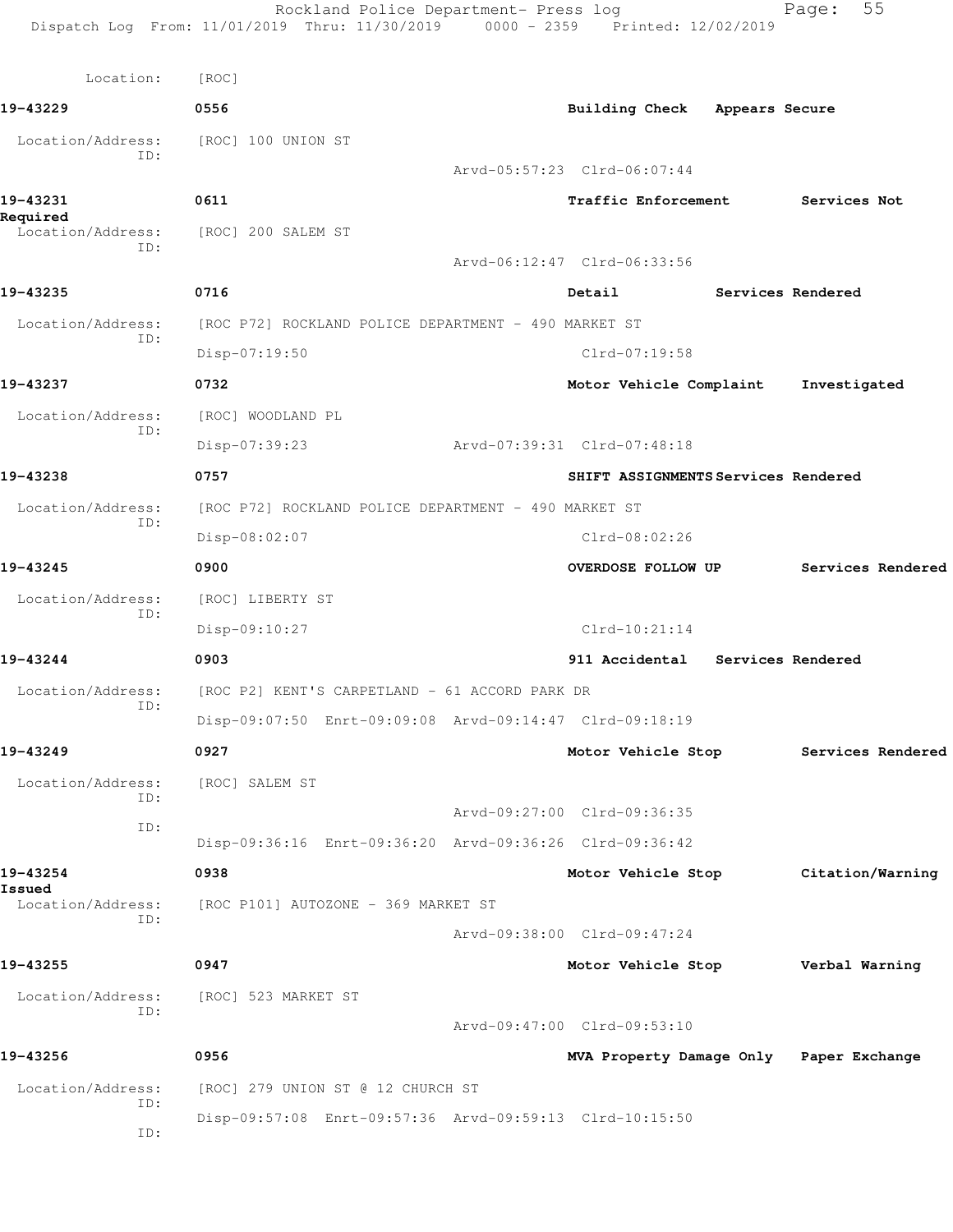Location: [ROC]

**19-43229** **0556** **Building Check** **Appears Secure**

Location/Address: [ROC] 100 UNION ST
ID:
Arvd-05:57:23 Clrd-06:07:44

**19-43231** **0611** **Traffic Enforcement** **Services Not Required**

Location/Address: [ROC] 200 SALEM ST
ID:
Arvd-06:12:47 Clrd-06:33:56

**19-43235** **0716** **Detail** **Services Rendered**

Location/Address: [ROC P72] ROCKLAND POLICE DEPARTMENT - 490 MARKET ST
ID:
Disp-07:19:50 Clrd-07:19:58

**19-43237** **0732** **Motor Vehicle Complaint** **Investigated**

Location/Address: [ROC] WOODLAND PL
ID:
Disp-07:39:23 Arvd-07:39:31 Clrd-07:48:18

**19-43238** **0757** **SHIFT ASSIGNMENTS** **Services Rendered**

Location/Address: [ROC P72] ROCKLAND POLICE DEPARTMENT - 490 MARKET ST
ID:
Disp-08:02:07 Clrd-08:02:26

**19-43245** **0900** **OVERDOSE FOLLOW UP** **Services Rendered**

Location/Address: [ROC] LIBERTY ST
ID:
Disp-09:10:27 Clrd-10:21:14

**19-43244** **0903** **911 Accidental** **Services Rendered**

Location/Address: [ROC P2] KENT'S CARPETLAND - 61 ACCORD PARK DR
ID:
Disp-09:07:50 Enrt-09:09:08 Arvd-09:14:47 Clrd-09:18:19

**19-43249** **0927** **Motor Vehicle Stop** **Services Rendered**

Location/Address: [ROC] SALEM ST
ID:
Arvd-09:27:00 Clrd-09:36:35
ID:
Disp-09:36:16 Enrt-09:36:20 Arvd-09:36:26 Clrd-09:36:42

**19-43254** **0938** **Motor Vehicle Stop** **Citation/Warning Issued**

Location/Address: [ROC P101] AUTOZONE - 369 MARKET ST
ID:
Arvd-09:38:00 Clrd-09:47:24

**19-43255** **0947** **Motor Vehicle Stop** **Verbal Warning**

Location/Address: [ROC] 523 MARKET ST
ID:
Arvd-09:47:00 Clrd-09:53:10

**19-43256** **0956** **MVA Property Damage Only** **Paper Exchange**

Location/Address: [ROC] 279 UNION ST @ 12 CHURCH ST
ID:
Disp-09:57:08 Enrt-09:57:36 Arvd-09:59:13 Clrd-10:15:50
ID: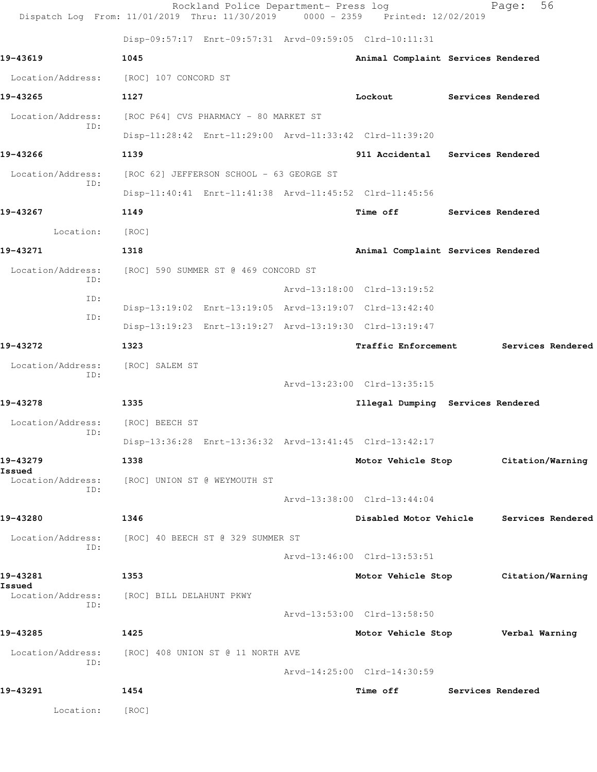Disp-09:57:17 Enrt-09:57:31 Arvd-09:59:05 Clrd-10:11:31

**19-43619** 1045 Animal Complaint Services Rendered
Location/Address: [ROC] 107 CONCORD ST

**19-43265** 1127 Lockout Services Rendered
Location/Address: [ROC P64] CVS PHARMACY - 80 MARKET ST
ID:
Disp-11:28:42 Enrt-11:29:00 Arvd-11:33:42 Clrd-11:39:20

**19-43266** 1139 911 Accidental Services Rendered
Location/Address: [ROC 62] JEFFERSON SCHOOL - 63 GEORGE ST
ID:
Disp-11:40:41 Enrt-11:41:38 Arvd-11:45:52 Clrd-11:45:56

**19-43267** 1149 Time off Services Rendered
Location: [ROC]

**19-43271** 1318 Animal Complaint Services Rendered
Location/Address: [ROC] 590 SUMMER ST @ 469 CONCORD ST
ID:
Arvd-13:18:00 Clrd-13:19:52
ID:
Disp-13:19:02 Enrt-13:19:05 Arvd-13:19:07 Clrd-13:42:40
ID:
Disp-13:19:23 Enrt-13:19:27 Arvd-13:19:30 Clrd-13:19:47

**19-43272** 1323 Traffic Enforcement Services Rendered
Location/Address: [ROC] SALEM ST
ID:
Arvd-13:23:00 Clrd-13:35:15

**19-43278** 1335 Illegal Dumping Services Rendered
Location/Address: [ROC] BEECH ST
ID:
Disp-13:36:28 Enrt-13:36:32 Arvd-13:41:45 Clrd-13:42:17

**19-43279** 1338 Motor Vehicle Stop Citation/Warning Issued
Location/Address: [ROC] UNION ST @ WEYMOUTH ST
ID:
Arvd-13:38:00 Clrd-13:44:04

**19-43280** 1346 Disabled Motor Vehicle Services Rendered
Location/Address: [ROC] 40 BEECH ST @ 329 SUMMER ST
ID:
Arvd-13:46:00 Clrd-13:53:51

**19-43281** 1353 Motor Vehicle Stop Citation/Warning Issued
Location/Address: [ROC] BILL DELAHUNT PKWY
ID:
Arvd-13:53:00 Clrd-13:58:50

**19-43285** 1425 Motor Vehicle Stop Verbal Warning
Location/Address: [ROC] 408 UNION ST @ 11 NORTH AVE
ID:
Arvd-14:25:00 Clrd-14:30:59

**19-43291** 1454 Time off Services Rendered
Location: [ROC]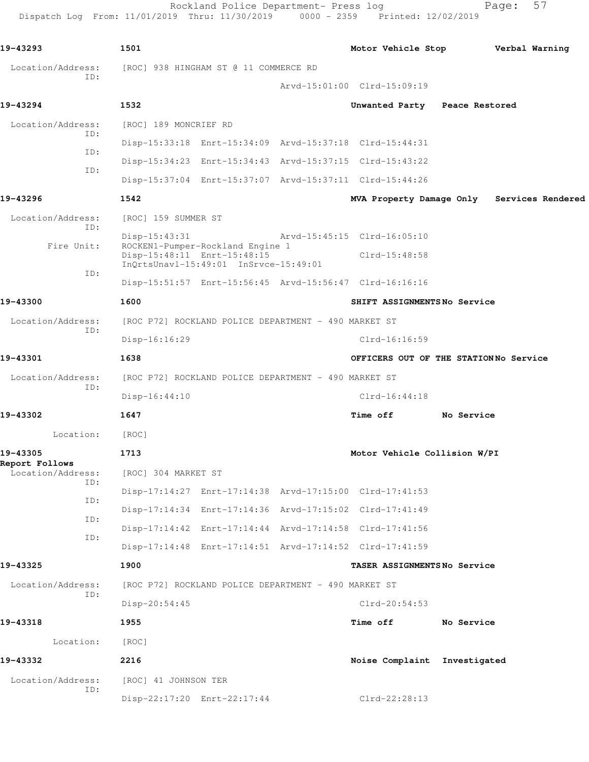**19-43293** 1501 **Motor Vehicle Stop** **Verbal Warning**

Location/Address: [ROC] 938 HINGHAM ST @ 11 COMMERCE RD
ID:
Arvd-15:01:00 Clrd-15:09:19

**19-43294** 1532 **Unwanted Party** **Peace Restored**

Location/Address: [ROC] 189 MONCRIEF RD
ID:
Disp-15:33:18 Enrt-15:34:09 Arvd-15:37:18 Clrd-15:44:31
ID:
Disp-15:34:23 Enrt-15:34:43 Arvd-15:37:15 Clrd-15:43:22
ID:
Disp-15:37:04 Enrt-15:37:07 Arvd-15:37:11 Clrd-15:44:26

**19-43296** 1542 **MVA Property Damage Only** **Services Rendered**

Location/Address: [ROC] 159 SUMMER ST
ID:
Disp-15:43:31 Arvd-15:45:15 Clrd-16:05:10
Fire Unit: ROCKEN1-Pumper-Rockland Engine 1
Disp-15:48:11 Enrt-15:48:15 Clrd-15:48:58
InQrtsUnavl-15:49:01 InSrvce-15:49:01
ID:
Disp-15:51:57 Enrt-15:56:45 Arvd-15:56:47 Clrd-16:16:16

**19-43300** 1600 **SHIFT ASSIGNMENTS** **No Service**

Location/Address: [ROC P72] ROCKLAND POLICE DEPARTMENT - 490 MARKET ST
ID:
Disp-16:16:29 Clrd-16:16:59

**19-43301** 1638 **OFFICERS OUT OF THE STATION** **No Service**

Location/Address: [ROC P72] ROCKLAND POLICE DEPARTMENT - 490 MARKET ST
ID:
Disp-16:44:10 Clrd-16:44:18

**19-43302** 1647 **Time off** **No Service**

Location: [ROC]

**19-43305** 1713 **Motor Vehicle Collision W/PI**
**Report Follows**

Location/Address: [ROC] 304 MARKET ST
ID:
Disp-17:14:27 Enrt-17:14:38 Arvd-17:15:00 Clrd-17:41:53
ID:
Disp-17:14:34 Enrt-17:14:36 Arvd-17:15:02 Clrd-17:41:49
ID:
Disp-17:14:42 Enrt-17:14:44 Arvd-17:14:58 Clrd-17:41:56
ID:
Disp-17:14:48 Enrt-17:14:51 Arvd-17:14:52 Clrd-17:41:59

**19-43325** 1900 **TASER ASSIGNMENTS** **No Service**

Location/Address: [ROC P72] ROCKLAND POLICE DEPARTMENT - 490 MARKET ST
ID:
Disp-20:54:45 Clrd-20:54:53

**19-43318** 1955 **Time off** **No Service**

Location: [ROC]

**19-43332** 2216 **Noise Complaint** **Investigated**

Location/Address: [ROC] 41 JOHNSON TER
ID:
Disp-22:17:20 Enrt-22:17:44 Clrd-22:28:13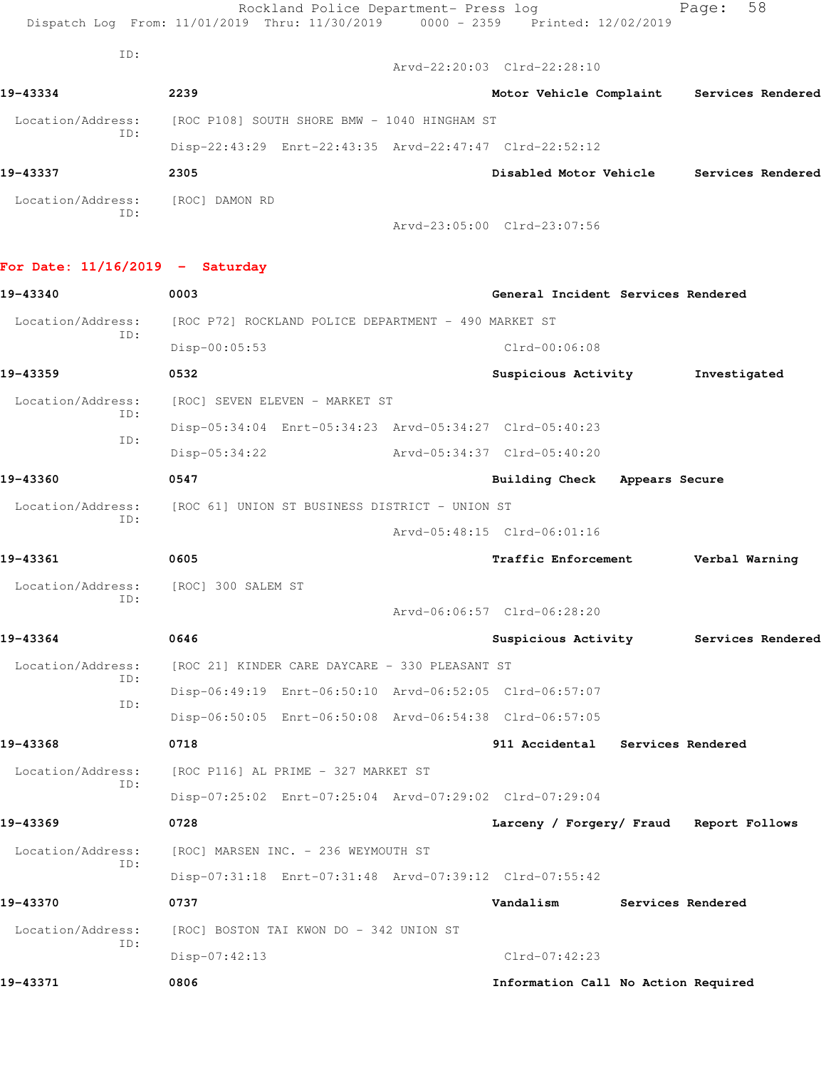ID:

Arvd-22:20:03 Clrd-22:28:10

**19-43334** 2239 Motor Vehicle Complaint Services Rendered

Location/Address: [ROC P108] SOUTH SHORE BMW - 1040 HINGHAM ST
ID:
Disp-22:43:29 Enrt-22:43:35 Arvd-22:47:47 Clrd-22:52:12

**19-43337** 2305 Disabled Motor Vehicle Services Rendered

Location/Address: [ROC] DAMON RD
ID:
Arvd-23:05:00 Clrd-23:07:56

## For Date: 11/16/2019 - Saturday

**19-43340** 0003 General Incident Services Rendered

Location/Address: [ROC P72] ROCKLAND POLICE DEPARTMENT - 490 MARKET ST
ID:
Disp-00:05:53 Clrd-00:06:08

**19-43359** 0532 Suspicious Activity Investigated

Location/Address: [ROC] SEVEN ELEVEN - MARKET ST
ID:
Disp-05:34:04 Enrt-05:34:23 Arvd-05:34:27 Clrd-05:40:23
ID:
Disp-05:34:22 Arvd-05:34:37 Clrd-05:40:20

**19-43360** 0547 Building Check Appears Secure

Location/Address: [ROC 61] UNION ST BUSINESS DISTRICT - UNION ST
ID:
Arvd-05:48:15 Clrd-06:01:16

**19-43361** 0605 Traffic Enforcement Verbal Warning

Location/Address: [ROC] 300 SALEM ST
ID:
Arvd-06:06:57 Clrd-06:28:20

**19-43364** 0646 Suspicious Activity Services Rendered

Location/Address: [ROC 21] KINDER CARE DAYCARE - 330 PLEASANT ST
ID:
Disp-06:49:19 Enrt-06:50:10 Arvd-06:52:05 Clrd-06:57:07
ID:
Disp-06:50:05 Enrt-06:50:08 Arvd-06:54:38 Clrd-06:57:05

**19-43368** 0718 911 Accidental Services Rendered

Location/Address: [ROC P116] AL PRIME - 327 MARKET ST
ID:
Disp-07:25:02 Enrt-07:25:04 Arvd-07:29:02 Clrd-07:29:04

**19-43369** 0728 Larceny / Forgery/ Fraud Report Follows

Location/Address: [ROC] MARSEN INC. - 236 WEYMOUTH ST
ID:
Disp-07:31:18 Enrt-07:31:48 Arvd-07:39:12 Clrd-07:55:42

**19-43370** 0737 Vandalism Services Rendered

Location/Address: [ROC] BOSTON TAI KWON DO - 342 UNION ST
ID:
Disp-07:42:13 Clrd-07:42:23

**19-43371** 0806 Information Call No Action Required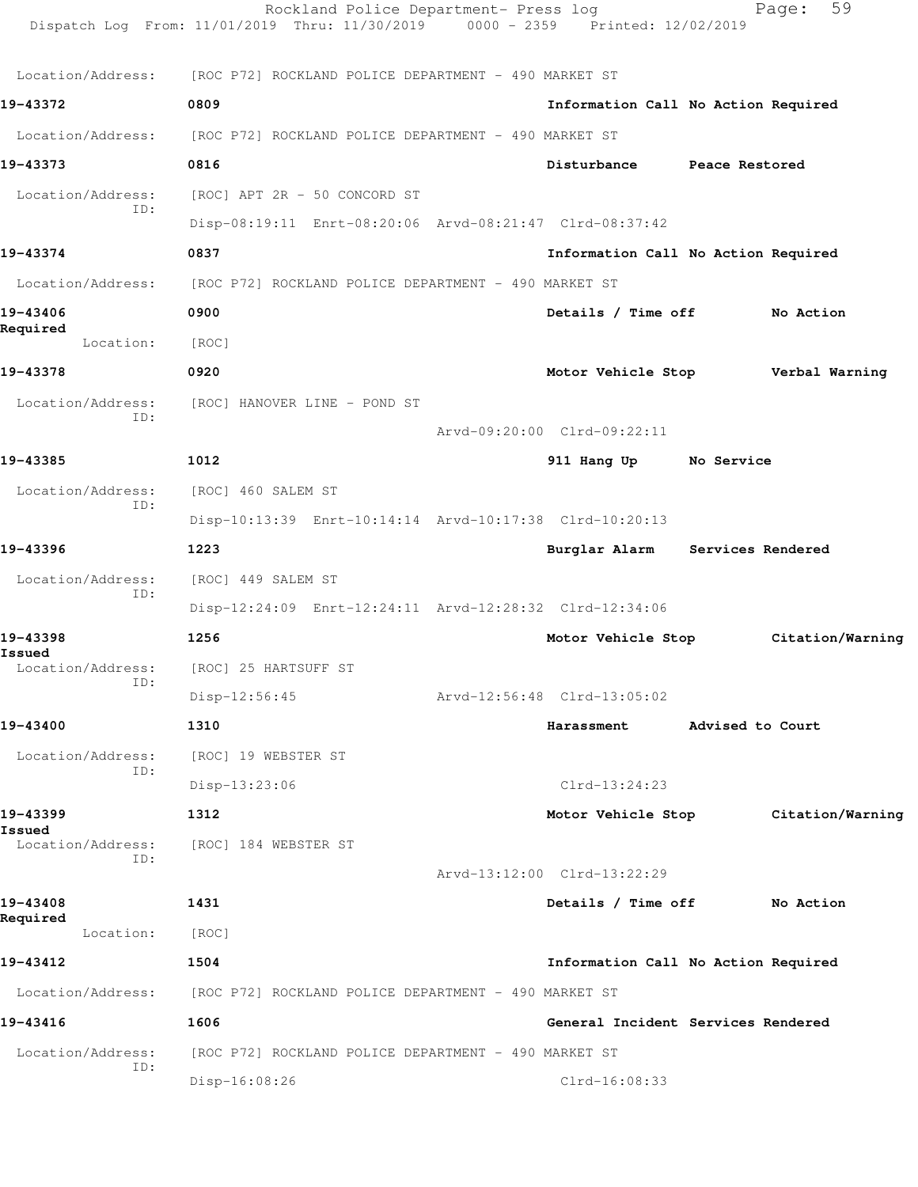Location/Address: [ROC P72] ROCKLAND POLICE DEPARTMENT - 490 MARKET ST

**19-43372** 0809 Information Call No Action Required

Location/Address: [ROC P72] ROCKLAND POLICE DEPARTMENT - 490 MARKET ST

**19-43373** 0816 Disturbance Peace Restored

Location/Address: [ROC] APT 2R - 50 CONCORD ST
ID:
Disp-08:19:11 Enrt-08:20:06 Arvd-08:21:47 Clrd-08:37:42

**19-43374** 0837 Information Call No Action Required

Location/Address: [ROC P72] ROCKLAND POLICE DEPARTMENT - 490 MARKET ST

**19-43406** 0900 Details / Time off No Action Required

Location: [ROC]

**19-43378** 0920 Motor Vehicle Stop Verbal Warning

Location/Address: [ROC] HANOVER LINE - POND ST
ID:
Arvd-09:20:00 Clrd-09:22:11

**19-43385** 1012 911 Hang Up No Service

Location/Address: [ROC] 460 SALEM ST
ID:
Disp-10:13:39 Enrt-10:14:14 Arvd-10:17:38 Clrd-10:20:13

**19-43396** 1223 Burglar Alarm Services Rendered

Location/Address: [ROC] 449 SALEM ST
ID:
Disp-12:24:09 Enrt-12:24:11 Arvd-12:28:32 Clrd-12:34:06

**19-43398** 1256 Motor Vehicle Stop Citation/Warning Issued

Location/Address: [ROC] 25 HARTSUFF ST
ID:
Disp-12:56:45 Arvd-12:56:48 Clrd-13:05:02

**19-43400** 1310 Harassment Advised to Court

Location/Address: [ROC] 19 WEBSTER ST
ID:
Disp-13:23:06 Clrd-13:24:23

**19-43399** 1312 Motor Vehicle Stop Citation/Warning Issued

Location/Address: [ROC] 184 WEBSTER ST
ID:
Arvd-13:12:00 Clrd-13:22:29

**19-43408** 1431 Details / Time off No Action Required

Location: [ROC]

**19-43412** 1504 Information Call No Action Required

Location/Address: [ROC P72] ROCKLAND POLICE DEPARTMENT - 490 MARKET ST

**19-43416** 1606 General Incident Services Rendered

Location/Address: [ROC P72] ROCKLAND POLICE DEPARTMENT - 490 MARKET ST
ID:
Disp-16:08:26 Clrd-16:08:33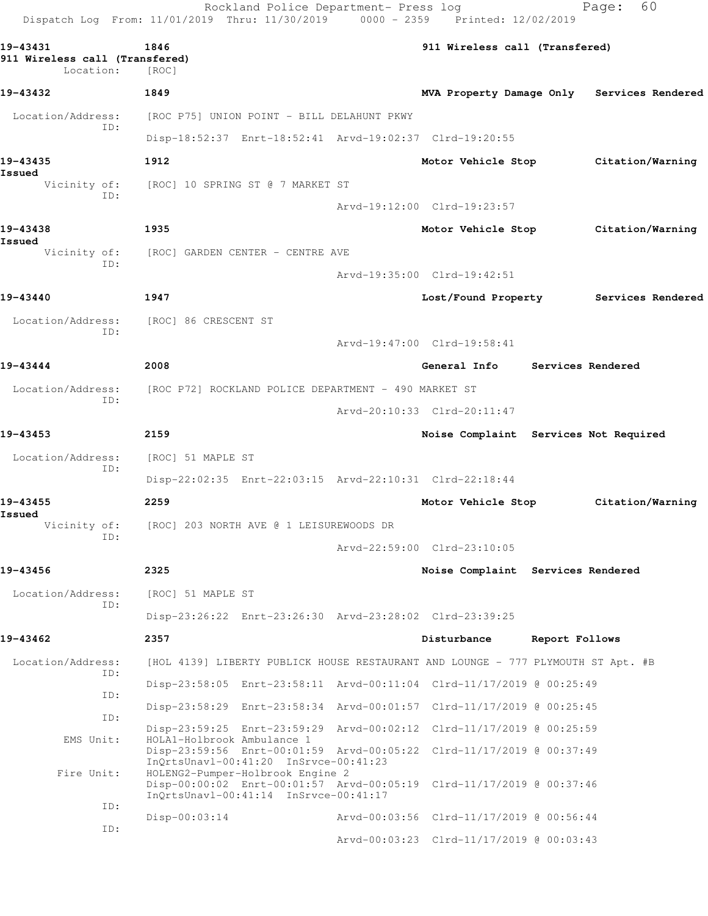Rockland Police Department- Press log
Dispatch Log From: 11/01/2019 Thru: 11/30/2019 0000 - 2359 Printed: 12/02/2019

**19-43431** 1846 911 Wireless call (Transfered)
**911 Wireless call (Transfered)**
Location: [ROC]

**19-43432** 1849 MVA Property Damage Only Services Rendered
Location/Address: [ROC P75] UNION POINT - BILL DELAHUNT PKWY
ID:
Disp-18:52:37 Enrt-18:52:41 Arvd-19:02:37 Clrd-19:20:55

**19-43435** 1912 Motor Vehicle Stop Citation/Warning Issued
Vicinity of: [ROC] 10 SPRING ST @ 7 MARKET ST
ID:
Arvd-19:12:00 Clrd-19:23:57

**19-43438** 1935 Motor Vehicle Stop Citation/Warning Issued
Vicinity of: [ROC] GARDEN CENTER - CENTRE AVE
ID:
Arvd-19:35:00 Clrd-19:42:51

**19-43440** 1947 Lost/Found Property Services Rendered
Location/Address: [ROC] 86 CRESCENT ST
ID:
Arvd-19:47:00 Clrd-19:58:41

**19-43444** 2008 General Info Services Rendered
Location/Address: [ROC P72] ROCKLAND POLICE DEPARTMENT - 490 MARKET ST
ID:
Arvd-20:10:33 Clrd-20:11:47

**19-43453** 2159 Noise Complaint Services Not Required
Location/Address: [ROC] 51 MAPLE ST
ID:
Disp-22:02:35 Enrt-22:03:15 Arvd-22:10:31 Clrd-22:18:44

**19-43455** 2259 Motor Vehicle Stop Citation/Warning Issued
Vicinity of: [ROC] 203 NORTH AVE @ 1 LEISUREWOODS DR
ID:
Arvd-22:59:00 Clrd-23:10:05

**19-43456** 2325 Noise Complaint Services Rendered
Location/Address: [ROC] 51 MAPLE ST
ID:
Disp-23:26:22 Enrt-23:26:30 Arvd-23:28:02 Clrd-23:39:25

**19-43462** 2357 Disturbance Report Follows
Location/Address: [HOL 4139] LIBERTY PUBLICK HOUSE RESTAURANT AND LOUNGE - 777 PLYMOUTH ST Apt. #B
ID:
Disp-23:58:05 Enrt-23:58:11 Arvd-00:11:04 Clrd-11/17/2019 @ 00:25:49
ID:
Disp-23:58:29 Enrt-23:58:34 Arvd-00:01:57 Clrd-11/17/2019 @ 00:25:45
ID:
Disp-23:59:25 Enrt-23:59:29 Arvd-00:02:12 Clrd-11/17/2019 @ 00:25:59
EMS Unit: HOLA1-Holbrook Ambulance 1
Disp-23:59:56 Enrt-00:01:59 Arvd-00:05:22 Clrd-11/17/2019 @ 00:37:49
InQrtsUnavl-00:41:20 InSrvce-00:41:23
Fire Unit: HOLENG2-Pumper-Holbrook Engine 2
Disp-00:00:02 Enrt-00:01:57 Arvd-00:05:19 Clrd-11/17/2019 @ 00:37:46
InQrtsUnavl-00:41:14 InSrvce-00:41:17
ID:
Disp-00:03:14 Arvd-00:03:56 Clrd-11/17/2019 @ 00:56:44
ID:
Arvd-00:03:23 Clrd-11/17/2019 @ 00:03:43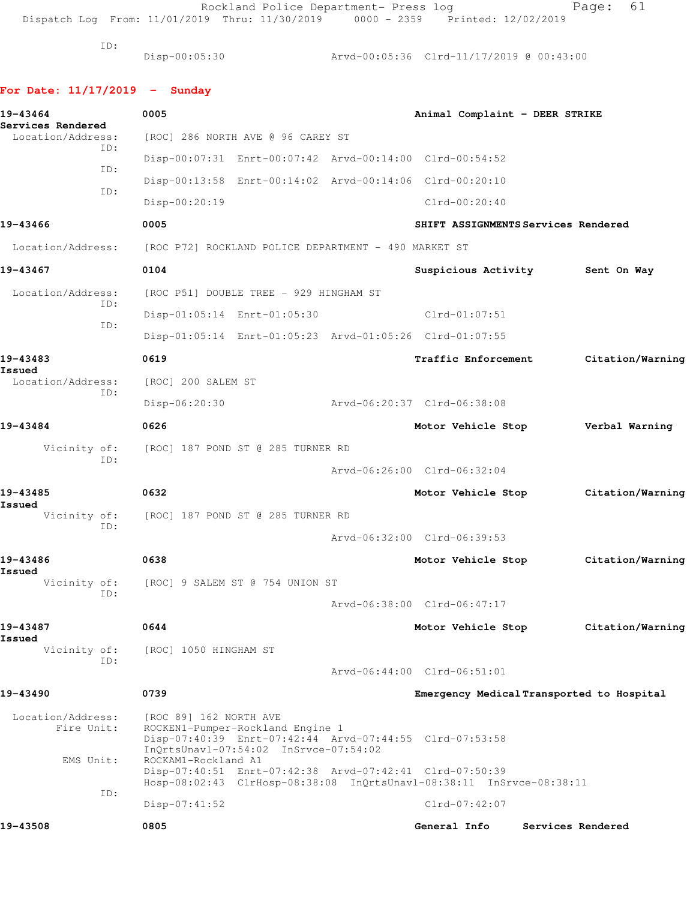ID:
Disp-00:05:30 Arvd-00:05:36 Clrd-11/17/2019 @ 00:43:00

## For Date: 11/17/2019 - Sunday

**19-43464** 0005 **Animal Complaint - DEER STRIKE**
**Services Rendered**
Location/Address: [ROC] 286 NORTH AVE @ 96 CAREY ST
ID:
Disp-00:07:31 Enrt-00:07:42 Arvd-00:14:00 Clrd-00:54:52
ID:
Disp-00:13:58 Enrt-00:14:02 Arvd-00:14:06 Clrd-00:20:10
ID:
Disp-00:20:19 Clrd-00:20:40

**19-43466** 0005 **SHIFT ASSIGNMENTS Services Rendered**
Location/Address: [ROC P72] ROCKLAND POLICE DEPARTMENT - 490 MARKET ST

**19-43467** 0104 **Suspicious Activity Sent On Way**
Location/Address: [ROC P51] DOUBLE TREE - 929 HINGHAM ST
ID:
Disp-01:05:14 Enrt-01:05:30 Clrd-01:07:51
ID:
Disp-01:05:14 Enrt-01:05:23 Arvd-01:05:26 Clrd-01:07:55

**19-43483** 0619 **Traffic Enforcement Citation/Warning Issued**
Location/Address: [ROC] 200 SALEM ST
ID:
Disp-06:20:30 Arvd-06:20:37 Clrd-06:38:08

**19-43484** 0626 **Motor Vehicle Stop Verbal Warning**
Vicinity of: [ROC] 187 POND ST @ 285 TURNER RD
ID:
Arvd-06:26:00 Clrd-06:32:04

**19-43485** 0632 **Motor Vehicle Stop Citation/Warning Issued**
Vicinity of: [ROC] 187 POND ST @ 285 TURNER RD
ID:
Arvd-06:32:00 Clrd-06:39:53

**19-43486** 0638 **Motor Vehicle Stop Citation/Warning Issued**
Vicinity of: [ROC] 9 SALEM ST @ 754 UNION ST
ID:
Arvd-06:38:00 Clrd-06:47:17

**19-43487** 0644 **Motor Vehicle Stop Citation/Warning Issued**
Vicinity of: [ROC] 1050 HINGHAM ST
ID:
Arvd-06:44:00 Clrd-06:51:01

**19-43490** 0739 **Emergency Medical Transported to Hospital**
Location/Address: [ROC 89] 162 NORTH AVE
Fire Unit: ROCKEN1-Pumper-Rockland Engine 1
Disp-07:40:39 Enrt-07:42:44 Arvd-07:44:55 Clrd-07:53:58
InQrtsUnavl-07:54:02 InSrvce-07:54:02
EMS Unit: ROCKAM1-Rockland A1
Disp-07:40:51 Enrt-07:42:38 Arvd-07:42:41 Clrd-07:50:39
Hosp-08:02:43 ClrHosp-08:38:08 InQrtsUnavl-08:38:11 InSrvce-08:38:11
ID:
Disp-07:41:52 Clrd-07:42:07

**19-43508** 0805 **General Info Services Rendered**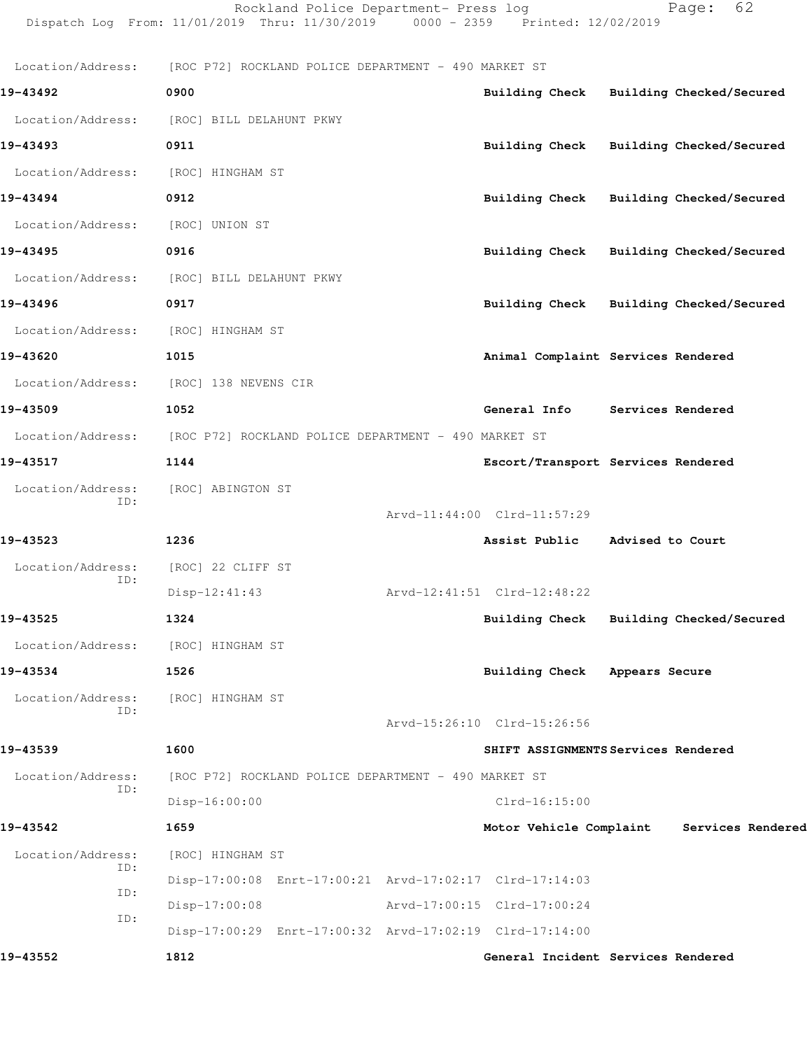Location/Address: [ROC P72] ROCKLAND POLICE DEPARTMENT - 490 MARKET ST

**19-43492** 0900 **Building Check** **Building Checked/Secured**

Location/Address: [ROC] BILL DELAHUNT PKWY

**19-43493** 0911 **Building Check** **Building Checked/Secured**

Location/Address: [ROC] HINGHAM ST

**19-43494** 0912 **Building Check** **Building Checked/Secured**

Location/Address: [ROC] UNION ST

**19-43495** 0916 **Building Check** **Building Checked/Secured**

Location/Address: [ROC] BILL DELAHUNT PKWY

**19-43496** 0917 **Building Check** **Building Checked/Secured**

Location/Address: [ROC] HINGHAM ST

**19-43620** 1015 **Animal Complaint** **Services Rendered**

Location/Address: [ROC] 138 NEVENS CIR

**19-43509** 1052 **General Info** **Services Rendered**

Location/Address: [ROC P72] ROCKLAND POLICE DEPARTMENT - 490 MARKET ST

**19-43517** 1144 **Escort/Transport** **Services Rendered**

Location/Address: [ROC] ABINGTON ST
ID:
Arvd-11:44:00 Clrd-11:57:29

**19-43523** 1236 **Assist Public** **Advised to Court**

Location/Address: [ROC] 22 CLIFF ST
ID:
Disp-12:41:43 Arvd-12:41:51 Clrd-12:48:22

**19-43525** 1324 **Building Check** **Building Checked/Secured**

Location/Address: [ROC] HINGHAM ST

**19-43534** 1526 **Building Check** **Appears Secure**

Location/Address: [ROC] HINGHAM ST
ID:
Arvd-15:26:10 Clrd-15:26:56

**19-43539** 1600 **SHIFT ASSIGNMENTS** **Services Rendered**

Location/Address: [ROC P72] ROCKLAND POLICE DEPARTMENT - 490 MARKET ST
ID:
Disp-16:00:00 Clrd-16:15:00

**19-43542** 1659 **Motor Vehicle Complaint** **Services Rendered**

Location/Address: [ROC] HINGHAM ST
ID:
Disp-17:00:08 Enrt-17:00:21 Arvd-17:02:17 Clrd-17:14:03
ID:
Disp-17:00:08 Arvd-17:00:15 Clrd-17:00:24
ID:
Disp-17:00:29 Enrt-17:00:32 Arvd-17:02:19 Clrd-17:14:00

**19-43552** 1812 **General Incident** **Services Rendered**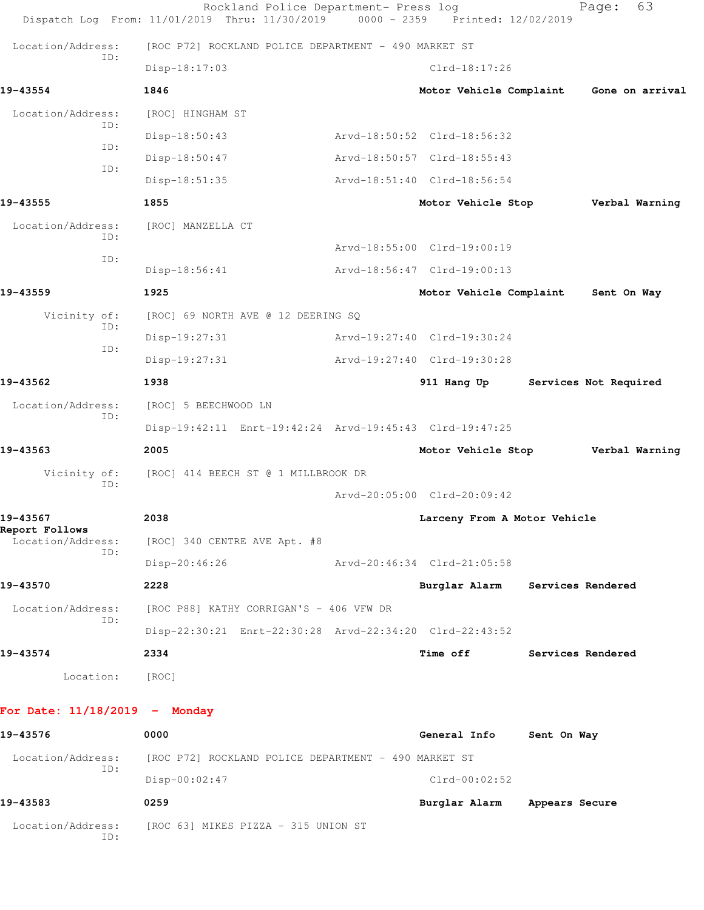Location/Address: [ROC P72] ROCKLAND POLICE DEPARTMENT - 490 MARKET ST
ID:
Disp-18:17:03 Clrd-18:17:26

**19-43554** **1846** **Motor Vehicle Complaint** **Gone on arrival**

Location/Address: [ROC] HINGHAM ST
ID:
Disp-18:50:43 Arvd-18:50:52 Clrd-18:56:32
ID:
Disp-18:50:47 Arvd-18:50:57 Clrd-18:55:43
ID:
Disp-18:51:35 Arvd-18:51:40 Clrd-18:56:54

**19-43555** **1855** **Motor Vehicle Stop** **Verbal Warning**

Location/Address: [ROC] MANZELLA CT
ID:
Arvd-18:55:00 Clrd-19:00:19
ID:
Disp-18:56:41 Arvd-18:56:47 Clrd-19:00:13

**19-43559** **1925** **Motor Vehicle Complaint** **Sent On Way**

Vicinity of: [ROC] 69 NORTH AVE @ 12 DEERING SQ
ID:
Disp-19:27:31 Arvd-19:27:40 Clrd-19:30:24
ID:
Disp-19:27:31 Arvd-19:27:40 Clrd-19:30:28

**19-43562** **1938** **911 Hang Up** **Services Not Required**

Location/Address: [ROC] 5 BEECHWOOD LN
ID:
Disp-19:42:11 Enrt-19:42:24 Arvd-19:45:43 Clrd-19:47:25

**19-43563** **2005** **Motor Vehicle Stop** **Verbal Warning**

Vicinity of: [ROC] 414 BEECH ST @ 1 MILLBROOK DR
ID:
Arvd-20:05:00 Clrd-20:09:42

**19-43567** **2038** **Larceny From A Motor Vehicle**
**Report Follows**
Location/Address: [ROC] 340 CENTRE AVE Apt. #8
ID:
Disp-20:46:26 Arvd-20:46:34 Clrd-21:05:58

**19-43570** **2228** **Burglar Alarm** **Services Rendered**

Location/Address: [ROC P88] KATHY CORRIGAN'S - 406 VFW DR
ID:
Disp-22:30:21 Enrt-22:30:28 Arvd-22:34:20 Clrd-22:43:52

**19-43574** **2334** **Time off** **Services Rendered**

Location: [ROC]

## For Date: 11/18/2019 - Monday

**19-43576** **0000** **General Info** **Sent On Way**

Location/Address: [ROC P72] ROCKLAND POLICE DEPARTMENT - 490 MARKET ST
ID:
Disp-00:02:47 Clrd-00:02:52

**19-43583** **0259** **Burglar Alarm** **Appears Secure**

Location/Address: [ROC 63] MIKES PIZZA - 315 UNION ST
ID: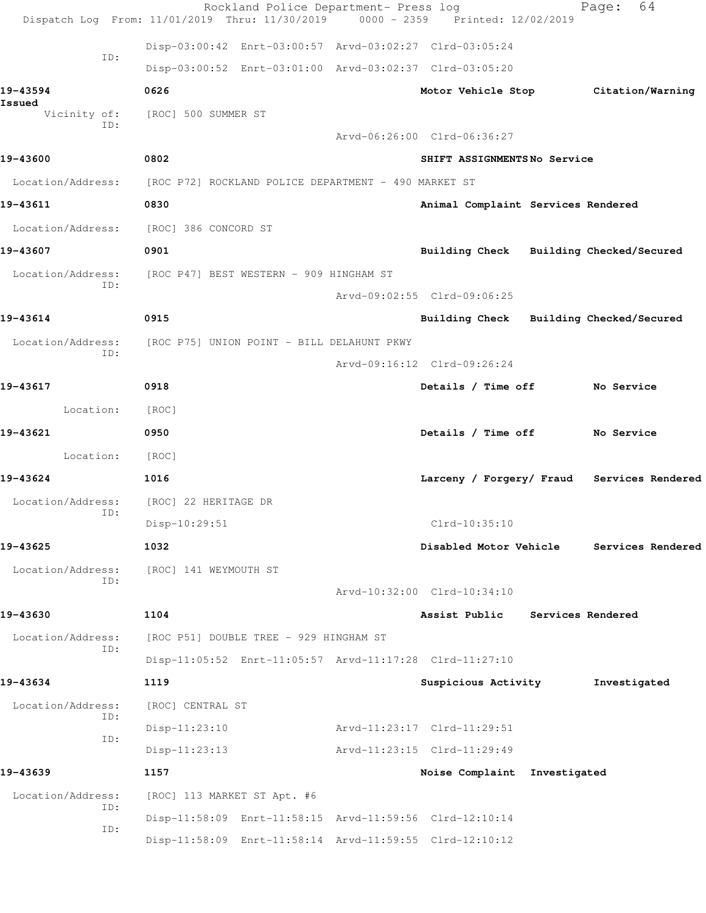Rockland Police Department- Press log
Dispatch Log From: 11/01/2019 Thru: 11/30/2019 0000 - 2359 Printed: 12/02/2019

Disp-03:00:42 Enrt-03:00:57 Arvd-03:02:27 Clrd-03:05:24
ID:
Disp-03:00:52 Enrt-03:01:00 Arvd-03:02:37 Clrd-03:05:20

**19-43594** 0626 Motor Vehicle Stop Citation/Warning Issued
Vicinity of: [ROC] 500 SUMMER ST
ID:
Arvd-06:26:00 Clrd-06:36:27

**19-43600** 0802 SHIFT ASSIGNMENTS No Service
Location/Address: [ROC P72] ROCKLAND POLICE DEPARTMENT - 490 MARKET ST

**19-43611** 0830 Animal Complaint Services Rendered
Location/Address: [ROC] 386 CONCORD ST

**19-43607** 0901 Building Check Building Checked/Secured
Location/Address: [ROC P47] BEST WESTERN - 909 HINGHAM ST
ID:
Arvd-09:02:55 Clrd-09:06:25

**19-43614** 0915 Building Check Building Checked/Secured
Location/Address: [ROC P75] UNION POINT - BILL DELAHUNT PKWY
ID:
Arvd-09:16:12 Clrd-09:26:24

**19-43617** 0918 Details / Time off No Service
Location: [ROC]

**19-43621** 0950 Details / Time off No Service
Location: [ROC]

**19-43624** 1016 Larceny / Forgery/ Fraud Services Rendered
Location/Address: [ROC] 22 HERITAGE DR
ID:
Disp-10:29:51 Clrd-10:35:10

**19-43625** 1032 Disabled Motor Vehicle Services Rendered
Location/Address: [ROC] 141 WEYMOUTH ST
ID:
Arvd-10:32:00 Clrd-10:34:10

**19-43630** 1104 Assist Public Services Rendered
Location/Address: [ROC P51] DOUBLE TREE - 929 HINGHAM ST
ID:
Disp-11:05:52 Enrt-11:05:57 Arvd-11:17:28 Clrd-11:27:10

**19-43634** 1119 Suspicious Activity Investigated
Location/Address: [ROC] CENTRAL ST
ID:
Disp-11:23:10 Arvd-11:23:17 Clrd-11:29:51
ID:
Disp-11:23:13 Arvd-11:23:15 Clrd-11:29:49

**19-43639** 1157 Noise Complaint Investigated
Location/Address: [ROC] 113 MARKET ST Apt. #6
ID:
Disp-11:58:09 Enrt-11:58:15 Arvd-11:59:56 Clrd-12:10:14
ID:
Disp-11:58:09 Enrt-11:58:14 Arvd-11:59:55 Clrd-12:10:12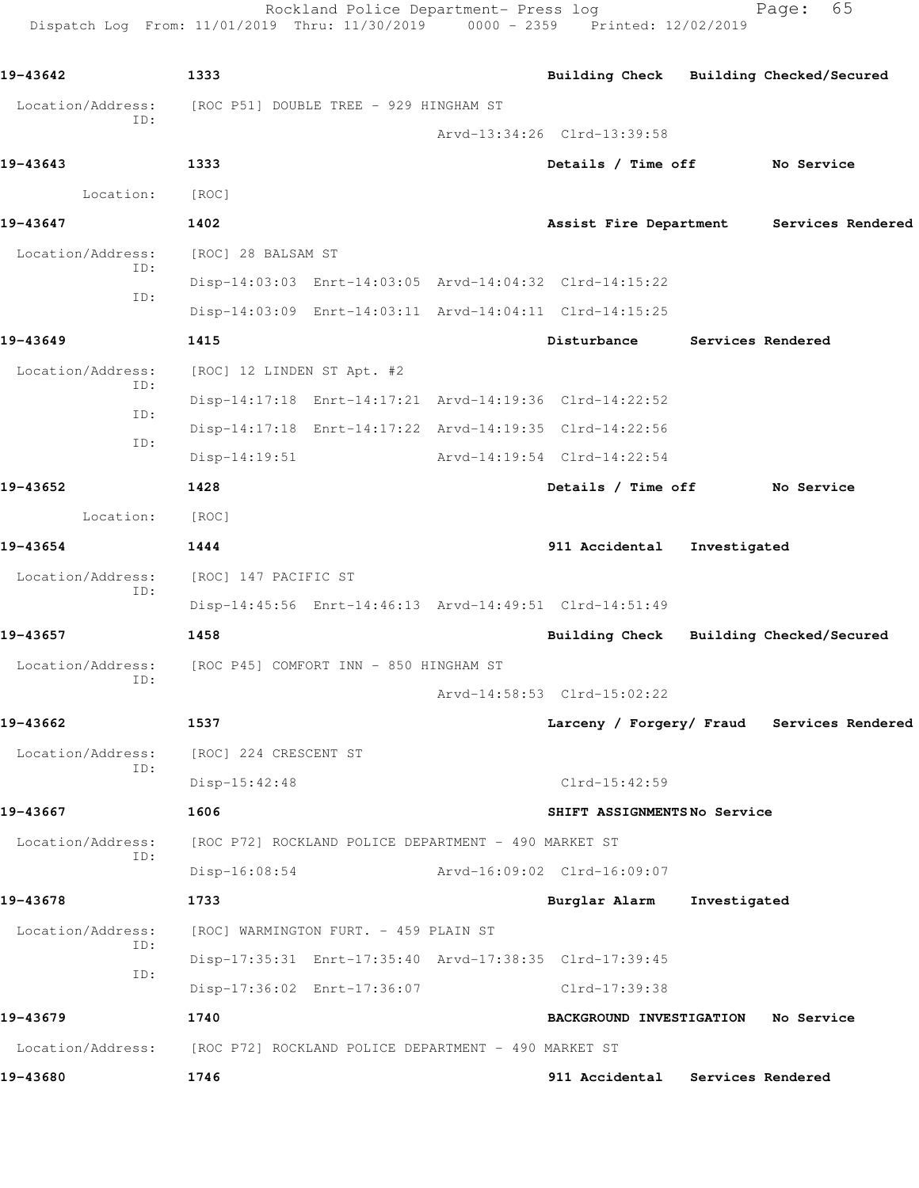**19-43642** 1333 Building Check Building Checked/Secured

Location/Address: [ROC P51] DOUBLE TREE - 929 HINGHAM ST
ID:
Arvd-13:34:26 Clrd-13:39:58

**19-43643** 1333 Details / Time off No Service

Location: [ROC]

**19-43647** 1402 Assist Fire Department Services Rendered

Location/Address: [ROC] 28 BALSAM ST
ID:
Disp-14:03:03 Enrt-14:03:05 Arvd-14:04:32 Clrd-14:15:22
ID:
Disp-14:03:09 Enrt-14:03:11 Arvd-14:04:11 Clrd-14:15:25

**19-43649** 1415 Disturbance Services Rendered

Location/Address: [ROC] 12 LINDEN ST Apt. #2
ID:
Disp-14:17:18 Enrt-14:17:21 Arvd-14:19:36 Clrd-14:22:52
ID:
Disp-14:17:18 Enrt-14:17:22 Arvd-14:19:35 Clrd-14:22:56
ID:
Disp-14:19:51 Arvd-14:19:54 Clrd-14:22:54

**19-43652** 1428 Details / Time off No Service

Location: [ROC]

**19-43654** 1444 911 Accidental Investigated

Location/Address: [ROC] 147 PACIFIC ST
ID:
Disp-14:45:56 Enrt-14:46:13 Arvd-14:49:51 Clrd-14:51:49

**19-43657** 1458 Building Check Building Checked/Secured

Location/Address: [ROC P45] COMFORT INN - 850 HINGHAM ST
ID:
Arvd-14:58:53 Clrd-15:02:22

**19-43662** 1537 Larceny / Forgery/ Fraud Services Rendered

Location/Address: [ROC] 224 CRESCENT ST
ID:
Disp-15:42:48 Clrd-15:42:59

**19-43667** 1606 SHIFT ASSIGNMENTS No Service

Location/Address: [ROC P72] ROCKLAND POLICE DEPARTMENT - 490 MARKET ST
ID:
Disp-16:08:54 Arvd-16:09:02 Clrd-16:09:07

**19-43678** 1733 Burglar Alarm Investigated

Location/Address: [ROC] WARMINGTON FURT. - 459 PLAIN ST
ID:
Disp-17:35:31 Enrt-17:35:40 Arvd-17:38:35 Clrd-17:39:45
ID:
Disp-17:36:02 Enrt-17:36:07 Clrd-17:39:38

**19-43679** 1740 BACKGROUND INVESTIGATION No Service

Location/Address: [ROC P72] ROCKLAND POLICE DEPARTMENT - 490 MARKET ST

**19-43680** 1746 911 Accidental Services Rendered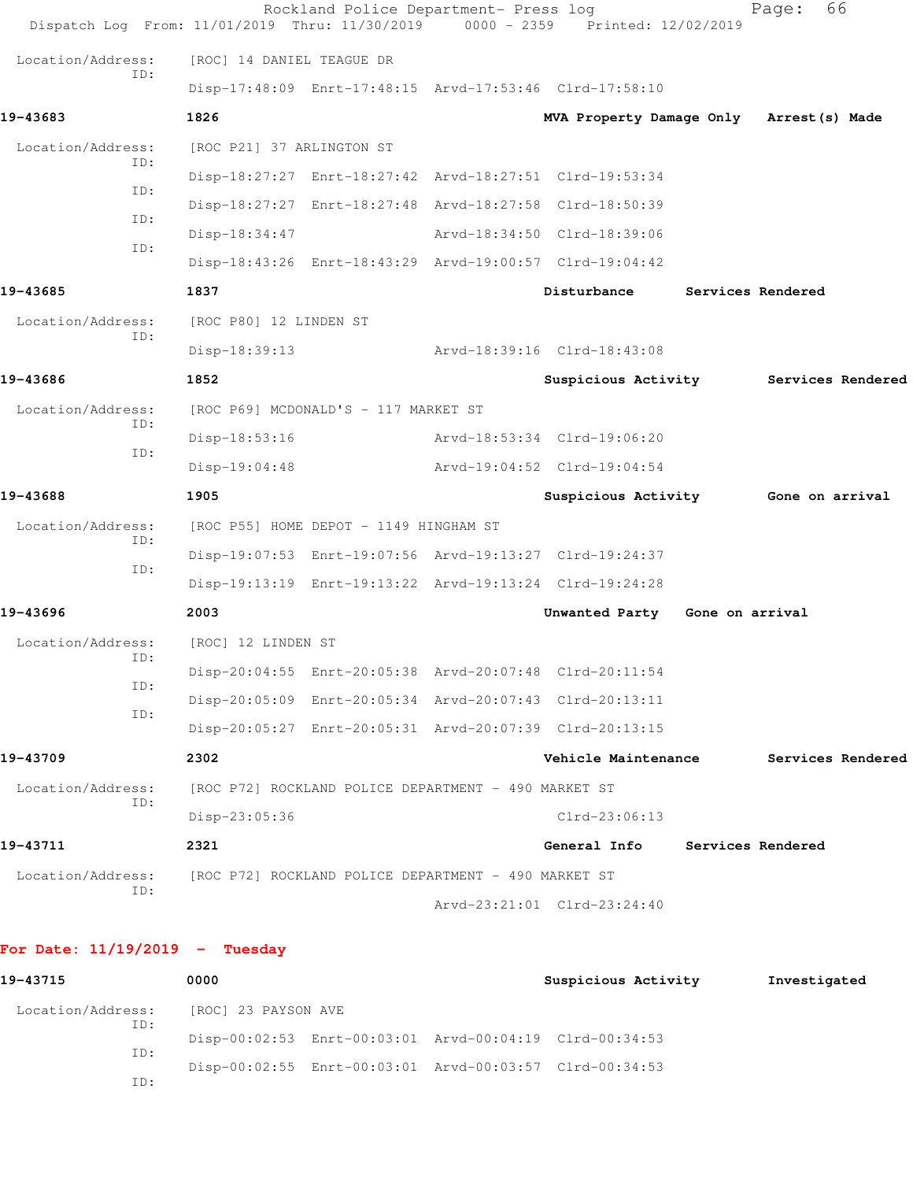Location/Address: [ROC] 14 DANIEL TEAGUE DR
ID:
Disp-17:48:09 Enrt-17:48:15 Arvd-17:53:46 Clrd-17:58:10

**19-43683** **1826** **MVA Property Damage Only** **Arrest(s) Made**

Location/Address: [ROC P21] 37 ARLINGTON ST
ID:
Disp-18:27:27 Enrt-18:27:42 Arvd-18:27:51 Clrd-19:53:34
ID:
Disp-18:27:27 Enrt-18:27:48 Arvd-18:27:58 Clrd-18:50:39
ID:
Disp-18:34:47 Arvd-18:34:50 Clrd-18:39:06
ID:
Disp-18:43:26 Enrt-18:43:29 Arvd-19:00:57 Clrd-19:04:42

**19-43685** **1837** **Disturbance** **Services Rendered**

Location/Address: [ROC P80] 12 LINDEN ST
ID:
Disp-18:39:13 Arvd-18:39:16 Clrd-18:43:08

**19-43686** **1852** **Suspicious Activity** **Services Rendered**

Location/Address: [ROC P69] MCDONALD'S - 117 MARKET ST
ID:
Disp-18:53:16 Arvd-18:53:34 Clrd-19:06:20
ID:
Disp-19:04:48 Arvd-19:04:52 Clrd-19:04:54

**19-43688** **1905** **Suspicious Activity** **Gone on arrival**

Location/Address: [ROC P55] HOME DEPOT - 1149 HINGHAM ST
ID:
Disp-19:07:53 Enrt-19:07:56 Arvd-19:13:27 Clrd-19:24:37
ID:
Disp-19:13:19 Enrt-19:13:22 Arvd-19:13:24 Clrd-19:24:28

**19-43696** **2003** **Unwanted Party** **Gone on arrival**

Location/Address: [ROC] 12 LINDEN ST
ID:
Disp-20:04:55 Enrt-20:05:38 Arvd-20:07:48 Clrd-20:11:54
ID:
Disp-20:05:09 Enrt-20:05:34 Arvd-20:07:43 Clrd-20:13:11
ID:
Disp-20:05:27 Enrt-20:05:31 Arvd-20:07:39 Clrd-20:13:15

**19-43709** **2302** **Vehicle Maintenance** **Services Rendered**

Location/Address: [ROC P72] ROCKLAND POLICE DEPARTMENT - 490 MARKET ST
ID:
Disp-23:05:36 Clrd-23:06:13

**19-43711** **2321** **General Info** **Services Rendered**

Location/Address: [ROC P72] ROCKLAND POLICE DEPARTMENT - 490 MARKET ST
ID:
Arvd-23:21:01 Clrd-23:24:40

## For Date: 11/19/2019 - Tuesday

**19-43715** **0000** **Suspicious Activity** **Investigated**

Location/Address: [ROC] 23 PAYSON AVE
ID:
Disp-00:02:53 Enrt-00:03:01 Arvd-00:04:19 Clrd-00:34:53
ID:
Disp-00:02:55 Enrt-00:03:01 Arvd-00:03:57 Clrd-00:34:53
ID: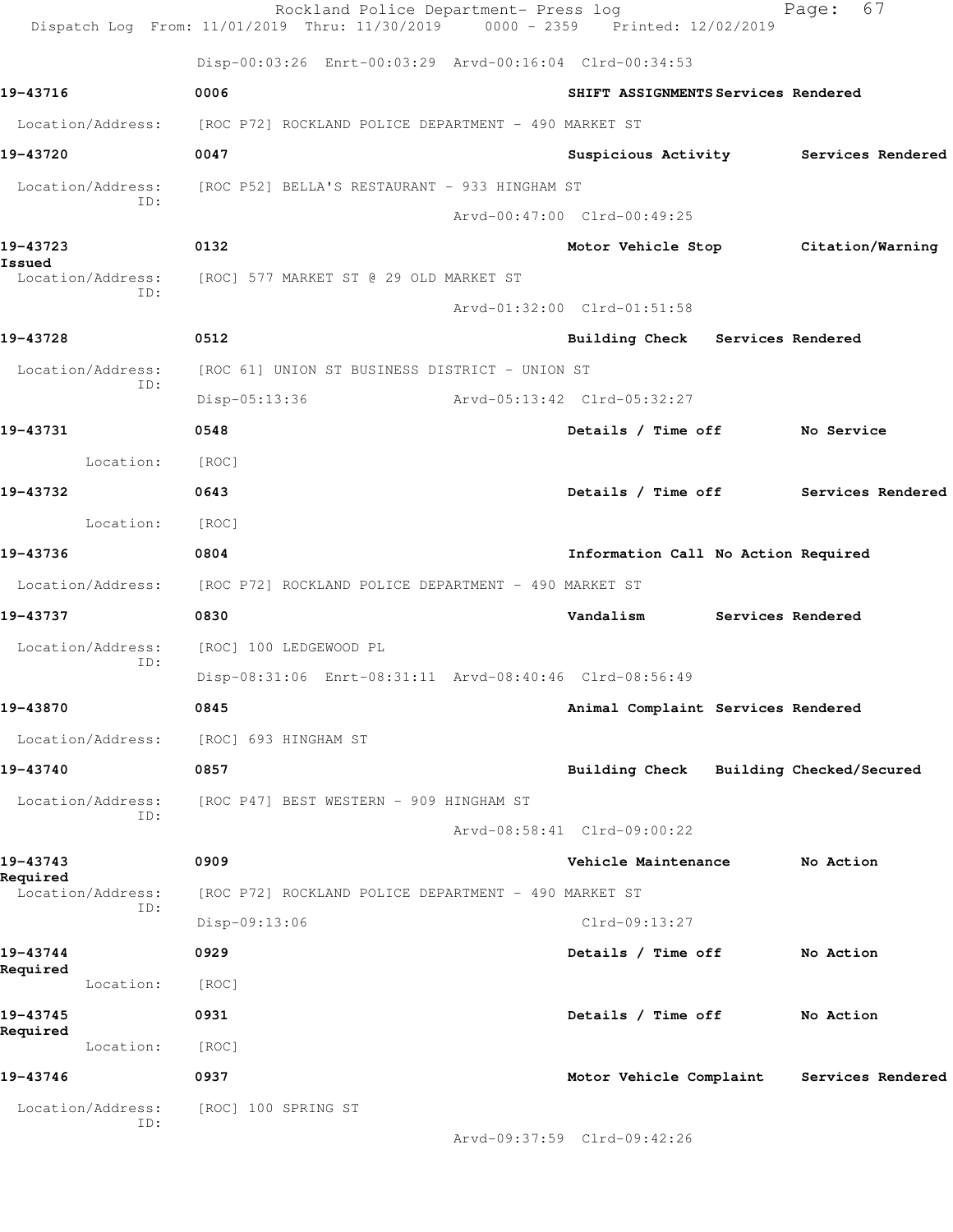Disp-00:03:26 Enrt-00:03:29 Arvd-00:16:04 Clrd-00:34:53

**19-43716** 0006 **SHIFT ASSIGNMENTS Services Rendered**

Location/Address: [ROC P72] ROCKLAND POLICE DEPARTMENT - 490 MARKET ST

**19-43720** 0047 **Suspicious Activity Services Rendered**

Location/Address: [ROC P52] BELLA'S RESTAURANT - 933 HINGHAM ST
ID:
Arvd-00:47:00 Clrd-00:49:25

**19-43723** 0132 **Motor Vehicle Stop Citation/Warning Issued**

Location/Address: [ROC] 577 MARKET ST @ 29 OLD MARKET ST
ID:
Arvd-01:32:00 Clrd-01:51:58

**19-43728** 0512 **Building Check Services Rendered**

Location/Address: [ROC 61] UNION ST BUSINESS DISTRICT - UNION ST
ID:
Disp-05:13:36 Arvd-05:13:42 Clrd-05:32:27

**19-43731** 0548 **Details / Time off No Service**

Location: [ROC]

**19-43732** 0643 **Details / Time off Services Rendered**

Location: [ROC]

**19-43736** 0804 **Information Call No Action Required**

Location/Address: [ROC P72] ROCKLAND POLICE DEPARTMENT - 490 MARKET ST

**19-43737** 0830 **Vandalism Services Rendered**

Location/Address: [ROC] 100 LEDGEWOOD PL
ID:
Disp-08:31:06 Enrt-08:31:11 Arvd-08:40:46 Clrd-08:56:49

**19-43870** 0845 **Animal Complaint Services Rendered**

Location/Address: [ROC] 693 HINGHAM ST

**19-43740** 0857 **Building Check Building Checked/Secured**

Location/Address: [ROC P47] BEST WESTERN - 909 HINGHAM ST
ID:
Arvd-08:58:41 Clrd-09:00:22

**19-43743** 0909 **Vehicle Maintenance No Action Required**

Location/Address: [ROC P72] ROCKLAND POLICE DEPARTMENT - 490 MARKET ST
ID:
Disp-09:13:06 Clrd-09:13:27

**19-43744** 0929 **Details / Time off No Action Required**

Location: [ROC]

**19-43745** 0931 **Details / Time off No Action Required**

Location: [ROC]

**19-43746** 0937 **Motor Vehicle Complaint Services Rendered**

Location/Address: [ROC] 100 SPRING ST
ID:
Arvd-09:37:59 Clrd-09:42:26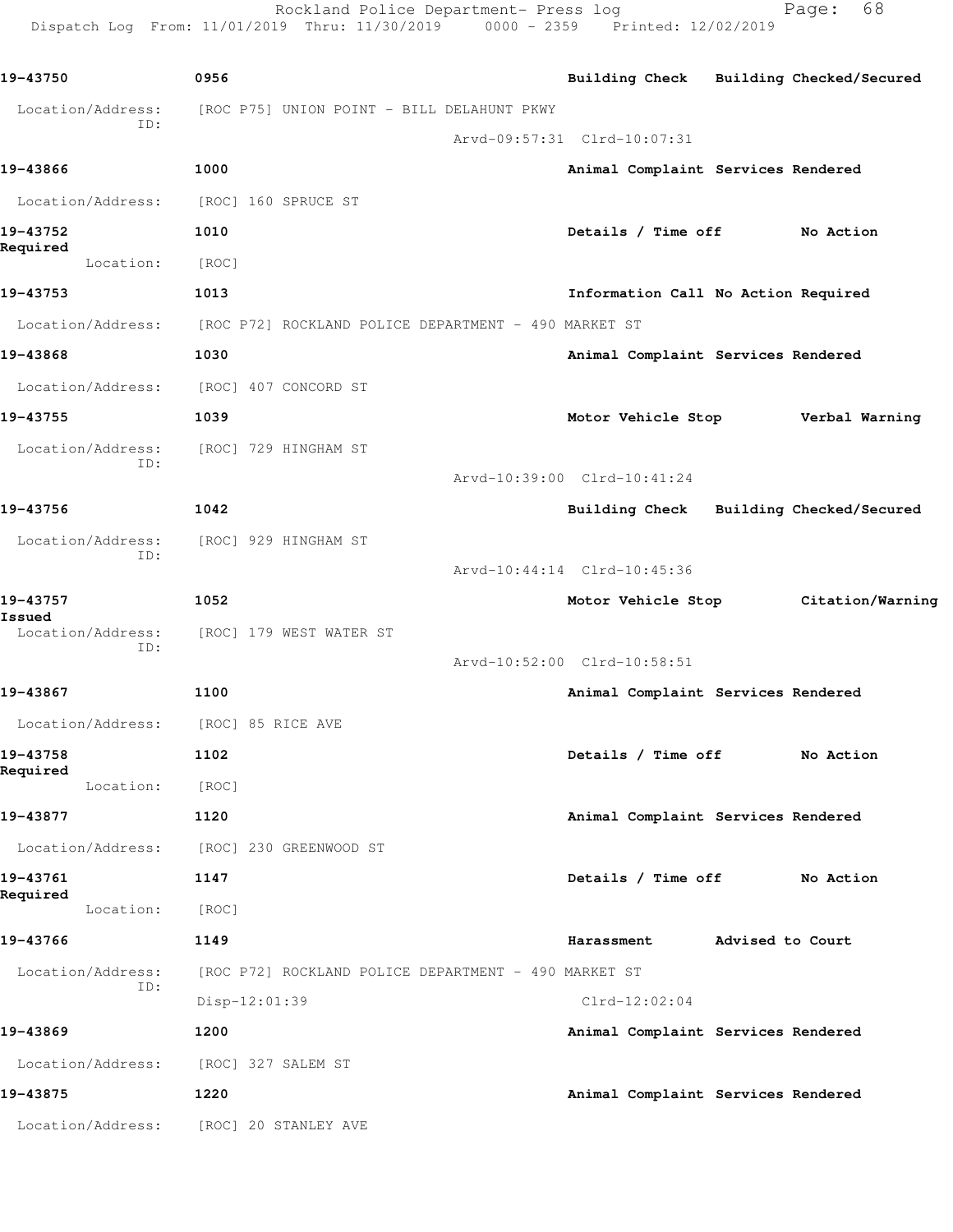19-43750 0956 Building Check Building Checked/Secured

Location/Address: [ROC P75] UNION POINT - BILL DELAHUNT PKWY
ID:
Arvd-09:57:31 Clrd-10:07:31

19-43866 1000 Animal Complaint Services Rendered

Location/Address: [ROC] 160 SPRUCE ST

19-43752 1010 Details / Time off No Action Required

Location: [ROC]

19-43753 1013 Information Call No Action Required

Location/Address: [ROC P72] ROCKLAND POLICE DEPARTMENT - 490 MARKET ST

19-43868 1030 Animal Complaint Services Rendered

Location/Address: [ROC] 407 CONCORD ST

19-43755 1039 Motor Vehicle Stop Verbal Warning

Location/Address: [ROC] 729 HINGHAM ST
ID:
Arvd-10:39:00 Clrd-10:41:24

19-43756 1042 Building Check Building Checked/Secured

Location/Address: [ROC] 929 HINGHAM ST
ID:
Arvd-10:44:14 Clrd-10:45:36

19-43757 1052 Motor Vehicle Stop Citation/Warning Issued

Location/Address: [ROC] 179 WEST WATER ST
ID:
Arvd-10:52:00 Clrd-10:58:51

19-43867 1100 Animal Complaint Services Rendered

Location/Address: [ROC] 85 RICE AVE

19-43758 1102 Details / Time off No Action Required

Location: [ROC]

19-43877 1120 Animal Complaint Services Rendered

Location/Address: [ROC] 230 GREENWOOD ST

19-43761 1147 Details / Time off No Action Required

Location: [ROC]

19-43766 1149 Harassment Advised to Court

Location/Address: [ROC P72] ROCKLAND POLICE DEPARTMENT - 490 MARKET ST
ID:
Disp-12:01:39 Clrd-12:02:04

19-43869 1200 Animal Complaint Services Rendered

Location/Address: [ROC] 327 SALEM ST

19-43875 1220 Animal Complaint Services Rendered

Location/Address: [ROC] 20 STANLEY AVE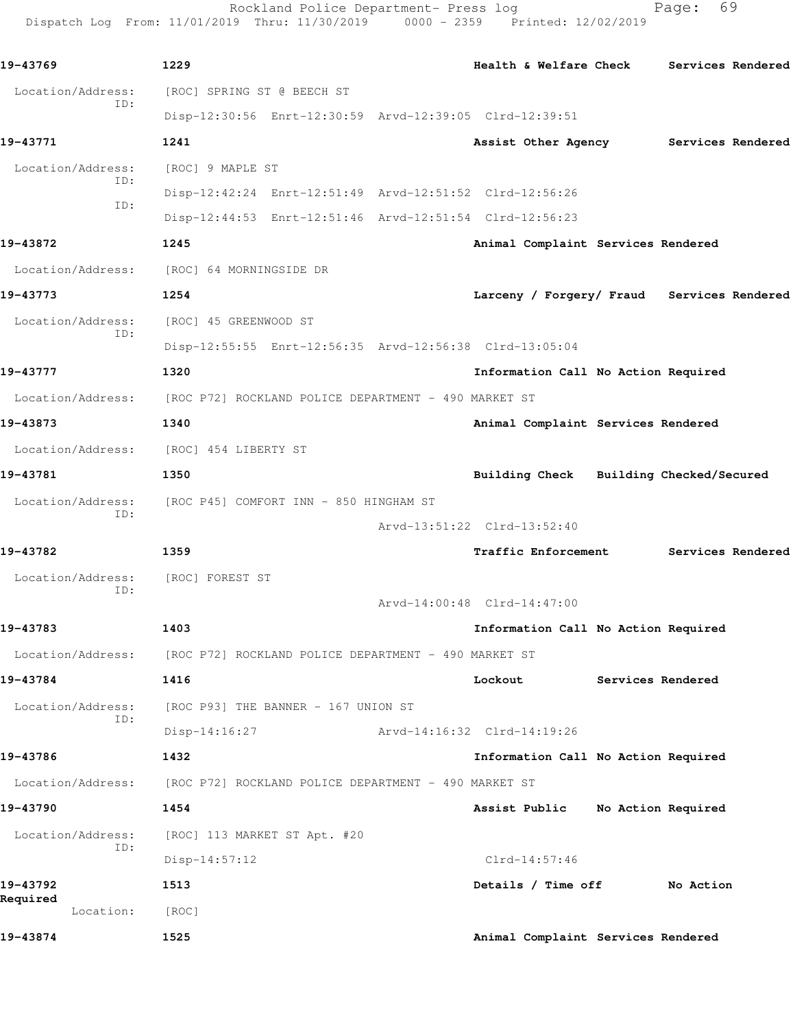**19-43769** 1229 Health & Welfare Check Services Rendered

Location/Address: [ROC] SPRING ST @ BEECH ST

ID: Disp-12:30:56 Enrt-12:30:59 Arvd-12:39:05 Clrd-12:39:51

**19-43771** 1241 Assist Other Agency Services Rendered

Location/Address: [ROC] 9 MAPLE ST

ID: Disp-12:42:24 Enrt-12:51:49 Arvd-12:51:52 Clrd-12:56:26

ID: Disp-12:44:53 Enrt-12:51:46 Arvd-12:51:54 Clrd-12:56:23

**19-43872** 1245 Animal Complaint Services Rendered

Location/Address: [ROC] 64 MORNINGSIDE DR

**19-43773** 1254 Larceny / Forgery/ Fraud Services Rendered

Location/Address: [ROC] 45 GREENWOOD ST

ID: Disp-12:55:55 Enrt-12:56:35 Arvd-12:56:38 Clrd-13:05:04

**19-43777** 1320 Information Call No Action Required

Location/Address: [ROC P72] ROCKLAND POLICE DEPARTMENT - 490 MARKET ST

**19-43873** 1340 Animal Complaint Services Rendered

Location/Address: [ROC] 454 LIBERTY ST

**19-43781** 1350 Building Check Building Checked/Secured

Location/Address: [ROC P45] COMFORT INN - 850 HINGHAM ST

ID: Arvd-13:51:22 Clrd-13:52:40

**19-43782** 1359 Traffic Enforcement Services Rendered

Location/Address: [ROC] FOREST ST

ID: Arvd-14:00:48 Clrd-14:47:00

**19-43783** 1403 Information Call No Action Required

Location/Address: [ROC P72] ROCKLAND POLICE DEPARTMENT - 490 MARKET ST

**19-43784** 1416 Lockout Services Rendered

Location/Address: [ROC P93] THE BANNER - 167 UNION ST

ID: Disp-14:16:27 Arvd-14:16:32 Clrd-14:19:26

**19-43786** 1432 Information Call No Action Required

Location/Address: [ROC P72] ROCKLAND POLICE DEPARTMENT - 490 MARKET ST

**19-43790** 1454 Assist Public No Action Required

Location/Address: [ROC] 113 MARKET ST Apt. #20

ID: Disp-14:57:12 Clrd-14:57:46

**19-43792** 1513 Details / Time off No Action Required

Location: [ROC]

**19-43874** 1525 Animal Complaint Services Rendered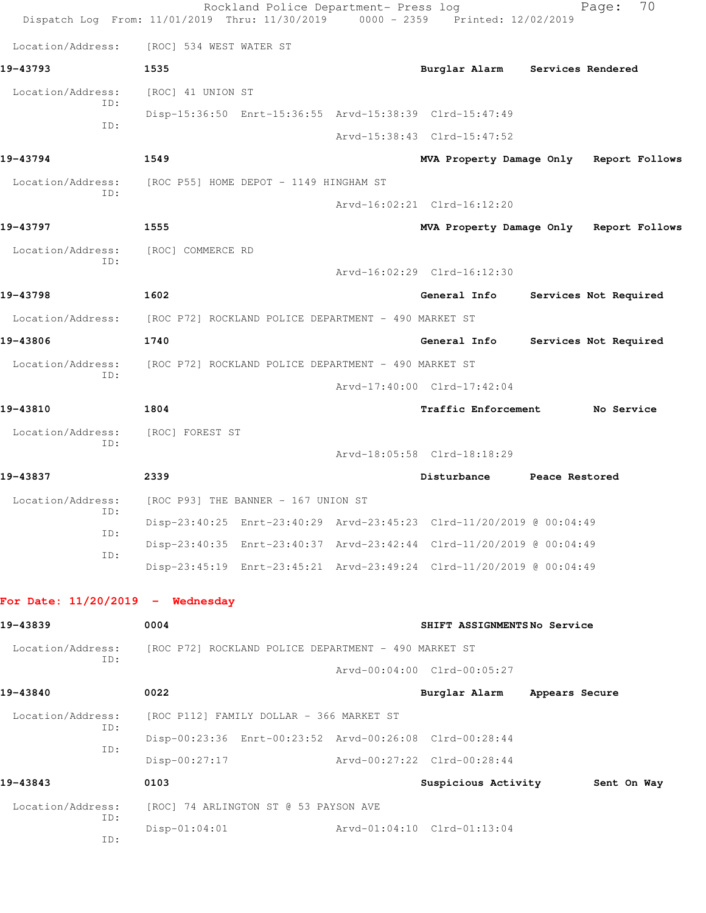Location/Address: [ROC] 534 WEST WATER ST

**19-43793** 1535 **Burglar Alarm** **Services Rendered**

Location/Address: [ROC] 41 UNION ST
ID: Disp-15:36:50 Enrt-15:36:55 Arvd-15:38:39 Clrd-15:47:49
ID: Arvd-15:38:43 Clrd-15:47:52

**19-43794** 1549 **MVA Property Damage Only** **Report Follows**

Location/Address: [ROC P55] HOME DEPOT - 1149 HINGHAM ST
ID: Arvd-16:02:21 Clrd-16:12:20

**19-43797** 1555 **MVA Property Damage Only** **Report Follows**

Location/Address: [ROC] COMMERCE RD
ID: Arvd-16:02:29 Clrd-16:12:30

**19-43798** 1602 **General Info** **Services Not Required**

Location/Address: [ROC P72] ROCKLAND POLICE DEPARTMENT - 490 MARKET ST

**19-43806** 1740 **General Info** **Services Not Required**

Location/Address: [ROC P72] ROCKLAND POLICE DEPARTMENT - 490 MARKET ST
ID: Arvd-17:40:00 Clrd-17:42:04

**19-43810** 1804 **Traffic Enforcement** **No Service**

Location/Address: [ROC] FOREST ST
ID: Arvd-18:05:58 Clrd-18:18:29

**19-43837** 2339 **Disturbance** **Peace Restored**

Location/Address: [ROC P93] THE BANNER - 167 UNION ST
ID: Disp-23:40:25 Enrt-23:40:29 Arvd-23:45:23 Clrd-11/20/2019 @ 00:04:49
ID: Disp-23:40:35 Enrt-23:40:37 Arvd-23:42:44 Clrd-11/20/2019 @ 00:04:49
ID: Disp-23:45:19 Enrt-23:45:21 Arvd-23:49:24 Clrd-11/20/2019 @ 00:04:49

## For Date: 11/20/2019 - Wednesday

**19-43839** 0004 **SHIFT ASSIGNMENTS** **No Service**

Location/Address: [ROC P72] ROCKLAND POLICE DEPARTMENT - 490 MARKET ST
ID: Arvd-00:04:00 Clrd-00:05:27

**19-43840** 0022 **Burglar Alarm** **Appears Secure**

Location/Address: [ROC P112] FAMILY DOLLAR - 366 MARKET ST
ID: Disp-00:23:36 Enrt-00:23:52 Arvd-00:26:08 Clrd-00:28:44
ID: Disp-00:27:17 Arvd-00:27:22 Clrd-00:28:44

**19-43843** 0103 **Suspicious Activity** **Sent On Way**

Location/Address: [ROC] 74 ARLINGTON ST @ 53 PAYSON AVE
ID: Disp-01:04:01 Arvd-01:04:10 Clrd-01:13:04
ID: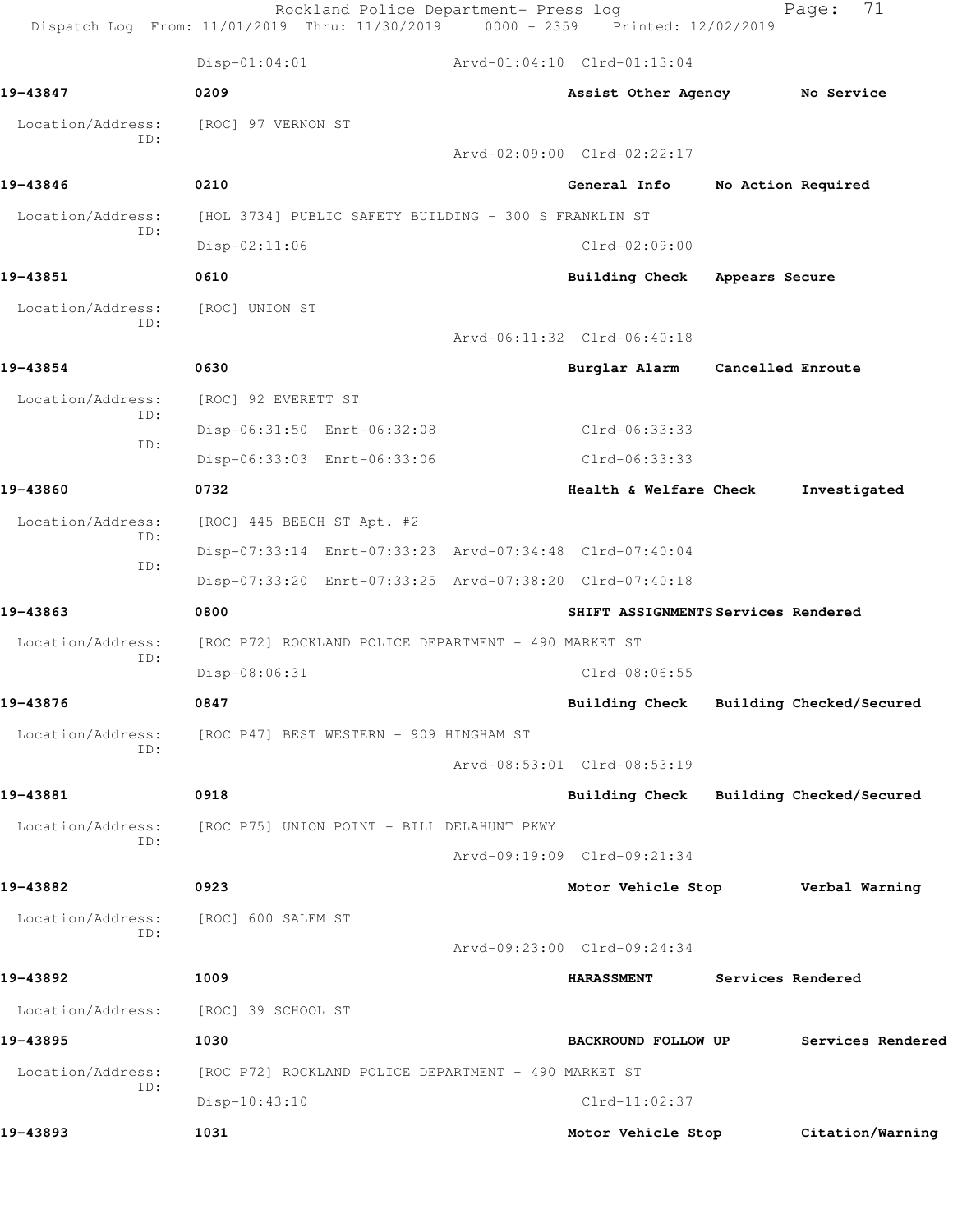Disp-01:04:01 Arvd-01:04:10 Clrd-01:13:04

**19-43847** 0209 **Assist Other Agency** **No Service**

Location/Address: [ROC] 97 VERNON ST
ID:
Arvd-02:09:00 Clrd-02:22:17

**19-43846** 0210 **General Info** **No Action Required**

Location/Address: [HOL 3734] PUBLIC SAFETY BUILDING - 300 S FRANKLIN ST
ID:
Disp-02:11:06 Clrd-02:09:00

**19-43851** 0610 **Building Check** **Appears Secure**

Location/Address: [ROC] UNION ST
ID:
Arvd-06:11:32 Clrd-06:40:18

**19-43854** 0630 **Burglar Alarm** **Cancelled Enroute**

Location/Address: [ROC] 92 EVERETT ST
ID:
Disp-06:31:50 Enrt-06:32:08 Clrd-06:33:33
ID:
Disp-06:33:03 Enrt-06:33:06 Clrd-06:33:33

**19-43860** 0732 **Health & Welfare Check** **Investigated**

Location/Address: [ROC] 445 BEECH ST Apt. #2
ID:
Disp-07:33:14 Enrt-07:33:23 Arvd-07:34:48 Clrd-07:40:04
ID:
Disp-07:33:20 Enrt-07:33:25 Arvd-07:38:20 Clrd-07:40:18

**19-43863** 0800 **SHIFT ASSIGNMENTS** **Services Rendered**

Location/Address: [ROC P72] ROCKLAND POLICE DEPARTMENT - 490 MARKET ST
ID:
Disp-08:06:31 Clrd-08:06:55

**19-43876** 0847 **Building Check** **Building Checked/Secured**

Location/Address: [ROC P47] BEST WESTERN - 909 HINGHAM ST
ID:
Arvd-08:53:01 Clrd-08:53:19

**19-43881** 0918 **Building Check** **Building Checked/Secured**

Location/Address: [ROC P75] UNION POINT - BILL DELAHUNT PKWY
ID:
Arvd-09:19:09 Clrd-09:21:34

**19-43882** 0923 **Motor Vehicle Stop** **Verbal Warning**

Location/Address: [ROC] 600 SALEM ST
ID:
Arvd-09:23:00 Clrd-09:24:34

**19-43892** 1009 **HARASSMENT** **Services Rendered**

Location/Address: [ROC] 39 SCHOOL ST

**19-43895** 1030 **BACKROUND FOLLOW UP** **Services Rendered**

Location/Address: [ROC P72] ROCKLAND POLICE DEPARTMENT - 490 MARKET ST
ID:
Disp-10:43:10 Clrd-11:02:37

**19-43893** 1031 **Motor Vehicle Stop** **Citation/Warning**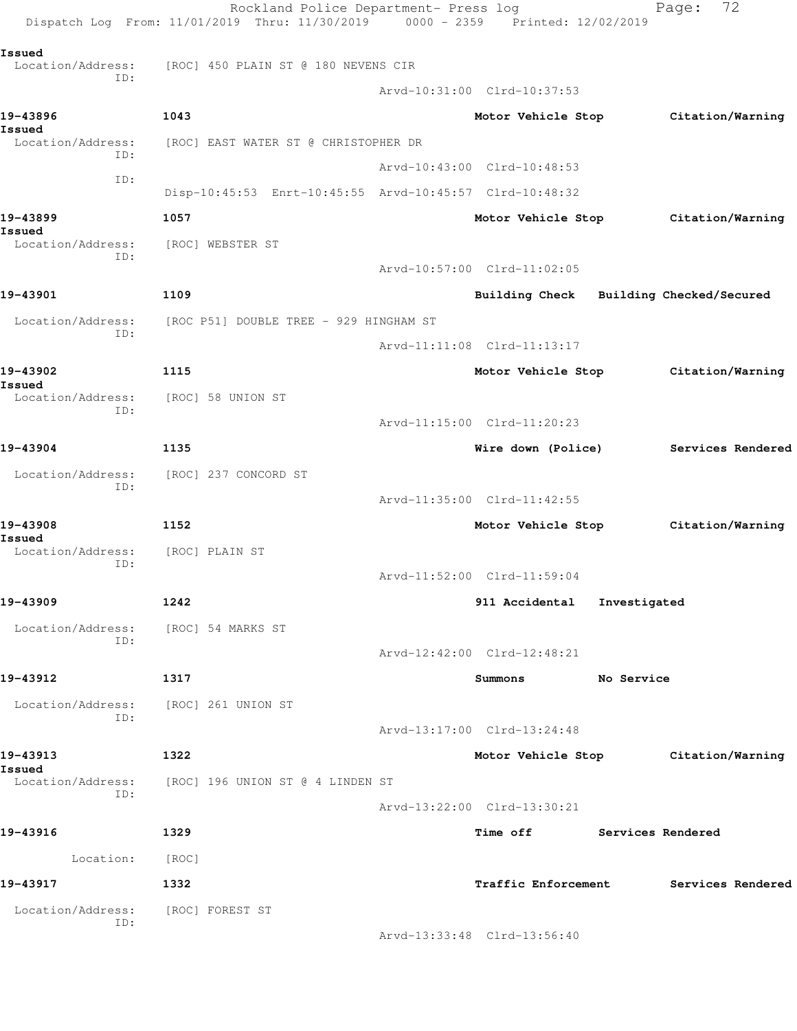Issued
Location/Address: [ROC] 450 PLAIN ST @ 180 NEVENS CIR
ID:
Arvd-10:31:00 Clrd-10:37:53

**19-43896** 1043 **Motor Vehicle Stop** **Citation/Warning Issued**
Location/Address: [ROC] EAST WATER ST @ CHRISTOPHER DR
ID:
Arvd-10:43:00 Clrd-10:48:53
ID:
Disp-10:45:53 Enrt-10:45:55 Arvd-10:45:57 Clrd-10:48:32

**19-43899** 1057 **Motor Vehicle Stop** **Citation/Warning Issued**
Location/Address: [ROC] WEBSTER ST
ID:
Arvd-10:57:00 Clrd-11:02:05

**19-43901** 1109 **Building Check** **Building Checked/Secured**
Location/Address: [ROC P51] DOUBLE TREE - 929 HINGHAM ST
ID:
Arvd-11:11:08 Clrd-11:13:17

**19-43902** 1115 **Motor Vehicle Stop** **Citation/Warning Issued**
Location/Address: [ROC] 58 UNION ST
ID:
Arvd-11:15:00 Clrd-11:20:23

**19-43904** 1135 **Wire down (Police)** **Services Rendered**
Location/Address: [ROC] 237 CONCORD ST
ID:
Arvd-11:35:00 Clrd-11:42:55

**19-43908** 1152 **Motor Vehicle Stop** **Citation/Warning Issued**
Location/Address: [ROC] PLAIN ST
ID:
Arvd-11:52:00 Clrd-11:59:04

**19-43909** 1242 **911 Accidental** **Investigated**
Location/Address: [ROC] 54 MARKS ST
ID:
Arvd-12:42:00 Clrd-12:48:21

**19-43912** 1317 **Summons** **No Service**
Location/Address: [ROC] 261 UNION ST
ID:
Arvd-13:17:00 Clrd-13:24:48

**19-43913** 1322 **Motor Vehicle Stop** **Citation/Warning Issued**
Location/Address: [ROC] 196 UNION ST @ 4 LINDEN ST
ID:
Arvd-13:22:00 Clrd-13:30:21

**19-43916** 1329 **Time off** **Services Rendered**
Location: [ROC]

**19-43917** 1332 **Traffic Enforcement** **Services Rendered**
Location/Address: [ROC] FOREST ST
ID:
Arvd-13:33:48 Clrd-13:56:40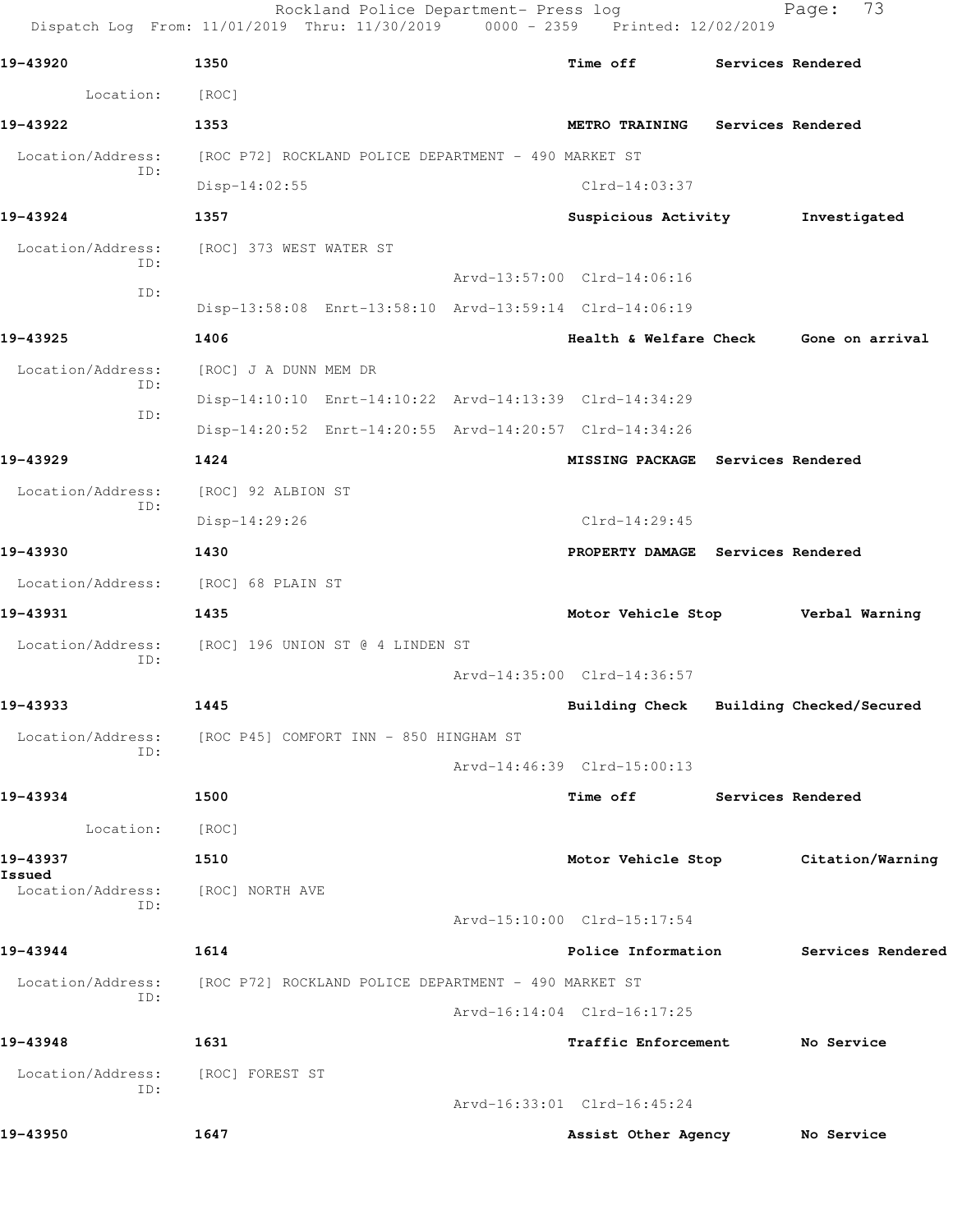**19-43920** 1350 **Time off** **Services Rendered**

Location: [ROC]

**19-43922** 1353 **METRO TRAINING** **Services Rendered**

Location/Address: [ROC P72] ROCKLAND POLICE DEPARTMENT - 490 MARKET ST
ID:
Disp-14:02:55 Clrd-14:03:37

**19-43924** 1357 **Suspicious Activity** **Investigated**

Location/Address: [ROC] 373 WEST WATER ST
ID:
Arvd-13:57:00 Clrd-14:06:16
ID:
Disp-13:58:08 Enrt-13:58:10 Arvd-13:59:14 Clrd-14:06:19

**19-43925** 1406 **Health & Welfare Check** **Gone on arrival**

Location/Address: [ROC] J A DUNN MEM DR
ID:
Disp-14:10:10 Enrt-14:10:22 Arvd-14:13:39 Clrd-14:34:29
ID:
Disp-14:20:52 Enrt-14:20:55 Arvd-14:20:57 Clrd-14:34:26

**19-43929** 1424 **MISSING PACKAGE** **Services Rendered**

Location/Address: [ROC] 92 ALBION ST
ID:
Disp-14:29:26 Clrd-14:29:45

**19-43930** 1430 **PROPERTY DAMAGE** **Services Rendered**

Location/Address: [ROC] 68 PLAIN ST

**19-43931** 1435 **Motor Vehicle Stop** **Verbal Warning**

Location/Address: [ROC] 196 UNION ST @ 4 LINDEN ST
ID:
Arvd-14:35:00 Clrd-14:36:57

**19-43933** 1445 **Building Check** **Building Checked/Secured**

Location/Address: [ROC P45] COMFORT INN - 850 HINGHAM ST
ID:
Arvd-14:46:39 Clrd-15:00:13

**19-43934** 1500 **Time off** **Services Rendered**

Location: [ROC]

**19-43937** 1510 **Motor Vehicle Stop** **Citation/Warning Issued**

Location/Address: [ROC] NORTH AVE
ID:
Arvd-15:10:00 Clrd-15:17:54

**19-43944** 1614 **Police Information** **Services Rendered**

Location/Address: [ROC P72] ROCKLAND POLICE DEPARTMENT - 490 MARKET ST
ID:
Arvd-16:14:04 Clrd-16:17:25

**19-43948** 1631 **Traffic Enforcement** **No Service**

Location/Address: [ROC] FOREST ST
ID:
Arvd-16:33:01 Clrd-16:45:24

**19-43950** 1647 **Assist Other Agency** **No Service**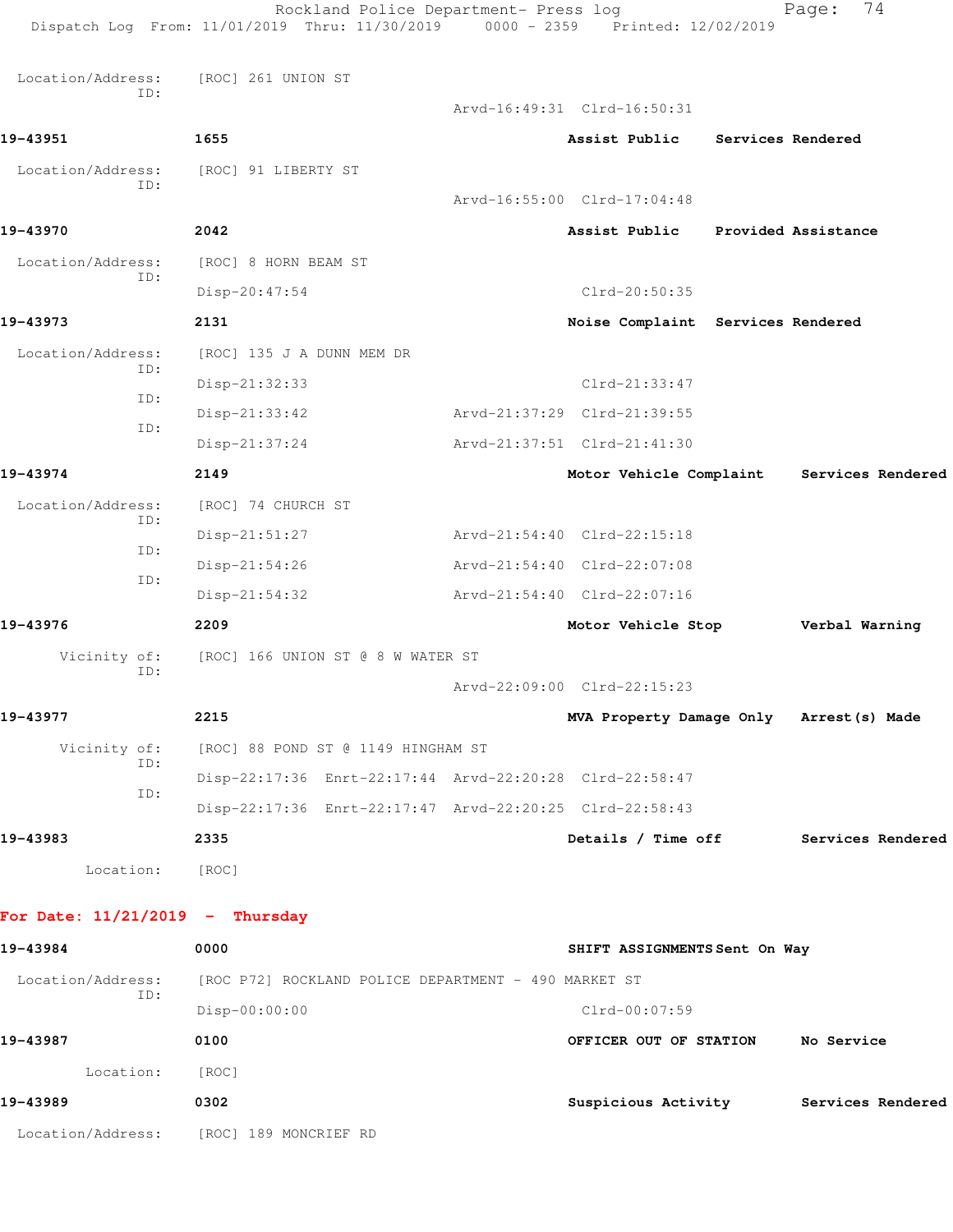Location/Address: [ROC] 261 UNION ST
ID:
Arvd-16:49:31 Clrd-16:50:31

**19-43951** **1655** **Assist Public** **Services Rendered**

Location/Address: [ROC] 91 LIBERTY ST
ID:
Arvd-16:55:00 Clrd-17:04:48

**19-43970** **2042** **Assist Public** **Provided Assistance**

Location/Address: [ROC] 8 HORN BEAM ST
ID:
Disp-20:47:54 Clrd-20:50:35

**19-43973** **2131** **Noise Complaint** **Services Rendered**

Location/Address: [ROC] 135 J A DUNN MEM DR
ID:
Disp-21:32:33 Clrd-21:33:47
ID:
Disp-21:33:42 Arvd-21:37:29 Clrd-21:39:55
ID:
Disp-21:37:24 Arvd-21:37:51 Clrd-21:41:30

**19-43974** **2149** **Motor Vehicle Complaint** **Services Rendered**

Location/Address: [ROC] 74 CHURCH ST
ID:
Disp-21:51:27 Arvd-21:54:40 Clrd-22:15:18
ID:
Disp-21:54:26 Arvd-21:54:40 Clrd-22:07:08
ID:
Disp-21:54:32 Arvd-21:54:40 Clrd-22:07:16

**19-43976** **2209** **Motor Vehicle Stop** **Verbal Warning**

Vicinity of: [ROC] 166 UNION ST @ 8 W WATER ST
ID:
Arvd-22:09:00 Clrd-22:15:23

**19-43977** **2215** **MVA Property Damage Only** **Arrest(s) Made**

Vicinity of: [ROC] 88 POND ST @ 1149 HINGHAM ST
ID:
Disp-22:17:36 Enrt-22:17:44 Arvd-22:20:28 Clrd-22:58:47
ID:
Disp-22:17:36 Enrt-22:17:47 Arvd-22:20:25 Clrd-22:58:43

**19-43983** **2335** **Details / Time off** **Services Rendered**

Location: [ROC]

**For Date: 11/21/2019 - Thursday**

**19-43984** **0000** **SHIFT ASSIGNMENTS** **Sent On Way**

Location/Address: [ROC P72] ROCKLAND POLICE DEPARTMENT - 490 MARKET ST
ID:
Disp-00:00:00 Clrd-00:07:59

**19-43987** **0100** **OFFICER OUT OF STATION** **No Service**

Location: [ROC]

**19-43989** **0302** **Suspicious Activity** **Services Rendered**

Location/Address: [ROC] 189 MONCRIEF RD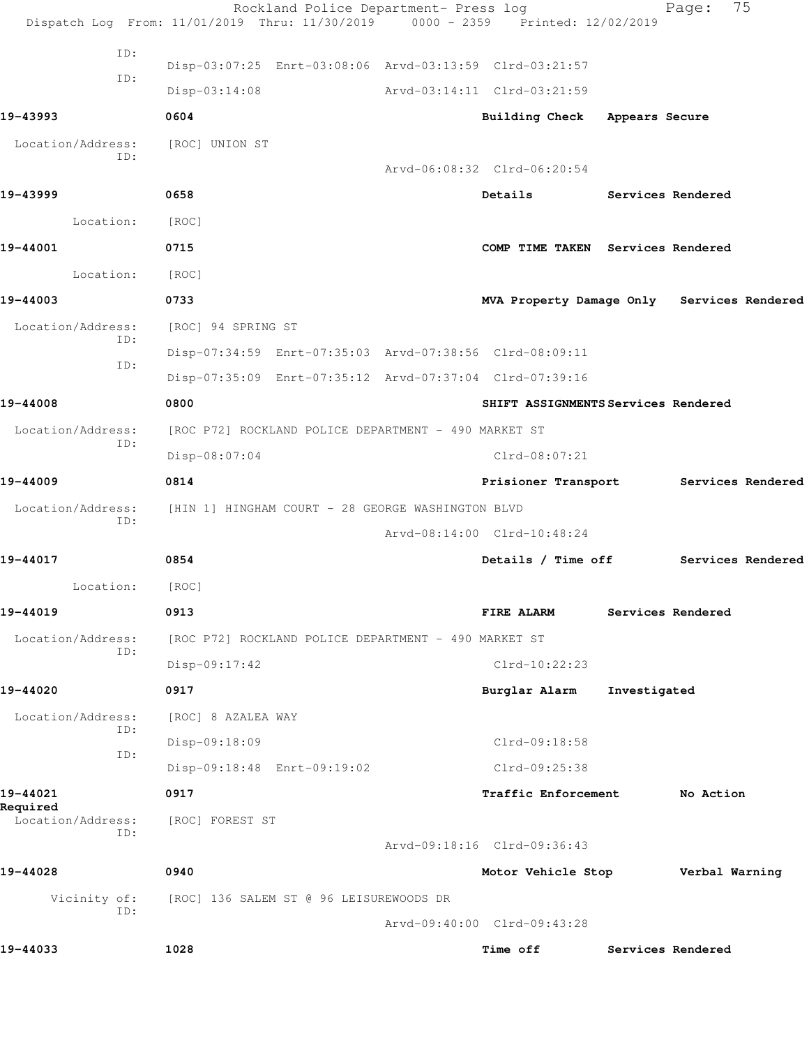ID:
Disp-03:07:25 Enrt-03:08:06 Arvd-03:13:59 Clrd-03:21:57

ID:
Disp-03:14:08 Arvd-03:14:11 Clrd-03:21:59

**19-43993** **0604** **Building Check** **Appears Secure**

Location/Address: [ROC] UNION ST
ID:
Arvd-06:08:32 Clrd-06:20:54

**19-43999** **0658** **Details** **Services Rendered**

Location: [ROC]

**19-44001** **0715** **COMP TIME TAKEN** **Services Rendered**

Location: [ROC]

**19-44003** **0733** **MVA Property Damage Only** **Services Rendered**

Location/Address: [ROC] 94 SPRING ST
ID:
Disp-07:34:59 Enrt-07:35:03 Arvd-07:38:56 Clrd-08:09:11
ID:
Disp-07:35:09 Enrt-07:35:12 Arvd-07:37:04 Clrd-07:39:16

**19-44008** **0800** **SHIFT ASSIGNMENTS** **Services Rendered**

Location/Address: [ROC P72] ROCKLAND POLICE DEPARTMENT - 490 MARKET ST
ID:
Disp-08:07:04 Clrd-08:07:21

**19-44009** **0814** **Prisioner Transport** **Services Rendered**

Location/Address: [HIN 1] HINGHAM COURT - 28 GEORGE WASHINGTON BLVD
ID:
Arvd-08:14:00 Clrd-10:48:24

**19-44017** **0854** **Details / Time off** **Services Rendered**

Location: [ROC]

**19-44019** **0913** **FIRE ALARM** **Services Rendered**

Location/Address: [ROC P72] ROCKLAND POLICE DEPARTMENT - 490 MARKET ST
ID:
Disp-09:17:42 Clrd-10:22:23

**19-44020** **0917** **Burglar Alarm** **Investigated**

Location/Address: [ROC] 8 AZALEA WAY
ID:
Disp-09:18:09 Clrd-09:18:58
ID:
Disp-09:18:48 Enrt-09:19:02 Clrd-09:25:38

**19-44021** **0917** **Traffic Enforcement** **No Action Required**

Location/Address: [ROC] FOREST ST
ID:
Arvd-09:18:16 Clrd-09:36:43

**19-44028** **0940** **Motor Vehicle Stop** **Verbal Warning**

Vicinity of: [ROC] 136 SALEM ST @ 96 LEISUREWOODS DR
ID:
Arvd-09:40:00 Clrd-09:43:28

**19-44033** **1028** **Time off** **Services Rendered**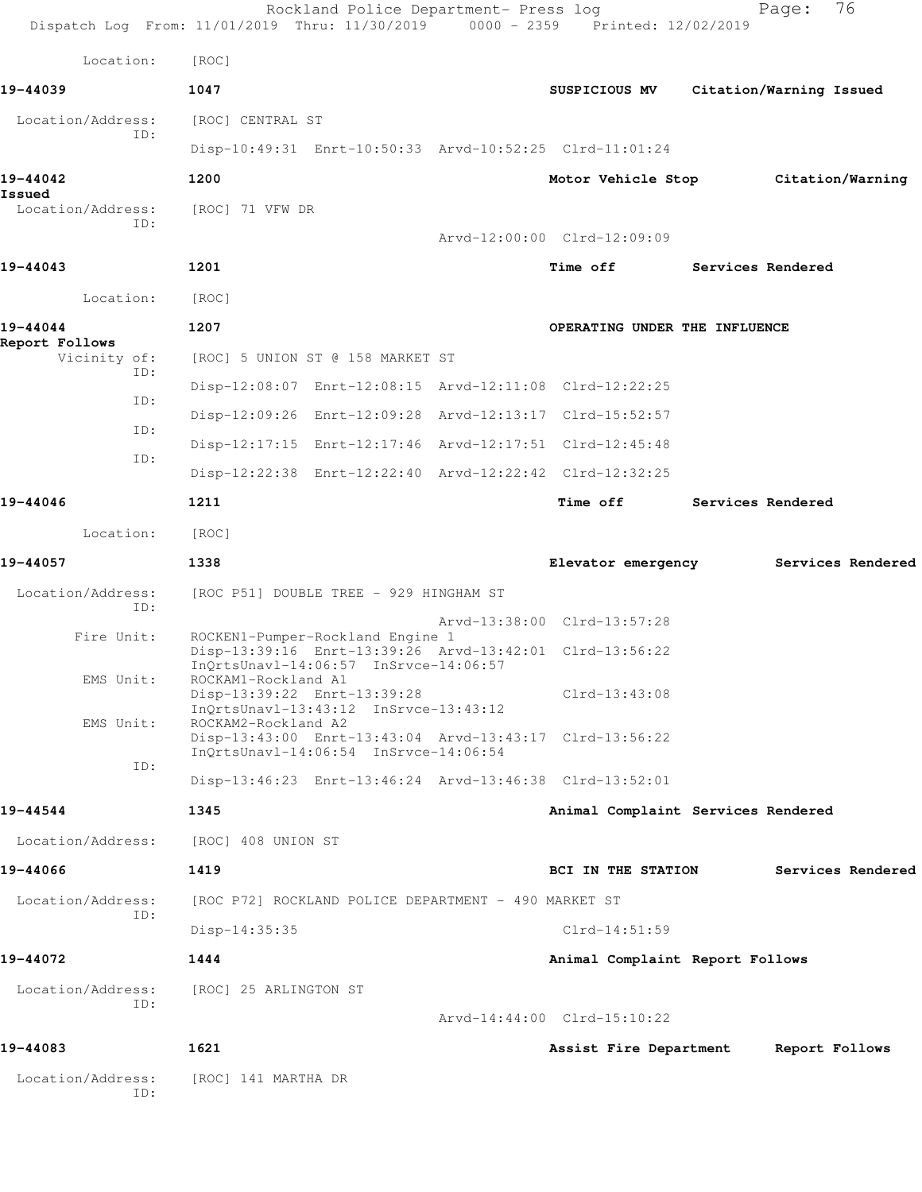Location: [ROC]

**19-44039** 1047 SUSPICIOUS MV Citation/Warning Issued

Location/Address: [ROC] CENTRAL ST
ID:
Disp-10:49:31 Enrt-10:50:33 Arvd-10:52:25 Clrd-11:01:24

**19-44042** 1200 Motor Vehicle Stop Citation/Warning Issued

Location/Address: [ROC] 71 VFW DR
ID:
Arvd-12:00:00 Clrd-12:09:09

**19-44043** 1201 Time off Services Rendered

Location: [ROC]

**19-44044** 1207 OPERATING UNDER THE INFLUENCE Report Follows

Vicinity of: [ROC] 5 UNION ST @ 158 MARKET ST
ID:
Disp-12:08:07 Enrt-12:08:15 Arvd-12:11:08 Clrd-12:22:25
ID:
Disp-12:09:26 Enrt-12:09:28 Arvd-12:13:17 Clrd-15:52:57
ID:
Disp-12:17:15 Enrt-12:17:46 Arvd-12:17:51 Clrd-12:45:48
ID:
Disp-12:22:38 Enrt-12:22:40 Arvd-12:22:42 Clrd-12:32:25

**19-44046** 1211 Time off Services Rendered

Location: [ROC]

**19-44057** 1338 Elevator emergency Services Rendered

Location/Address: [ROC P51] DOUBLE TREE - 929 HINGHAM ST
ID:
Arvd-13:38:00 Clrd-13:57:28
Fire Unit: ROCKEN1-Pumper-Rockland Engine 1
Disp-13:39:16 Enrt-13:39:26 Arvd-13:42:01 Clrd-13:56:22
InQrtsUnavl-14:06:57 InSrvce-14:06:57
EMS Unit: ROCKAM1-Rockland A1
Disp-13:39:22 Enrt-13:39:28 Clrd-13:43:08
InQrtsUnavl-13:43:12 InSrvce-13:43:12
EMS Unit: ROCKAM2-Rockland A2
Disp-13:43:00 Enrt-13:43:04 Arvd-13:43:17 Clrd-13:56:22
InQrtsUnavl-14:06:54 InSrvce-14:06:54
ID:
Disp-13:46:23 Enrt-13:46:24 Arvd-13:46:38 Clrd-13:52:01

**19-44544** 1345 Animal Complaint Services Rendered

Location/Address: [ROC] 408 UNION ST

**19-44066** 1419 BCI IN THE STATION Services Rendered

Location/Address: [ROC P72] ROCKLAND POLICE DEPARTMENT - 490 MARKET ST
ID:
Disp-14:35:35 Clrd-14:51:59

**19-44072** 1444 Animal Complaint Report Follows

Location/Address: [ROC] 25 ARLINGTON ST
ID:
Arvd-14:44:00 Clrd-15:10:22

**19-44083** 1621 Assist Fire Department Report Follows

Location/Address: [ROC] 141 MARTHA DR
ID: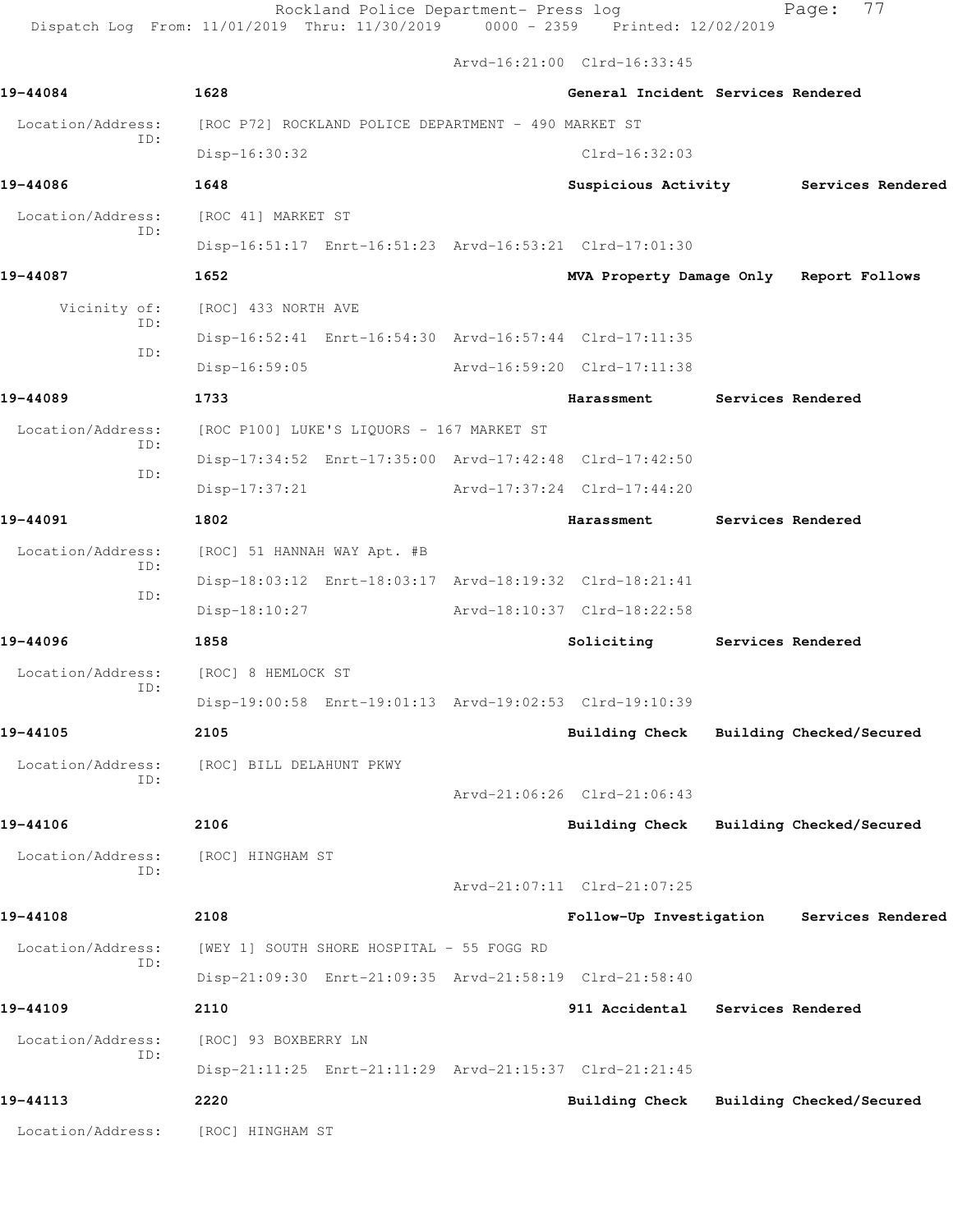Arvd-16:21:00 Clrd-16:33:45

**19-44084** 1628 General Incident Services Rendered

Location/Address: [ROC P72] ROCKLAND POLICE DEPARTMENT - 490 MARKET ST
ID: Disp-16:30:32 Clrd-16:32:03

**19-44086** 1648 Suspicious Activity Services Rendered

Location/Address: [ROC 41] MARKET ST
ID: Disp-16:51:17 Enrt-16:51:23 Arvd-16:53:21 Clrd-17:01:30

**19-44087** 1652 MVA Property Damage Only Report Follows

Vicinity of: [ROC] 433 NORTH AVE
ID: Disp-16:52:41 Enrt-16:54:30 Arvd-16:57:44 Clrd-17:11:35
ID: Disp-16:59:05 Arvd-16:59:20 Clrd-17:11:38

**19-44089** 1733 Harassment Services Rendered

Location/Address: [ROC P100] LUKE'S LIQUORS - 167 MARKET ST
ID: Disp-17:34:52 Enrt-17:35:00 Arvd-17:42:48 Clrd-17:42:50
ID: Disp-17:37:21 Arvd-17:37:24 Clrd-17:44:20

**19-44091** 1802 Harassment Services Rendered

Location/Address: [ROC] 51 HANNAH WAY Apt. #B
ID: Disp-18:03:12 Enrt-18:03:17 Arvd-18:19:32 Clrd-18:21:41
ID: Disp-18:10:27 Arvd-18:10:37 Clrd-18:22:58

**19-44096** 1858 Soliciting Services Rendered

Location/Address: [ROC] 8 HEMLOCK ST
ID: Disp-19:00:58 Enrt-19:01:13 Arvd-19:02:53 Clrd-19:10:39

**19-44105** 2105 Building Check Building Checked/Secured

Location/Address: [ROC] BILL DELAHUNT PKWY
ID: Arvd-21:06:26 Clrd-21:06:43

**19-44106** 2106 Building Check Building Checked/Secured

Location/Address: [ROC] HINGHAM ST
ID: Arvd-21:07:11 Clrd-21:07:25

**19-44108** 2108 Follow-Up Investigation Services Rendered

Location/Address: [WEY 1] SOUTH SHORE HOSPITAL - 55 FOGG RD
ID: Disp-21:09:30 Enrt-21:09:35 Arvd-21:58:19 Clrd-21:58:40

**19-44109** 2110 911 Accidental Services Rendered

Location/Address: [ROC] 93 BOXBERRY LN
ID: Disp-21:11:25 Enrt-21:11:29 Arvd-21:15:37 Clrd-21:21:45

**19-44113** 2220 Building Check Building Checked/Secured

Location/Address: [ROC] HINGHAM ST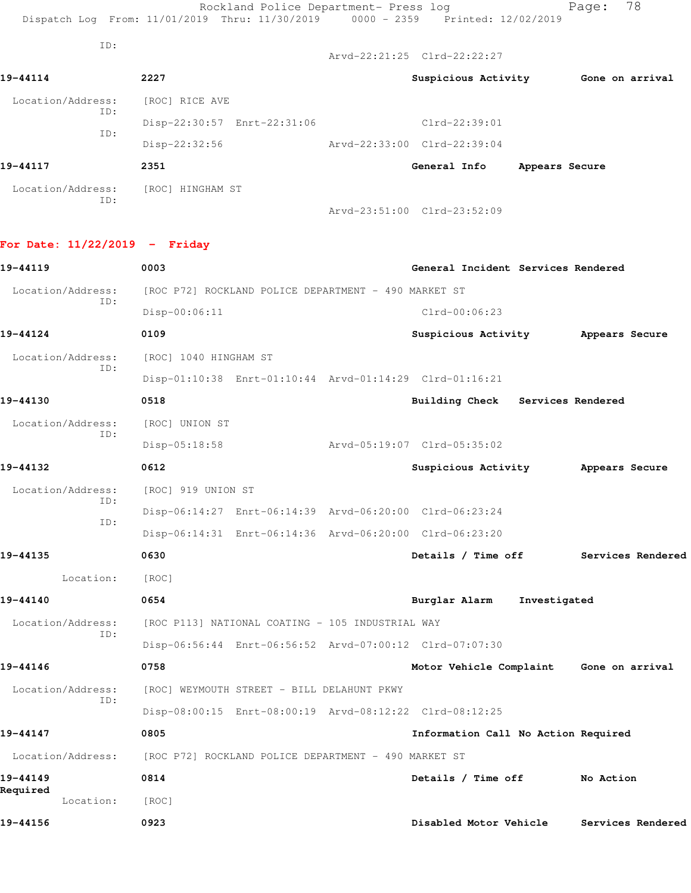ID:
Arvd-22:21:25 Clrd-22:22:27

**19-44114** **2227** **Suspicious Activity** **Gone on arrival**

Location/Address: [ROC] RICE AVE
ID:
Disp-22:30:57 Enrt-22:31:06 Clrd-22:39:01
ID:
Disp-22:32:56 Arvd-22:33:00 Clrd-22:39:04

**19-44117** **2351** **General Info** **Appears Secure**

Location/Address: [ROC] HINGHAM ST
ID:
Arvd-23:51:00 Clrd-23:52:09

## For Date: 11/22/2019 - Friday

**19-44119** **0003** **General Incident** **Services Rendered**

Location/Address: [ROC P72] ROCKLAND POLICE DEPARTMENT - 490 MARKET ST
ID:
Disp-00:06:11 Clrd-00:06:23

**19-44124** **0109** **Suspicious Activity** **Appears Secure**

Location/Address: [ROC] 1040 HINGHAM ST
ID:
Disp-01:10:38 Enrt-01:10:44 Arvd-01:14:29 Clrd-01:16:21

**19-44130** **0518** **Building Check** **Services Rendered**

Location/Address: [ROC] UNION ST
ID:
Disp-05:18:58 Arvd-05:19:07 Clrd-05:35:02

**19-44132** **0612** **Suspicious Activity** **Appears Secure**

Location/Address: [ROC] 919 UNION ST
ID:
Disp-06:14:27 Enrt-06:14:39 Arvd-06:20:00 Clrd-06:23:24
ID:
Disp-06:14:31 Enrt-06:14:36 Arvd-06:20:00 Clrd-06:23:20

**19-44135** **0630** **Details / Time off** **Services Rendered**

Location: [ROC]

**19-44140** **0654** **Burglar Alarm** **Investigated**

Location/Address: [ROC P113] NATIONAL COATING - 105 INDUSTRIAL WAY
ID:
Disp-06:56:44 Enrt-06:56:52 Arvd-07:00:12 Clrd-07:07:30

**19-44146** **0758** **Motor Vehicle Complaint** **Gone on arrival**

Location/Address: [ROC] WEYMOUTH STREET - BILL DELAHUNT PKWY
ID:
Disp-08:00:15 Enrt-08:00:19 Arvd-08:12:22 Clrd-08:12:25

**19-44147** **0805** **Information Call** **No Action Required**

Location/Address: [ROC P72] ROCKLAND POLICE DEPARTMENT - 490 MARKET ST

**19-44149** **0814** **Details / Time off** **No Action Required**

Location: [ROC]

**19-44156** **0923** **Disabled Motor Vehicle** **Services Rendered**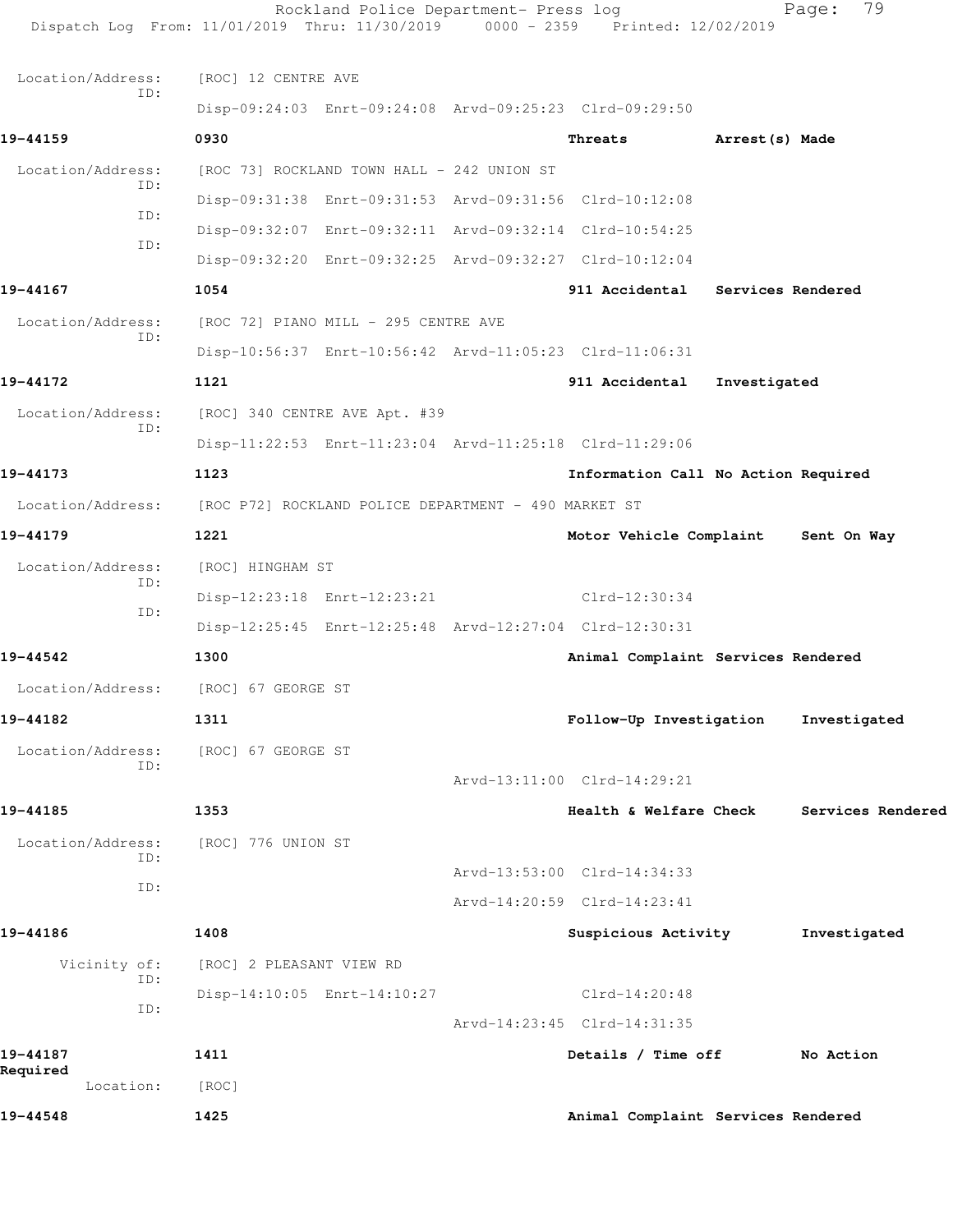Location/Address: [ROC] 12 CENTRE AVE
ID:
Disp-09:24:03 Enrt-09:24:08 Arvd-09:25:23 Clrd-09:29:50

**19-44159** 0930 Threats Arrest(s) Made

Location/Address: [ROC 73] ROCKLAND TOWN HALL - 242 UNION ST
ID:
Disp-09:31:38 Enrt-09:31:53 Arvd-09:31:56 Clrd-10:12:08
ID:
Disp-09:32:07 Enrt-09:32:11 Arvd-09:32:14 Clrd-10:54:25
ID:
Disp-09:32:20 Enrt-09:32:25 Arvd-09:32:27 Clrd-10:12:04

**19-44167** 1054 911 Accidental Services Rendered

Location/Address: [ROC 72] PIANO MILL - 295 CENTRE AVE
ID:
Disp-10:56:37 Enrt-10:56:42 Arvd-11:05:23 Clrd-11:06:31

**19-44172** 1121 911 Accidental Investigated

Location/Address: [ROC] 340 CENTRE AVE Apt. #39
ID:
Disp-11:22:53 Enrt-11:23:04 Arvd-11:25:18 Clrd-11:29:06

**19-44173** 1123 Information Call No Action Required

Location/Address: [ROC P72] ROCKLAND POLICE DEPARTMENT - 490 MARKET ST

**19-44179** 1221 Motor Vehicle Complaint Sent On Way

Location/Address: [ROC] HINGHAM ST
ID:
Disp-12:23:18 Enrt-12:23:21 Clrd-12:30:34
ID:
Disp-12:25:45 Enrt-12:25:48 Arvd-12:27:04 Clrd-12:30:31

**19-44542** 1300 Animal Complaint Services Rendered

Location/Address: [ROC] 67 GEORGE ST

**19-44182** 1311 Follow-Up Investigation Investigated

Location/Address: [ROC] 67 GEORGE ST
ID:
Arvd-13:11:00 Clrd-14:29:21

**19-44185** 1353 Health & Welfare Check Services Rendered

Location/Address: [ROC] 776 UNION ST
ID:
Arvd-13:53:00 Clrd-14:34:33
ID:
Arvd-14:20:59 Clrd-14:23:41

**19-44186** 1408 Suspicious Activity Investigated

Vicinity of: [ROC] 2 PLEASANT VIEW RD
ID:
Disp-14:10:05 Enrt-14:10:27 Clrd-14:20:48
ID:
Arvd-14:23:45 Clrd-14:31:35

**19-44187** 1411 Details / Time off No Action Required

Location: [ROC]

**19-44548** 1425 Animal Complaint Services Rendered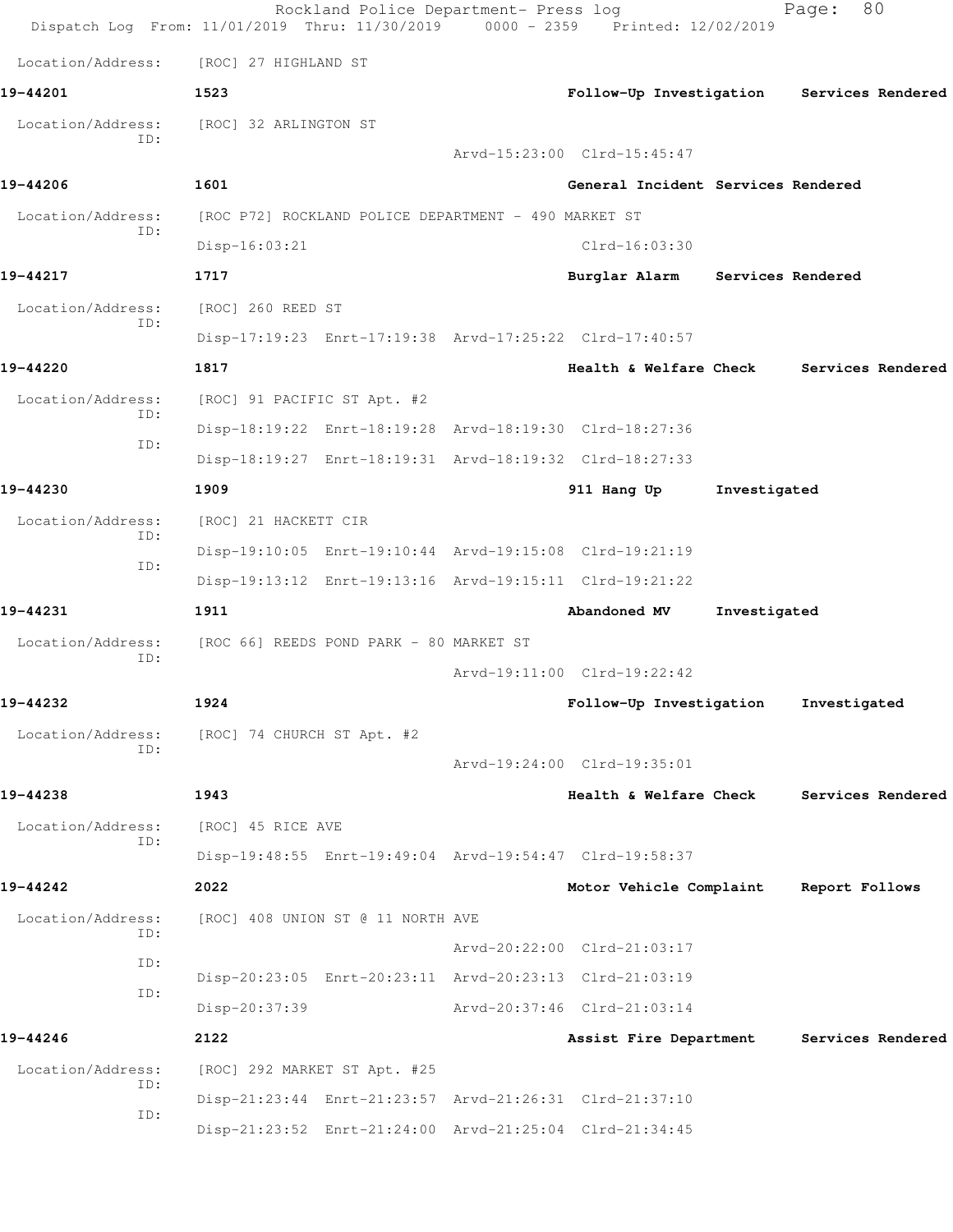Location/Address: [ROC] 27 HIGHLAND ST

**19-44201** **1523** **Follow-Up Investigation** **Services Rendered**

Location/Address: [ROC] 32 ARLINGTON ST
ID:
Arvd-15:23:00 Clrd-15:45:47

**19-44206** **1601** **General Incident** **Services Rendered**

Location/Address: [ROC P72] ROCKLAND POLICE DEPARTMENT - 490 MARKET ST
ID:
Disp-16:03:21 Clrd-16:03:30

**19-44217** **1717** **Burglar Alarm** **Services Rendered**

Location/Address: [ROC] 260 REED ST
ID:
Disp-17:19:23 Enrt-17:19:38 Arvd-17:25:22 Clrd-17:40:57

**19-44220** **1817** **Health & Welfare Check** **Services Rendered**

Location/Address: [ROC] 91 PACIFIC ST Apt. #2
ID:
Disp-18:19:22 Enrt-18:19:28 Arvd-18:19:30 Clrd-18:27:36
ID:
Disp-18:19:27 Enrt-18:19:31 Arvd-18:19:32 Clrd-18:27:33

**19-44230** **1909** **911 Hang Up** **Investigated**

Location/Address: [ROC] 21 HACKETT CIR
ID:
Disp-19:10:05 Enrt-19:10:44 Arvd-19:15:08 Clrd-19:21:19
ID:
Disp-19:13:12 Enrt-19:13:16 Arvd-19:15:11 Clrd-19:21:22

**19-44231** **1911** **Abandoned MV** **Investigated**

Location/Address: [ROC 66] REEDS POND PARK - 80 MARKET ST
ID:
Arvd-19:11:00 Clrd-19:22:42

**19-44232** **1924** **Follow-Up Investigation** **Investigated**

Location/Address: [ROC] 74 CHURCH ST Apt. #2
ID:
Arvd-19:24:00 Clrd-19:35:01

**19-44238** **1943** **Health & Welfare Check** **Services Rendered**

Location/Address: [ROC] 45 RICE AVE
ID:
Disp-19:48:55 Enrt-19:49:04 Arvd-19:54:47 Clrd-19:58:37

**19-44242** **2022** **Motor Vehicle Complaint** **Report Follows**

Location/Address: [ROC] 408 UNION ST @ 11 NORTH AVE
ID:
Arvd-20:22:00 Clrd-21:03:17
ID:
Disp-20:23:05 Enrt-20:23:11 Arvd-20:23:13 Clrd-21:03:19
ID:
Disp-20:37:39 Arvd-20:37:46 Clrd-21:03:14

**19-44246** **2122** **Assist Fire Department** **Services Rendered**

Location/Address: [ROC] 292 MARKET ST Apt. #25
ID:
Disp-21:23:44 Enrt-21:23:57 Arvd-21:26:31 Clrd-21:37:10
ID:
Disp-21:23:52 Enrt-21:24:00 Arvd-21:25:04 Clrd-21:34:45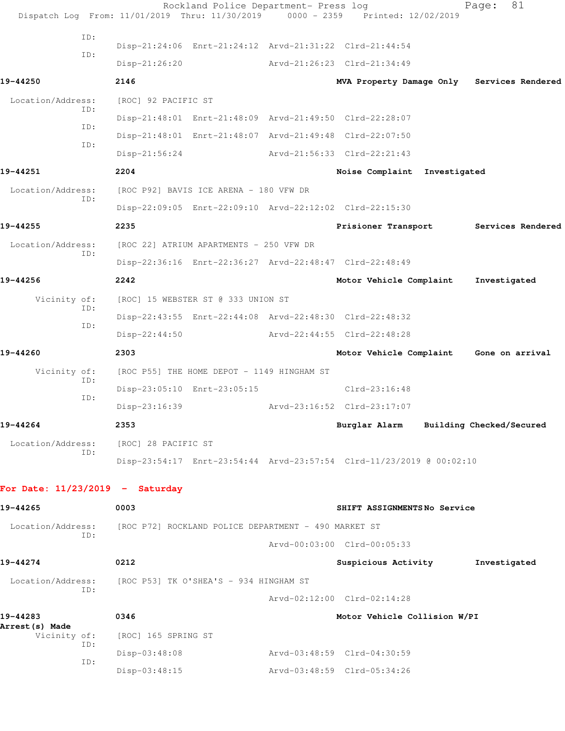ID:

Disp-21:24:06 Enrt-21:24:12 Arvd-21:31:22 Clrd-21:44:54

ID:

Disp-21:26:20 Arvd-21:26:23 Clrd-21:34:49

**19-44250** **2146** **MVA Property Damage Only** **Services Rendered**

Location/Address: [ROC] 92 PACIFIC ST

ID:

Disp-21:48:01 Enrt-21:48:09 Arvd-21:49:50 Clrd-22:28:07

ID:

Disp-21:48:01 Enrt-21:48:07 Arvd-21:49:48 Clrd-22:07:50

ID:

Disp-21:56:24 Arvd-21:56:33 Clrd-22:21:43

**19-44251** **2204** **Noise Complaint** **Investigated**

Location/Address: [ROC P92] BAVIS ICE ARENA - 180 VFW DR

ID:

Disp-22:09:05 Enrt-22:09:10 Arvd-22:12:02 Clrd-22:15:30

**19-44255** **2235** **Prisioner Transport** **Services Rendered**

Location/Address: [ROC 22] ATRIUM APARTMENTS - 250 VFW DR

ID:

Disp-22:36:16 Enrt-22:36:27 Arvd-22:48:47 Clrd-22:48:49

**19-44256** **2242** **Motor Vehicle Complaint** **Investigated**

Vicinity of: [ROC] 15 WEBSTER ST @ 333 UNION ST

ID:

Disp-22:43:55 Enrt-22:44:08 Arvd-22:48:30 Clrd-22:48:32

ID:

Disp-22:44:50 Arvd-22:44:55 Clrd-22:48:28

**19-44260** **2303** **Motor Vehicle Complaint** **Gone on arrival**

Vicinity of: [ROC P55] THE HOME DEPOT - 1149 HINGHAM ST

ID:

Disp-23:05:10 Enrt-23:05:15 Clrd-23:16:48

ID:

Disp-23:16:39 Arvd-23:16:52 Clrd-23:17:07

**19-44264** **2353** **Burglar Alarm** **Building Checked/Secured**

Location/Address: [ROC] 28 PACIFIC ST

ID:

Disp-23:54:17 Enrt-23:54:44 Arvd-23:57:54 Clrd-11/23/2019 @ 00:02:10

## For Date: 11/23/2019 - Saturday

**19-44265** **0003** **SHIFT ASSIGNMENTS** **No Service**

Location/Address: [ROC P72] ROCKLAND POLICE DEPARTMENT - 490 MARKET ST

ID:

Arvd-00:03:00 Clrd-00:05:33

**19-44274** **0212** **Suspicious Activity** **Investigated**

Location/Address: [ROC P53] TK O'SHEA'S - 934 HINGHAM ST

ID:

Arvd-02:12:00 Clrd-02:14:28

**19-44283** **0346** **Motor Vehicle Collision W/PI**

**Arrest(s) Made**

Vicinity of: [ROC] 165 SPRING ST

ID:

Disp-03:48:08 Arvd-03:48:59 Clrd-04:30:59

ID:

Disp-03:48:15 Arvd-03:48:59 Clrd-05:34:26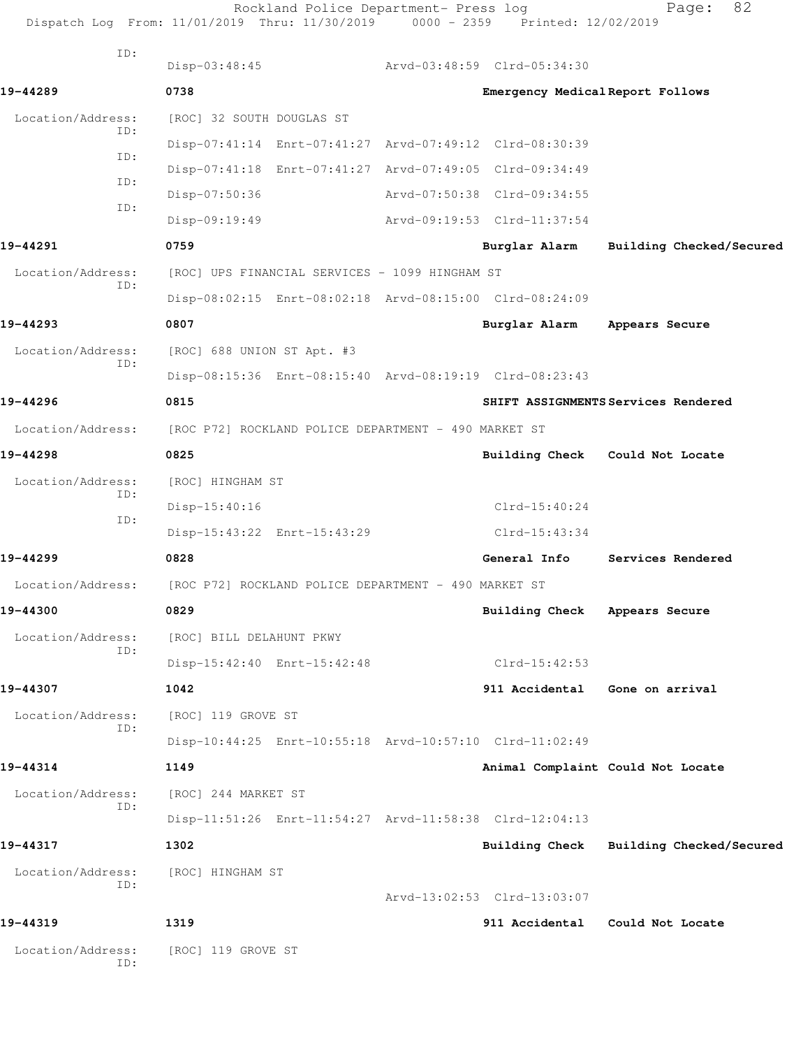ID:
Disp-03:48:45 Arvd-03:48:59 Clrd-05:34:30

**19-44289** 0738 Emergency Medical Report Follows

Location/Address: [ROC] 32 SOUTH DOUGLAS ST
ID:
Disp-07:41:14 Enrt-07:41:27 Arvd-07:49:12 Clrd-08:30:39
ID:
Disp-07:41:18 Enrt-07:41:27 Arvd-07:49:05 Clrd-09:34:49
ID:
Disp-07:50:36 Arvd-07:50:38 Clrd-09:34:55
ID:
Disp-09:19:49 Arvd-09:19:53 Clrd-11:37:54

**19-44291** 0759 Burglar Alarm Building Checked/Secured

Location/Address: [ROC] UPS FINANCIAL SERVICES - 1099 HINGHAM ST
ID:
Disp-08:02:15 Enrt-08:02:18 Arvd-08:15:00 Clrd-08:24:09

**19-44293** 0807 Burglar Alarm Appears Secure

Location/Address: [ROC] 688 UNION ST Apt. #3
ID:
Disp-08:15:36 Enrt-08:15:40 Arvd-08:19:19 Clrd-08:23:43

**19-44296** 0815 SHIFT ASSIGNMENTS Services Rendered

Location/Address: [ROC P72] ROCKLAND POLICE DEPARTMENT - 490 MARKET ST

**19-44298** 0825 Building Check Could Not Locate

Location/Address: [ROC] HINGHAM ST
ID:
Disp-15:40:16 Clrd-15:40:24
ID:
Disp-15:43:22 Enrt-15:43:29 Clrd-15:43:34

**19-44299** 0828 General Info Services Rendered

Location/Address: [ROC P72] ROCKLAND POLICE DEPARTMENT - 490 MARKET ST

**19-44300** 0829 Building Check Appears Secure

Location/Address: [ROC] BILL DELAHUNT PKWY
ID:
Disp-15:42:40 Enrt-15:42:48 Clrd-15:42:53

**19-44307** 1042 911 Accidental Gone on arrival

Location/Address: [ROC] 119 GROVE ST
ID:
Disp-10:44:25 Enrt-10:55:18 Arvd-10:57:10 Clrd-11:02:49

**19-44314** 1149 Animal Complaint Could Not Locate

Location/Address: [ROC] 244 MARKET ST
ID:
Disp-11:51:26 Enrt-11:54:27 Arvd-11:58:38 Clrd-12:04:13

**19-44317** 1302 Building Check Building Checked/Secured

Location/Address: [ROC] HINGHAM ST
ID:
Arvd-13:02:53 Clrd-13:03:07

**19-44319** 1319 911 Accidental Could Not Locate

Location/Address: [ROC] 119 GROVE ST
ID: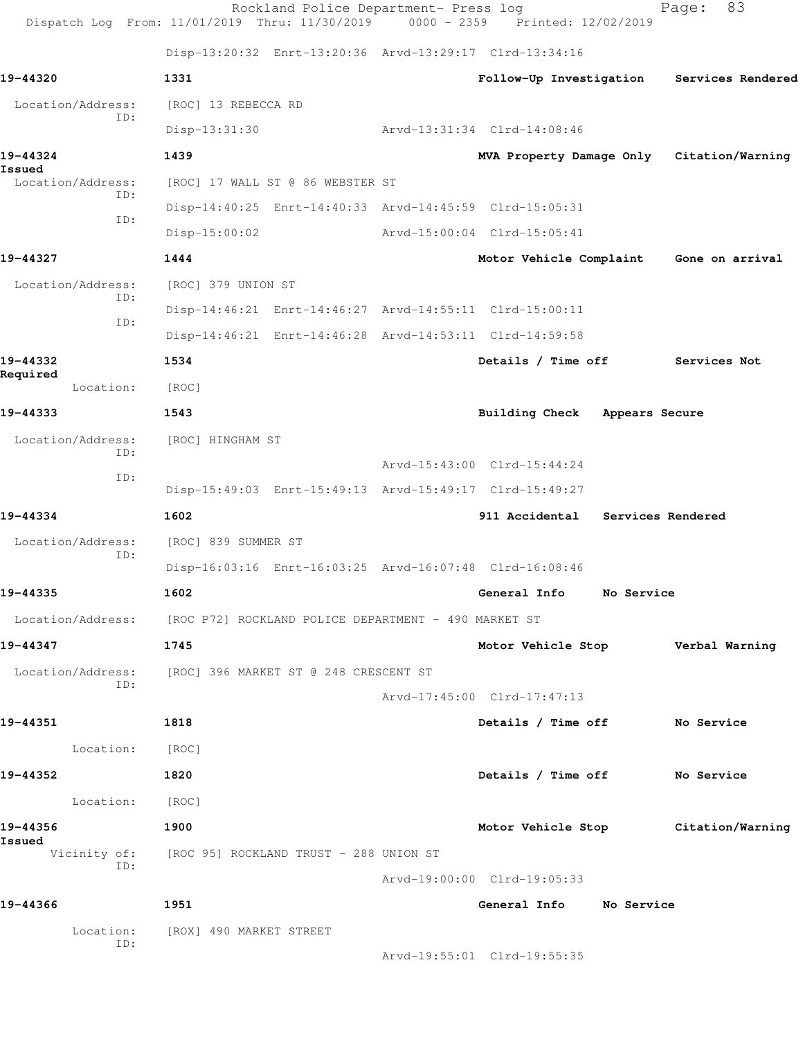Disp-13:20:32 Enrt-13:20:36 Arvd-13:29:17 Clrd-13:34:16

**19-44320** 1331 Follow-Up Investigation Services Rendered

Location/Address: [ROC] 13 REBECCA RD
ID:
Disp-13:31:30 Arvd-13:31:34 Clrd-14:08:46

**19-44324** 1439 MVA Property Damage Only Citation/Warning Issued

Location/Address: [ROC] 17 WALL ST @ 86 WEBSTER ST
ID:
Disp-14:40:25 Enrt-14:40:33 Arvd-14:45:59 Clrd-15:05:31
ID:
Disp-15:00:02 Arvd-15:00:04 Clrd-15:05:41

**19-44327** 1444 Motor Vehicle Complaint Gone on arrival

Location/Address: [ROC] 379 UNION ST
ID:
Disp-14:46:21 Enrt-14:46:27 Arvd-14:55:11 Clrd-15:00:11
ID:
Disp-14:46:21 Enrt-14:46:28 Arvd-14:53:11 Clrd-14:59:58

**19-44332** 1534 Details / Time off Services Not Required

Location: [ROC]

**19-44333** 1543 Building Check Appears Secure

Location/Address: [ROC] HINGHAM ST
ID:
Arvd-15:43:00 Clrd-15:44:24
ID:
Disp-15:49:03 Enrt-15:49:13 Arvd-15:49:17 Clrd-15:49:27

**19-44334** 1602 911 Accidental Services Rendered

Location/Address: [ROC] 839 SUMMER ST
ID:
Disp-16:03:16 Enrt-16:03:25 Arvd-16:07:48 Clrd-16:08:46

**19-44335** 1602 General Info No Service

Location/Address: [ROC P72] ROCKLAND POLICE DEPARTMENT - 490 MARKET ST

**19-44347** 1745 Motor Vehicle Stop Verbal Warning

Location/Address: [ROC] 396 MARKET ST @ 248 CRESCENT ST
ID:
Arvd-17:45:00 Clrd-17:47:13

**19-44351** 1818 Details / Time off No Service

Location: [ROC]

**19-44352** 1820 Details / Time off No Service

Location: [ROC]

**19-44356** 1900 Motor Vehicle Stop Citation/Warning Issued

Vicinity of: [ROC 95] ROCKLAND TRUST - 288 UNION ST
ID:
Arvd-19:00:00 Clrd-19:05:33

**19-44366** 1951 General Info No Service

Location: [ROX] 490 MARKET STREET
ID:
Arvd-19:55:01 Clrd-19:55:35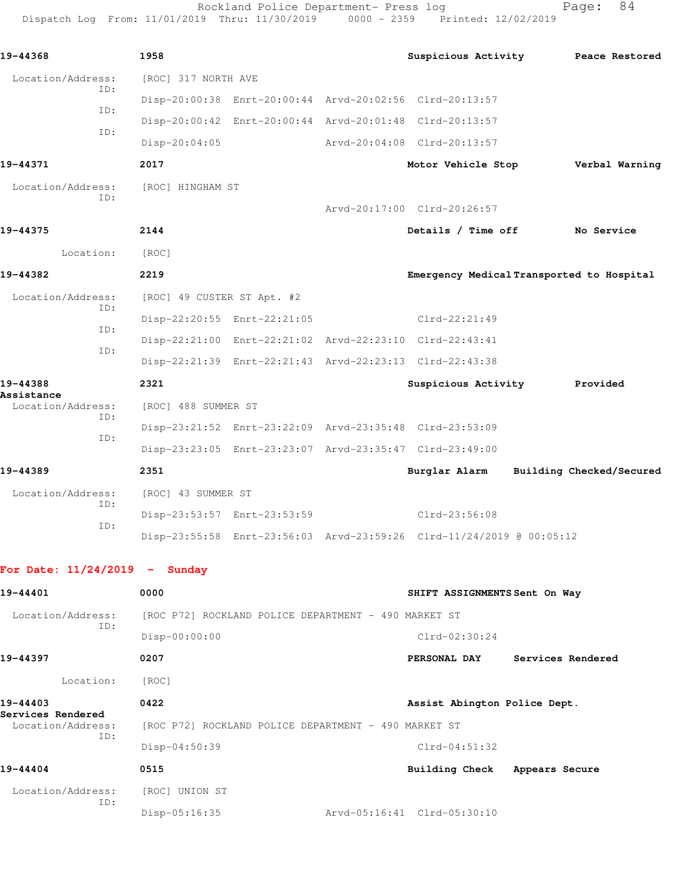**19-44368** 1958 **Suspicious Activity** **Peace Restored**

Location/Address: [ROC] 317 NORTH AVE

ID: Disp-20:00:38 Enrt-20:00:44 Arvd-20:02:56 Clrd-20:13:57

ID: Disp-20:00:42 Enrt-20:00:44 Arvd-20:01:48 Clrd-20:13:57

ID: Disp-20:04:05 Arvd-20:04:08 Clrd-20:13:57

**19-44371** 2017 **Motor Vehicle Stop** **Verbal Warning**

Location/Address: [ROC] HINGHAM ST

ID: Arvd-20:17:00 Clrd-20:26:57

**19-44375** 2144 **Details / Time off** **No Service**

Location: [ROC]

**19-44382** 2219 **Emergency Medical** **Transported to Hospital**

Location/Address: [ROC] 49 CUSTER ST Apt. #2

ID: Disp-22:20:55 Enrt-22:21:05 Clrd-22:21:49

ID: Disp-22:21:00 Enrt-22:21:02 Arvd-22:23:10 Clrd-22:43:41

ID: Disp-22:21:39 Enrt-22:21:43 Arvd-22:23:13 Clrd-22:43:38

**19-44388** 2321 **Suspicious Activity** **Provided Assistance**

Location/Address: [ROC] 488 SUMMER ST

ID: Disp-23:21:52 Enrt-23:22:09 Arvd-23:35:48 Clrd-23:53:09

ID: Disp-23:23:05 Enrt-23:23:07 Arvd-23:35:47 Clrd-23:49:00

**19-44389** 2351 **Burglar Alarm** **Building Checked/Secured**

Location/Address: [ROC] 43 SUMMER ST

ID: Disp-23:53:57 Enrt-23:53:59 Clrd-23:56:08

ID: Disp-23:55:58 Enrt-23:56:03 Arvd-23:59:26 Clrd-11/24/2019 @ 00:05:12

## For Date: 11/24/2019 - Sunday

**19-44401** 0000 **SHIFT ASSIGNMENTS** **Sent On Way**

Location/Address: [ROC P72] ROCKLAND POLICE DEPARTMENT - 490 MARKET ST

ID: Disp-00:00:00 Clrd-02:30:24

**19-44397** 0207 **PERSONAL DAY** **Services Rendered**

Location: [ROC]

**19-44403** 0422 **Assist Abington Police Dept.** **Services Rendered**

Location/Address: [ROC P72] ROCKLAND POLICE DEPARTMENT - 490 MARKET ST

ID: Disp-04:50:39 Clrd-04:51:32

**19-44404** 0515 **Building Check** **Appears Secure**

Location/Address: [ROC] UNION ST

ID: Disp-05:16:35 Arvd-05:16:41 Clrd-05:30:10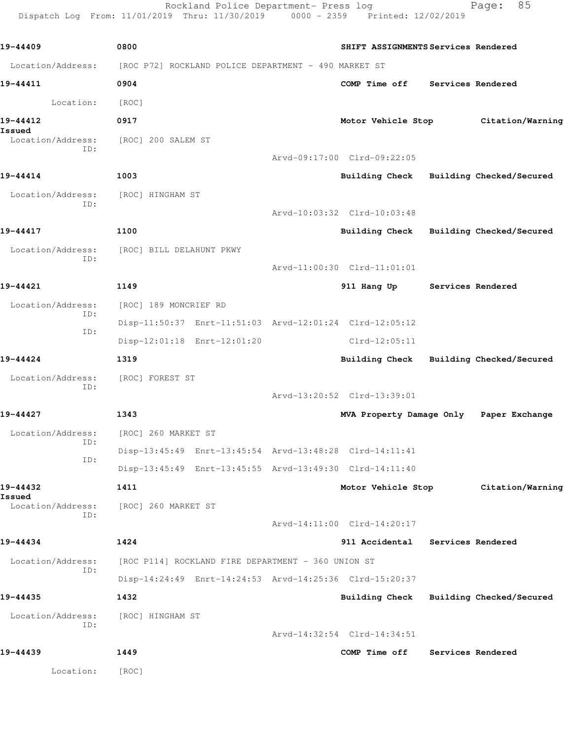19-44409 0800 SHIFT ASSIGNMENTS Services Rendered

Location/Address: [ROC P72] ROCKLAND POLICE DEPARTMENT - 490 MARKET ST

19-44411 0904 COMP Time off Services Rendered

Location: [ROC]

19-44412 0917 Motor Vehicle Stop Citation/Warning Issued

Location/Address: [ROC] 200 SALEM ST
ID:
Arvd-09:17:00 Clrd-09:22:05

19-44414 1003 Building Check Building Checked/Secured

Location/Address: [ROC] HINGHAM ST
ID:
Arvd-10:03:32 Clrd-10:03:48

19-44417 1100 Building Check Building Checked/Secured

Location/Address: [ROC] BILL DELAHUNT PKWY
ID:
Arvd-11:00:30 Clrd-11:01:01

19-44421 1149 911 Hang Up Services Rendered

Location/Address: [ROC] 189 MONCRIEF RD
ID:
Disp-11:50:37 Enrt-11:51:03 Arvd-12:01:24 Clrd-12:05:12
ID:
Disp-12:01:18 Enrt-12:01:20 Clrd-12:05:11

19-44424 1319 Building Check Building Checked/Secured

Location/Address: [ROC] FOREST ST
ID:
Arvd-13:20:52 Clrd-13:39:01

19-44427 1343 MVA Property Damage Only Paper Exchange

Location/Address: [ROC] 260 MARKET ST
ID:
Disp-13:45:49 Enrt-13:45:54 Arvd-13:48:28 Clrd-14:11:41
ID:
Disp-13:45:49 Enrt-13:45:55 Arvd-13:49:30 Clrd-14:11:40

19-44432 1411 Motor Vehicle Stop Citation/Warning Issued

Location/Address: [ROC] 260 MARKET ST
ID:
Arvd-14:11:00 Clrd-14:20:17

19-44434 1424 911 Accidental Services Rendered

Location/Address: [ROC P114] ROCKLAND FIRE DEPARTMENT - 360 UNION ST
ID:
Disp-14:24:49 Enrt-14:24:53 Arvd-14:25:36 Clrd-15:20:37

19-44435 1432 Building Check Building Checked/Secured

Location/Address: [ROC] HINGHAM ST
ID:
Arvd-14:32:54 Clrd-14:34:51

19-44439 1449 COMP Time off Services Rendered

Location: [ROC]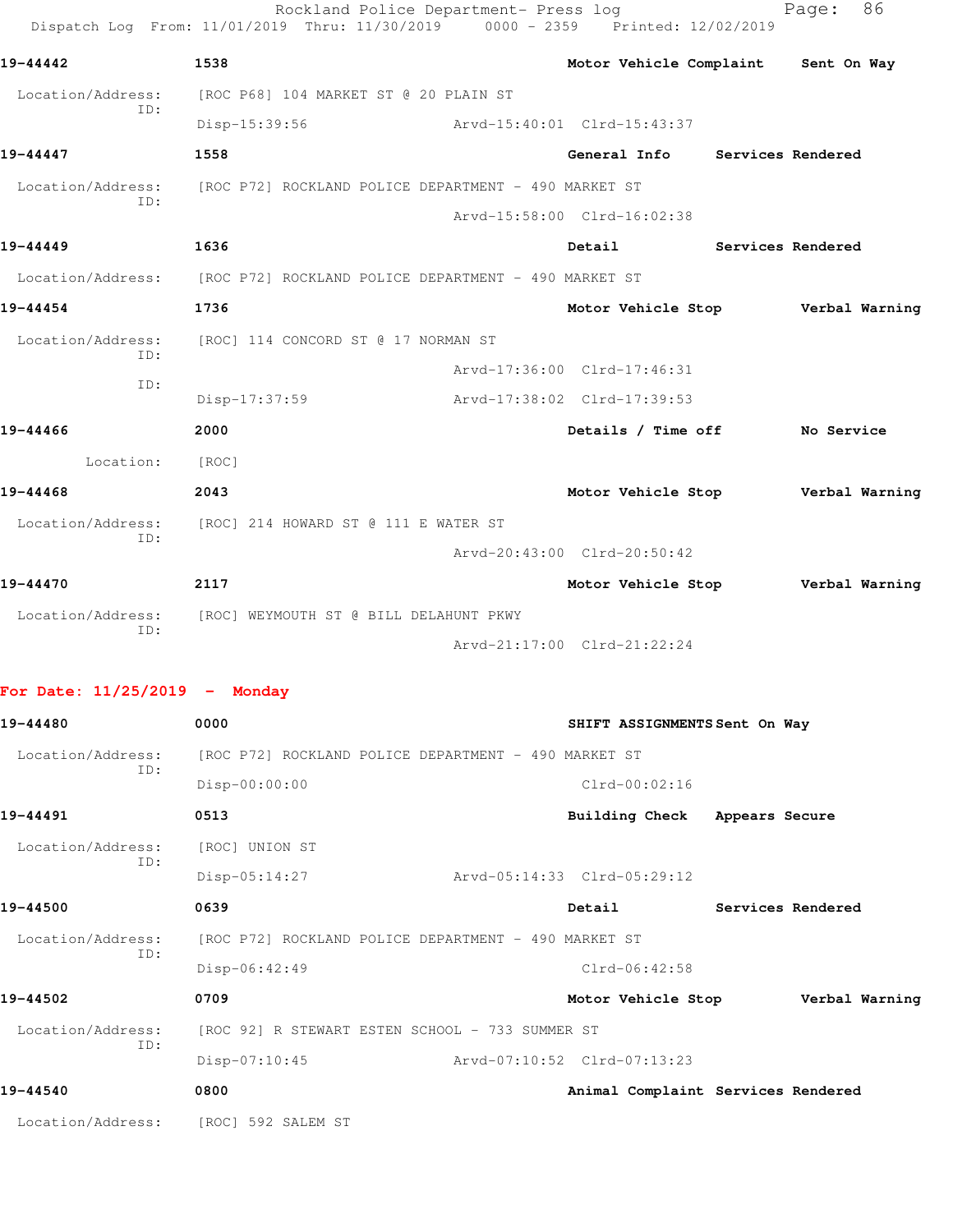Rockland Police Department- Press log
Dispatch Log From: 11/01/2019 Thru: 11/30/2019 0000 - 2359 Printed: 12/02/2019

**19-44442** 1538 **Motor Vehicle Complaint** **Sent On Way**

Location/Address: [ROC P68] 104 MARKET ST @ 20 PLAIN ST
ID:
Disp-15:39:56 Arvd-15:40:01 Clrd-15:43:37

**19-44447** 1558 **General Info** **Services Rendered**

Location/Address: [ROC P72] ROCKLAND POLICE DEPARTMENT - 490 MARKET ST
ID:
Arvd-15:58:00 Clrd-16:02:38

**19-44449** 1636 **Detail** **Services Rendered**

Location/Address: [ROC P72] ROCKLAND POLICE DEPARTMENT - 490 MARKET ST

**19-44454** 1736 **Motor Vehicle Stop** **Verbal Warning**

Location/Address: [ROC] 114 CONCORD ST @ 17 NORMAN ST
ID:
Arvd-17:36:00 Clrd-17:46:31
ID:
Disp-17:37:59 Arvd-17:38:02 Clrd-17:39:53

**19-44466** 2000 **Details / Time off** **No Service**

Location: [ROC]

**19-44468** 2043 **Motor Vehicle Stop** **Verbal Warning**

Location/Address: [ROC] 214 HOWARD ST @ 111 E WATER ST
ID:
Arvd-20:43:00 Clrd-20:50:42

**19-44470** 2117 **Motor Vehicle Stop** **Verbal Warning**

Location/Address: [ROC] WEYMOUTH ST @ BILL DELAHUNT PKWY
ID:
Arvd-21:17:00 Clrd-21:22:24

## For Date: 11/25/2019 - Monday

**19-44480** 0000 **SHIFT ASSIGNMENTS** **Sent On Way**

Location/Address: [ROC P72] ROCKLAND POLICE DEPARTMENT - 490 MARKET ST
ID:
Disp-00:00:00 Clrd-00:02:16

**19-44491** 0513 **Building Check** **Appears Secure**

Location/Address: [ROC] UNION ST
ID:
Disp-05:14:27 Arvd-05:14:33 Clrd-05:29:12

**19-44500** 0639 **Detail** **Services Rendered**

Location/Address: [ROC P72] ROCKLAND POLICE DEPARTMENT - 490 MARKET ST
ID:
Disp-06:42:49 Clrd-06:42:58

**19-44502** 0709 **Motor Vehicle Stop** **Verbal Warning**

Location/Address: [ROC 92] R STEWART ESTEN SCHOOL - 733 SUMMER ST
ID:
Disp-07:10:45 Arvd-07:10:52 Clrd-07:13:23

**19-44540** 0800 **Animal Complaint** **Services Rendered**

Location/Address: [ROC] 592 SALEM ST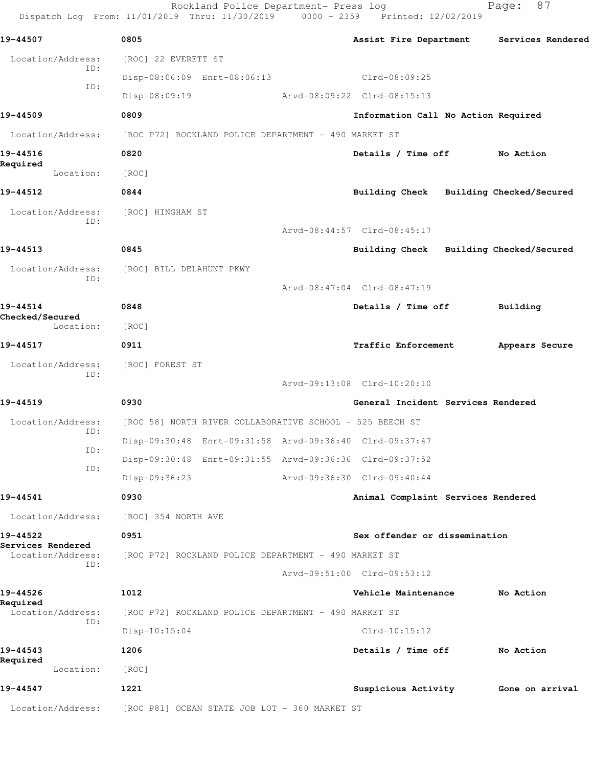**19-44507** 0805 **Assist Fire Department** **Services Rendered**

Location/Address: [ROC] 22 EVERETT ST

ID: Disp-08:06:09 Enrt-08:06:13 Clrd-08:09:25

ID: Disp-08:09:19 Arvd-08:09:22 Clrd-08:15:13

**19-44509** 0809 **Information Call No Action Required**

Location/Address: [ROC P72] ROCKLAND POLICE DEPARTMENT - 490 MARKET ST

**19-44516** 0820 **Details / Time off** **No Action Required**

Location: [ROC]

**19-44512** 0844 **Building Check** **Building Checked/Secured**

Location/Address: [ROC] HINGHAM ST

ID: Arvd-08:44:57 Clrd-08:45:17

**19-44513** 0845 **Building Check** **Building Checked/Secured**

Location/Address: [ROC] BILL DELAHUNT PKWY

ID: Arvd-08:47:04 Clrd-08:47:19

**19-44514** 0848 **Details / Time off** **Building Checked/Secured**

Location: [ROC]

**19-44517** 0911 **Traffic Enforcement** **Appears Secure**

Location/Address: [ROC] FOREST ST

ID: Arvd-09:13:08 Clrd-10:20:10

**19-44519** 0930 **General Incident** **Services Rendered**

Location/Address: [ROC 58] NORTH RIVER COLLABORATIVE SCHOOL - 525 BEECH ST

ID: Disp-09:30:48 Enrt-09:31:58 Arvd-09:36:40 Clrd-09:37:47

ID: Disp-09:30:48 Enrt-09:31:55 Arvd-09:36:36 Clrd-09:37:52

ID: Disp-09:36:23 Arvd-09:36:30 Clrd-09:40:44

**19-44541** 0930 **Animal Complaint** **Services Rendered**

Location/Address: [ROC] 354 NORTH AVE

**19-44522** 0951 **Sex offender or dissemination** **Services Rendered**

Location/Address: [ROC P72] ROCKLAND POLICE DEPARTMENT - 490 MARKET ST

ID: Arvd-09:51:00 Clrd-09:53:12

**19-44526** 1012 **Vehicle Maintenance** **No Action Required**

Location/Address: [ROC P72] ROCKLAND POLICE DEPARTMENT - 490 MARKET ST

ID: Disp-10:15:04 Clrd-10:15:12

**19-44543** 1206 **Details / Time off** **No Action Required**

Location: [ROC]

**19-44547** 1221 **Suspicious Activity** **Gone on arrival**

Location/Address: [ROC P81] OCEAN STATE JOB LOT - 360 MARKET ST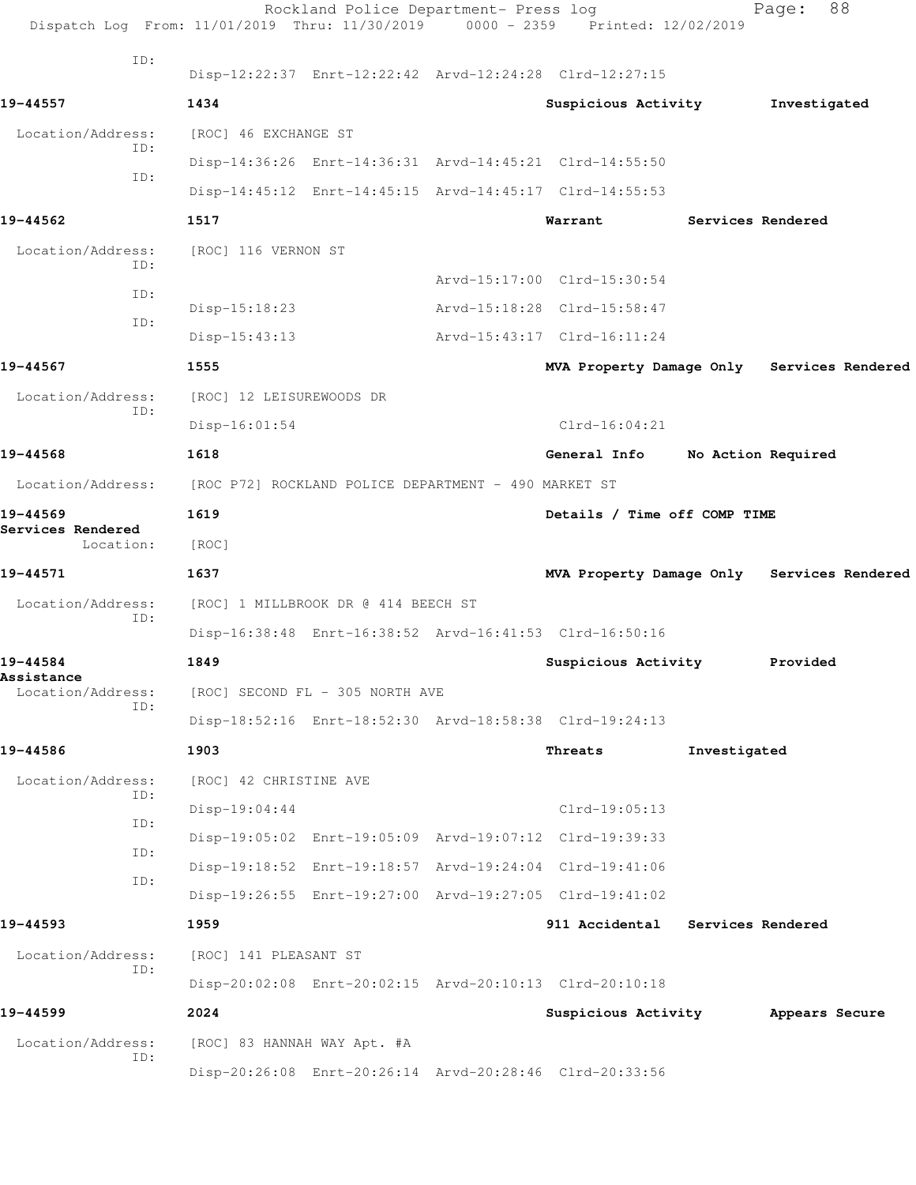ID:
Disp-12:22:37 Enrt-12:22:42 Arvd-12:24:28 Clrd-12:27:15

**19-44557** **1434** **Suspicious Activity** **Investigated**

Location/Address: [ROC] 46 EXCHANGE ST
ID:
Disp-14:36:26 Enrt-14:36:31 Arvd-14:45:21 Clrd-14:55:50
ID:
Disp-14:45:12 Enrt-14:45:15 Arvd-14:45:17 Clrd-14:55:53

**19-44562** **1517** **Warrant** **Services Rendered**

Location/Address: [ROC] 116 VERNON ST
ID:
Arvd-15:17:00 Clrd-15:30:54
ID:
Disp-15:18:23 Arvd-15:18:28 Clrd-15:58:47
ID:
Disp-15:43:13 Arvd-15:43:17 Clrd-16:11:24

**19-44567** **1555** **MVA Property Damage Only** **Services Rendered**

Location/Address: [ROC] 12 LEISUREWOODS DR
ID:
Disp-16:01:54 Clrd-16:04:21

**19-44568** **1618** **General Info** **No Action Required**

Location/Address: [ROC P72] ROCKLAND POLICE DEPARTMENT - 490 MARKET ST

**19-44569** **1619** **Details / Time off COMP TIME**
**Services Rendered**
Location: [ROC]

**19-44571** **1637** **MVA Property Damage Only** **Services Rendered**

Location/Address: [ROC] 1 MILLBROOK DR @ 414 BEECH ST
ID:
Disp-16:38:48 Enrt-16:38:52 Arvd-16:41:53 Clrd-16:50:16

**19-44584** **1849** **Suspicious Activity** **Provided**
**Assistance**
Location/Address: [ROC] SECOND FL - 305 NORTH AVE
ID:
Disp-18:52:16 Enrt-18:52:30 Arvd-18:58:38 Clrd-19:24:13

**19-44586** **1903** **Threats** **Investigated**

Location/Address: [ROC] 42 CHRISTINE AVE
ID:
Disp-19:04:44 Clrd-19:05:13
ID:
Disp-19:05:02 Enrt-19:05:09 Arvd-19:07:12 Clrd-19:39:33
ID:
Disp-19:18:52 Enrt-19:18:57 Arvd-19:24:04 Clrd-19:41:06
ID:
Disp-19:26:55 Enrt-19:27:00 Arvd-19:27:05 Clrd-19:41:02

**19-44593** **1959** **911 Accidental** **Services Rendered**

Location/Address: [ROC] 141 PLEASANT ST
ID:
Disp-20:02:08 Enrt-20:02:15 Arvd-20:10:13 Clrd-20:10:18

**19-44599** **2024** **Suspicious Activity** **Appears Secure**

Location/Address: [ROC] 83 HANNAH WAY Apt. #A
ID:
Disp-20:26:08 Enrt-20:26:14 Arvd-20:28:46 Clrd-20:33:56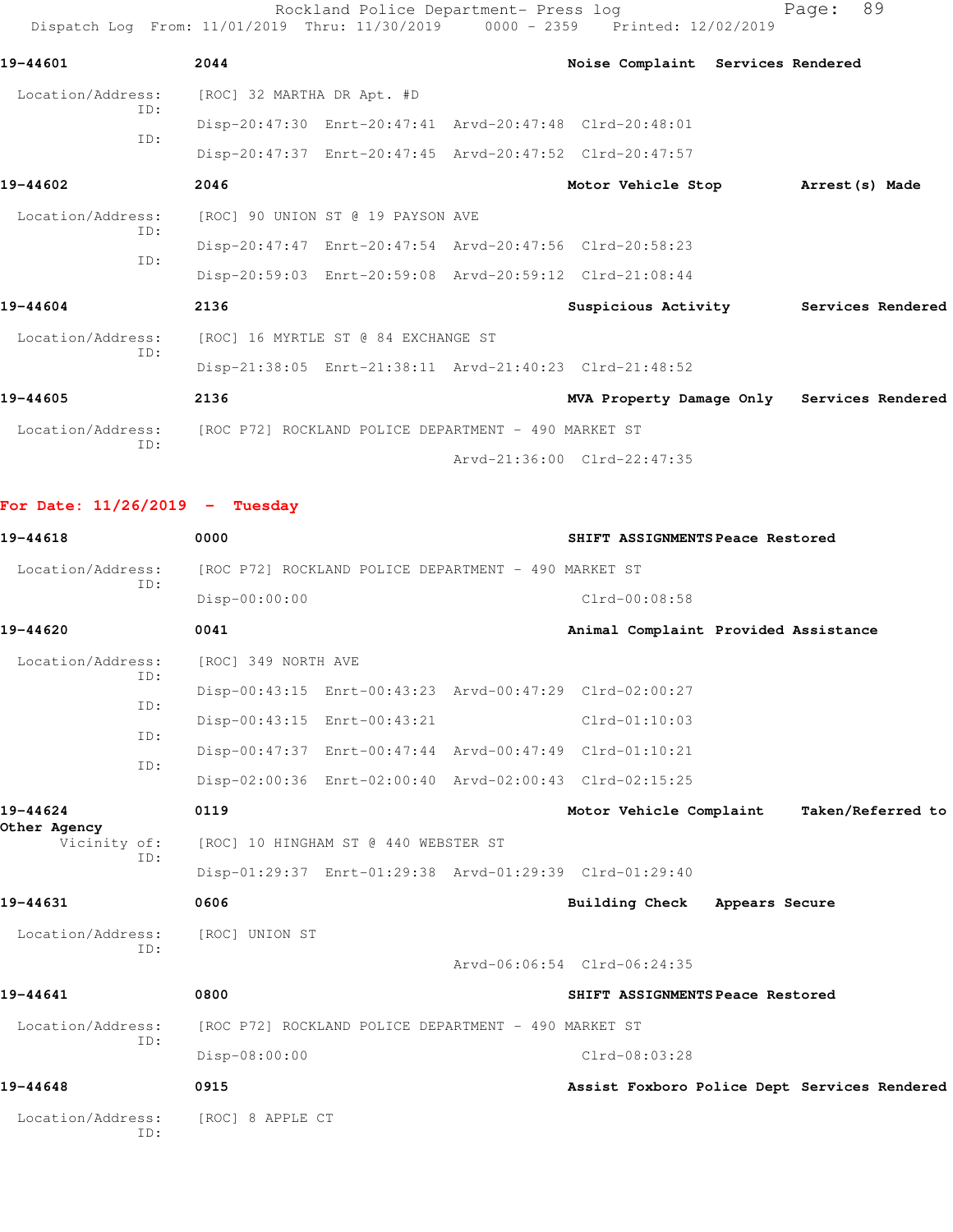**19-44601** **2044** **Noise Complaint Services Rendered**

Location/Address: [ROC] 32 MARTHA DR Apt. #D

ID: Disp-20:47:30 Enrt-20:47:41 Arvd-20:47:48 Clrd-20:48:01

ID: Disp-20:47:37 Enrt-20:47:45 Arvd-20:47:52 Clrd-20:47:57

**19-44602** **2046** **Motor Vehicle Stop Arrest(s) Made**

Location/Address: [ROC] 90 UNION ST @ 19 PAYSON AVE

ID: Disp-20:47:47 Enrt-20:47:54 Arvd-20:47:56 Clrd-20:58:23

ID: Disp-20:59:03 Enrt-20:59:08 Arvd-20:59:12 Clrd-21:08:44

**19-44604** **2136** **Suspicious Activity Services Rendered**

Location/Address: [ROC] 16 MYRTLE ST @ 84 EXCHANGE ST

ID: Disp-21:38:05 Enrt-21:38:11 Arvd-21:40:23 Clrd-21:48:52

**19-44605** **2136** **MVA Property Damage Only Services Rendered**

Location/Address: [ROC P72] ROCKLAND POLICE DEPARTMENT - 490 MARKET ST

ID: Arvd-21:36:00 Clrd-22:47:35

## For Date: 11/26/2019 - Tuesday

**19-44618** **0000** **SHIFT ASSIGNMENTS Peace Restored**

Location/Address: [ROC P72] ROCKLAND POLICE DEPARTMENT - 490 MARKET ST

ID: Disp-00:00:00 Clrd-00:08:58

**19-44620** **0041** **Animal Complaint Provided Assistance**

Location/Address: [ROC] 349 NORTH AVE

ID: Disp-00:43:15 Enrt-00:43:23 Arvd-00:47:29 Clrd-02:00:27

ID: Disp-00:43:15 Enrt-00:43:21 Clrd-01:10:03

ID: Disp-00:47:37 Enrt-00:47:44 Arvd-00:47:49 Clrd-01:10:21

ID: Disp-02:00:36 Enrt-02:00:40 Arvd-02:00:43 Clrd-02:15:25

**19-44624** **0119** **Motor Vehicle Complaint Taken/Referred to Other Agency**

Vicinity of: [ROC] 10 HINGHAM ST @ 440 WEBSTER ST

ID: Disp-01:29:37 Enrt-01:29:38 Arvd-01:29:39 Clrd-01:29:40

**19-44631** **0606** **Building Check Appears Secure**

Location/Address: [ROC] UNION ST

ID: Arvd-06:06:54 Clrd-06:24:35

**19-44641** **0800** **SHIFT ASSIGNMENTS Peace Restored**

Location/Address: [ROC P72] ROCKLAND POLICE DEPARTMENT - 490 MARKET ST

ID: Disp-08:00:00 Clrd-08:03:28

**19-44648** **0915** **Assist Foxboro Police Dept Services Rendered**

Location/Address: [ROC] 8 APPLE CT

ID: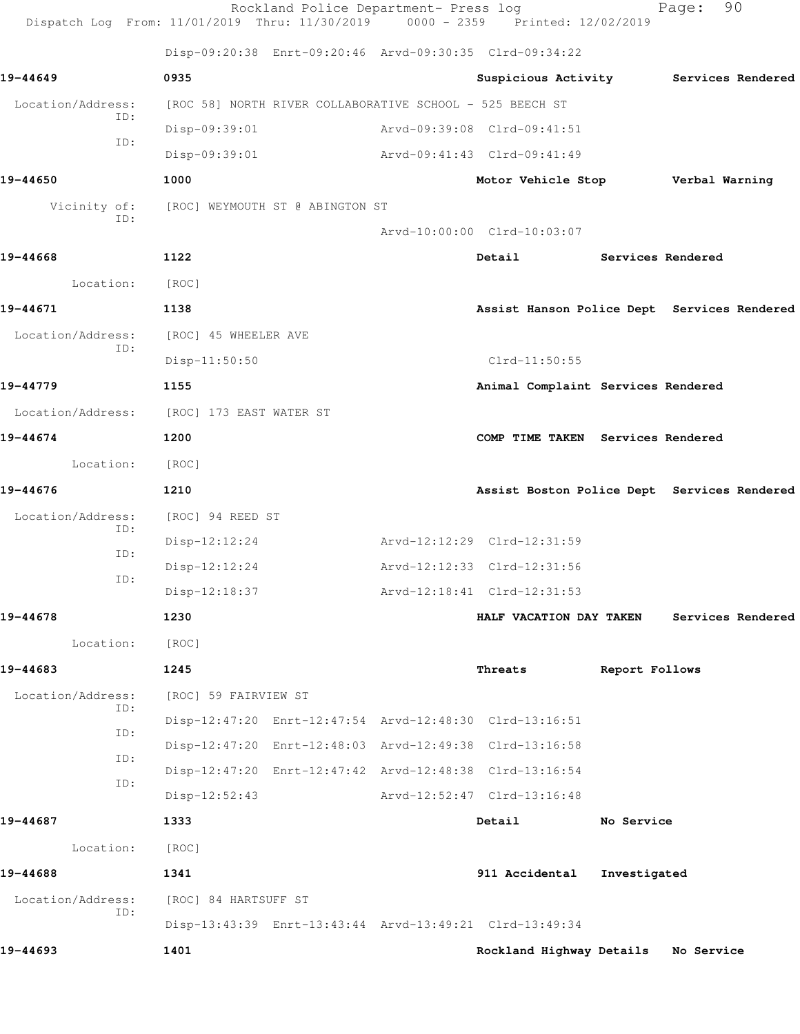Disp-09:20:38 Enrt-09:20:46 Arvd-09:30:35 Clrd-09:34:22

**19-44649** 0935 Suspicious Activity Services Rendered

Location/Address: [ROC 58] NORTH RIVER COLLABORATIVE SCHOOL - 525 BEECH ST
ID: Disp-09:39:01 Arvd-09:39:08 Clrd-09:41:51
ID: Disp-09:39:01 Arvd-09:41:43 Clrd-09:41:49

**19-44650** 1000 Motor Vehicle Stop Verbal Warning

Vicinity of: [ROC] WEYMOUTH ST @ ABINGTON ST
ID: Arvd-10:00:00 Clrd-10:03:07

**19-44668** 1122 Detail Services Rendered

Location: [ROC]

**19-44671** 1138 Assist Hanson Police Dept Services Rendered

Location/Address: [ROC] 45 WHEELER AVE
ID: Disp-11:50:50 Clrd-11:50:55

**19-44779** 1155 Animal Complaint Services Rendered

Location/Address: [ROC] 173 EAST WATER ST

**19-44674** 1200 COMP TIME TAKEN Services Rendered

Location: [ROC]

**19-44676** 1210 Assist Boston Police Dept Services Rendered

Location/Address: [ROC] 94 REED ST
ID: Disp-12:12:24 Arvd-12:12:29 Clrd-12:31:59
ID: Disp-12:12:24 Arvd-12:12:33 Clrd-12:31:56
ID: Disp-12:18:37 Arvd-12:18:41 Clrd-12:31:53

**19-44678** 1230 HALF VACATION DAY TAKEN Services Rendered

Location: [ROC]

**19-44683** 1245 Threats Report Follows

Location/Address: [ROC] 59 FAIRVIEW ST
ID: Disp-12:47:20 Enrt-12:47:54 Arvd-12:48:30 Clrd-13:16:51
ID: Disp-12:47:20 Enrt-12:48:03 Arvd-12:49:38 Clrd-13:16:58
ID: Disp-12:47:20 Enrt-12:47:42 Arvd-12:48:38 Clrd-13:16:54
ID: Disp-12:52:43 Arvd-12:52:47 Clrd-13:16:48

**19-44687** 1333 Detail No Service

Location: [ROC]

**19-44688** 1341 911 Accidental Investigated

Location/Address: [ROC] 84 HARTSUFF ST
ID: Disp-13:43:39 Enrt-13:43:44 Arvd-13:49:21 Clrd-13:49:34

**19-44693** 1401 Rockland Highway Details No Service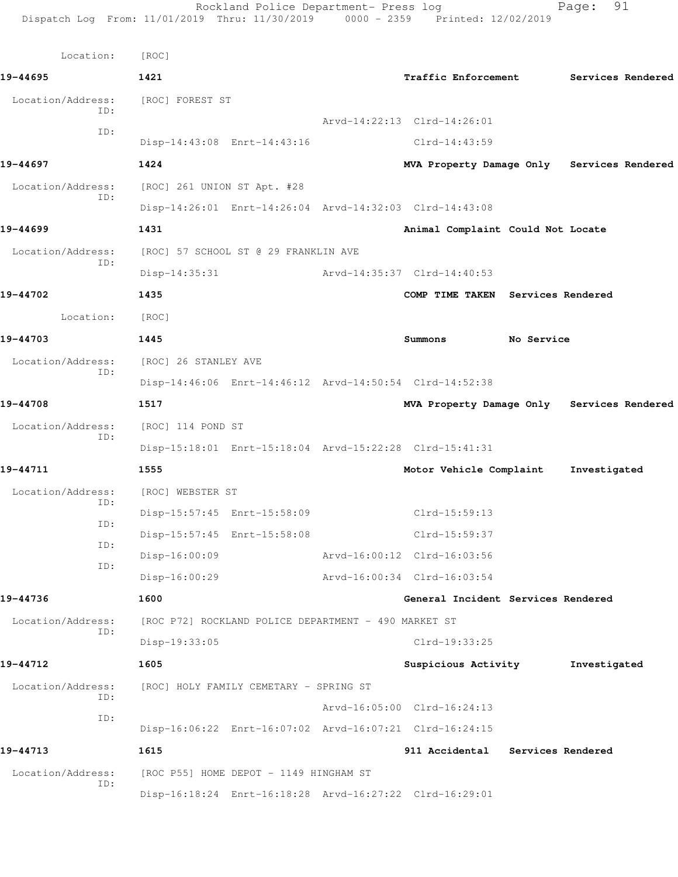Location: [ROC]

**19-44695** 1421 **Traffic Enforcement** **Services Rendered**

Location/Address: [ROC] FOREST ST
ID: Arvd-14:22:13 Clrd-14:26:01
ID: Disp-14:43:08 Enrt-14:43:16 Clrd-14:43:59

**19-44697** 1424 **MVA Property Damage Only** **Services Rendered**

Location/Address: [ROC] 261 UNION ST Apt. #28
ID: Disp-14:26:01 Enrt-14:26:04 Arvd-14:32:03 Clrd-14:43:08

**19-44699** 1431 **Animal Complaint** **Could Not Locate**

Location/Address: [ROC] 57 SCHOOL ST @ 29 FRANKLIN AVE
ID: Disp-14:35:31 Arvd-14:35:37 Clrd-14:40:53

**19-44702** 1435 **COMP TIME TAKEN** **Services Rendered**

Location: [ROC]

**19-44703** 1445 **Summons** **No Service**

Location/Address: [ROC] 26 STANLEY AVE
ID: Disp-14:46:06 Enrt-14:46:12 Arvd-14:50:54 Clrd-14:52:38

**19-44708** 1517 **MVA Property Damage Only** **Services Rendered**

Location/Address: [ROC] 114 POND ST
ID: Disp-15:18:01 Enrt-15:18:04 Arvd-15:22:28 Clrd-15:41:31

**19-44711** 1555 **Motor Vehicle Complaint** **Investigated**

Location/Address: [ROC] WEBSTER ST
ID: Disp-15:57:45 Enrt-15:58:09 Clrd-15:59:13
ID: Disp-15:57:45 Enrt-15:58:08 Clrd-15:59:37
ID: Disp-16:00:09 Arvd-16:00:12 Clrd-16:03:56
ID: Disp-16:00:29 Arvd-16:00:34 Clrd-16:03:54

**19-44736** 1600 **General Incident** **Services Rendered**

Location/Address: [ROC P72] ROCKLAND POLICE DEPARTMENT - 490 MARKET ST
ID: Disp-19:33:05 Clrd-19:33:25

**19-44712** 1605 **Suspicious Activity** **Investigated**

Location/Address: [ROC] HOLY FAMILY CEMETARY - SPRING ST
ID: Arvd-16:05:00 Clrd-16:24:13
ID: Disp-16:06:22 Enrt-16:07:02 Arvd-16:07:21 Clrd-16:24:15

**19-44713** 1615 **911 Accidental** **Services Rendered**

Location/Address: [ROC P55] HOME DEPOT - 1149 HINGHAM ST
ID: Disp-16:18:24 Enrt-16:18:28 Arvd-16:27:22 Clrd-16:29:01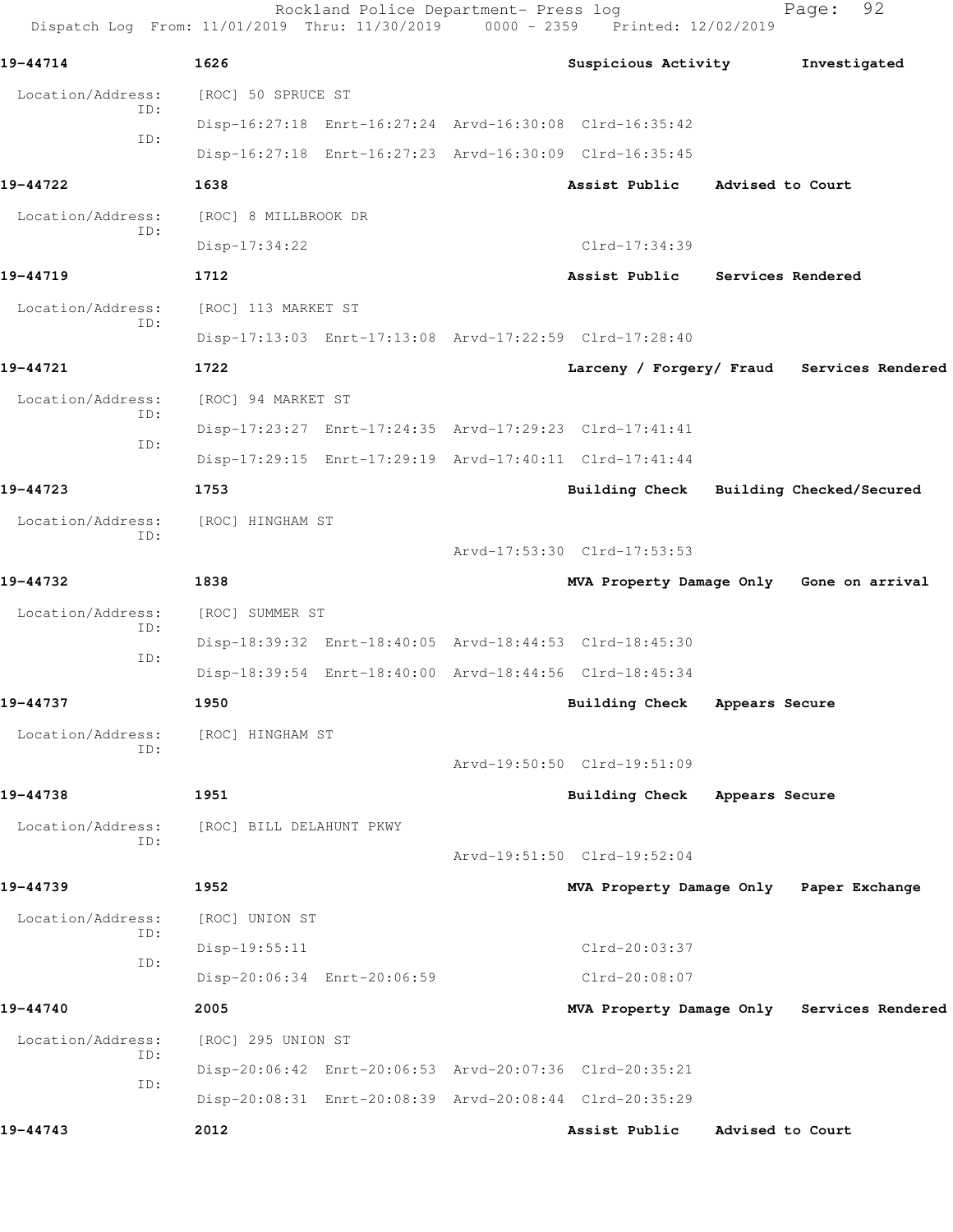**19-44714** 1626 **Suspicious Activity** **Investigated**

Location/Address: [ROC] 50 SPRUCE ST

ID: Disp-16:27:18 Enrt-16:27:24 Arvd-16:30:08 Clrd-16:35:42

ID: Disp-16:27:18 Enrt-16:27:23 Arvd-16:30:09 Clrd-16:35:45

**19-44722** 1638 **Assist Public** **Advised to Court**

Location/Address: [ROC] 8 MILLBROOK DR

ID: Disp-17:34:22 Clrd-17:34:39

**19-44719** 1712 **Assist Public** **Services Rendered**

Location/Address: [ROC] 113 MARKET ST

ID: Disp-17:13:03 Enrt-17:13:08 Arvd-17:22:59 Clrd-17:28:40

**19-44721** 1722 **Larceny / Forgery/ Fraud** **Services Rendered**

Location/Address: [ROC] 94 MARKET ST

ID: Disp-17:23:27 Enrt-17:24:35 Arvd-17:29:23 Clrd-17:41:41

ID: Disp-17:29:15 Enrt-17:29:19 Arvd-17:40:11 Clrd-17:41:44

**19-44723** 1753 **Building Check** **Building Checked/Secured**

Location/Address: [ROC] HINGHAM ST

ID: Arvd-17:53:30 Clrd-17:53:53

**19-44732** 1838 **MVA Property Damage Only** **Gone on arrival**

Location/Address: [ROC] SUMMER ST

ID: Disp-18:39:32 Enrt-18:40:05 Arvd-18:44:53 Clrd-18:45:30

ID: Disp-18:39:54 Enrt-18:40:00 Arvd-18:44:56 Clrd-18:45:34

**19-44737** 1950 **Building Check** **Appears Secure**

Location/Address: [ROC] HINGHAM ST

ID: Arvd-19:50:50 Clrd-19:51:09

**19-44738** 1951 **Building Check** **Appears Secure**

Location/Address: [ROC] BILL DELAHUNT PKWY

ID: Arvd-19:51:50 Clrd-19:52:04

**19-44739** 1952 **MVA Property Damage Only** **Paper Exchange**

Location/Address: [ROC] UNION ST

ID: Disp-19:55:11 Clrd-20:03:37

ID: Disp-20:06:34 Enrt-20:06:59 Clrd-20:08:07

**19-44740** 2005 **MVA Property Damage Only** **Services Rendered**

Location/Address: [ROC] 295 UNION ST

ID: Disp-20:06:42 Enrt-20:06:53 Arvd-20:07:36 Clrd-20:35:21

ID: Disp-20:08:31 Enrt-20:08:39 Arvd-20:08:44 Clrd-20:35:29

**19-44743** 2012 **Assist Public** **Advised to Court**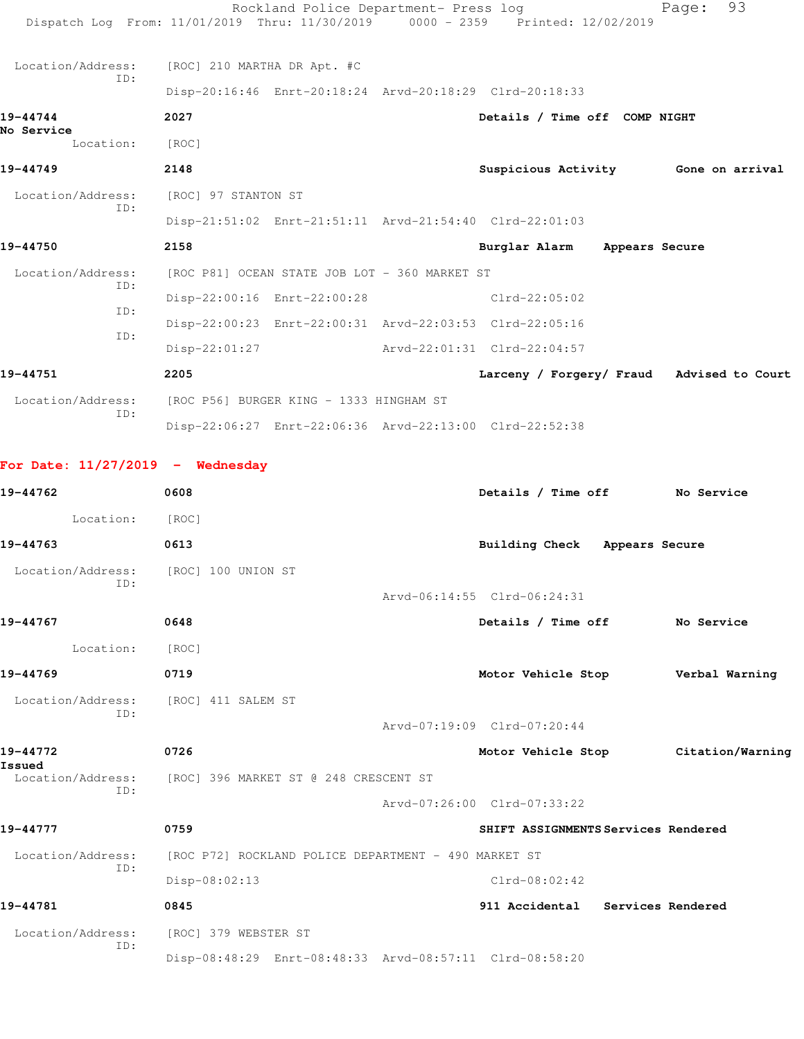```
 Location/Address:    [ROC] 210 MARTHA DR Apt. #C
              ID:
                      Disp-20:16:46  Enrt-20:18:24  Arvd-20:18:29  Clrd-20:18:33
19-44744              2027                                      Details / Time off  COMP NIGHT
No Service
         Location:    [ROC]
19-44749              2148                                      Suspicious Activity      Gone on arrival
 Location/Address:    [ROC] 97 STANTON ST
              ID:
                      Disp-21:51:02  Enrt-21:51:11  Arvd-21:54:40  Clrd-22:01:03
19-44750              2158                                      Burglar Alarm    Appears Secure
 Location/Address:    [ROC P81] OCEAN STATE JOB LOT - 360 MARKET ST
              ID:
                      Disp-22:00:16  Enrt-22:00:28                 Clrd-22:05:02
              ID:
                      Disp-22:00:23  Enrt-22:00:31  Arvd-22:03:53  Clrd-22:05:16
              ID:
                      Disp-22:01:27                 Arvd-22:01:31  Clrd-22:04:57
19-44751              2205                                      Larceny / Forgery/ Fraud   Advised to Court
 Location/Address:    [ROC P56] BURGER KING - 1333 HINGHAM ST
              ID:
                      Disp-22:06:27  Enrt-22:06:36  Arvd-22:13:00  Clrd-22:52:38
```

**For Date: 11/27/2019 - Wednesday**

```
19-44762              0608                                      Details / Time off       No Service
         Location:    [ROC]
19-44763              0613                                      Building Check   Appears Secure
 Location/Address:    [ROC] 100 UNION ST
              ID:
                                                    Arvd-06:14:55  Clrd-06:24:31
19-44767              0648                                      Details / Time off       No Service
         Location:    [ROC]
19-44769              0719                                      Motor Vehicle Stop       Verbal Warning
 Location/Address:    [ROC] 411 SALEM ST
              ID:
                                                    Arvd-07:19:09  Clrd-07:20:44
19-44772              0726                                      Motor Vehicle Stop       Citation/Warning
Issued
 Location/Address:    [ROC] 396 MARKET ST @ 248 CRESCENT ST
              ID:
                                                    Arvd-07:26:00  Clrd-07:33:22
19-44777              0759                                      SHIFT ASSIGNMENTS Services Rendered
 Location/Address:    [ROC P72] ROCKLAND POLICE DEPARTMENT - 490 MARKET ST
              ID:
                      Disp-08:02:13                                Clrd-08:02:42
19-44781              0845                                      911 Accidental   Services Rendered
 Location/Address:    [ROC] 379 WEBSTER ST
              ID:
                      Disp-08:48:29  Enrt-08:48:33  Arvd-08:57:11  Clrd-08:58:20
```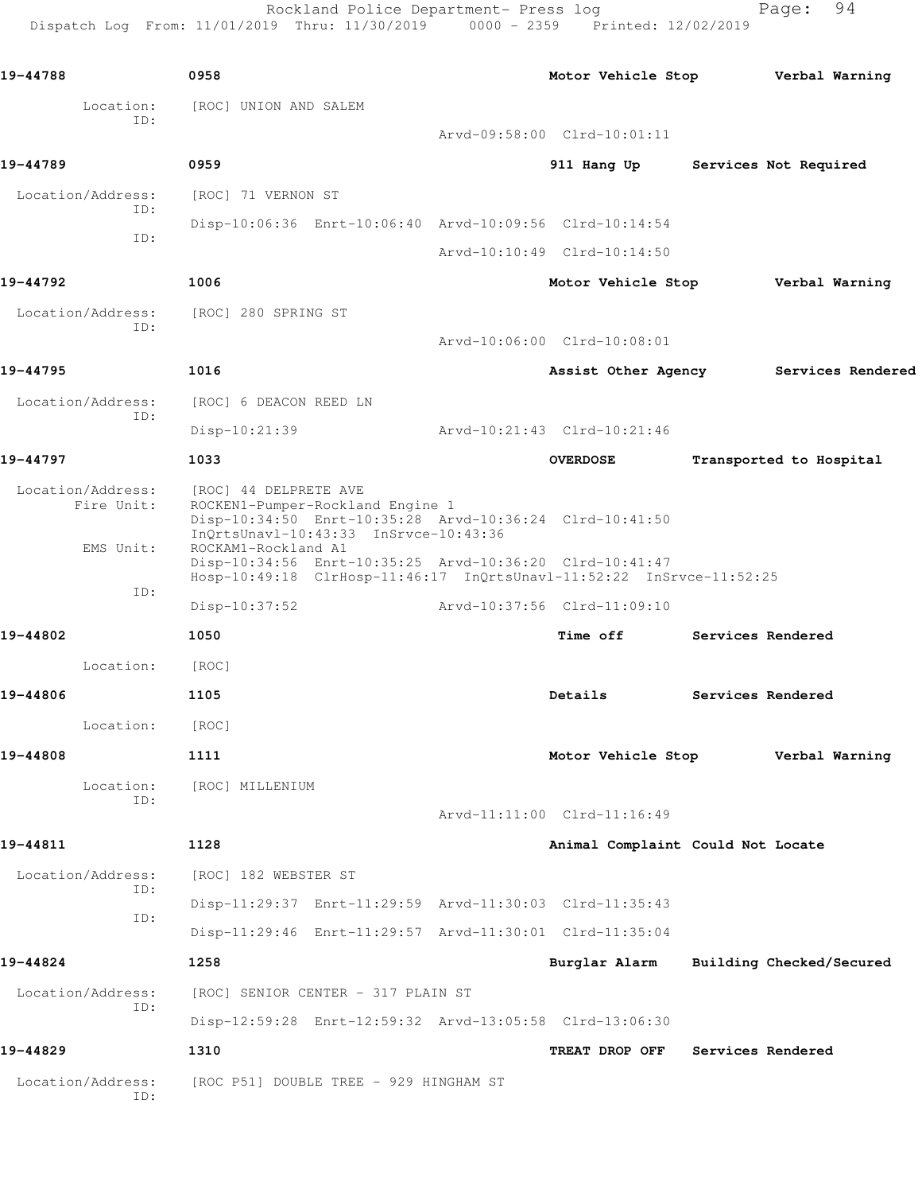**19-44788** 0958 **Motor Vehicle Stop** **Verbal Warning**

Location: [ROC] UNION AND SALEM
ID:
Arvd-09:58:00 Clrd-10:01:11

**19-44789** 0959 **911 Hang Up** **Services Not Required**

Location/Address: [ROC] 71 VERNON ST
ID:
Disp-10:06:36 Enrt-10:06:40 Arvd-10:09:56 Clrd-10:14:54
ID:
Arvd-10:10:49 Clrd-10:14:50

**19-44792** 1006 **Motor Vehicle Stop** **Verbal Warning**

Location/Address: [ROC] 280 SPRING ST
ID:
Arvd-10:06:00 Clrd-10:08:01

**19-44795** 1016 **Assist Other Agency** **Services Rendered**

Location/Address: [ROC] 6 DEACON REED LN
ID:
Disp-10:21:39 Arvd-10:21:43 Clrd-10:21:46

**19-44797** 1033 **OVERDOSE** **Transported to Hospital**

Location/Address: [ROC] 44 DELPRETE AVE
Fire Unit: ROCKEN1-Pumper-Rockland Engine 1
Disp-10:34:50 Enrt-10:35:28 Arvd-10:36:24 Clrd-10:41:50
InQrtsUnavl-10:43:33 InSrvce-10:43:36
EMS Unit: ROCKAM1-Rockland A1
Disp-10:34:56 Enrt-10:35:25 Arvd-10:36:20 Clrd-10:41:47
Hosp-10:49:18 ClrHosp-11:46:17 InQrtsUnavl-11:52:22 InSrvce-11:52:25
ID:
Disp-10:37:52 Arvd-10:37:56 Clrd-11:09:10

**19-44802** 1050 **Time off** **Services Rendered**

Location: [ROC]

**19-44806** 1105 **Details** **Services Rendered**

Location: [ROC]

**19-44808** 1111 **Motor Vehicle Stop** **Verbal Warning**

Location: [ROC] MILLENIUM
ID:
Arvd-11:11:00 Clrd-11:16:49

**19-44811** 1128 **Animal Complaint** **Could Not Locate**

Location/Address: [ROC] 182 WEBSTER ST
ID:
Disp-11:29:37 Enrt-11:29:59 Arvd-11:30:03 Clrd-11:35:43
ID:
Disp-11:29:46 Enrt-11:29:57 Arvd-11:30:01 Clrd-11:35:04

**19-44824** 1258 **Burglar Alarm** **Building Checked/Secured**

Location/Address: [ROC] SENIOR CENTER - 317 PLAIN ST
ID:
Disp-12:59:28 Enrt-12:59:32 Arvd-13:05:58 Clrd-13:06:30

**19-44829** 1310 **TREAT DROP OFF** **Services Rendered**

Location/Address: [ROC P51] DOUBLE TREE - 929 HINGHAM ST
ID: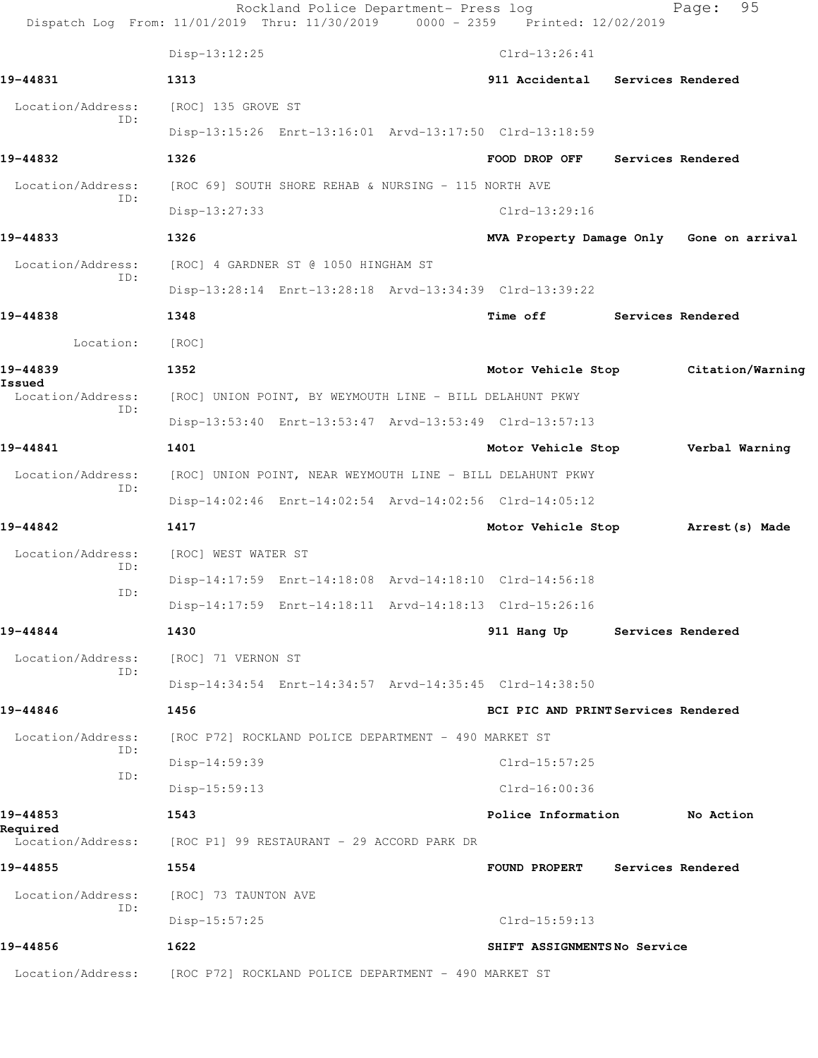Disp-13:12:25 Clrd-13:26:41

**19-44831** 1313 **911 Accidental** **Services Rendered**

Location/Address: [ROC] 135 GROVE ST

ID: Disp-13:15:26 Enrt-13:16:01 Arvd-13:17:50 Clrd-13:18:59

**19-44832** 1326 **FOOD DROP OFF** **Services Rendered**

Location/Address: [ROC 69] SOUTH SHORE REHAB & NURSING - 115 NORTH AVE

ID: Disp-13:27:33 Clrd-13:29:16

**19-44833** 1326 **MVA Property Damage Only** **Gone on arrival**

Location/Address: [ROC] 4 GARDNER ST @ 1050 HINGHAM ST

ID: Disp-13:28:14 Enrt-13:28:18 Arvd-13:34:39 Clrd-13:39:22

**19-44838** 1348 **Time off** **Services Rendered**

Location: [ROC]

**19-44839** 1352 **Motor Vehicle Stop** **Citation/Warning Issued**

Location/Address: [ROC] UNION POINT, BY WEYMOUTH LINE - BILL DELAHUNT PKWY

ID: Disp-13:53:40 Enrt-13:53:47 Arvd-13:53:49 Clrd-13:57:13

**19-44841** 1401 **Motor Vehicle Stop** **Verbal Warning**

Location/Address: [ROC] UNION POINT, NEAR WEYMOUTH LINE - BILL DELAHUNT PKWY

ID: Disp-14:02:46 Enrt-14:02:54 Arvd-14:02:56 Clrd-14:05:12

**19-44842** 1417 **Motor Vehicle Stop** **Arrest(s) Made**

Location/Address: [ROC] WEST WATER ST

ID: Disp-14:17:59 Enrt-14:18:08 Arvd-14:18:10 Clrd-14:56:18

ID: Disp-14:17:59 Enrt-14:18:11 Arvd-14:18:13 Clrd-15:26:16

**19-44844** 1430 **911 Hang Up** **Services Rendered**

Location/Address: [ROC] 71 VERNON ST

ID: Disp-14:34:54 Enrt-14:34:57 Arvd-14:35:45 Clrd-14:38:50

**19-44846** 1456 **BCI PIC AND PRINT** **Services Rendered**

Location/Address: [ROC P72] ROCKLAND POLICE DEPARTMENT - 490 MARKET ST

ID: Disp-14:59:39 Clrd-15:57:25

ID: Disp-15:59:13 Clrd-16:00:36

**19-44853** 1543 **Police Information** **No Action Required**

Location/Address: [ROC P1] 99 RESTAURANT - 29 ACCORD PARK DR

**19-44855** 1554 **FOUND PROPERT** **Services Rendered**

Location/Address: [ROC] 73 TAUNTON AVE

ID: Disp-15:57:25 Clrd-15:59:13

**19-44856** 1622 **SHIFT ASSIGNMENTS** **No Service**

Location/Address: [ROC P72] ROCKLAND POLICE DEPARTMENT - 490 MARKET ST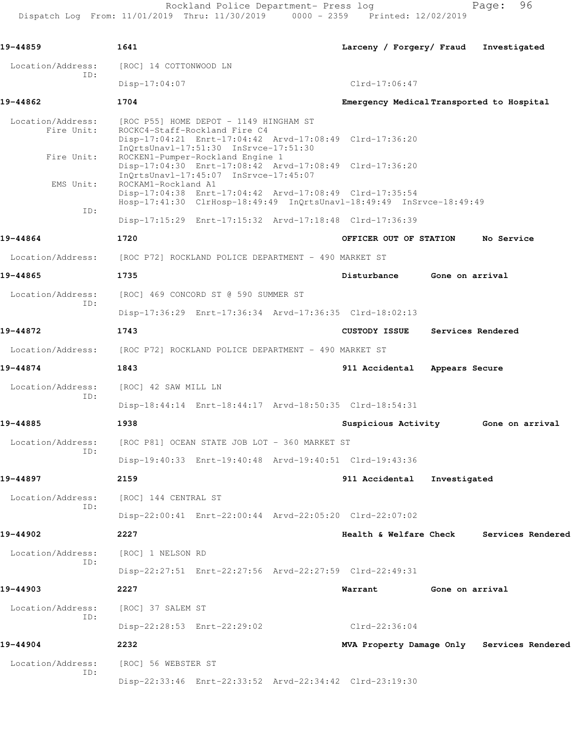Rockland Police Department- Press log
Dispatch Log From: 11/01/2019 Thru: 11/30/2019 0000 - 2359 Printed: 12/02/2019

**19-44859** 1641 **Larceny / Forgery/ Fraud Investigated**

Location/Address: [ROC] 14 COTTONWOOD LN
ID:
Disp-17:04:07 Clrd-17:06:47

**19-44862** 1704 **Emergency Medical Transported to Hospital**

Location/Address: [ROC P55] HOME DEPOT - 1149 HINGHAM ST
Fire Unit: ROCKC4-Staff-Rockland Fire C4
Disp-17:04:21 Enrt-17:04:42 Arvd-17:08:49 Clrd-17:36:20
InQrtsUnavl-17:51:30 InSrvce-17:51:30
Fire Unit: ROCKEN1-Pumper-Rockland Engine 1
Disp-17:04:30 Enrt-17:08:42 Arvd-17:08:49 Clrd-17:36:20
InQrtsUnavl-17:45:07 InSrvce-17:45:07
EMS Unit: ROCKAM1-Rockland A1
Disp-17:04:38 Enrt-17:04:42 Arvd-17:08:49 Clrd-17:35:54
Hosp-17:41:30 ClrHosp-18:49:49 InQrtsUnavl-18:49:49 InSrvce-18:49:49
ID:
Disp-17:15:29 Enrt-17:15:32 Arvd-17:18:48 Clrd-17:36:39

**19-44864** 1720 **OFFICER OUT OF STATION No Service**

Location/Address: [ROC P72] ROCKLAND POLICE DEPARTMENT - 490 MARKET ST

**19-44865** 1735 **Disturbance Gone on arrival**

Location/Address: [ROC] 469 CONCORD ST @ 590 SUMMER ST
ID:
Disp-17:36:29 Enrt-17:36:34 Arvd-17:36:35 Clrd-18:02:13

**19-44872** 1743 **CUSTODY ISSUE Services Rendered**

Location/Address: [ROC P72] ROCKLAND POLICE DEPARTMENT - 490 MARKET ST

**19-44874** 1843 **911 Accidental Appears Secure**

Location/Address: [ROC] 42 SAW MILL LN
ID:
Disp-18:44:14 Enrt-18:44:17 Arvd-18:50:35 Clrd-18:54:31

**19-44885** 1938 **Suspicious Activity Gone on arrival**

Location/Address: [ROC P81] OCEAN STATE JOB LOT - 360 MARKET ST
ID:
Disp-19:40:33 Enrt-19:40:48 Arvd-19:40:51 Clrd-19:43:36

**19-44897** 2159 **911 Accidental Investigated**

Location/Address: [ROC] 144 CENTRAL ST
ID:
Disp-22:00:41 Enrt-22:00:44 Arvd-22:05:20 Clrd-22:07:02

**19-44902** 2227 **Health & Welfare Check Services Rendered**

Location/Address: [ROC] 1 NELSON RD
ID:
Disp-22:27:51 Enrt-22:27:56 Arvd-22:27:59 Clrd-22:49:31

**19-44903** 2227 **Warrant Gone on arrival**

Location/Address: [ROC] 37 SALEM ST
ID:
Disp-22:28:53 Enrt-22:29:02 Clrd-22:36:04

**19-44904** 2232 **MVA Property Damage Only Services Rendered**

Location/Address: [ROC] 56 WEBSTER ST
ID:
Disp-22:33:46 Enrt-22:33:52 Arvd-22:34:42 Clrd-23:19:30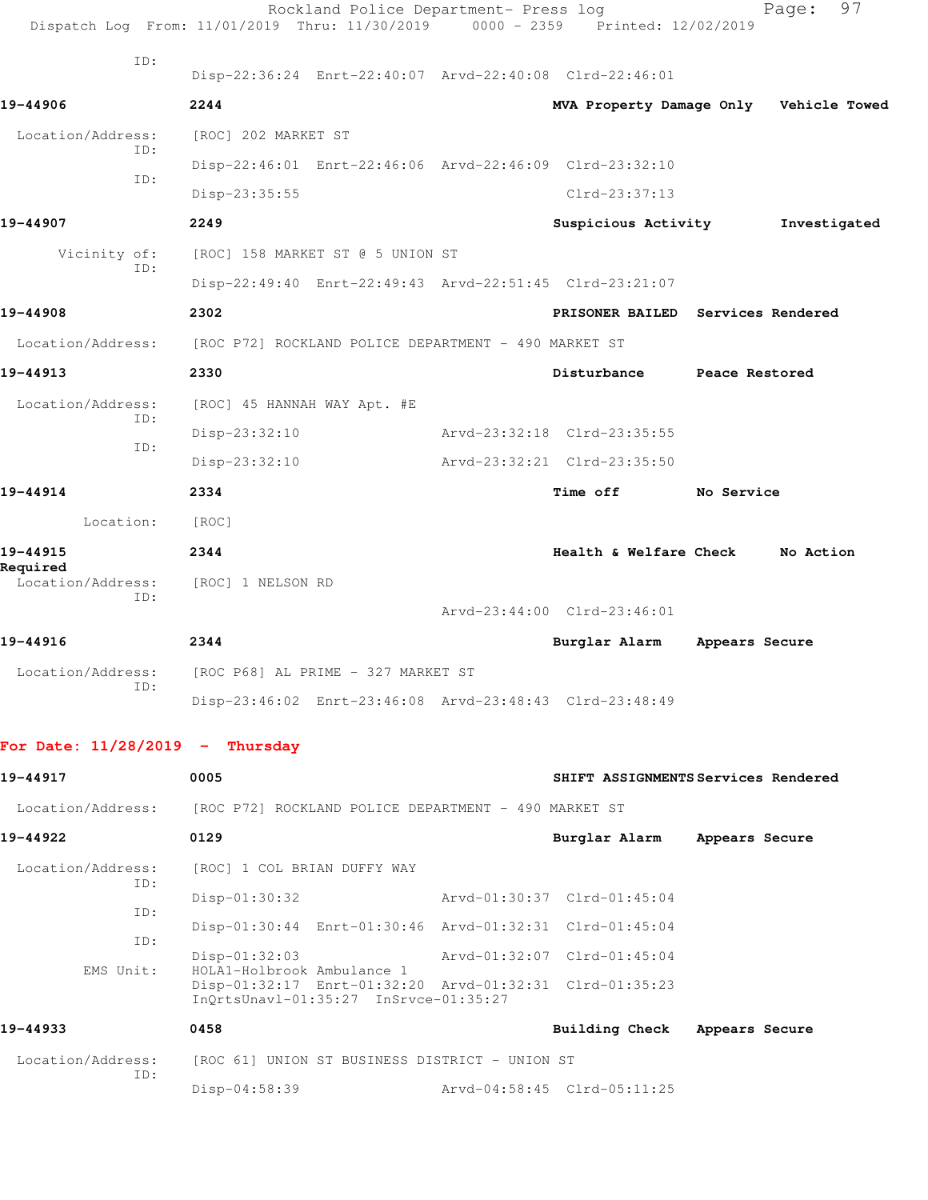ID:
Disp-22:36:24 Enrt-22:40:07 Arvd-22:40:08 Clrd-22:46:01

**19-44906** **2244** **MVA Property Damage Only** **Vehicle Towed**

Location/Address: [ROC] 202 MARKET ST
ID:
Disp-22:46:01 Enrt-22:46:06 Arvd-22:46:09 Clrd-23:32:10
ID:
Disp-23:35:55 Clrd-23:37:13

**19-44907** **2249** **Suspicious Activity** **Investigated**

Vicinity of: [ROC] 158 MARKET ST @ 5 UNION ST
ID:
Disp-22:49:40 Enrt-22:49:43 Arvd-22:51:45 Clrd-23:21:07

**19-44908** **2302** **PRISONER BAILED** **Services Rendered**

Location/Address: [ROC P72] ROCKLAND POLICE DEPARTMENT - 490 MARKET ST

**19-44913** **2330** **Disturbance** **Peace Restored**

Location/Address: [ROC] 45 HANNAH WAY Apt. #E
ID:
Disp-23:32:10 Arvd-23:32:18 Clrd-23:35:55
ID:
Disp-23:32:10 Arvd-23:32:21 Clrd-23:35:50

**19-44914** **2334** **Time off** **No Service**

Location: [ROC]

**19-44915** **2344** **Health & Welfare Check** **No Action Required**

Location/Address: [ROC] 1 NELSON RD
ID:
Arvd-23:44:00 Clrd-23:46:01

**19-44916** **2344** **Burglar Alarm** **Appears Secure**

Location/Address: [ROC P68] AL PRIME - 327 MARKET ST
ID:
Disp-23:46:02 Enrt-23:46:08 Arvd-23:48:43 Clrd-23:48:49

## For Date: 11/28/2019 - Thursday

**19-44917** **0005** **SHIFT ASSIGNMENTS** **Services Rendered**

Location/Address: [ROC P72] ROCKLAND POLICE DEPARTMENT - 490 MARKET ST

**19-44922** **0129** **Burglar Alarm** **Appears Secure**

Location/Address: [ROC] 1 COL BRIAN DUFFY WAY
ID:
Disp-01:30:32 Arvd-01:30:37 Clrd-01:45:04
ID:
Disp-01:30:44 Enrt-01:30:46 Arvd-01:32:31 Clrd-01:45:04
ID:
Disp-01:32:03 Arvd-01:32:07 Clrd-01:45:04
EMS Unit: HOLA1-Holbrook Ambulance 1
Disp-01:32:17 Enrt-01:32:20 Arvd-01:32:31 Clrd-01:35:23
InQrtsUnavl-01:35:27 InSrvce-01:35:27

**19-44933** **0458** **Building Check** **Appears Secure**

Location/Address: [ROC 61] UNION ST BUSINESS DISTRICT - UNION ST
ID:
Disp-04:58:39 Arvd-04:58:45 Clrd-05:11:25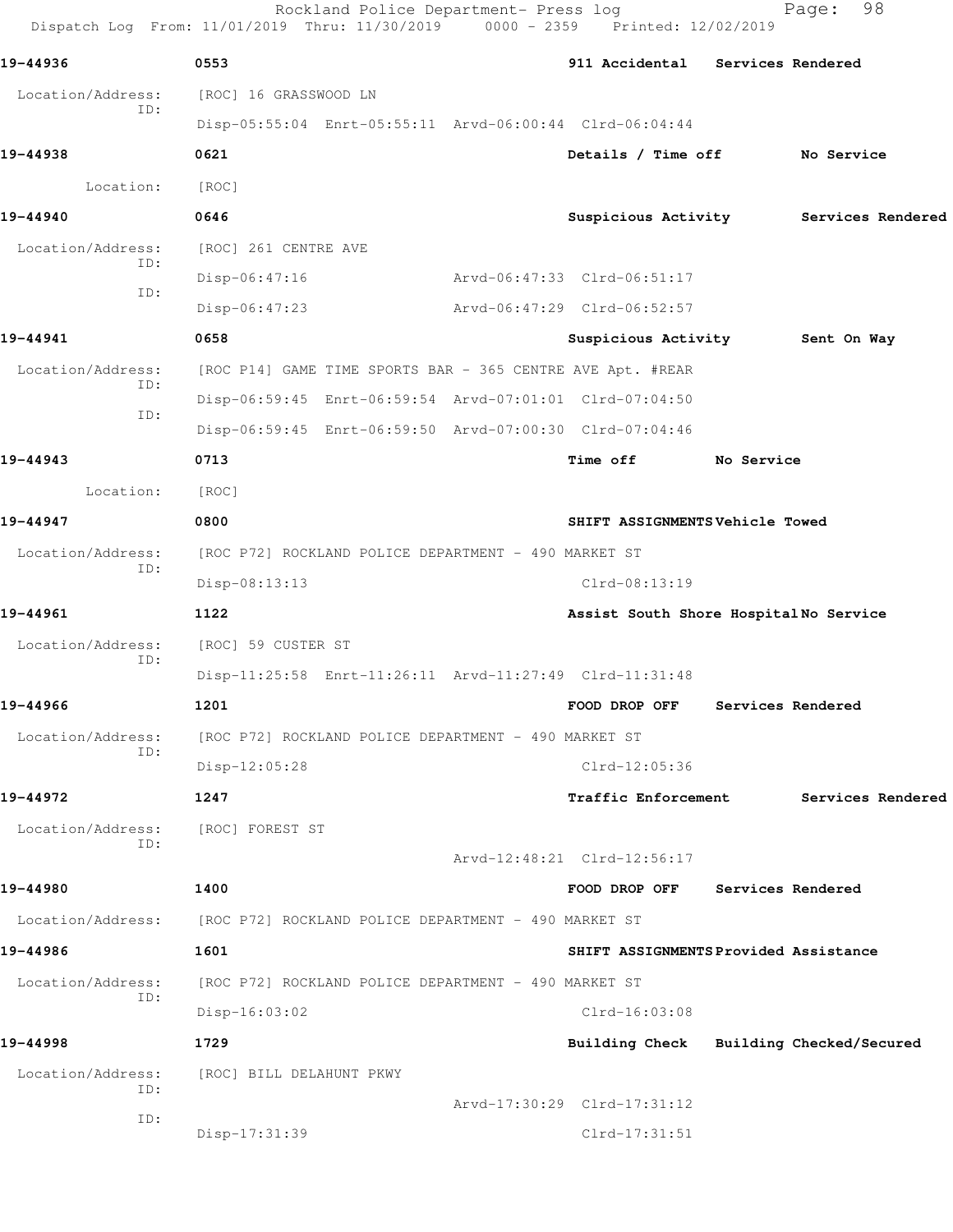**19-44936** 0553 **911 Accidental** **Services Rendered**

Location/Address: [ROC] 16 GRASSWOOD LN
ID:
Disp-05:55:04 Enrt-05:55:11 Arvd-06:00:44 Clrd-06:04:44

**19-44938** 0621 **Details / Time off** **No Service**

Location: [ROC]

**19-44940** 0646 **Suspicious Activity** **Services Rendered**

Location/Address: [ROC] 261 CENTRE AVE
ID:
Disp-06:47:16 Arvd-06:47:33 Clrd-06:51:17
ID:
Disp-06:47:23 Arvd-06:47:29 Clrd-06:52:57

**19-44941** 0658 **Suspicious Activity** **Sent On Way**

Location/Address: [ROC P14] GAME TIME SPORTS BAR - 365 CENTRE AVE Apt. #REAR
ID:
Disp-06:59:45 Enrt-06:59:54 Arvd-07:01:01 Clrd-07:04:50
ID:
Disp-06:59:45 Enrt-06:59:50 Arvd-07:00:30 Clrd-07:04:46

**19-44943** 0713 **Time off** **No Service**

Location: [ROC]

**19-44947** 0800 **SHIFT ASSIGNMENTS** **Vehicle Towed**

Location/Address: [ROC P72] ROCKLAND POLICE DEPARTMENT - 490 MARKET ST
ID:
Disp-08:13:13 Clrd-08:13:19

**19-44961** 1122 **Assist South Shore Hospital** **No Service**

Location/Address: [ROC] 59 CUSTER ST
ID:
Disp-11:25:58 Enrt-11:26:11 Arvd-11:27:49 Clrd-11:31:48

**19-44966** 1201 **FOOD DROP OFF** **Services Rendered**

Location/Address: [ROC P72] ROCKLAND POLICE DEPARTMENT - 490 MARKET ST
ID:
Disp-12:05:28 Clrd-12:05:36

**19-44972** 1247 **Traffic Enforcement** **Services Rendered**

Location/Address: [ROC] FOREST ST
ID:
Arvd-12:48:21 Clrd-12:56:17

**19-44980** 1400 **FOOD DROP OFF** **Services Rendered**

Location/Address: [ROC P72] ROCKLAND POLICE DEPARTMENT - 490 MARKET ST

**19-44986** 1601 **SHIFT ASSIGNMENTS** **Provided Assistance**

Location/Address: [ROC P72] ROCKLAND POLICE DEPARTMENT - 490 MARKET ST
ID:
Disp-16:03:02 Clrd-16:03:08

**19-44998** 1729 **Building Check** **Building Checked/Secured**

Location/Address: [ROC] BILL DELAHUNT PKWY
ID:
Arvd-17:30:29 Clrd-17:31:12
ID:
Disp-17:31:39 Clrd-17:31:51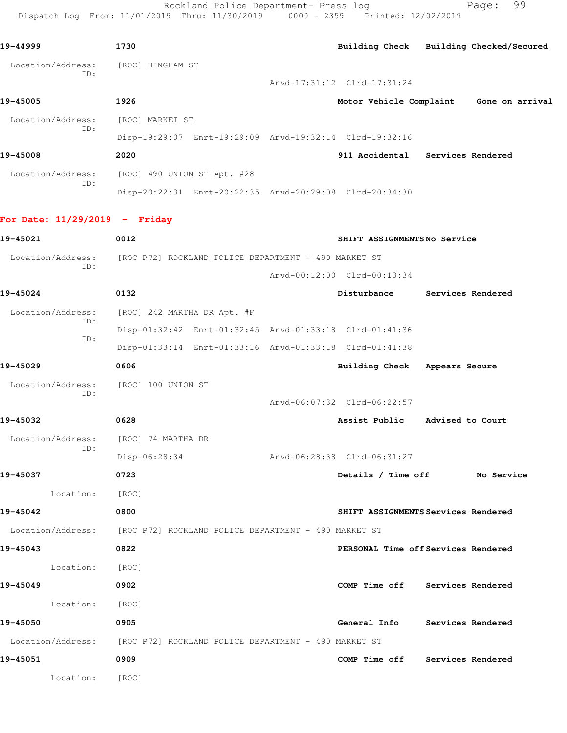19-44999 1730 Building Check Building Checked/Secured

Location/Address: [ROC] HINGHAM ST
ID:
Arvd-17:31:12 Clrd-17:31:24

19-45005 1926 Motor Vehicle Complaint Gone on arrival

Location/Address: [ROC] MARKET ST
ID:
Disp-19:29:07 Enrt-19:29:09 Arvd-19:32:14 Clrd-19:32:16

19-45008 2020 911 Accidental Services Rendered

Location/Address: [ROC] 490 UNION ST Apt. #28
ID:
Disp-20:22:31 Enrt-20:22:35 Arvd-20:29:08 Clrd-20:34:30

**For Date: 11/29/2019 - Friday**

19-45021 0012 SHIFT ASSIGNMENTS No Service

Location/Address: [ROC P72] ROCKLAND POLICE DEPARTMENT - 490 MARKET ST
ID:
Arvd-00:12:00 Clrd-00:13:34

19-45024 0132 Disturbance Services Rendered

Location/Address: [ROC] 242 MARTHA DR Apt. #F
ID:
Disp-01:32:42 Enrt-01:32:45 Arvd-01:33:18 Clrd-01:41:36
ID:
Disp-01:33:14 Enrt-01:33:16 Arvd-01:33:18 Clrd-01:41:38

19-45029 0606 Building Check Appears Secure

Location/Address: [ROC] 100 UNION ST
ID:
Arvd-06:07:32 Clrd-06:22:57

19-45032 0628 Assist Public Advised to Court

Location/Address: [ROC] 74 MARTHA DR
ID:
Disp-06:28:34 Arvd-06:28:38 Clrd-06:31:27

19-45037 0723 Details / Time off No Service

Location: [ROC]

19-45042 0800 SHIFT ASSIGNMENTS Services Rendered

Location/Address: [ROC P72] ROCKLAND POLICE DEPARTMENT - 490 MARKET ST

19-45043 0822 PERSONAL Time off Services Rendered

Location: [ROC]

19-45049 0902 COMP Time off Services Rendered

Location: [ROC]

19-45050 0905 General Info Services Rendered

Location/Address: [ROC P72] ROCKLAND POLICE DEPARTMENT - 490 MARKET ST

19-45051 0909 COMP Time off Services Rendered

Location: [ROC]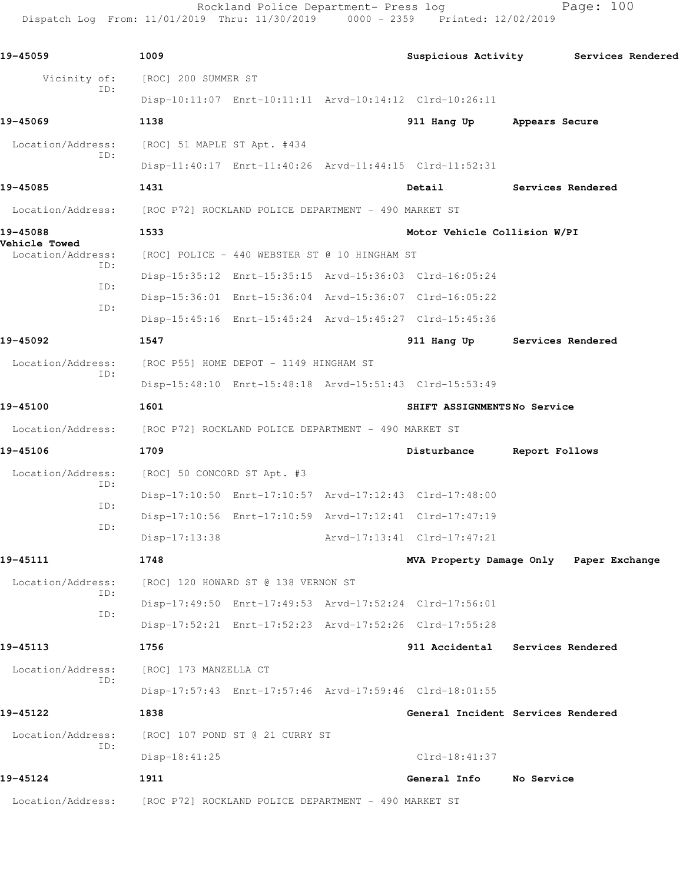| Incident | Time | Type | Disposition |
|---|---|---|---|
| **19-45059** | **1009** | **Suspicious Activity** | **Services Rendered** |

Vicinity of: [ROC] 200 SUMMER ST
ID:
Disp-10:11:07 Enrt-10:11:11 Arvd-10:14:12 Clrd-10:26:11

**19-45069** **1138** **911 Hang Up** **Appears Secure**

Location/Address: [ROC] 51 MAPLE ST Apt. #434
ID:
Disp-11:40:17 Enrt-11:40:26 Arvd-11:44:15 Clrd-11:52:31

**19-45085** **1431** **Detail** **Services Rendered**

Location/Address: [ROC P72] ROCKLAND POLICE DEPARTMENT - 490 MARKET ST

**19-45088** **1533** **Motor Vehicle Collision W/PI**
**Vehicle Towed**

Location/Address: [ROC] POLICE - 440 WEBSTER ST @ 10 HINGHAM ST
ID:
Disp-15:35:12 Enrt-15:35:15 Arvd-15:36:03 Clrd-16:05:24
ID:
Disp-15:36:01 Enrt-15:36:04 Arvd-15:36:07 Clrd-16:05:22
ID:
Disp-15:45:16 Enrt-15:45:24 Arvd-15:45:27 Clrd-15:45:36

**19-45092** **1547** **911 Hang Up** **Services Rendered**

Location/Address: [ROC P55] HOME DEPOT - 1149 HINGHAM ST
ID:
Disp-15:48:10 Enrt-15:48:18 Arvd-15:51:43 Clrd-15:53:49

**19-45100** **1601** **SHIFT ASSIGNMENTS** **No Service**

Location/Address: [ROC P72] ROCKLAND POLICE DEPARTMENT - 490 MARKET ST

**19-45106** **1709** **Disturbance** **Report Follows**

Location/Address: [ROC] 50 CONCORD ST Apt. #3
ID:
Disp-17:10:50 Enrt-17:10:57 Arvd-17:12:43 Clrd-17:48:00
ID:
Disp-17:10:56 Enrt-17:10:59 Arvd-17:12:41 Clrd-17:47:19
ID:
Disp-17:13:38 Arvd-17:13:41 Clrd-17:47:21

**19-45111** **1748** **MVA Property Damage Only** **Paper Exchange**

Location/Address: [ROC] 120 HOWARD ST @ 138 VERNON ST
ID:
Disp-17:49:50 Enrt-17:49:53 Arvd-17:52:24 Clrd-17:56:01
ID:
Disp-17:52:21 Enrt-17:52:23 Arvd-17:52:26 Clrd-17:55:28

**19-45113** **1756** **911 Accidental** **Services Rendered**

Location/Address: [ROC] 173 MANZELLA CT
ID:
Disp-17:57:43 Enrt-17:57:46 Arvd-17:59:46 Clrd-18:01:55

**19-45122** **1838** **General Incident** **Services Rendered**

Location/Address: [ROC] 107 POND ST @ 21 CURRY ST
ID:
Disp-18:41:25 Clrd-18:41:37

**19-45124** **1911** **General Info** **No Service**

Location/Address: [ROC P72] ROCKLAND POLICE DEPARTMENT - 490 MARKET ST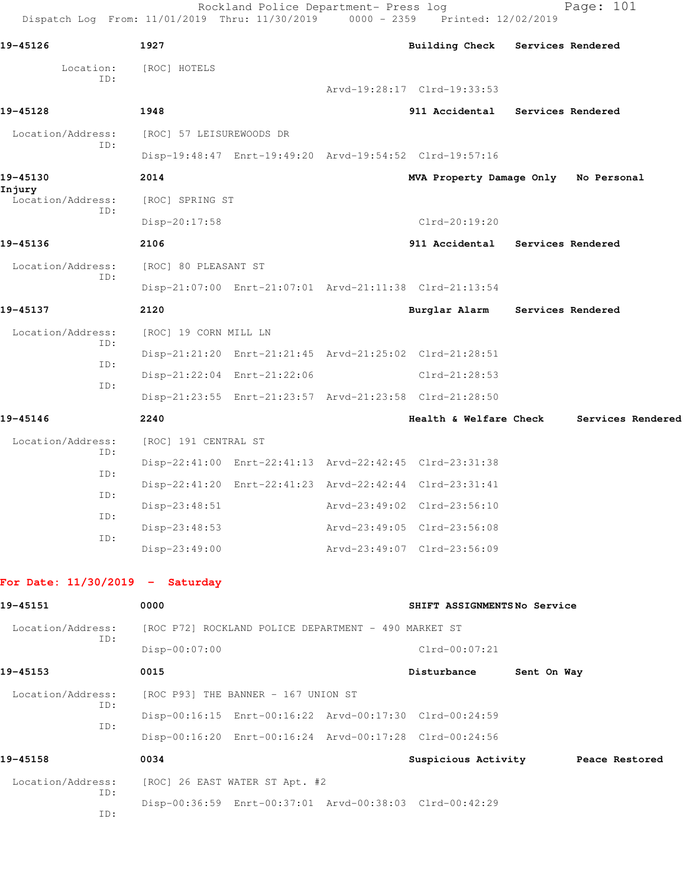19-45126 1927 Building Check Services Rendered

Location: [ROC] HOTELS
ID:
Arvd-19:28:17 Clrd-19:33:53

19-45128 1948 911 Accidental Services Rendered

Location/Address: [ROC] 57 LEISUREWOODS DR
ID:
Disp-19:48:47 Enrt-19:49:20 Arvd-19:54:52 Clrd-19:57:16

19-45130 2014 MVA Property Damage Only No Personal Injury

Location/Address: [ROC] SPRING ST
ID:
Disp-20:17:58 Clrd-20:19:20

19-45136 2106 911 Accidental Services Rendered

Location/Address: [ROC] 80 PLEASANT ST
ID:
Disp-21:07:00 Enrt-21:07:01 Arvd-21:11:38 Clrd-21:13:54

19-45137 2120 Burglar Alarm Services Rendered

Location/Address: [ROC] 19 CORN MILL LN
ID:
Disp-21:21:20 Enrt-21:21:45 Arvd-21:25:02 Clrd-21:28:51
ID:
Disp-21:22:04 Enrt-21:22:06 Clrd-21:28:53
ID:
Disp-21:23:55 Enrt-21:23:57 Arvd-21:23:58 Clrd-21:28:50

19-45146 2240 Health & Welfare Check Services Rendered

Location/Address: [ROC] 191 CENTRAL ST
ID:
Disp-22:41:00 Enrt-22:41:13 Arvd-22:42:45 Clrd-23:31:38
ID:
Disp-22:41:20 Enrt-22:41:23 Arvd-22:42:44 Clrd-23:31:41
ID:
Disp-23:48:51 Arvd-23:49:02 Clrd-23:56:10
ID:
Disp-23:48:53 Arvd-23:49:05 Clrd-23:56:08
ID:
Disp-23:49:00 Arvd-23:49:07 Clrd-23:56:09

**For Date: 11/30/2019 - Saturday**

19-45151 0000 SHIFT ASSIGNMENTS No Service

Location/Address: [ROC P72] ROCKLAND POLICE DEPARTMENT - 490 MARKET ST
ID:
Disp-00:07:00 Clrd-00:07:21

19-45153 0015 Disturbance Sent On Way

Location/Address: [ROC P93] THE BANNER - 167 UNION ST
ID:
Disp-00:16:15 Enrt-00:16:22 Arvd-00:17:30 Clrd-00:24:59
ID:
Disp-00:16:20 Enrt-00:16:24 Arvd-00:17:28 Clrd-00:24:56

19-45158 0034 Suspicious Activity Peace Restored

Location/Address: [ROC] 26 EAST WATER ST Apt. #2
ID:
Disp-00:36:59 Enrt-00:37:01 Arvd-00:38:03 Clrd-00:42:29
ID: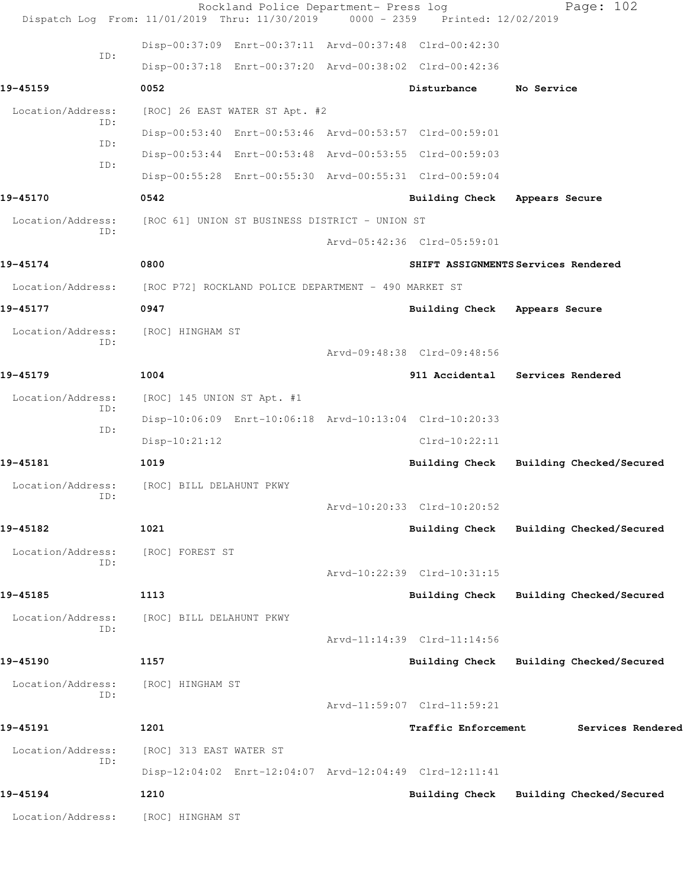Disp-00:37:09 Enrt-00:37:11 Arvd-00:37:48 Clrd-00:42:30

ID: Disp-00:37:18 Enrt-00:37:20 Arvd-00:38:02 Clrd-00:42:36

**19-45159** **0052** **Disturbance** **No Service**

Location/Address: [ROC] 26 EAST WATER ST Apt. #2

ID: Disp-00:53:40 Enrt-00:53:46 Arvd-00:53:57 Clrd-00:59:01

ID: Disp-00:53:44 Enrt-00:53:48 Arvd-00:53:55 Clrd-00:59:03

ID: Disp-00:55:28 Enrt-00:55:30 Arvd-00:55:31 Clrd-00:59:04

**19-45170** **0542** **Building Check** **Appears Secure**

Location/Address: [ROC 61] UNION ST BUSINESS DISTRICT - UNION ST

ID: Arvd-05:42:36 Clrd-05:59:01

**19-45174** **0800** **SHIFT ASSIGNMENTS** **Services Rendered**

Location/Address: [ROC P72] ROCKLAND POLICE DEPARTMENT - 490 MARKET ST

**19-45177** **0947** **Building Check** **Appears Secure**

Location/Address: [ROC] HINGHAM ST

ID: Arvd-09:48:38 Clrd-09:48:56

**19-45179** **1004** **911 Accidental** **Services Rendered**

Location/Address: [ROC] 145 UNION ST Apt. #1

ID: Disp-10:06:09 Enrt-10:06:18 Arvd-10:13:04 Clrd-10:20:33

ID: Disp-10:21:12 Clrd-10:22:11

**19-45181** **1019** **Building Check** **Building Checked/Secured**

Location/Address: [ROC] BILL DELAHUNT PKWY

ID: Arvd-10:20:33 Clrd-10:20:52

**19-45182** **1021** **Building Check** **Building Checked/Secured**

Location/Address: [ROC] FOREST ST

ID: Arvd-10:22:39 Clrd-10:31:15

**19-45185** **1113** **Building Check** **Building Checked/Secured**

Location/Address: [ROC] BILL DELAHUNT PKWY

ID: Arvd-11:14:39 Clrd-11:14:56

**19-45190** **1157** **Building Check** **Building Checked/Secured**

Location/Address: [ROC] HINGHAM ST

ID: Arvd-11:59:07 Clrd-11:59:21

**19-45191** **1201** **Traffic Enforcement** **Services Rendered**

Location/Address: [ROC] 313 EAST WATER ST

ID: Disp-12:04:02 Enrt-12:04:07 Arvd-12:04:49 Clrd-12:11:41

**19-45194** **1210** **Building Check** **Building Checked/Secured**

Location/Address: [ROC] HINGHAM ST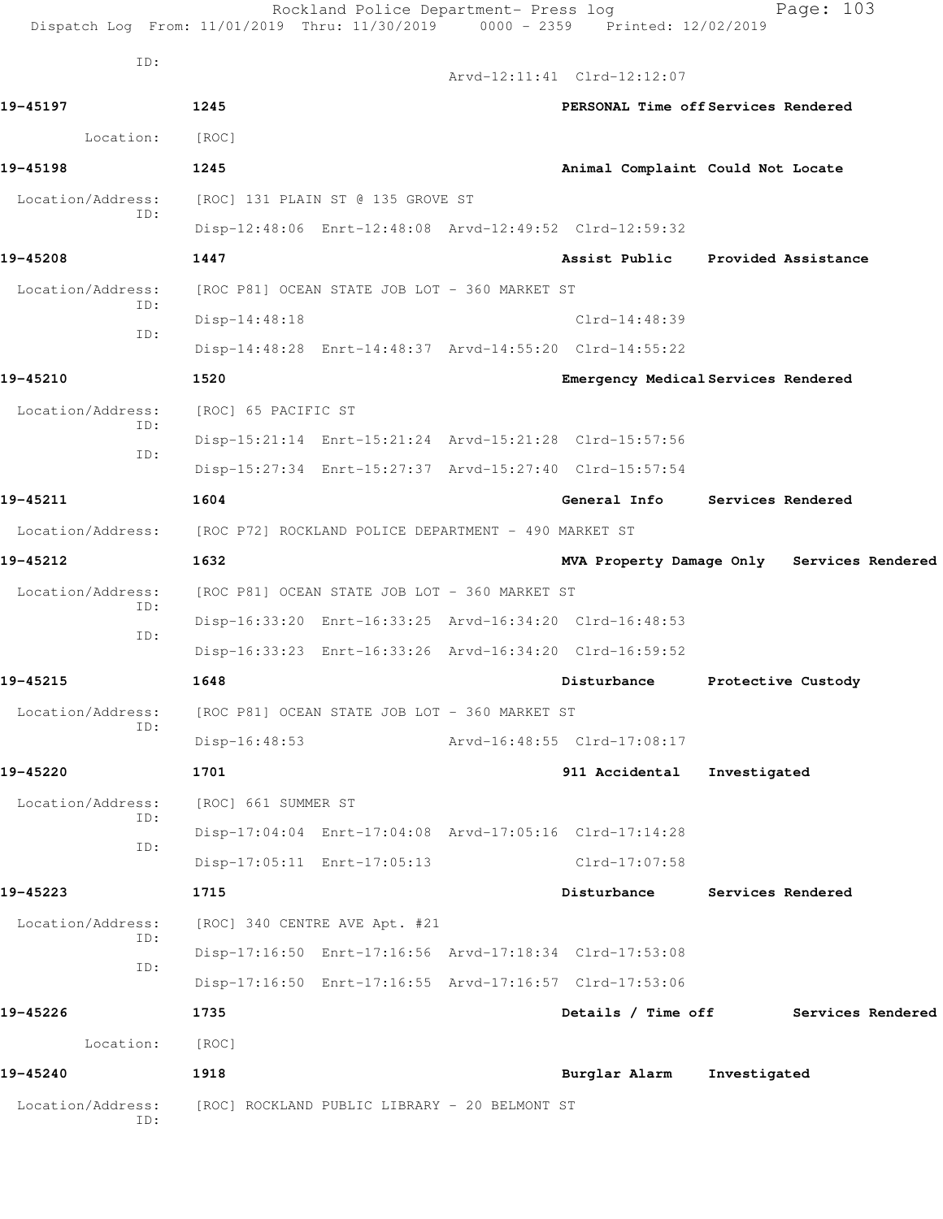ID:
Arvd-12:11:41 Clrd-12:12:07

**19-45197** 1245 PERSONAL Time off Services Rendered

Location: [ROC]

**19-45198** 1245 Animal Complaint Could Not Locate

Location/Address: [ROC] 131 PLAIN ST @ 135 GROVE ST
ID:
Disp-12:48:06 Enrt-12:48:08 Arvd-12:49:52 Clrd-12:59:32

**19-45208** 1447 Assist Public Provided Assistance

Location/Address: [ROC P81] OCEAN STATE JOB LOT - 360 MARKET ST
ID:
Disp-14:48:18 Clrd-14:48:39
ID:
Disp-14:48:28 Enrt-14:48:37 Arvd-14:55:20 Clrd-14:55:22

**19-45210** 1520 Emergency Medical Services Rendered

Location/Address: [ROC] 65 PACIFIC ST
ID:
Disp-15:21:14 Enrt-15:21:24 Arvd-15:21:28 Clrd-15:57:56
ID:
Disp-15:27:34 Enrt-15:27:37 Arvd-15:27:40 Clrd-15:57:54

**19-45211** 1604 General Info Services Rendered

Location/Address: [ROC P72] ROCKLAND POLICE DEPARTMENT - 490 MARKET ST

**19-45212** 1632 MVA Property Damage Only Services Rendered

Location/Address: [ROC P81] OCEAN STATE JOB LOT - 360 MARKET ST
ID:
Disp-16:33:20 Enrt-16:33:25 Arvd-16:34:20 Clrd-16:48:53
ID:
Disp-16:33:23 Enrt-16:33:26 Arvd-16:34:20 Clrd-16:59:52

**19-45215** 1648 Disturbance Protective Custody

Location/Address: [ROC P81] OCEAN STATE JOB LOT - 360 MARKET ST
ID:
Disp-16:48:53 Arvd-16:48:55 Clrd-17:08:17

**19-45220** 1701 911 Accidental Investigated

Location/Address: [ROC] 661 SUMMER ST
ID:
Disp-17:04:04 Enrt-17:04:08 Arvd-17:05:16 Clrd-17:14:28
ID:
Disp-17:05:11 Enrt-17:05:13 Clrd-17:07:58

**19-45223** 1715 Disturbance Services Rendered

Location/Address: [ROC] 340 CENTRE AVE Apt. #21
ID:
Disp-17:16:50 Enrt-17:16:56 Arvd-17:18:34 Clrd-17:53:08
ID:
Disp-17:16:50 Enrt-17:16:55 Arvd-17:16:57 Clrd-17:53:06

**19-45226** 1735 Details / Time off Services Rendered

Location: [ROC]

**19-45240** 1918 Burglar Alarm Investigated

Location/Address: [ROC] ROCKLAND PUBLIC LIBRARY - 20 BELMONT ST
ID: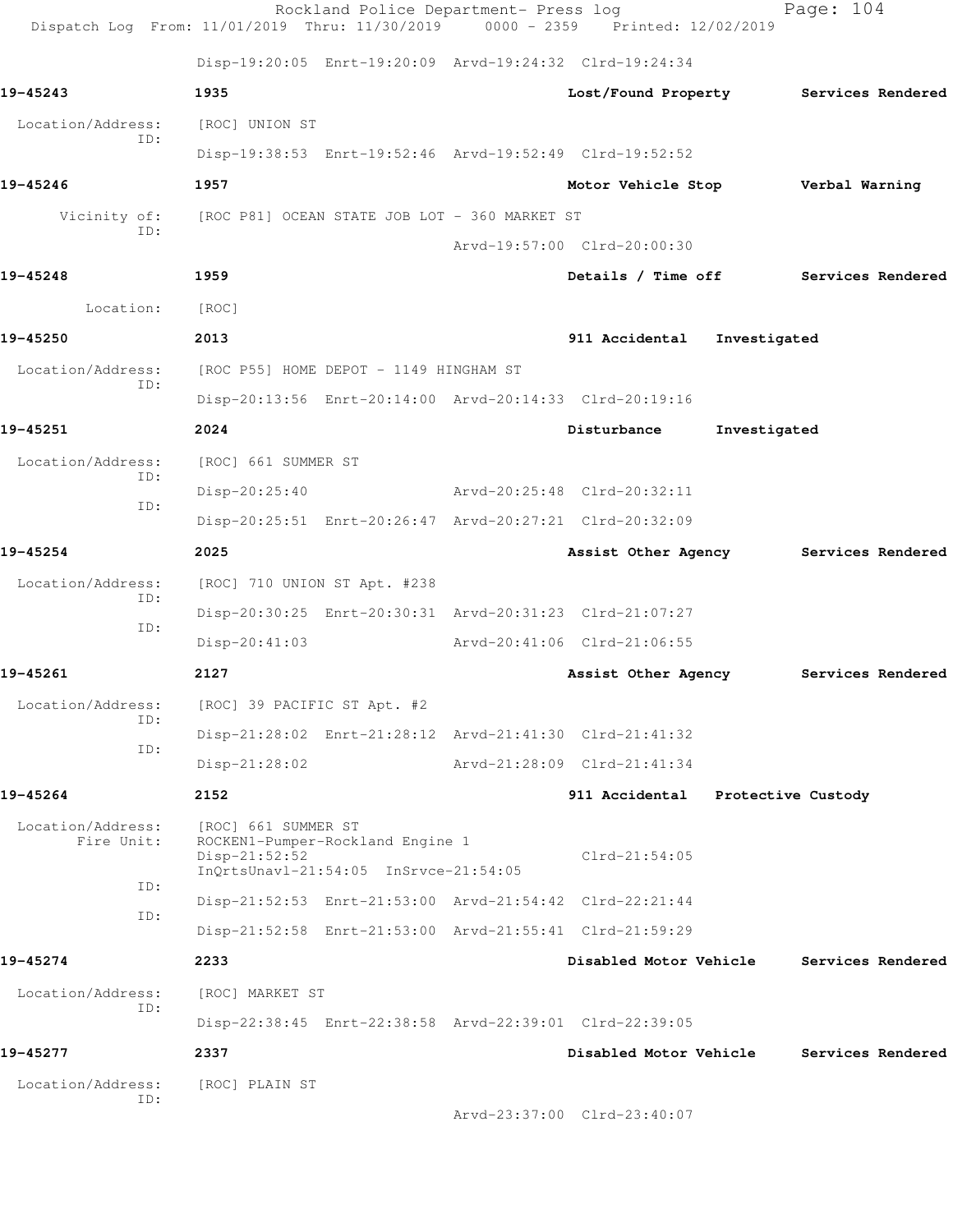Disp-19:20:05 Enrt-19:20:09 Arvd-19:24:32 Clrd-19:24:34

**19-45243** 1935 Lost/Found Property Services Rendered

Location/Address: [ROC] UNION ST
ID:
Disp-19:38:53 Enrt-19:52:46 Arvd-19:52:49 Clrd-19:52:52

**19-45246** 1957 Motor Vehicle Stop Verbal Warning

Vicinity of: [ROC P81] OCEAN STATE JOB LOT - 360 MARKET ST
ID:
Arvd-19:57:00 Clrd-20:00:30

**19-45248** 1959 Details / Time off Services Rendered

Location: [ROC]

**19-45250** 2013 911 Accidental Investigated

Location/Address: [ROC P55] HOME DEPOT - 1149 HINGHAM ST
ID:
Disp-20:13:56 Enrt-20:14:00 Arvd-20:14:33 Clrd-20:19:16

**19-45251** 2024 Disturbance Investigated

Location/Address: [ROC] 661 SUMMER ST
ID:
Disp-20:25:40 Arvd-20:25:48 Clrd-20:32:11
ID:
Disp-20:25:51 Enrt-20:26:47 Arvd-20:27:21 Clrd-20:32:09

**19-45254** 2025 Assist Other Agency Services Rendered

Location/Address: [ROC] 710 UNION ST Apt. #238
ID:
Disp-20:30:25 Enrt-20:30:31 Arvd-20:31:23 Clrd-21:07:27
ID:
Disp-20:41:03 Arvd-20:41:06 Clrd-21:06:55

**19-45261** 2127 Assist Other Agency Services Rendered

Location/Address: [ROC] 39 PACIFIC ST Apt. #2
ID:
Disp-21:28:02 Enrt-21:28:12 Arvd-21:41:30 Clrd-21:41:32
ID:
Disp-21:28:02 Arvd-21:28:09 Clrd-21:41:34

**19-45264** 2152 911 Accidental Protective Custody

Location/Address: [ROC] 661 SUMMER ST
Fire Unit: ROCKEN1-Pumper-Rockland Engine 1
Disp-21:52:52 Clrd-21:54:05
InQrtsUnavl-21:54:05 InSrvce-21:54:05
ID:
Disp-21:52:53 Enrt-21:53:00 Arvd-21:54:42 Clrd-22:21:44
ID:
Disp-21:52:58 Enrt-21:53:00 Arvd-21:55:41 Clrd-21:59:29

**19-45274** 2233 Disabled Motor Vehicle Services Rendered

Location/Address: [ROC] MARKET ST
ID:
Disp-22:38:45 Enrt-22:38:58 Arvd-22:39:01 Clrd-22:39:05

**19-45277** 2337 Disabled Motor Vehicle Services Rendered

Location/Address: [ROC] PLAIN ST
ID:
Arvd-23:37:00 Clrd-23:40:07